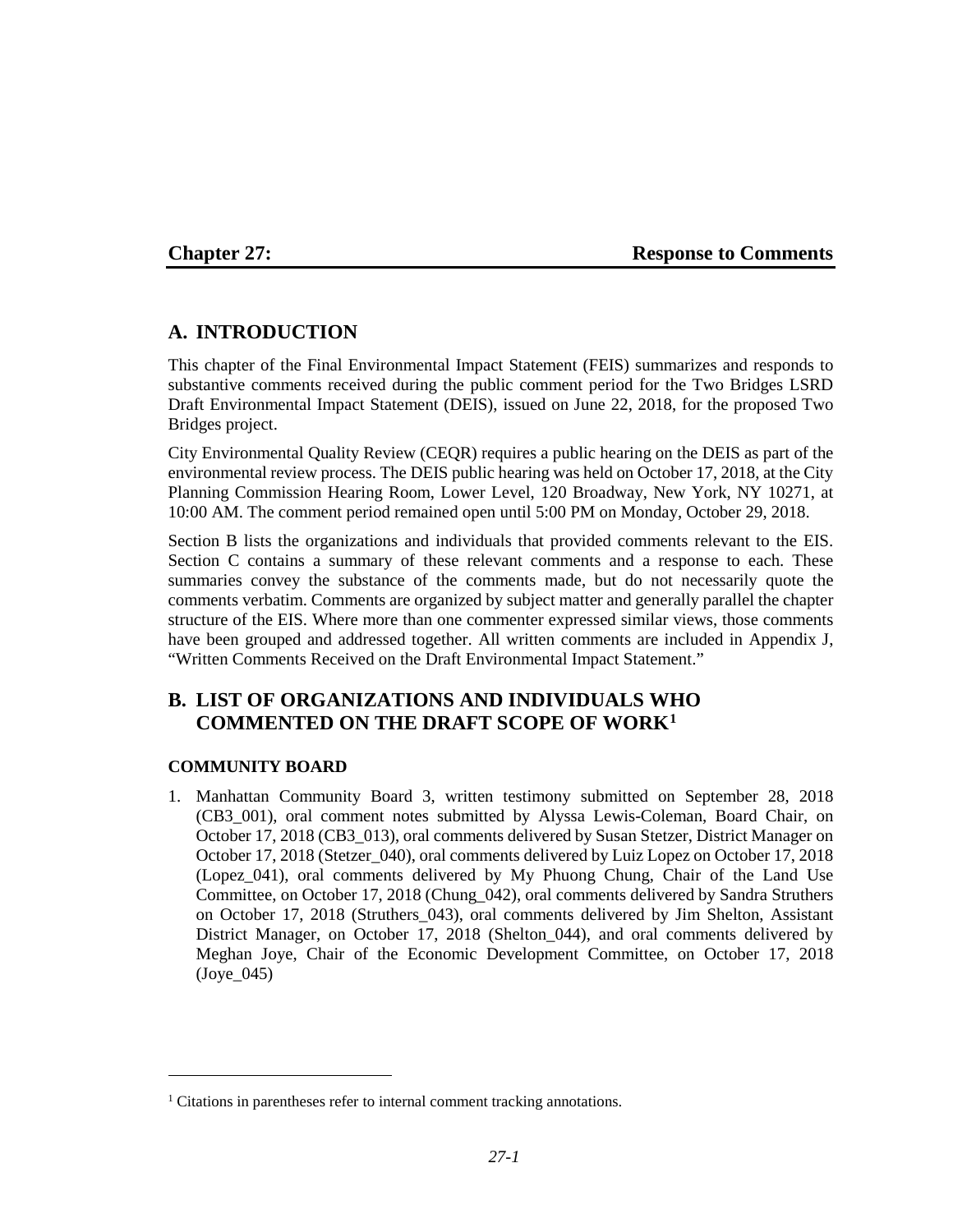# Chapter 27: Response to Comments

## A. INTRODUCTION

This chapter of the Final Environmental Impact Statement (FEIS) summarizes and responds to substantive comments received during the public comment period for the Two Bridges LSRD Draft Environmental Impact Statement (DEIS), issued on June 22, 2018, for the proposed Two Bridges project.

City Environmental Quality Review (CEQR) requires a public hearing on the DEIS as part of the environmental review process. The DEIS public hearing was held on October 17, 2018, at the City Planning Commission Hearing Room, Lower Level, 120 Broadway, New York, NY 10271, at 10:00 AM. The comment period remained open until 5:00 PM on Monday, October 29, 2018.

Section B lists the organizations and individuals that provided comments relevant to the EIS. Section C contains a summary of these relevant comments and a response to each. These summaries convey the substance of the comments made, but do not necessarily quote the comments verbatim. Comments are organized by subject matter and generally parallel the chapter structure of the EIS. Where more than one commenter expressed similar views, those comments have been grouped and addressed together. All written comments are included in Appendix J, "Written Comments Received on the Draft Environmental Impact Statement."

## B. LIST OF ORGANIZATIONS AND INDIVIDUALS WHO COMMENTED ON THE DRAFT SCOPE OF WORK[1]

### COMMUNITY BOARD

1. Manhattan Community Board 3, written testimony submitted on September 28, 2018 (CB3_001), oral comment notes submitted by Alyssa Lewis-Coleman, Board Chair, on October 17, 2018 (CB3_013), oral comments delivered by Susan Stetzer, District Manager on October 17, 2018 (Stetzer_040), oral comments delivered by Luiz Lopez on October 17, 2018 (Lopez_041), oral comments delivered by My Phuong Chung, Chair of the Land Use Committee, on October 17, 2018 (Chung_042), oral comments delivered by Sandra Struthers on October 17, 2018 (Struthers_043), oral comments delivered by Jim Shelton, Assistant District Manager, on October 17, 2018 (Shelton_044), and oral comments delivered by Meghan Joye, Chair of the Economic Development Committee, on October 17, 2018 (Joye_045)

[1] Citations in parentheses refer to internal comment tracking annotations.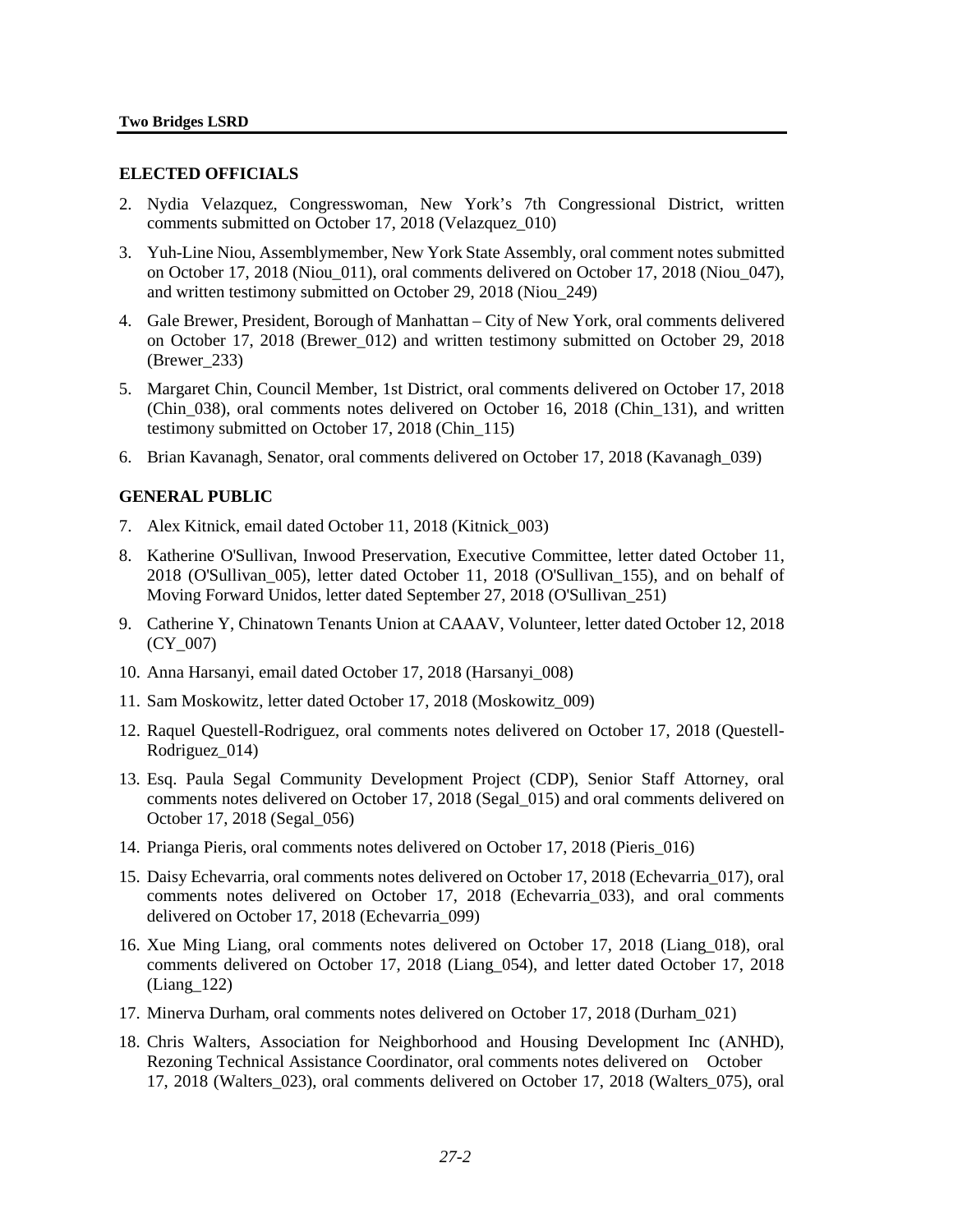## ELECTED OFFICIALS

2. Nydia Velazquez, Congresswoman, New York's 7th Congressional District, written comments submitted on October 17, 2018 (Velazquez_010)
3. Yuh-Line Niou, Assemblymember, New York State Assembly, oral comment notes submitted on October 17, 2018 (Niou_011), oral comments delivered on October 17, 2018 (Niou_047), and written testimony submitted on October 29, 2018 (Niou_249)
4. Gale Brewer, President, Borough of Manhattan – City of New York, oral comments delivered on October 17, 2018 (Brewer_012) and written testimony submitted on October 29, 2018 (Brewer_233)
5. Margaret Chin, Council Member, 1st District, oral comments delivered on October 17, 2018 (Chin_038), oral comments notes delivered on October 16, 2018 (Chin_131), and written testimony submitted on October 17, 2018 (Chin_115)
6. Brian Kavanagh, Senator, oral comments delivered on October 17, 2018 (Kavanagh_039)

## GENERAL PUBLIC

7. Alex Kitnick, email dated October 11, 2018 (Kitnick_003)
8. Katherine O'Sullivan, Inwood Preservation, Executive Committee, letter dated October 11, 2018 (O'Sullivan_005), letter dated October 11, 2018 (O'Sullivan_155), and on behalf of Moving Forward Unidos, letter dated September 27, 2018 (O'Sullivan_251)
9. Catherine Y, Chinatown Tenants Union at CAAAV, Volunteer, letter dated October 12, 2018 (CY_007)
10. Anna Harsanyi, email dated October 17, 2018 (Harsanyi_008)
11. Sam Moskowitz, letter dated October 17, 2018 (Moskowitz_009)
12. Raquel Questell-Rodriguez, oral comments notes delivered on October 17, 2018 (Questell-Rodriguez_014)
13. Esq. Paula Segal Community Development Project (CDP), Senior Staff Attorney, oral comments notes delivered on October 17, 2018 (Segal_015) and oral comments delivered on October 17, 2018 (Segal_056)
14. Prianga Pieris, oral comments notes delivered on October 17, 2018 (Pieris_016)
15. Daisy Echevarria, oral comments notes delivered on October 17, 2018 (Echevarria_017), oral comments notes delivered on October 17, 2018 (Echevarria_033), and oral comments delivered on October 17, 2018 (Echevarria_099)
16. Xue Ming Liang, oral comments notes delivered on October 17, 2018 (Liang_018), oral comments delivered on October 17, 2018 (Liang_054), and letter dated October 17, 2018 (Liang_122)
17. Minerva Durham, oral comments notes delivered on October 17, 2018 (Durham_021)
18. Chris Walters, Association for Neighborhood and Housing Development Inc (ANHD), Rezoning Technical Assistance Coordinator, oral comments notes delivered on October 17, 2018 (Walters_023), oral comments delivered on October 17, 2018 (Walters_075), oral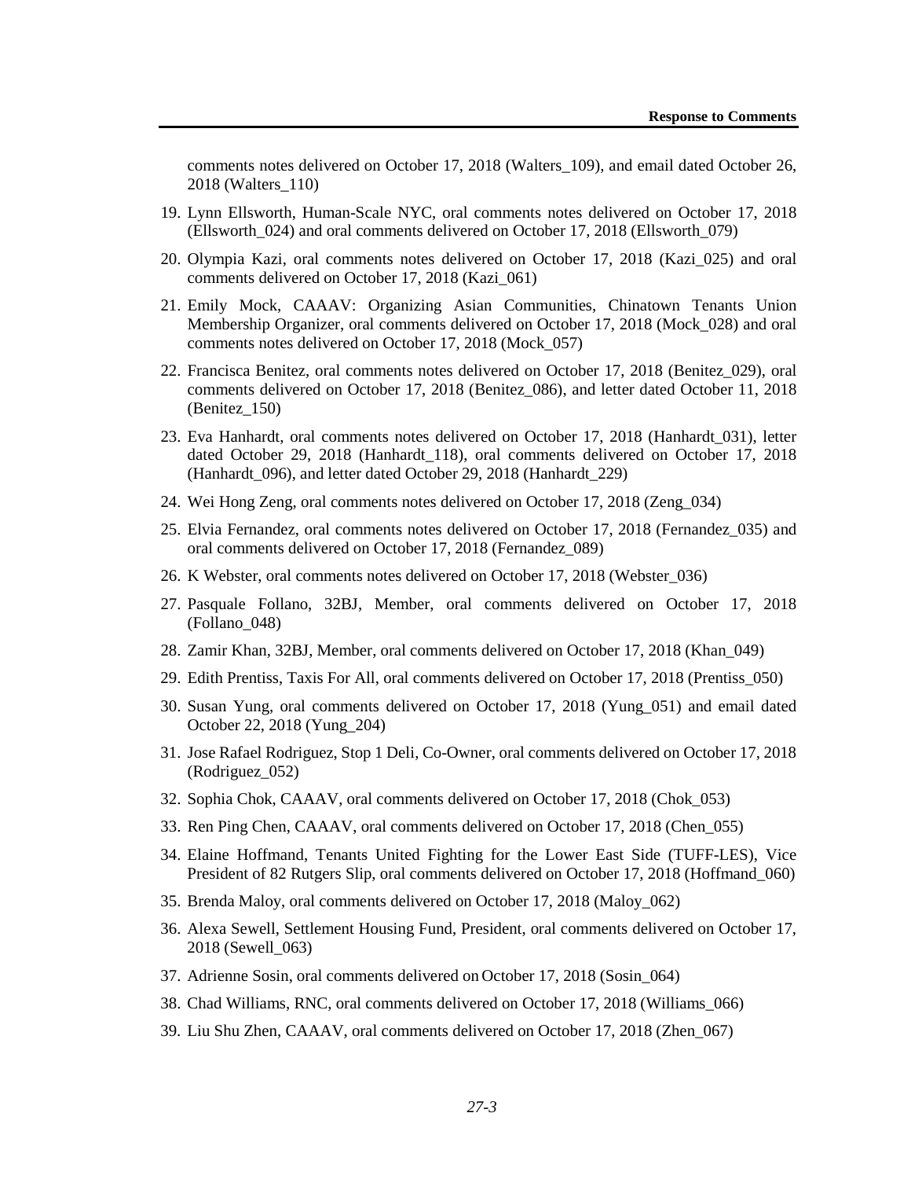comments notes delivered on October 17, 2018 (Walters_109), and email dated October 26, 2018 (Walters_110)

19. Lynn Ellsworth, Human-Scale NYC, oral comments notes delivered on October 17, 2018 (Ellsworth_024) and oral comments delivered on October 17, 2018 (Ellsworth_079)
20. Olympia Kazi, oral comments notes delivered on October 17, 2018 (Kazi_025) and oral comments delivered on October 17, 2018 (Kazi_061)
21. Emily Mock, CAAAV: Organizing Asian Communities, Chinatown Tenants Union Membership Organizer, oral comments delivered on October 17, 2018 (Mock_028) and oral comments notes delivered on October 17, 2018 (Mock_057)
22. Francisca Benitez, oral comments notes delivered on October 17, 2018 (Benitez_029), oral comments delivered on October 17, 2018 (Benitez_086), and letter dated October 11, 2018 (Benitez_150)
23. Eva Hanhardt, oral comments notes delivered on October 17, 2018 (Hanhardt_031), letter dated October 29, 2018 (Hanhardt_118), oral comments delivered on October 17, 2018 (Hanhardt_096), and letter dated October 29, 2018 (Hanhardt_229)
24. Wei Hong Zeng, oral comments notes delivered on October 17, 2018 (Zeng_034)
25. Elvia Fernandez, oral comments notes delivered on October 17, 2018 (Fernandez_035) and oral comments delivered on October 17, 2018 (Fernandez_089)
26. K Webster, oral comments notes delivered on October 17, 2018 (Webster_036)
27. Pasquale Follano, 32BJ, Member, oral comments delivered on October 17, 2018 (Follano_048)
28. Zamir Khan, 32BJ, Member, oral comments delivered on October 17, 2018 (Khan_049)
29. Edith Prentiss, Taxis For All, oral comments delivered on October 17, 2018 (Prentiss_050)
30. Susan Yung, oral comments delivered on October 17, 2018 (Yung_051) and email dated October 22, 2018 (Yung_204)
31. Jose Rafael Rodriguez, Stop 1 Deli, Co-Owner, oral comments delivered on October 17, 2018 (Rodriguez_052)
32. Sophia Chok, CAAAV, oral comments delivered on October 17, 2018 (Chok_053)
33. Ren Ping Chen, CAAAV, oral comments delivered on October 17, 2018 (Chen_055)
34. Elaine Hoffmand, Tenants United Fighting for the Lower East Side (TUFF-LES), Vice President of 82 Rutgers Slip, oral comments delivered on October 17, 2018 (Hoffmand_060)
35. Brenda Maloy, oral comments delivered on October 17, 2018 (Maloy_062)
36. Alexa Sewell, Settlement Housing Fund, President, oral comments delivered on October 17, 2018 (Sewell_063)
37. Adrienne Sosin, oral comments delivered on October 17, 2018 (Sosin_064)
38. Chad Williams, RNC, oral comments delivered on October 17, 2018 (Williams_066)
39. Liu Shu Zhen, CAAAV, oral comments delivered on October 17, 2018 (Zhen_067)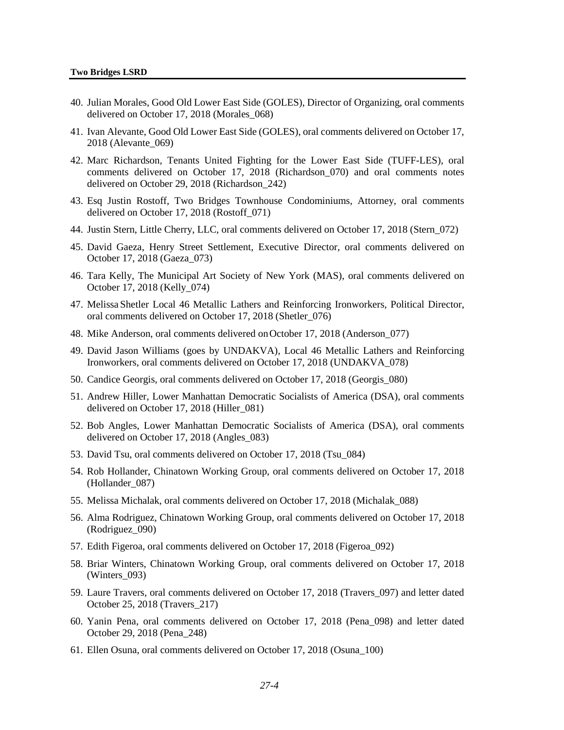40. Julian Morales, Good Old Lower East Side (GOLES), Director of Organizing, oral comments delivered on October 17, 2018 (Morales_068)
41. Ivan Alevante, Good Old Lower East Side (GOLES), oral comments delivered on October 17, 2018 (Alevante_069)
42. Marc Richardson, Tenants United Fighting for the Lower East Side (TUFF-LES), oral comments delivered on October 17, 2018 (Richardson_070) and oral comments notes delivered on October 29, 2018 (Richardson_242)
43. Esq Justin Rostoff, Two Bridges Townhouse Condominiums, Attorney, oral comments delivered on October 17, 2018 (Rostoff_071)
44. Justin Stern, Little Cherry, LLC, oral comments delivered on October 17, 2018 (Stern_072)
45. David Gaeza, Henry Street Settlement, Executive Director, oral comments delivered on October 17, 2018 (Gaeza_073)
46. Tara Kelly, The Municipal Art Society of New York (MAS), oral comments delivered on October 17, 2018 (Kelly_074)
47. Melissa Shetler Local 46 Metallic Lathers and Reinforcing Ironworkers, Political Director, oral comments delivered on October 17, 2018 (Shetler_076)
48. Mike Anderson, oral comments delivered on October 17, 2018 (Anderson_077)
49. David Jason Williams (goes by UNDAKVA), Local 46 Metallic Lathers and Reinforcing Ironworkers, oral comments delivered on October 17, 2018 (UNDAKVA_078)
50. Candice Georgis, oral comments delivered on October 17, 2018 (Georgis_080)
51. Andrew Hiller, Lower Manhattan Democratic Socialists of America (DSA), oral comments delivered on October 17, 2018 (Hiller_081)
52. Bob Angles, Lower Manhattan Democratic Socialists of America (DSA), oral comments delivered on October 17, 2018 (Angles_083)
53. David Tsu, oral comments delivered on October 17, 2018 (Tsu_084)
54. Rob Hollander, Chinatown Working Group, oral comments delivered on October 17, 2018 (Hollander_087)
55. Melissa Michalak, oral comments delivered on October 17, 2018 (Michalak_088)
56. Alma Rodriguez, Chinatown Working Group, oral comments delivered on October 17, 2018 (Rodriguez_090)
57. Edith Figeroa, oral comments delivered on October 17, 2018 (Figeroa_092)
58. Briar Winters, Chinatown Working Group, oral comments delivered on October 17, 2018 (Winters_093)
59. Laure Travers, oral comments delivered on October 17, 2018 (Travers_097) and letter dated October 25, 2018 (Travers_217)
60. Yanin Pena, oral comments delivered on October 17, 2018 (Pena_098) and letter dated October 29, 2018 (Pena_248)
61. Ellen Osuna, oral comments delivered on October 17, 2018 (Osuna_100)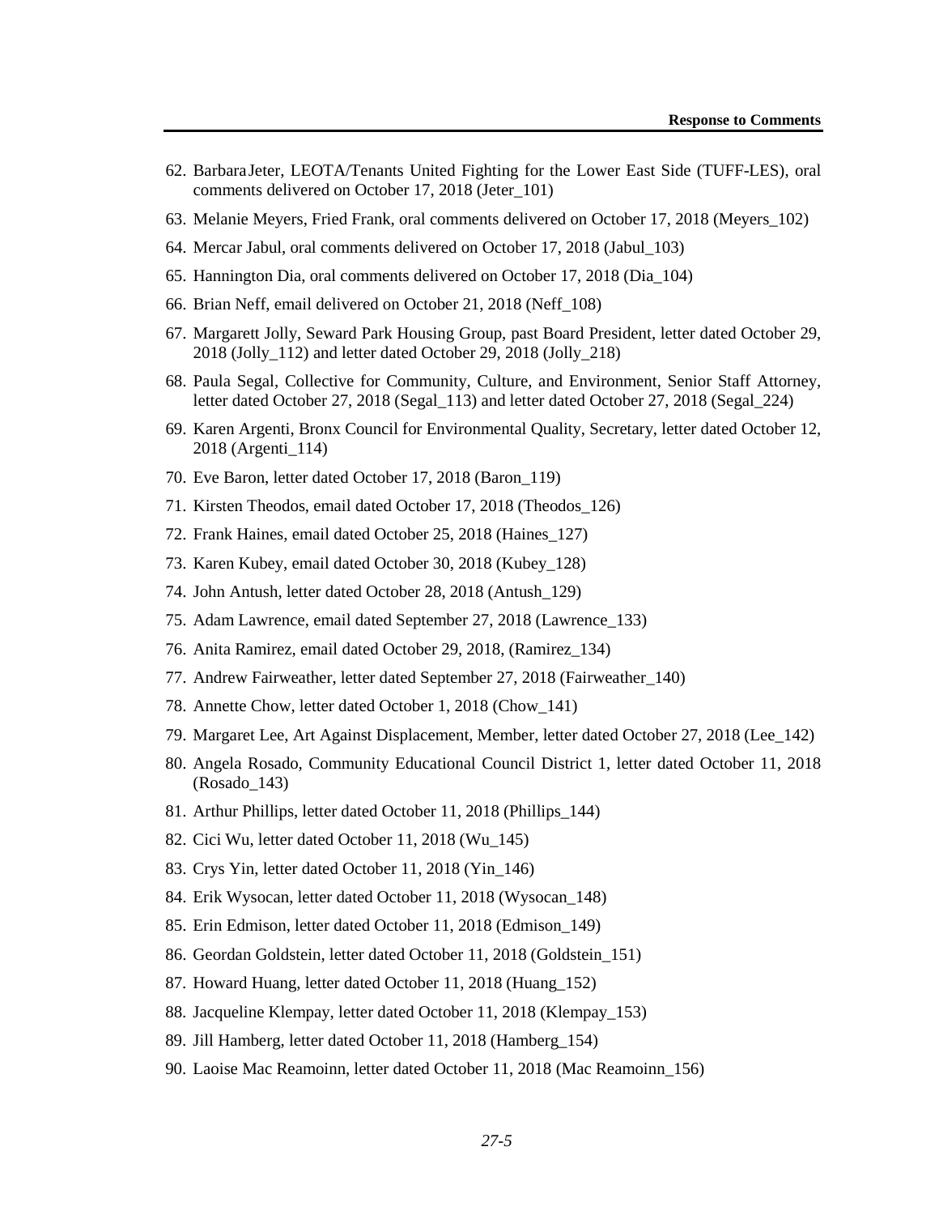62. Barbara Jeter, LEOTA/Tenants United Fighting for the Lower East Side (TUFF-LES), oral comments delivered on October 17, 2018 (Jeter_101)
63. Melanie Meyers, Fried Frank, oral comments delivered on October 17, 2018 (Meyers_102)
64. Mercar Jabul, oral comments delivered on October 17, 2018 (Jabul_103)
65. Hannington Dia, oral comments delivered on October 17, 2018 (Dia_104)
66. Brian Neff, email delivered on October 21, 2018 (Neff_108)
67. Margarett Jolly, Seward Park Housing Group, past Board President, letter dated October 29, 2018 (Jolly_112) and letter dated October 29, 2018 (Jolly_218)
68. Paula Segal, Collective for Community, Culture, and Environment, Senior Staff Attorney, letter dated October 27, 2018 (Segal_113) and letter dated October 27, 2018 (Segal_224)
69. Karen Argenti, Bronx Council for Environmental Quality, Secretary, letter dated October 12, 2018 (Argenti_114)
70. Eve Baron, letter dated October 17, 2018 (Baron_119)
71. Kirsten Theodos, email dated October 17, 2018 (Theodos_126)
72. Frank Haines, email dated October 25, 2018 (Haines_127)
73. Karen Kubey, email dated October 30, 2018 (Kubey_128)
74. John Antush, letter dated October 28, 2018 (Antush_129)
75. Adam Lawrence, email dated September 27, 2018 (Lawrence_133)
76. Anita Ramirez, email dated October 29, 2018, (Ramirez_134)
77. Andrew Fairweather, letter dated September 27, 2018 (Fairweather_140)
78. Annette Chow, letter dated October 1, 2018 (Chow_141)
79. Margaret Lee, Art Against Displacement, Member, letter dated October 27, 2018 (Lee_142)
80. Angela Rosado, Community Educational Council District 1, letter dated October 11, 2018 (Rosado_143)
81. Arthur Phillips, letter dated October 11, 2018 (Phillips_144)
82. Cici Wu, letter dated October 11, 2018 (Wu_145)
83. Crys Yin, letter dated October 11, 2018 (Yin_146)
84. Erik Wysocan, letter dated October 11, 2018 (Wysocan_148)
85. Erin Edmison, letter dated October 11, 2018 (Edmison_149)
86. Geordan Goldstein, letter dated October 11, 2018 (Goldstein_151)
87. Howard Huang, letter dated October 11, 2018 (Huang_152)
88. Jacqueline Klempay, letter dated October 11, 2018 (Klempay_153)
89. Jill Hamberg, letter dated October 11, 2018 (Hamberg_154)
90. Laoise Mac Reamoinn, letter dated October 11, 2018 (Mac Reamoinn_156)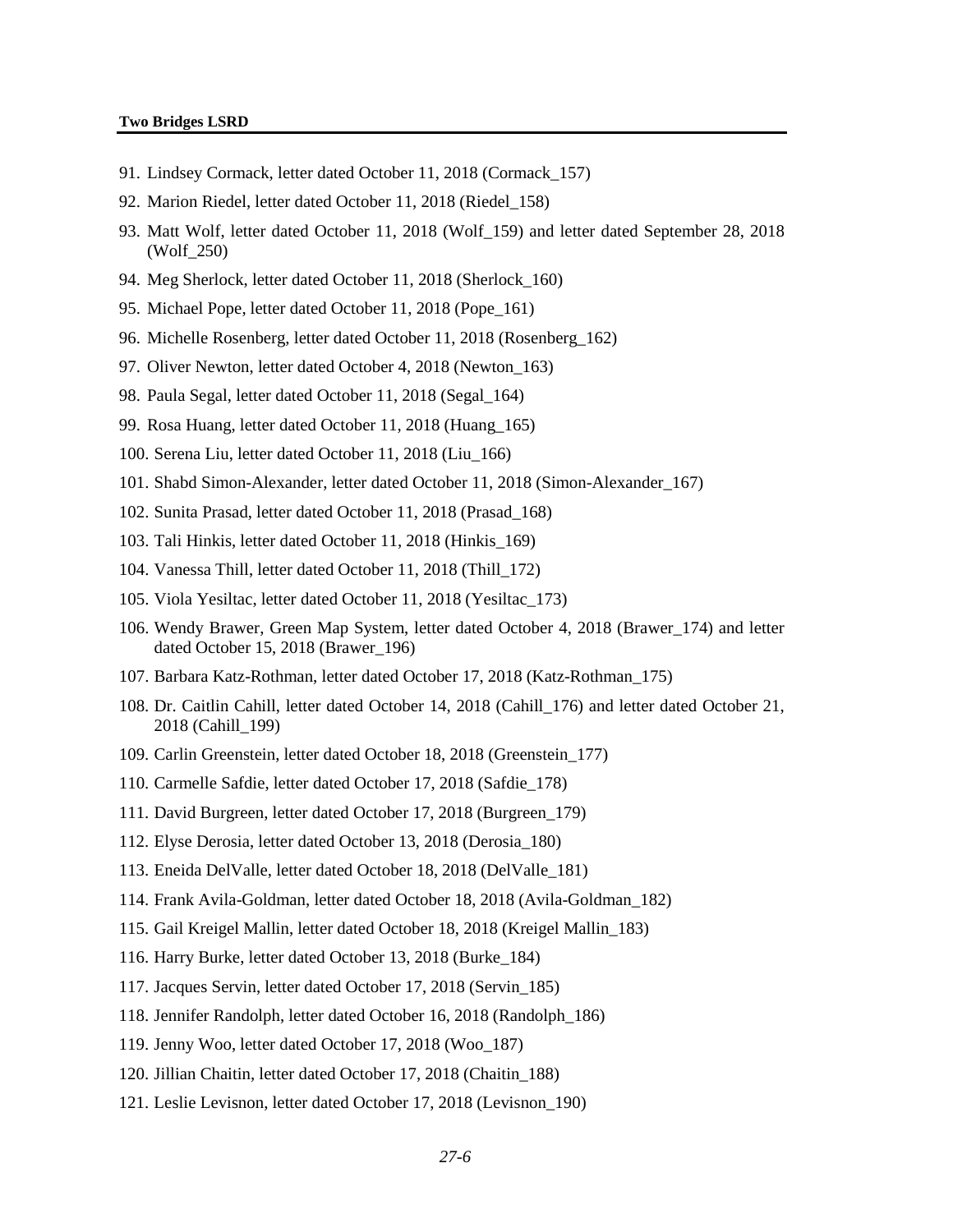91. Lindsey Cormack, letter dated October 11, 2018 (Cormack_157)
92. Marion Riedel, letter dated October 11, 2018 (Riedel_158)
93. Matt Wolf, letter dated October 11, 2018 (Wolf_159) and letter dated September 28, 2018 (Wolf_250)
94. Meg Sherlock, letter dated October 11, 2018 (Sherlock_160)
95. Michael Pope, letter dated October 11, 2018 (Pope_161)
96. Michelle Rosenberg, letter dated October 11, 2018 (Rosenberg_162)
97. Oliver Newton, letter dated October 4, 2018 (Newton_163)
98. Paula Segal, letter dated October 11, 2018 (Segal_164)
99. Rosa Huang, letter dated October 11, 2018 (Huang_165)
100. Serena Liu, letter dated October 11, 2018 (Liu_166)
101. Shabd Simon-Alexander, letter dated October 11, 2018 (Simon-Alexander_167)
102. Sunita Prasad, letter dated October 11, 2018 (Prasad_168)
103. Tali Hinkis, letter dated October 11, 2018 (Hinkis_169)
104. Vanessa Thill, letter dated October 11, 2018 (Thill_172)
105. Viola Yesiltac, letter dated October 11, 2018 (Yesiltac_173)
106. Wendy Brawer, Green Map System, letter dated October 4, 2018 (Brawer_174) and letter dated October 15, 2018 (Brawer_196)
107. Barbara Katz-Rothman, letter dated October 17, 2018 (Katz-Rothman_175)
108. Dr. Caitlin Cahill, letter dated October 14, 2018 (Cahill_176) and letter dated October 21, 2018 (Cahill_199)
109. Carlin Greenstein, letter dated October 18, 2018 (Greenstein_177)
110. Carmelle Safdie, letter dated October 17, 2018 (Safdie_178)
111. David Burgreen, letter dated October 17, 2018 (Burgreen_179)
112. Elyse Derosia, letter dated October 13, 2018 (Derosia_180)
113. Eneida DelValle, letter dated October 18, 2018 (DelValle_181)
114. Frank Avila-Goldman, letter dated October 18, 2018 (Avila-Goldman_182)
115. Gail Kreigel Mallin, letter dated October 18, 2018 (Kreigel Mallin_183)
116. Harry Burke, letter dated October 13, 2018 (Burke_184)
117. Jacques Servin, letter dated October 17, 2018 (Servin_185)
118. Jennifer Randolph, letter dated October 16, 2018 (Randolph_186)
119. Jenny Woo, letter dated October 17, 2018 (Woo_187)
120. Jillian Chaitin, letter dated October 17, 2018 (Chaitin_188)
121. Leslie Levisnon, letter dated October 17, 2018 (Levisnon_190)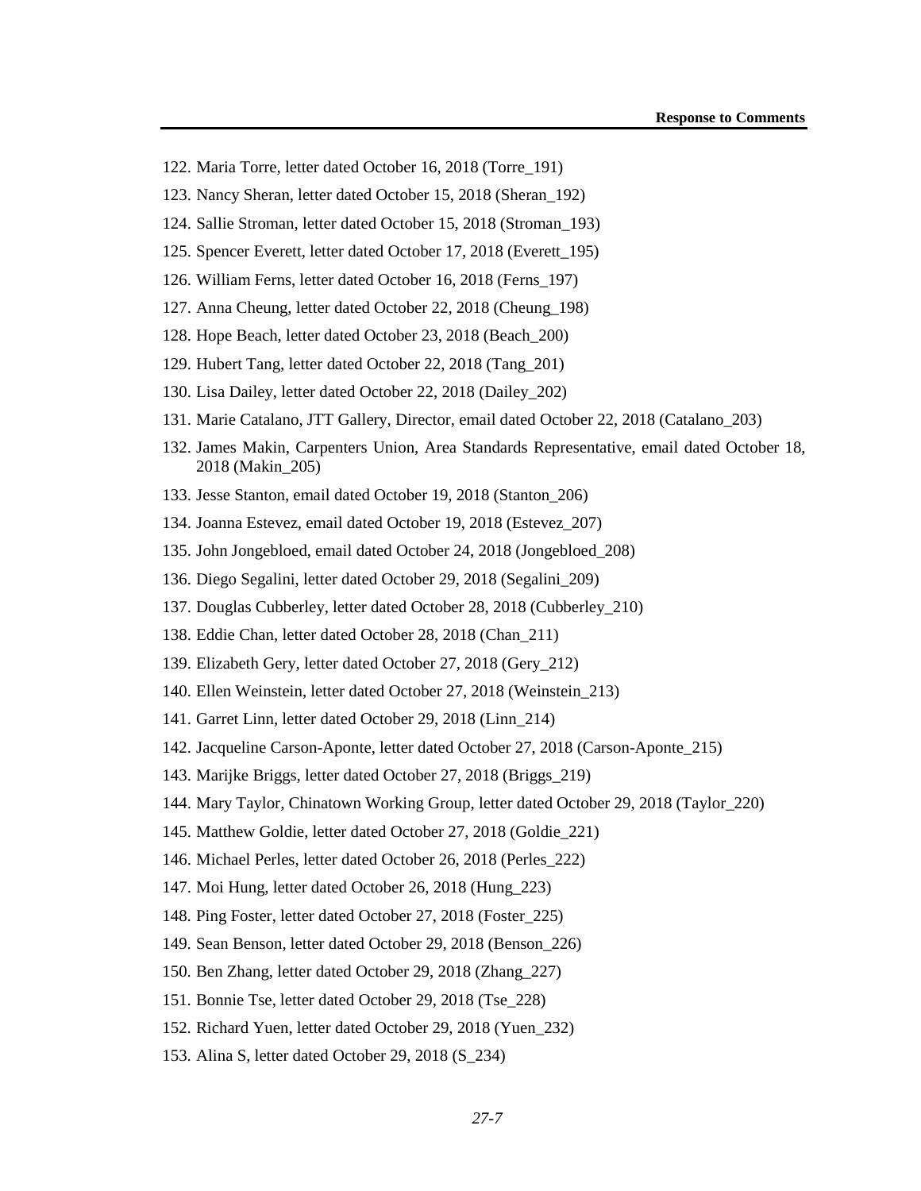122. Maria Torre, letter dated October 16, 2018 (Torre_191)
123. Nancy Sheran, letter dated October 15, 2018 (Sheran_192)
124. Sallie Stroman, letter dated October 15, 2018 (Stroman_193)
125. Spencer Everett, letter dated October 17, 2018 (Everett_195)
126. William Ferns, letter dated October 16, 2018 (Ferns_197)
127. Anna Cheung, letter dated October 22, 2018 (Cheung_198)
128. Hope Beach, letter dated October 23, 2018 (Beach_200)
129. Hubert Tang, letter dated October 22, 2018 (Tang_201)
130. Lisa Dailey, letter dated October 22, 2018 (Dailey_202)
131. Marie Catalano, JTT Gallery, Director, email dated October 22, 2018 (Catalano_203)
132. James Makin, Carpenters Union, Area Standards Representative, email dated October 18, 2018 (Makin_205)
133. Jesse Stanton, email dated October 19, 2018 (Stanton_206)
134. Joanna Estevez, email dated October 19, 2018 (Estevez_207)
135. John Jongebloed, email dated October 24, 2018 (Jongebloed_208)
136. Diego Segalini, letter dated October 29, 2018 (Segalini_209)
137. Douglas Cubberley, letter dated October 28, 2018 (Cubberley_210)
138. Eddie Chan, letter dated October 28, 2018 (Chan_211)
139. Elizabeth Gery, letter dated October 27, 2018 (Gery_212)
140. Ellen Weinstein, letter dated October 27, 2018 (Weinstein_213)
141. Garret Linn, letter dated October 29, 2018 (Linn_214)
142. Jacqueline Carson-Aponte, letter dated October 27, 2018 (Carson-Aponte_215)
143. Marijke Briggs, letter dated October 27, 2018 (Briggs_219)
144. Mary Taylor, Chinatown Working Group, letter dated October 29, 2018 (Taylor_220)
145. Matthew Goldie, letter dated October 27, 2018 (Goldie_221)
146. Michael Perles, letter dated October 26, 2018 (Perles_222)
147. Moi Hung, letter dated October 26, 2018 (Hung_223)
148. Ping Foster, letter dated October 27, 2018 (Foster_225)
149. Sean Benson, letter dated October 29, 2018 (Benson_226)
150. Ben Zhang, letter dated October 29, 2018 (Zhang_227)
151. Bonnie Tse, letter dated October 29, 2018 (Tse_228)
152. Richard Yuen, letter dated October 29, 2018 (Yuen_232)
153. Alina S, letter dated October 29, 2018 (S_234)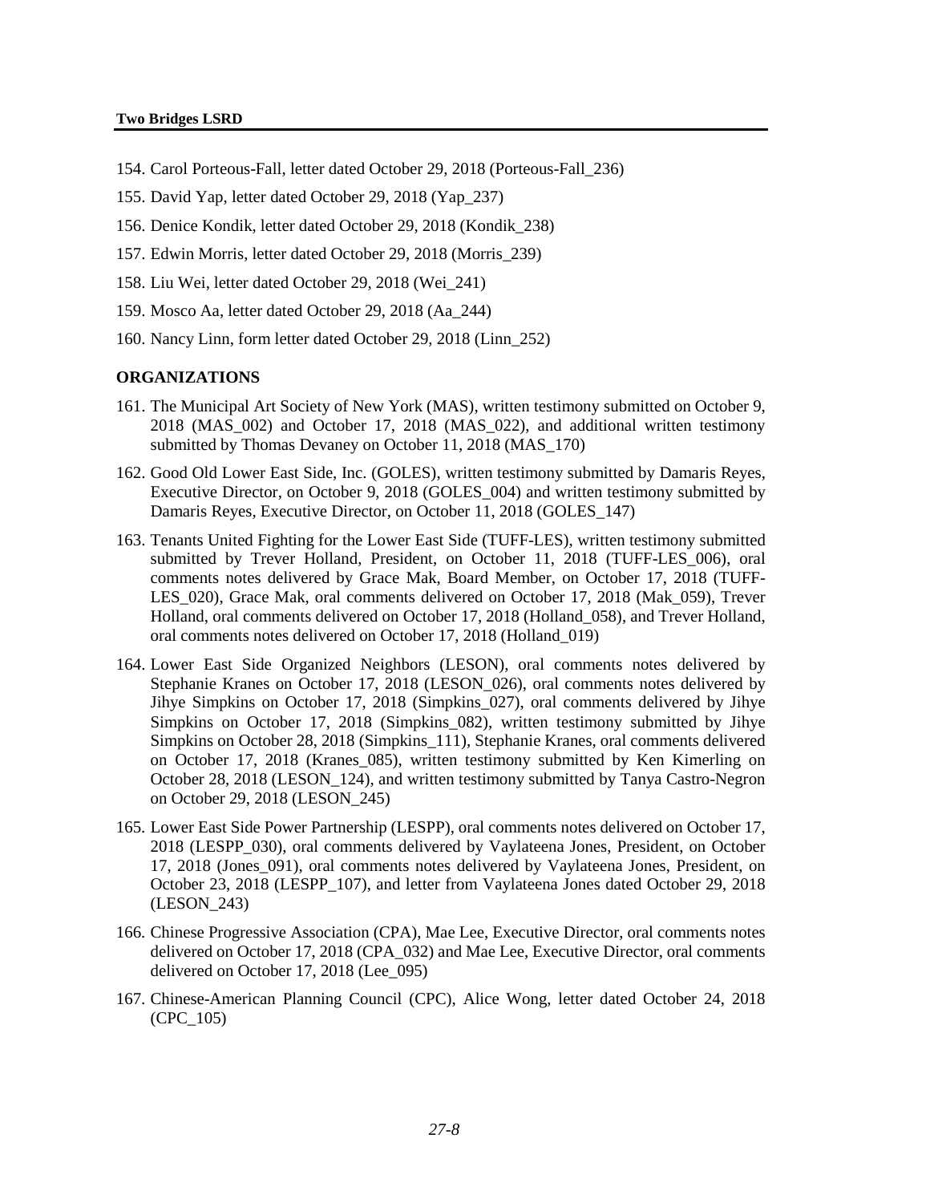154. Carol Porteous-Fall, letter dated October 29, 2018 (Porteous-Fall_236)
155. David Yap, letter dated October 29, 2018 (Yap_237)
156. Denice Kondik, letter dated October 29, 2018 (Kondik_238)
157. Edwin Morris, letter dated October 29, 2018 (Morris_239)
158. Liu Wei, letter dated October 29, 2018 (Wei_241)
159. Mosco Aa, letter dated October 29, 2018 (Aa_244)
160. Nancy Linn, form letter dated October 29, 2018 (Linn_252)

**ORGANIZATIONS**

161. The Municipal Art Society of New York (MAS), written testimony submitted on October 9, 2018 (MAS_002) and October 17, 2018 (MAS_022), and additional written testimony submitted by Thomas Devaney on October 11, 2018 (MAS_170)
162. Good Old Lower East Side, Inc. (GOLES), written testimony submitted by Damaris Reyes, Executive Director, on October 9, 2018 (GOLES_004) and written testimony submitted by Damaris Reyes, Executive Director, on October 11, 2018 (GOLES_147)
163. Tenants United Fighting for the Lower East Side (TUFF-LES), written testimony submitted submitted by Trever Holland, President, on October 11, 2018 (TUFF-LES_006), oral comments notes delivered by Grace Mak, Board Member, on October 17, 2018 (TUFF-LES_020), Grace Mak, oral comments delivered on October 17, 2018 (Mak_059), Trever Holland, oral comments delivered on October 17, 2018 (Holland_058), and Trever Holland, oral comments notes delivered on October 17, 2018 (Holland_019)
164. Lower East Side Organized Neighbors (LESON), oral comments notes delivered by Stephanie Kranes on October 17, 2018 (LESON_026), oral comments notes delivered by Jihye Simpkins on October 17, 2018 (Simpkins_027), oral comments delivered by Jihye Simpkins on October 17, 2018 (Simpkins_082), written testimony submitted by Jihye Simpkins on October 28, 2018 (Simpkins_111), Stephanie Kranes, oral comments delivered on October 17, 2018 (Kranes_085), written testimony submitted by Ken Kimerling on October 28, 2018 (LESON_124), and written testimony submitted by Tanya Castro-Negron on October 29, 2018 (LESON_245)
165. Lower East Side Power Partnership (LESPP), oral comments notes delivered on October 17, 2018 (LESPP_030), oral comments delivered by Vaylateena Jones, President, on October 17, 2018 (Jones_091), oral comments notes delivered by Vaylateena Jones, President, on October 23, 2018 (LESPP_107), and letter from Vaylateena Jones dated October 29, 2018 (LESON_243)
166. Chinese Progressive Association (CPA), Mae Lee, Executive Director, oral comments notes delivered on October 17, 2018 (CPA_032) and Mae Lee, Executive Director, oral comments delivered on October 17, 2018 (Lee_095)
167. Chinese-American Planning Council (CPC), Alice Wong, letter dated October 24, 2018 (CPC_105)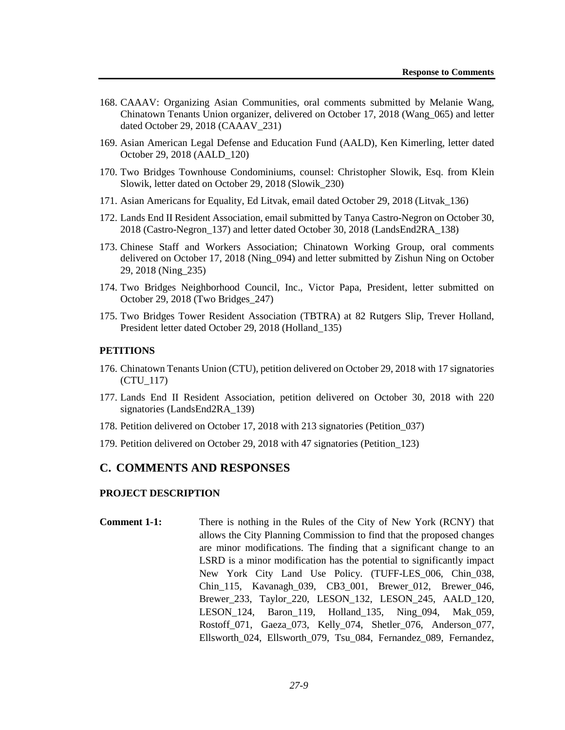168. CAAAV: Organizing Asian Communities, oral comments submitted by Melanie Wang, Chinatown Tenants Union organizer, delivered on October 17, 2018 (Wang_065) and letter dated October 29, 2018 (CAAAV_231)

169. Asian American Legal Defense and Education Fund (AALD), Ken Kimerling, letter dated October 29, 2018 (AALD_120)

170. Two Bridges Townhouse Condominiums, counsel: Christopher Slowik, Esq. from Klein Slowik, letter dated on October 29, 2018 (Slowik_230)

171. Asian Americans for Equality, Ed Litvak, email dated October 29, 2018 (Litvak_136)

172. Lands End II Resident Association, email submitted by Tanya Castro-Negron on October 30, 2018 (Castro-Negron_137) and letter dated October 30, 2018 (LandsEnd2RA_138)

173. Chinese Staff and Workers Association; Chinatown Working Group, oral comments delivered on October 17, 2018 (Ning_094) and letter submitted by Zishun Ning on October 29, 2018 (Ning_235)

174. Two Bridges Neighborhood Council, Inc., Victor Papa, President, letter submitted on October 29, 2018 (Two Bridges_247)

175. Two Bridges Tower Resident Association (TBTRA) at 82 Rutgers Slip, Trever Holland, President letter dated October 29, 2018 (Holland_135)

### PETITIONS

176. Chinatown Tenants Union (CTU), petition delivered on October 29, 2018 with 17 signatories (CTU_117)

177. Lands End II Resident Association, petition delivered on October 30, 2018 with 220 signatories (LandsEnd2RA_139)

178. Petition delivered on October 17, 2018 with 213 signatories (Petition_037)

179. Petition delivered on October 29, 2018 with 47 signatories (Petition_123)

## C. COMMENTS AND RESPONSES

### PROJECT DESCRIPTION

**Comment 1-1:** There is nothing in the Rules of the City of New York (RCNY) that allows the City Planning Commission to find that the proposed changes are minor modifications. The finding that a significant change to an LSRD is a minor modification has the potential to significantly impact New York City Land Use Policy. (TUFF-LES_006, Chin_038, Chin_115, Kavanagh_039, CB3_001, Brewer_012, Brewer_046, Brewer_233, Taylor_220, LESON_132, LESON_245, AALD_120, LESON_124, Baron_119, Holland_135, Ning_094, Mak_059, Rostoff_071, Gaeza_073, Kelly_074, Shetler_076, Anderson_077, Ellsworth_024, Ellsworth_079, Tsu_084, Fernandez_089, Fernandez,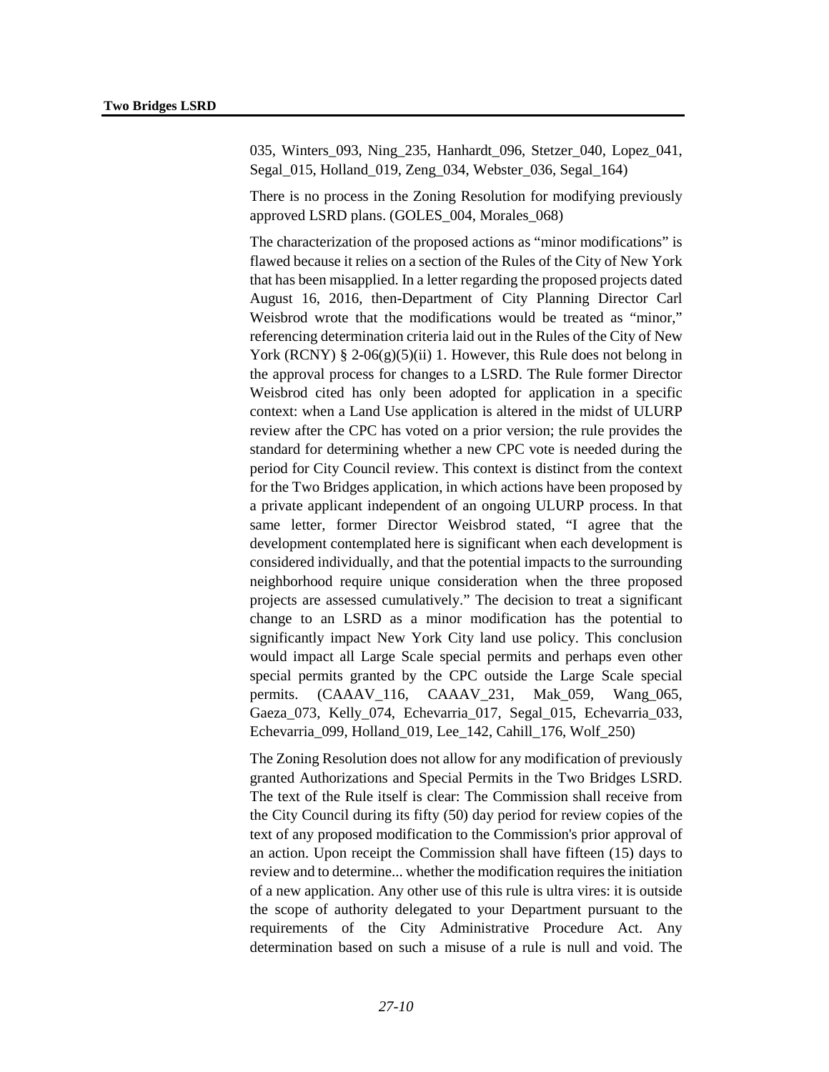035, Winters_093, Ning_235, Hanhardt_096, Stetzer_040, Lopez_041, Segal_015, Holland_019, Zeng_034, Webster_036, Segal_164)

There is no process in the Zoning Resolution for modifying previously approved LSRD plans. (GOLES_004, Morales_068)

The characterization of the proposed actions as "minor modifications" is flawed because it relies on a section of the Rules of the City of New York that has been misapplied. In a letter regarding the proposed projects dated August 16, 2016, then-Department of City Planning Director Carl Weisbrod wrote that the modifications would be treated as "minor," referencing determination criteria laid out in the Rules of the City of New York (RCNY) § 2-06(g)(5)(ii) 1. However, this Rule does not belong in the approval process for changes to a LSRD. The Rule former Director Weisbrod cited has only been adopted for application in a specific context: when a Land Use application is altered in the midst of ULURP review after the CPC has voted on a prior version; the rule provides the standard for determining whether a new CPC vote is needed during the period for City Council review. This context is distinct from the context for the Two Bridges application, in which actions have been proposed by a private applicant independent of an ongoing ULURP process. In that same letter, former Director Weisbrod stated, "I agree that the development contemplated here is significant when each development is considered individually, and that the potential impacts to the surrounding neighborhood require unique consideration when the three proposed projects are assessed cumulatively." The decision to treat a significant change to an LSRD as a minor modification has the potential to significantly impact New York City land use policy. This conclusion would impact all Large Scale special permits and perhaps even other special permits granted by the CPC outside the Large Scale special permits. (CAAAV_116, CAAAV_231, Mak_059, Wang_065, Gaeza_073, Kelly_074, Echevarria_017, Segal_015, Echevarria_033, Echevarria_099, Holland_019, Lee_142, Cahill_176, Wolf_250)

The Zoning Resolution does not allow for any modification of previously granted Authorizations and Special Permits in the Two Bridges LSRD. The text of the Rule itself is clear: The Commission shall receive from the City Council during its fifty (50) day period for review copies of the text of any proposed modification to the Commission's prior approval of an action. Upon receipt the Commission shall have fifteen (15) days to review and to determine... whether the modification requires the initiation of a new application. Any other use of this rule is ultra vires: it is outside the scope of authority delegated to your Department pursuant to the requirements of the City Administrative Procedure Act. Any determination based on such a misuse of a rule is null and void. The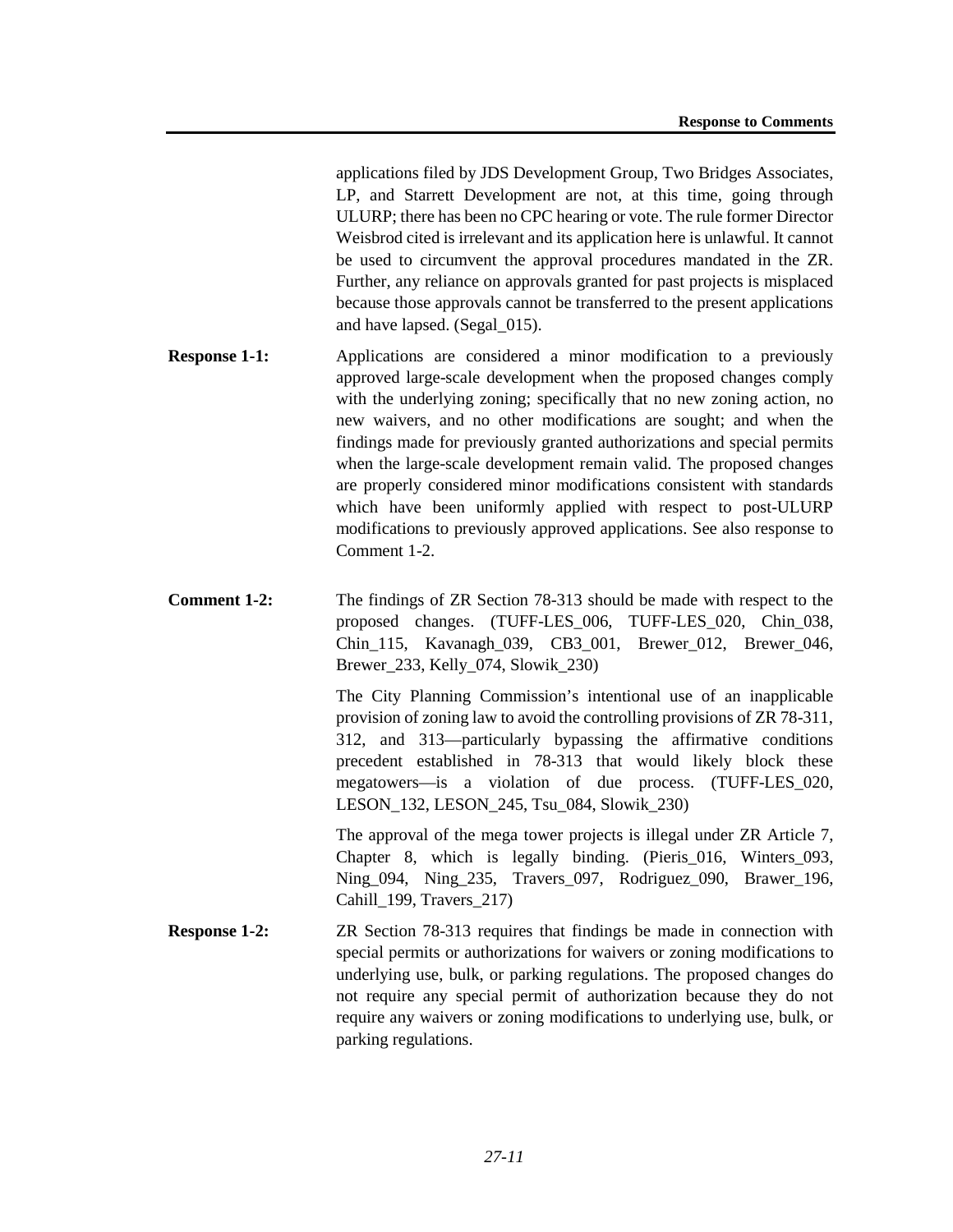applications filed by JDS Development Group, Two Bridges Associates, LP, and Starrett Development are not, at this time, going through ULURP; there has been no CPC hearing or vote. The rule former Director Weisbrod cited is irrelevant and its application here is unlawful. It cannot be used to circumvent the approval procedures mandated in the ZR. Further, any reliance on approvals granted for past projects is misplaced because those approvals cannot be transferred to the present applications and have lapsed. (Segal_015).

**Response 1-1:** Applications are considered a minor modification to a previously approved large-scale development when the proposed changes comply with the underlying zoning; specifically that no new zoning action, no new waivers, and no other modifications are sought; and when the findings made for previously granted authorizations and special permits when the large-scale development remain valid. The proposed changes are properly considered minor modifications consistent with standards which have been uniformly applied with respect to post-ULURP modifications to previously approved applications. See also response to Comment 1-2.

**Comment 1-2:** The findings of ZR Section 78-313 should be made with respect to the proposed changes. (TUFF-LES_006, TUFF-LES_020, Chin_038, Chin_115, Kavanagh_039, CB3_001, Brewer_012, Brewer_046, Brewer_233, Kelly_074, Slowik_230)

The City Planning Commission's intentional use of an inapplicable provision of zoning law to avoid the controlling provisions of ZR 78-311, 312, and 313—particularly bypassing the affirmative conditions precedent established in 78-313 that would likely block these megatowers—is a violation of due process. (TUFF-LES_020, LESON_132, LESON_245, Tsu_084, Slowik_230)

The approval of the mega tower projects is illegal under ZR Article 7, Chapter 8, which is legally binding. (Pieris_016, Winters_093, Ning_094, Ning_235, Travers_097, Rodriguez_090, Brawer_196, Cahill_199, Travers_217)

**Response 1-2:** ZR Section 78-313 requires that findings be made in connection with special permits or authorizations for waivers or zoning modifications to underlying use, bulk, or parking regulations. The proposed changes do not require any special permit of authorization because they do not require any waivers or zoning modifications to underlying use, bulk, or parking regulations.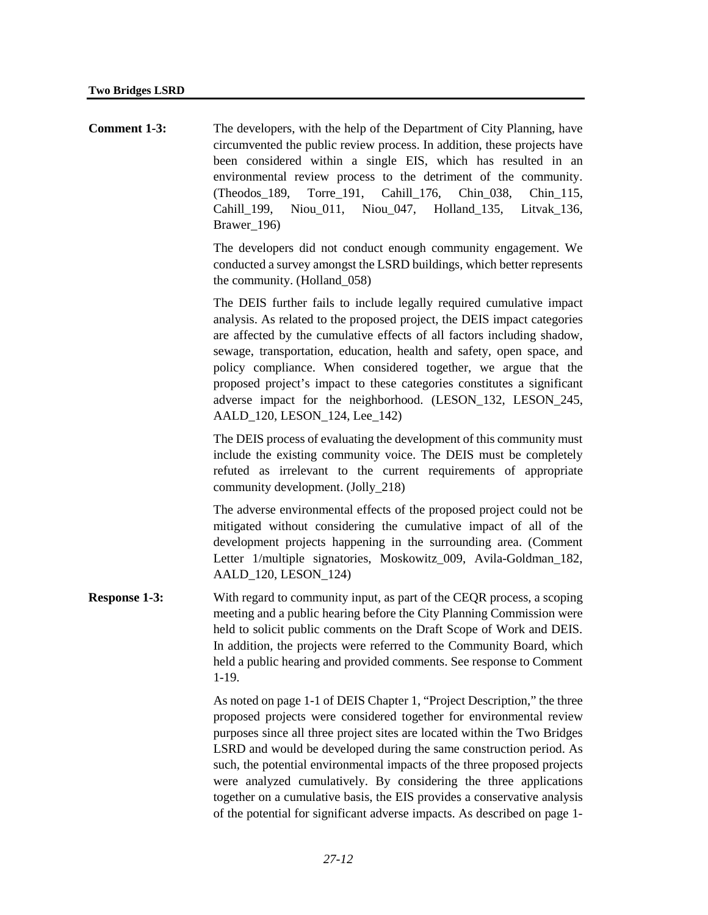**Comment 1-3:** The developers, with the help of the Department of City Planning, have circumvented the public review process. In addition, these projects have been considered within a single EIS, which has resulted in an environmental review process to the detriment of the community. (Theodos_189, Torre_191, Cahill_176, Chin_038, Chin_115, Cahill_199, Niou_011, Niou_047, Holland_135, Litvak_136, Brawer_196)

The developers did not conduct enough community engagement. We conducted a survey amongst the LSRD buildings, which better represents the community. (Holland_058)

The DEIS further fails to include legally required cumulative impact analysis. As related to the proposed project, the DEIS impact categories are affected by the cumulative effects of all factors including shadow, sewage, transportation, education, health and safety, open space, and policy compliance. When considered together, we argue that the proposed project's impact to these categories constitutes a significant adverse impact for the neighborhood. (LESON_132, LESON_245, AALD_120, LESON_124, Lee_142)

The DEIS process of evaluating the development of this community must include the existing community voice. The DEIS must be completely refuted as irrelevant to the current requirements of appropriate community development. (Jolly_218)

The adverse environmental effects of the proposed project could not be mitigated without considering the cumulative impact of all of the development projects happening in the surrounding area. (Comment Letter 1/multiple signatories, Moskowitz_009, Avila-Goldman_182, AALD_120, LESON_124)

**Response 1-3:** With regard to community input, as part of the CEQR process, a scoping meeting and a public hearing before the City Planning Commission were held to solicit public comments on the Draft Scope of Work and DEIS. In addition, the projects were referred to the Community Board, which held a public hearing and provided comments. See response to Comment 1-19.

As noted on page 1-1 of DEIS Chapter 1, "Project Description," the three proposed projects were considered together for environmental review purposes since all three project sites are located within the Two Bridges LSRD and would be developed during the same construction period. As such, the potential environmental impacts of the three proposed projects were analyzed cumulatively. By considering the three applications together on a cumulative basis, the EIS provides a conservative analysis of the potential for significant adverse impacts. As described on page 1-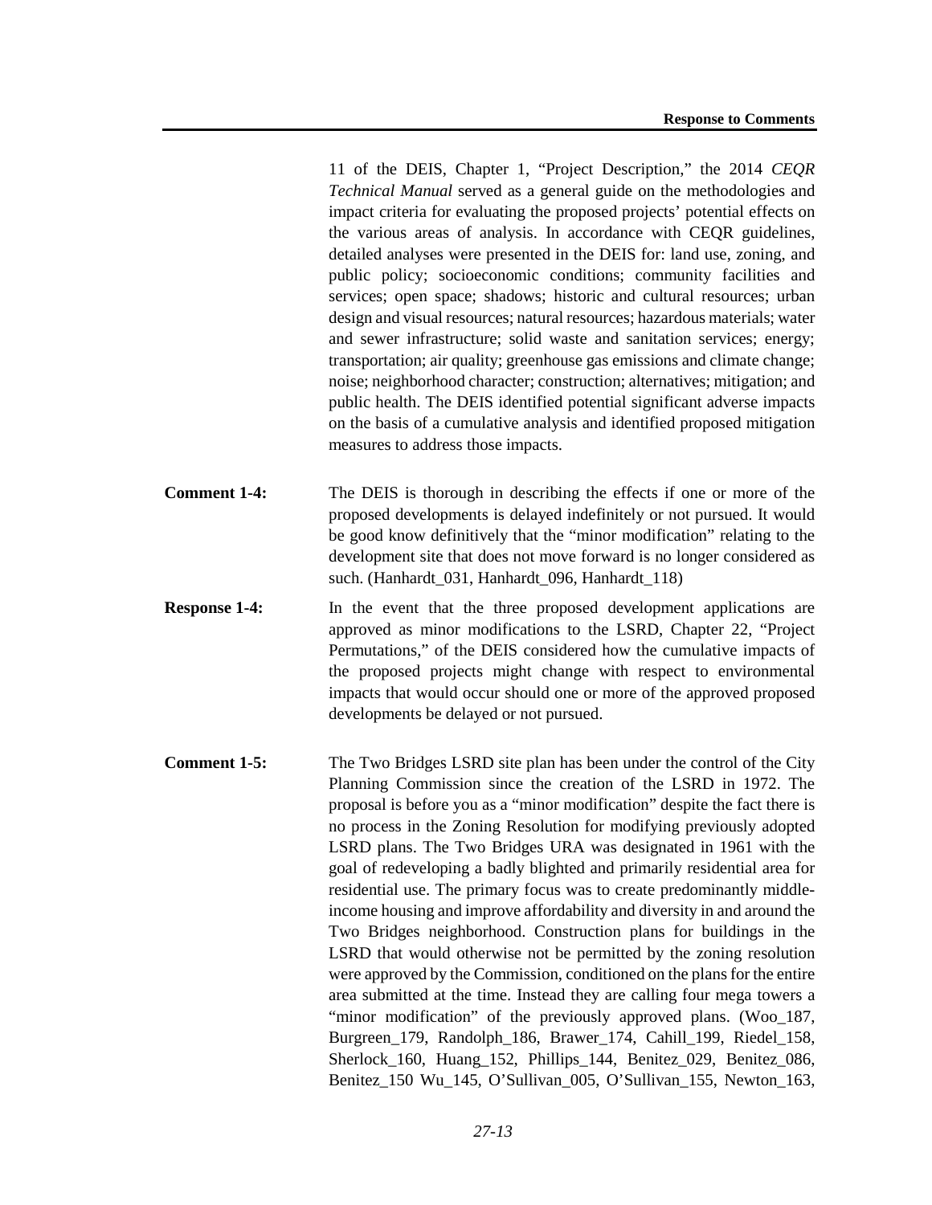11 of the DEIS, Chapter 1, "Project Description," the 2014 *CEQR Technical Manual* served as a general guide on the methodologies and impact criteria for evaluating the proposed projects' potential effects on the various areas of analysis. In accordance with CEQR guidelines, detailed analyses were presented in the DEIS for: land use, zoning, and public policy; socioeconomic conditions; community facilities and services; open space; shadows; historic and cultural resources; urban design and visual resources; natural resources; hazardous materials; water and sewer infrastructure; solid waste and sanitation services; energy; transportation; air quality; greenhouse gas emissions and climate change; noise; neighborhood character; construction; alternatives; mitigation; and public health. The DEIS identified potential significant adverse impacts on the basis of a cumulative analysis and identified proposed mitigation measures to address those impacts.

**Comment 1-4:** The DEIS is thorough in describing the effects if one or more of the proposed developments is delayed indefinitely or not pursued. It would be good know definitively that the "minor modification" relating to the development site that does not move forward is no longer considered as such. (Hanhardt_031, Hanhardt_096, Hanhardt_118)

**Response 1-4:** In the event that the three proposed development applications are approved as minor modifications to the LSRD, Chapter 22, "Project Permutations," of the DEIS considered how the cumulative impacts of the proposed projects might change with respect to environmental impacts that would occur should one or more of the approved proposed developments be delayed or not pursued.

**Comment 1-5:** The Two Bridges LSRD site plan has been under the control of the City Planning Commission since the creation of the LSRD in 1972. The proposal is before you as a "minor modification" despite the fact there is no process in the Zoning Resolution for modifying previously adopted LSRD plans. The Two Bridges URA was designated in 1961 with the goal of redeveloping a badly blighted and primarily residential area for residential use. The primary focus was to create predominantly middle-income housing and improve affordability and diversity in and around the Two Bridges neighborhood. Construction plans for buildings in the LSRD that would otherwise not be permitted by the zoning resolution were approved by the Commission, conditioned on the plans for the entire area submitted at the time. Instead they are calling four mega towers a "minor modification" of the previously approved plans. (Woo_187, Burgreen_179, Randolph_186, Brawer_174, Cahill_199, Riedel_158, Sherlock_160, Huang_152, Phillips_144, Benitez_029, Benitez_086, Benitez_150 Wu_145, O'Sullivan_005, O'Sullivan_155, Newton_163,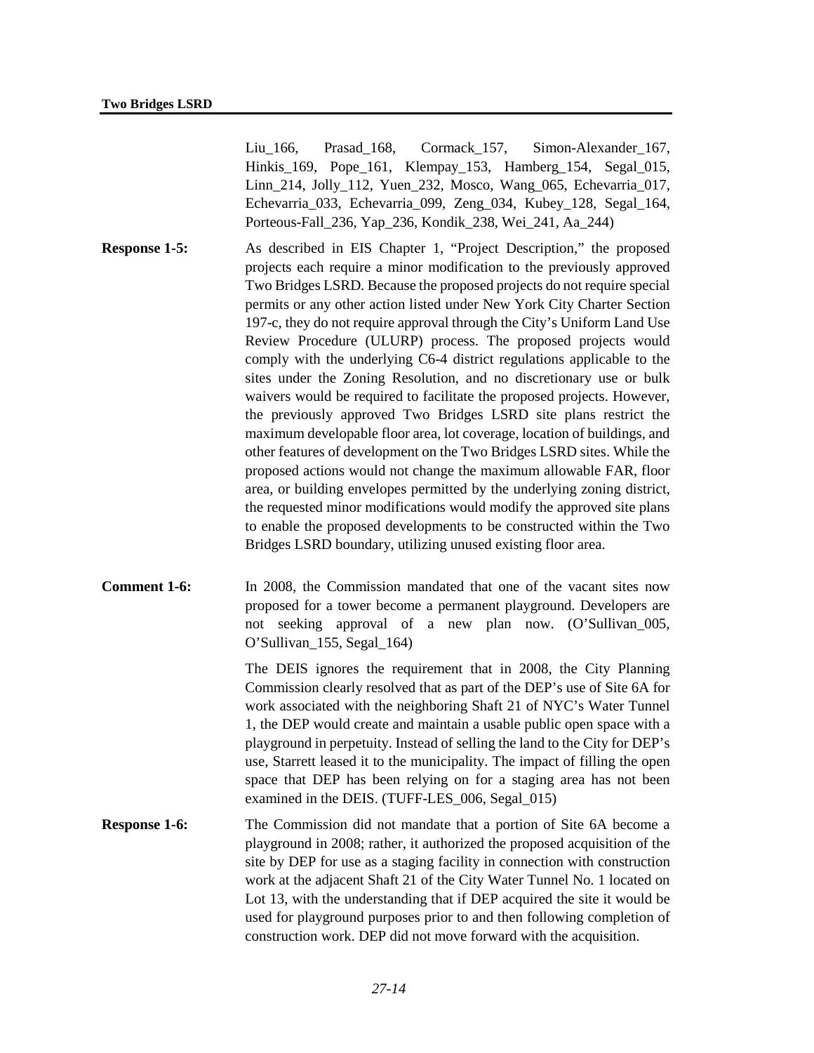Liu_166, Prasad_168, Cormack_157, Simon-Alexander_167, Hinkis_169, Pope_161, Klempay_153, Hamberg_154, Segal_015, Linn_214, Jolly_112, Yuen_232, Mosco, Wang_065, Echevarria_017, Echevarria_033, Echevarria_099, Zeng_034, Kubey_128, Segal_164, Porteous-Fall_236, Yap_236, Kondik_238, Wei_241, Aa_244)

**Response 1-5:** As described in EIS Chapter 1, "Project Description," the proposed projects each require a minor modification to the previously approved Two Bridges LSRD. Because the proposed projects do not require special permits or any other action listed under New York City Charter Section 197-c, they do not require approval through the City's Uniform Land Use Review Procedure (ULURP) process. The proposed projects would comply with the underlying C6-4 district regulations applicable to the sites under the Zoning Resolution, and no discretionary use or bulk waivers would be required to facilitate the proposed projects. However, the previously approved Two Bridges LSRD site plans restrict the maximum developable floor area, lot coverage, location of buildings, and other features of development on the Two Bridges LSRD sites. While the proposed actions would not change the maximum allowable FAR, floor area, or building envelopes permitted by the underlying zoning district, the requested minor modifications would modify the approved site plans to enable the proposed developments to be constructed within the Two Bridges LSRD boundary, utilizing unused existing floor area.

**Comment 1-6:** In 2008, the Commission mandated that one of the vacant sites now proposed for a tower become a permanent playground. Developers are not seeking approval of a new plan now. (O'Sullivan_005, O'Sullivan_155, Segal_164)

The DEIS ignores the requirement that in 2008, the City Planning Commission clearly resolved that as part of the DEP's use of Site 6A for work associated with the neighboring Shaft 21 of NYC's Water Tunnel 1, the DEP would create and maintain a usable public open space with a playground in perpetuity. Instead of selling the land to the City for DEP's use, Starrett leased it to the municipality. The impact of filling the open space that DEP has been relying on for a staging area has not been examined in the DEIS. (TUFF-LES_006, Segal_015)

**Response 1-6:** The Commission did not mandate that a portion of Site 6A become a playground in 2008; rather, it authorized the proposed acquisition of the site by DEP for use as a staging facility in connection with construction work at the adjacent Shaft 21 of the City Water Tunnel No. 1 located on Lot 13, with the understanding that if DEP acquired the site it would be used for playground purposes prior to and then following completion of construction work. DEP did not move forward with the acquisition.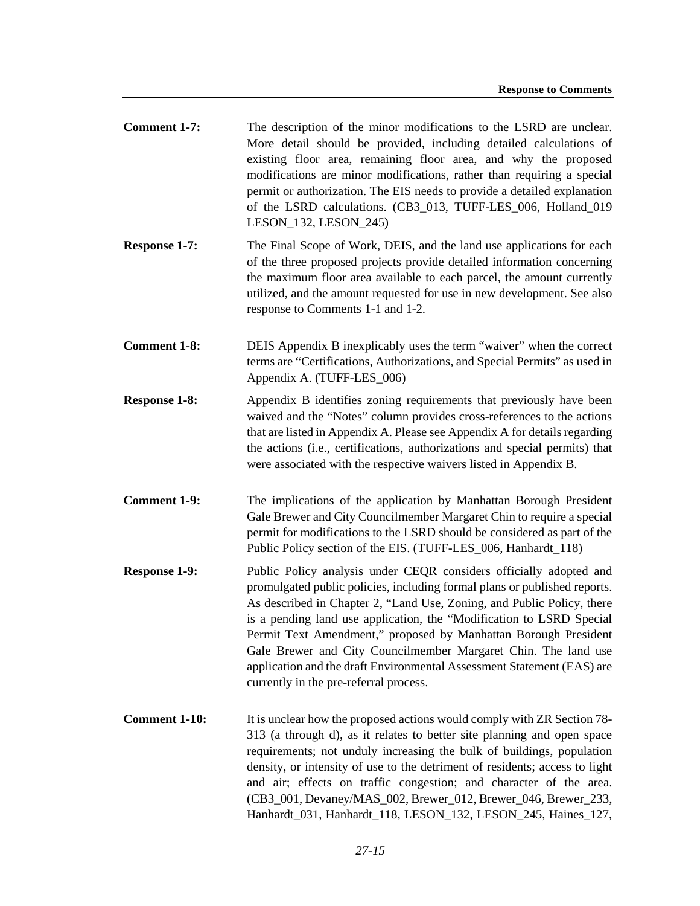**Comment 1-7:** The description of the minor modifications to the LSRD are unclear. More detail should be provided, including detailed calculations of existing floor area, remaining floor area, and why the proposed modifications are minor modifications, rather than requiring a special permit or authorization. The EIS needs to provide a detailed explanation of the LSRD calculations. (CB3_013, TUFF-LES_006, Holland_019 LESON_132, LESON_245)

**Response 1-7:** The Final Scope of Work, DEIS, and the land use applications for each of the three proposed projects provide detailed information concerning the maximum floor area available to each parcel, the amount currently utilized, and the amount requested for use in new development. See also response to Comments 1-1 and 1-2.

**Comment 1-8:** DEIS Appendix B inexplicably uses the term "waiver" when the correct terms are "Certifications, Authorizations, and Special Permits" as used in Appendix A. (TUFF-LES_006)

**Response 1-8:** Appendix B identifies zoning requirements that previously have been waived and the "Notes" column provides cross-references to the actions that are listed in Appendix A. Please see Appendix A for details regarding the actions (i.e., certifications, authorizations and special permits) that were associated with the respective waivers listed in Appendix B.

**Comment 1-9:** The implications of the application by Manhattan Borough President Gale Brewer and City Councilmember Margaret Chin to require a special permit for modifications to the LSRD should be considered as part of the Public Policy section of the EIS. (TUFF-LES_006, Hanhardt_118)

**Response 1-9:** Public Policy analysis under CEQR considers officially adopted and promulgated public policies, including formal plans or published reports. As described in Chapter 2, "Land Use, Zoning, and Public Policy, there is a pending land use application, the "Modification to LSRD Special Permit Text Amendment," proposed by Manhattan Borough President Gale Brewer and City Councilmember Margaret Chin. The land use application and the draft Environmental Assessment Statement (EAS) are currently in the pre-referral process.

**Comment 1-10:** It is unclear how the proposed actions would comply with ZR Section 78-313 (a through d), as it relates to better site planning and open space requirements; not unduly increasing the bulk of buildings, population density, or intensity of use to the detriment of residents; access to light and air; effects on traffic congestion; and character of the area. (CB3_001, Devaney/MAS_002, Brewer_012, Brewer_046, Brewer_233, Hanhardt_031, Hanhardt_118, LESON_132, LESON_245, Haines_127,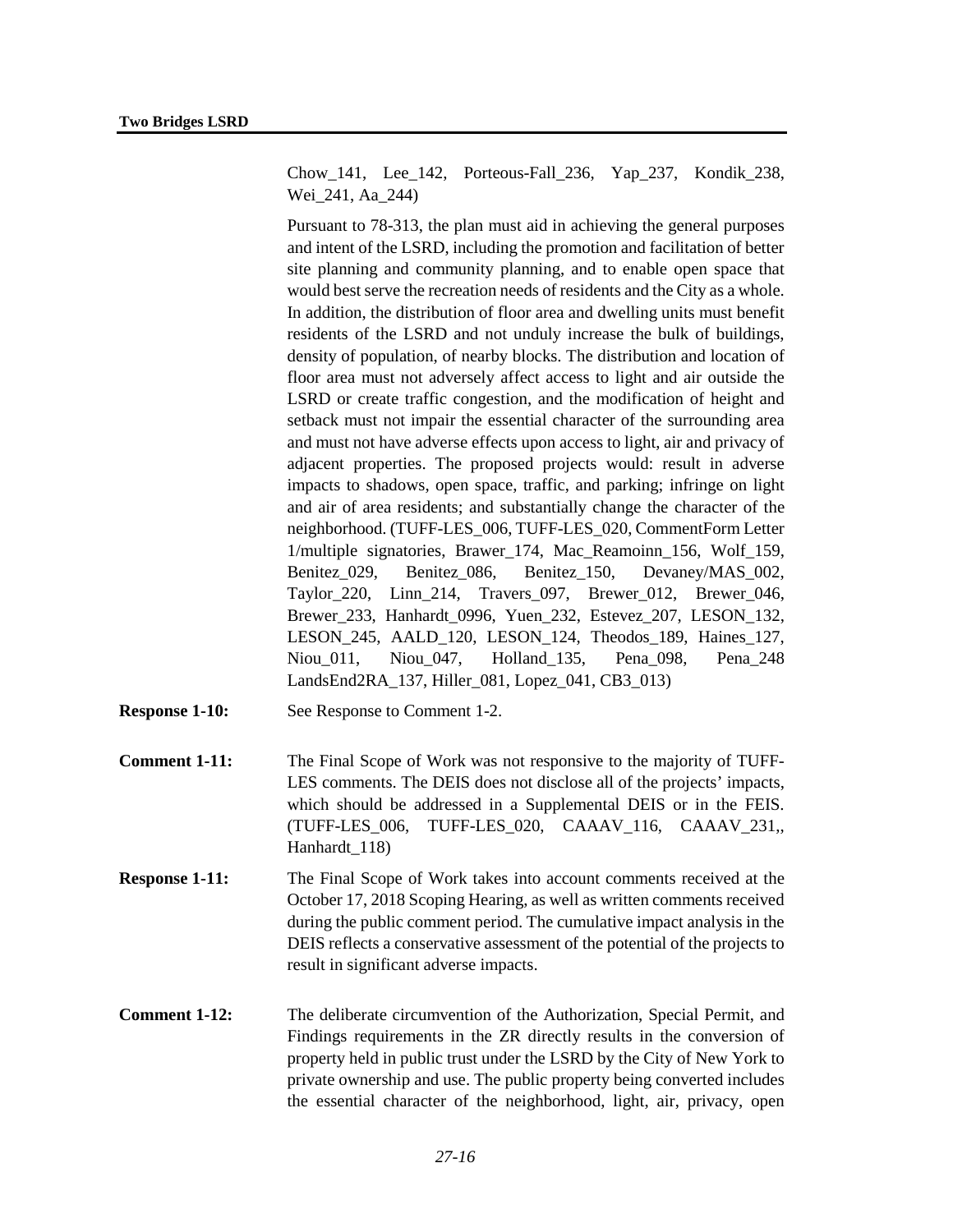Chow_141, Lee_142, Porteous-Fall_236, Yap_237, Kondik_238, Wei_241, Aa_244)

Pursuant to 78-313, the plan must aid in achieving the general purposes and intent of the LSRD, including the promotion and facilitation of better site planning and community planning, and to enable open space that would best serve the recreation needs of residents and the City as a whole. In addition, the distribution of floor area and dwelling units must benefit residents of the LSRD and not unduly increase the bulk of buildings, density of population, of nearby blocks. The distribution and location of floor area must not adversely affect access to light and air outside the LSRD or create traffic congestion, and the modification of height and setback must not impair the essential character of the surrounding area and must not have adverse effects upon access to light, air and privacy of adjacent properties. The proposed projects would: result in adverse impacts to shadows, open space, traffic, and parking; infringe on light and air of area residents; and substantially change the character of the neighborhood. (TUFF-LES_006, TUFF-LES_020, CommentForm Letter 1/multiple signatories, Brawer_174, Mac_Reamoinn_156, Wolf_159, Benitez_029, Benitez_086, Benitez_150, Devaney/MAS_002, Taylor_220, Linn_214, Travers_097, Brewer_012, Brewer_046, Brewer_233, Hanhardt_0996, Yuen_232, Estevez_207, LESON_132, LESON_245, AALD_120, LESON_124, Theodos_189, Haines_127, Niou_011, Niou_047, Holland_135, Pena_098, Pena_248 LandsEnd2RA_137, Hiller_081, Lopez_041, CB3_013)

**Response 1-10:** See Response to Comment 1-2.

**Comment 1-11:** The Final Scope of Work was not responsive to the majority of TUFF-LES comments. The DEIS does not disclose all of the projects' impacts, which should be addressed in a Supplemental DEIS or in the FEIS. (TUFF-LES_006, TUFF-LES_020, CAAAV_116, CAAAV_231,, Hanhardt_118)

**Response 1-11:** The Final Scope of Work takes into account comments received at the October 17, 2018 Scoping Hearing, as well as written comments received during the public comment period. The cumulative impact analysis in the DEIS reflects a conservative assessment of the potential of the projects to result in significant adverse impacts.

**Comment 1-12:** The deliberate circumvention of the Authorization, Special Permit, and Findings requirements in the ZR directly results in the conversion of property held in public trust under the LSRD by the City of New York to private ownership and use. The public property being converted includes the essential character of the neighborhood, light, air, privacy, open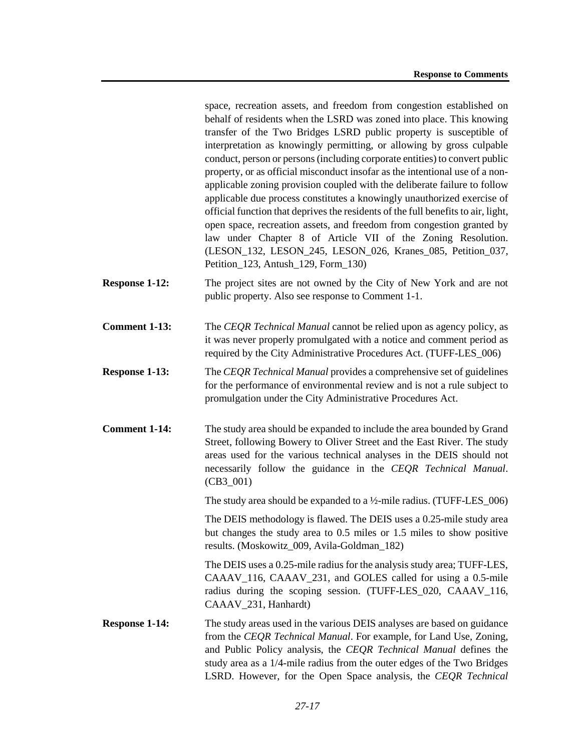space, recreation assets, and freedom from congestion established on behalf of residents when the LSRD was zoned into place. This knowing transfer of the Two Bridges LSRD public property is susceptible of interpretation as knowingly permitting, or allowing by gross culpable conduct, person or persons (including corporate entities) to convert public property, or as official misconduct insofar as the intentional use of a non-applicable zoning provision coupled with the deliberate failure to follow applicable due process constitutes a knowingly unauthorized exercise of official function that deprives the residents of the full benefits to air, light, open space, recreation assets, and freedom from congestion granted by law under Chapter 8 of Article VII of the Zoning Resolution. (LESON_132, LESON_245, LESON_026, Kranes_085, Petition_037, Petition_123, Antush_129, Form_130)

**Response 1-12:** The project sites are not owned by the City of New York and are not public property. Also see response to Comment 1-1.

**Comment 1-13:** The *CEQR Technical Manual* cannot be relied upon as agency policy, as it was never properly promulgated with a notice and comment period as required by the City Administrative Procedures Act. (TUFF-LES_006)

**Response 1-13:** The *CEQR Technical Manual* provides a comprehensive set of guidelines for the performance of environmental review and is not a rule subject to promulgation under the City Administrative Procedures Act.

**Comment 1-14:** The study area should be expanded to include the area bounded by Grand Street, following Bowery to Oliver Street and the East River. The study areas used for the various technical analyses in the DEIS should not necessarily follow the guidance in the *CEQR Technical Manual*. (CB3_001)

The study area should be expanded to a ½-mile radius. (TUFF-LES_006)

The DEIS methodology is flawed. The DEIS uses a 0.25-mile study area but changes the study area to 0.5 miles or 1.5 miles to show positive results. (Moskowitz_009, Avila-Goldman_182)

The DEIS uses a 0.25-mile radius for the analysis study area; TUFF-LES, CAAAV_116, CAAAV_231, and GOLES called for using a 0.5-mile radius during the scoping session. (TUFF-LES_020, CAAAV_116, CAAAV_231, Hanhardt)

**Response 1-14:** The study areas used in the various DEIS analyses are based on guidance from the *CEQR Technical Manual*. For example, for Land Use, Zoning, and Public Policy analysis, the *CEQR Technical Manual* defines the study area as a 1/4-mile radius from the outer edges of the Two Bridges LSRD. However, for the Open Space analysis, the *CEQR Technical*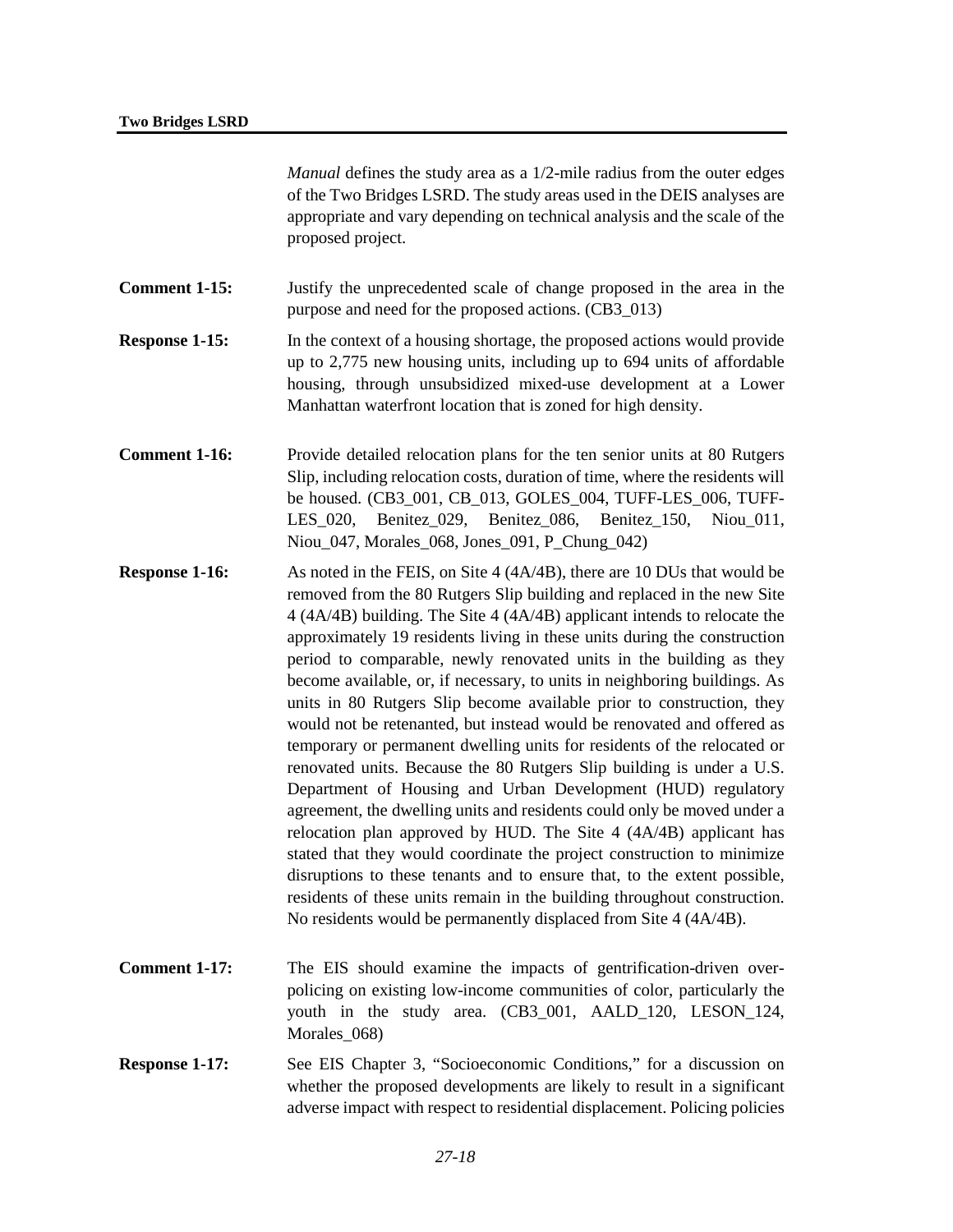*Manual* defines the study area as a 1/2-mile radius from the outer edges of the Two Bridges LSRD. The study areas used in the DEIS analyses are appropriate and vary depending on technical analysis and the scale of the proposed project.

**Comment 1-15:** Justify the unprecedented scale of change proposed in the area in the purpose and need for the proposed actions. (CB3_013)

**Response 1-15:** In the context of a housing shortage, the proposed actions would provide up to 2,775 new housing units, including up to 694 units of affordable housing, through unsubsidized mixed-use development at a Lower Manhattan waterfront location that is zoned for high density.

**Comment 1-16:** Provide detailed relocation plans for the ten senior units at 80 Rutgers Slip, including relocation costs, duration of time, where the residents will be housed. (CB3_001, CB_013, GOLES_004, TUFF-LES_006, TUFF-LES_020, Benitez_029, Benitez_086, Benitez_150, Niou_011, Niou_047, Morales_068, Jones_091, P_Chung_042)

**Response 1-16:** As noted in the FEIS, on Site 4 (4A/4B), there are 10 DUs that would be removed from the 80 Rutgers Slip building and replaced in the new Site 4 (4A/4B) building. The Site 4 (4A/4B) applicant intends to relocate the approximately 19 residents living in these units during the construction period to comparable, newly renovated units in the building as they become available, or, if necessary, to units in neighboring buildings. As units in 80 Rutgers Slip become available prior to construction, they would not be retenanted, but instead would be renovated and offered as temporary or permanent dwelling units for residents of the relocated or renovated units. Because the 80 Rutgers Slip building is under a U.S. Department of Housing and Urban Development (HUD) regulatory agreement, the dwelling units and residents could only be moved under a relocation plan approved by HUD. The Site 4 (4A/4B) applicant has stated that they would coordinate the project construction to minimize disruptions to these tenants and to ensure that, to the extent possible, residents of these units remain in the building throughout construction. No residents would be permanently displaced from Site 4 (4A/4B).

**Comment 1-17:** The EIS should examine the impacts of gentrification-driven over-policing on existing low-income communities of color, particularly the youth in the study area. (CB3_001, AALD_120, LESON_124, Morales_068)

**Response 1-17:** See EIS Chapter 3, "Socioeconomic Conditions," for a discussion on whether the proposed developments are likely to result in a significant adverse impact with respect to residential displacement. Policing policies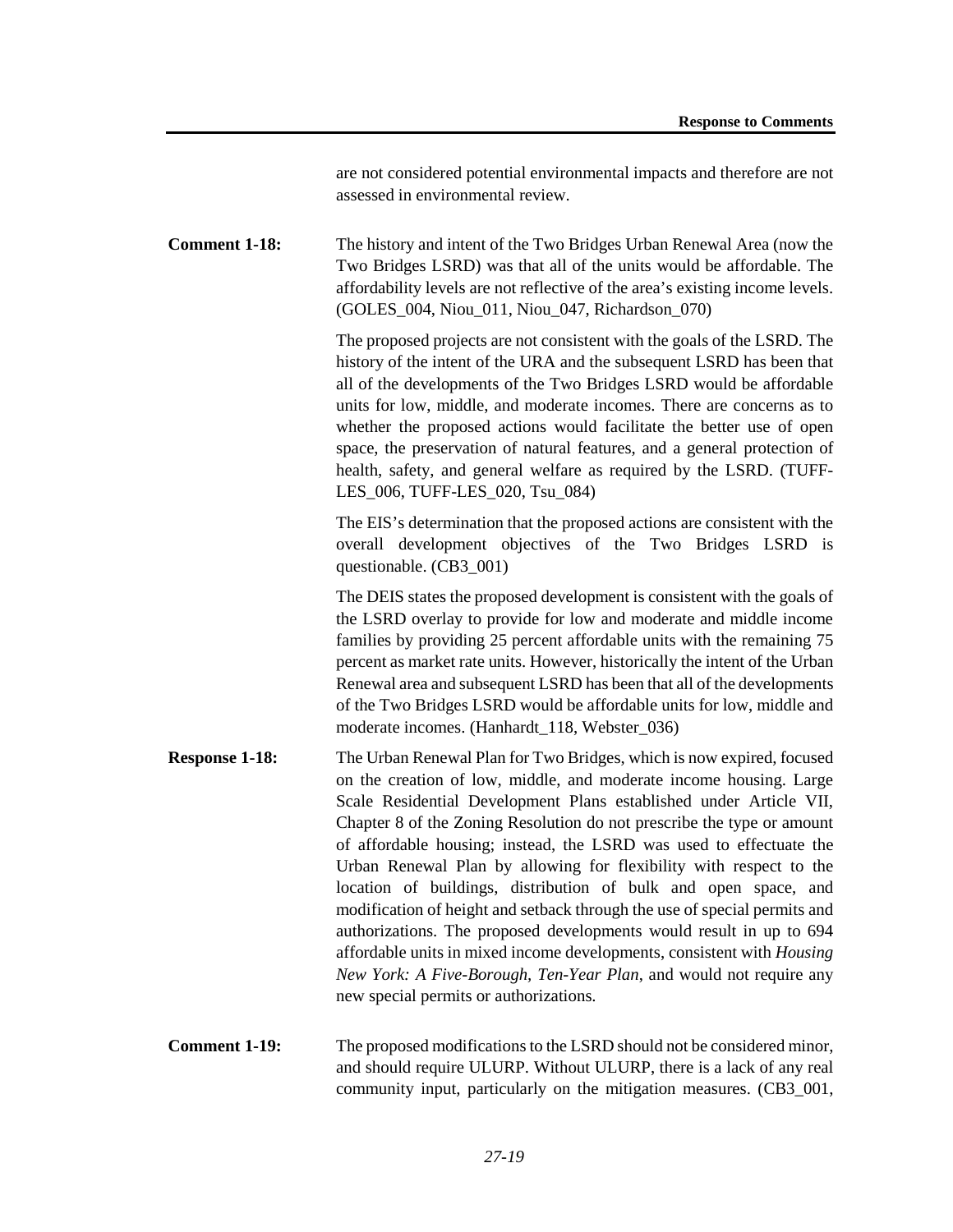are not considered potential environmental impacts and therefore are not assessed in environmental review.

**Comment 1-18:** The history and intent of the Two Bridges Urban Renewal Area (now the Two Bridges LSRD) was that all of the units would be affordable. The affordability levels are not reflective of the area's existing income levels. (GOLES_004, Niou_011, Niou_047, Richardson_070)

The proposed projects are not consistent with the goals of the LSRD. The history of the intent of the URA and the subsequent LSRD has been that all of the developments of the Two Bridges LSRD would be affordable units for low, middle, and moderate incomes. There are concerns as to whether the proposed actions would facilitate the better use of open space, the preservation of natural features, and a general protection of health, safety, and general welfare as required by the LSRD. (TUFF-LES_006, TUFF-LES_020, Tsu_084)

The EIS's determination that the proposed actions are consistent with the overall development objectives of the Two Bridges LSRD is questionable. (CB3_001)

The DEIS states the proposed development is consistent with the goals of the LSRD overlay to provide for low and moderate and middle income families by providing 25 percent affordable units with the remaining 75 percent as market rate units. However, historically the intent of the Urban Renewal area and subsequent LSRD has been that all of the developments of the Two Bridges LSRD would be affordable units for low, middle and moderate incomes. (Hanhardt_118, Webster_036)

**Response 1-18:** The Urban Renewal Plan for Two Bridges, which is now expired, focused on the creation of low, middle, and moderate income housing. Large Scale Residential Development Plans established under Article VII, Chapter 8 of the Zoning Resolution do not prescribe the type or amount of affordable housing; instead, the LSRD was used to effectuate the Urban Renewal Plan by allowing for flexibility with respect to the location of buildings, distribution of bulk and open space, and modification of height and setback through the use of special permits and authorizations. The proposed developments would result in up to 694 affordable units in mixed income developments, consistent with *Housing New York: A Five-Borough, Ten-Year Plan*, and would not require any new special permits or authorizations.

**Comment 1-19:** The proposed modifications to the LSRD should not be considered minor, and should require ULURP. Without ULURP, there is a lack of any real community input, particularly on the mitigation measures. (CB3_001,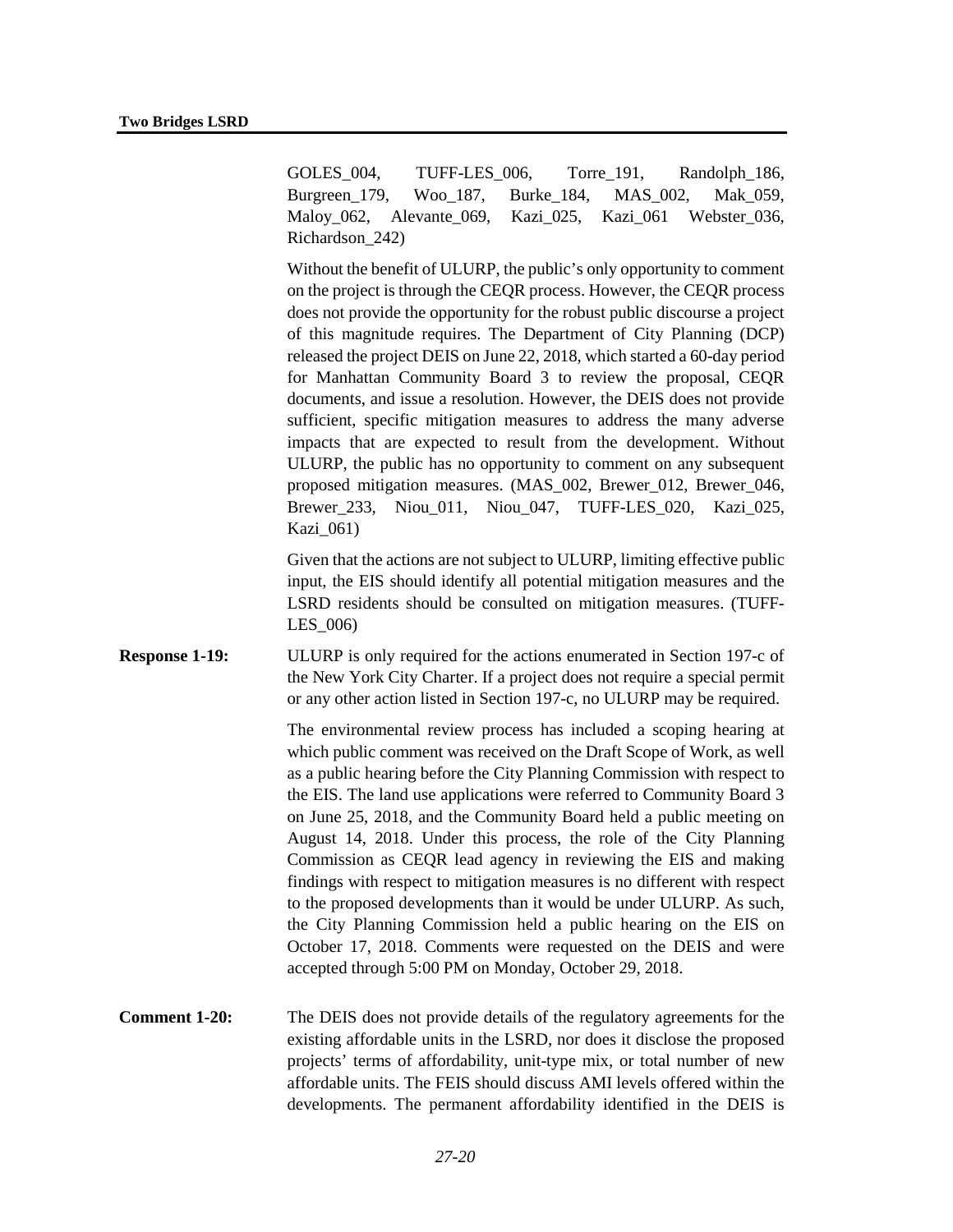GOLES_004, TUFF-LES_006, Torre_191, Randolph_186, Burgreen_179, Woo_187, Burke_184, MAS_002, Mak_059, Maloy_062, Alevante_069, Kazi_025, Kazi_061 Webster_036, Richardson_242)

Without the benefit of ULURP, the public's only opportunity to comment on the project is through the CEQR process. However, the CEQR process does not provide the opportunity for the robust public discourse a project of this magnitude requires. The Department of City Planning (DCP) released the project DEIS on June 22, 2018, which started a 60-day period for Manhattan Community Board 3 to review the proposal, CEQR documents, and issue a resolution. However, the DEIS does not provide sufficient, specific mitigation measures to address the many adverse impacts that are expected to result from the development. Without ULURP, the public has no opportunity to comment on any subsequent proposed mitigation measures. (MAS_002, Brewer_012, Brewer_046, Brewer_233, Niou_011, Niou_047, TUFF-LES_020, Kazi_025, Kazi_061)

Given that the actions are not subject to ULURP, limiting effective public input, the EIS should identify all potential mitigation measures and the LSRD residents should be consulted on mitigation measures. (TUFF-LES_006)

**Response 1-19:** ULURP is only required for the actions enumerated in Section 197-c of the New York City Charter. If a project does not require a special permit or any other action listed in Section 197-c, no ULURP may be required.

The environmental review process has included a scoping hearing at which public comment was received on the Draft Scope of Work, as well as a public hearing before the City Planning Commission with respect to the EIS. The land use applications were referred to Community Board 3 on June 25, 2018, and the Community Board held a public meeting on August 14, 2018. Under this process, the role of the City Planning Commission as CEQR lead agency in reviewing the EIS and making findings with respect to mitigation measures is no different with respect to the proposed developments than it would be under ULURP. As such, the City Planning Commission held a public hearing on the EIS on October 17, 2018. Comments were requested on the DEIS and were accepted through 5:00 PM on Monday, October 29, 2018.

**Comment 1-20:** The DEIS does not provide details of the regulatory agreements for the existing affordable units in the LSRD, nor does it disclose the proposed projects' terms of affordability, unit-type mix, or total number of new affordable units. The FEIS should discuss AMI levels offered within the developments. The permanent affordability identified in the DEIS is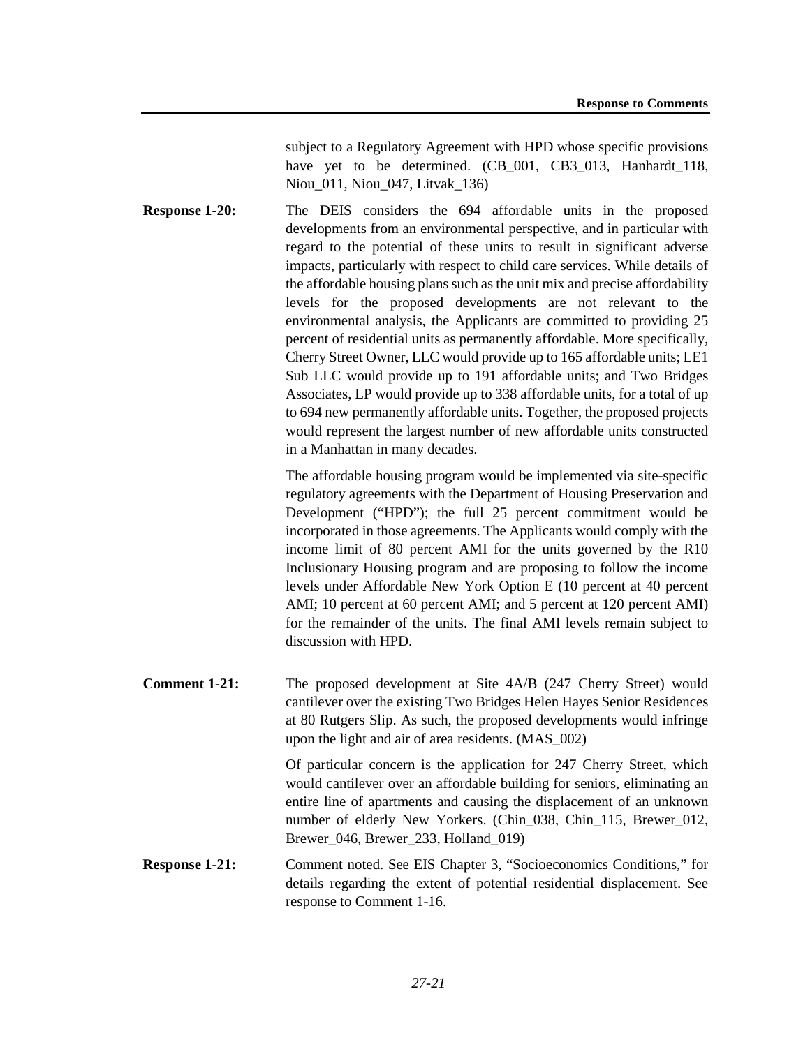subject to a Regulatory Agreement with HPD whose specific provisions have yet to be determined. (CB_001, CB3_013, Hanhardt_118, Niou_011, Niou_047, Litvak_136)

**Response 1-20:** The DEIS considers the 694 affordable units in the proposed developments from an environmental perspective, and in particular with regard to the potential of these units to result in significant adverse impacts, particularly with respect to child care services. While details of the affordable housing plans such as the unit mix and precise affordability levels for the proposed developments are not relevant to the environmental analysis, the Applicants are committed to providing 25 percent of residential units as permanently affordable. More specifically, Cherry Street Owner, LLC would provide up to 165 affordable units; LE1 Sub LLC would provide up to 191 affordable units; and Two Bridges Associates, LP would provide up to 338 affordable units, for a total of up to 694 new permanently affordable units. Together, the proposed projects would represent the largest number of new affordable units constructed in a Manhattan in many decades.

The affordable housing program would be implemented via site-specific regulatory agreements with the Department of Housing Preservation and Development ("HPD"); the full 25 percent commitment would be incorporated in those agreements. The Applicants would comply with the income limit of 80 percent AMI for the units governed by the R10 Inclusionary Housing program and are proposing to follow the income levels under Affordable New York Option E (10 percent at 40 percent AMI; 10 percent at 60 percent AMI; and 5 percent at 120 percent AMI) for the remainder of the units. The final AMI levels remain subject to discussion with HPD.

**Comment 1-21:** The proposed development at Site 4A/B (247 Cherry Street) would cantilever over the existing Two Bridges Helen Hayes Senior Residences at 80 Rutgers Slip. As such, the proposed developments would infringe upon the light and air of area residents. (MAS_002)

Of particular concern is the application for 247 Cherry Street, which would cantilever over an affordable building for seniors, eliminating an entire line of apartments and causing the displacement of an unknown number of elderly New Yorkers. (Chin_038, Chin_115, Brewer_012, Brewer_046, Brewer_233, Holland_019)

**Response 1-21:** Comment noted. See EIS Chapter 3, "Socioeconomics Conditions," for details regarding the extent of potential residential displacement. See response to Comment 1-16.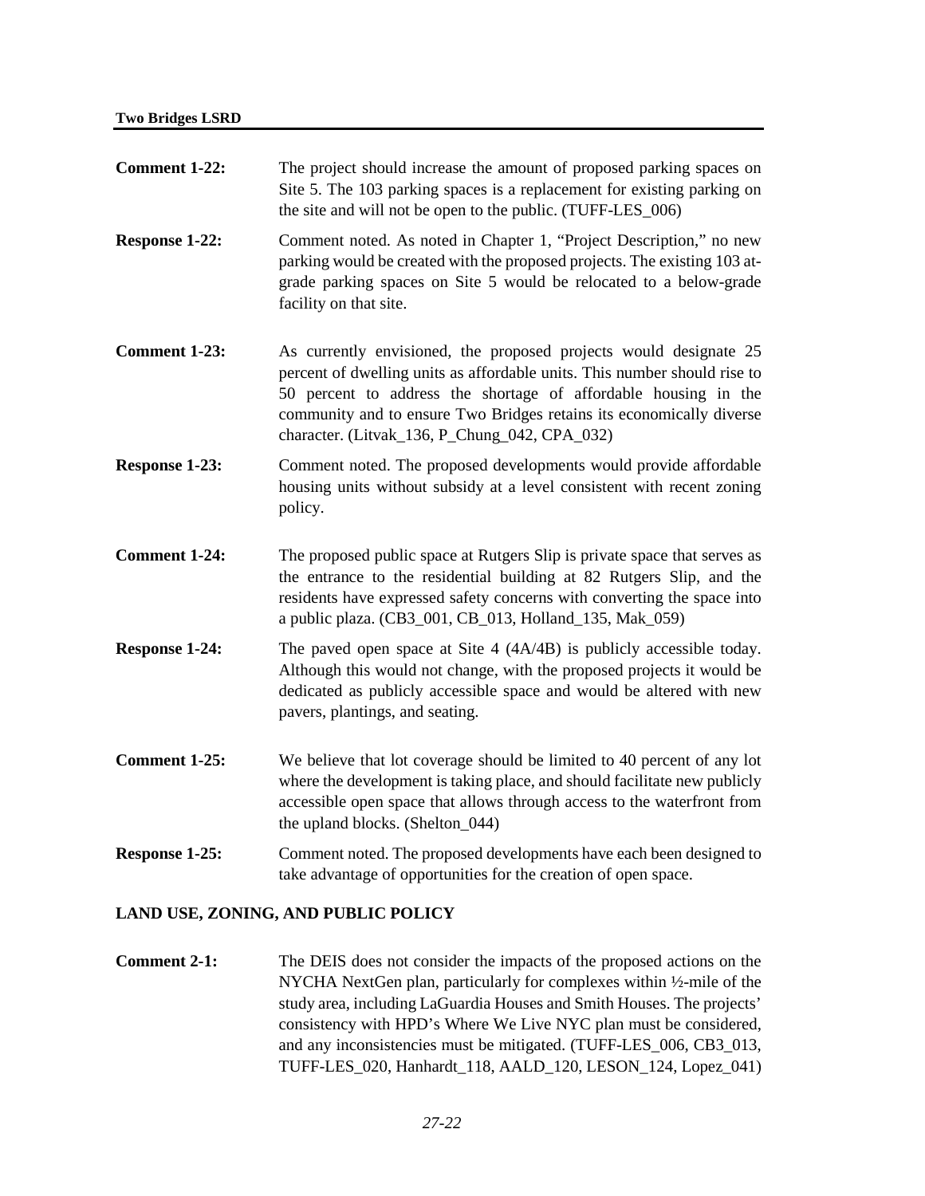**Comment 1-22:** The project should increase the amount of proposed parking spaces on Site 5. The 103 parking spaces is a replacement for existing parking on the site and will not be open to the public. (TUFF-LES_006)

**Response 1-22:** Comment noted. As noted in Chapter 1, "Project Description," no new parking would be created with the proposed projects. The existing 103 at-grade parking spaces on Site 5 would be relocated to a below-grade facility on that site.

**Comment 1-23:** As currently envisioned, the proposed projects would designate 25 percent of dwelling units as affordable units. This number should rise to 50 percent to address the shortage of affordable housing in the community and to ensure Two Bridges retains its economically diverse character. (Litvak_136, P_Chung_042, CPA_032)

**Response 1-23:** Comment noted. The proposed developments would provide affordable housing units without subsidy at a level consistent with recent zoning policy.

**Comment 1-24:** The proposed public space at Rutgers Slip is private space that serves as the entrance to the residential building at 82 Rutgers Slip, and the residents have expressed safety concerns with converting the space into a public plaza. (CB3_001, CB_013, Holland_135, Mak_059)

**Response 1-24:** The paved open space at Site 4 (4A/4B) is publicly accessible today. Although this would not change, with the proposed projects it would be dedicated as publicly accessible space and would be altered with new pavers, plantings, and seating.

**Comment 1-25:** We believe that lot coverage should be limited to 40 percent of any lot where the development is taking place, and should facilitate new publicly accessible open space that allows through access to the waterfront from the upland blocks. (Shelton_044)

**Response 1-25:** Comment noted. The proposed developments have each been designed to take advantage of opportunities for the creation of open space.

## LAND USE, ZONING, AND PUBLIC POLICY

**Comment 2-1:** The DEIS does not consider the impacts of the proposed actions on the NYCHA NextGen plan, particularly for complexes within ½-mile of the study area, including LaGuardia Houses and Smith Houses. The projects' consistency with HPD's Where We Live NYC plan must be considered, and any inconsistencies must be mitigated. (TUFF-LES_006, CB3_013, TUFF-LES_020, Hanhardt_118, AALD_120, LESON_124, Lopez_041)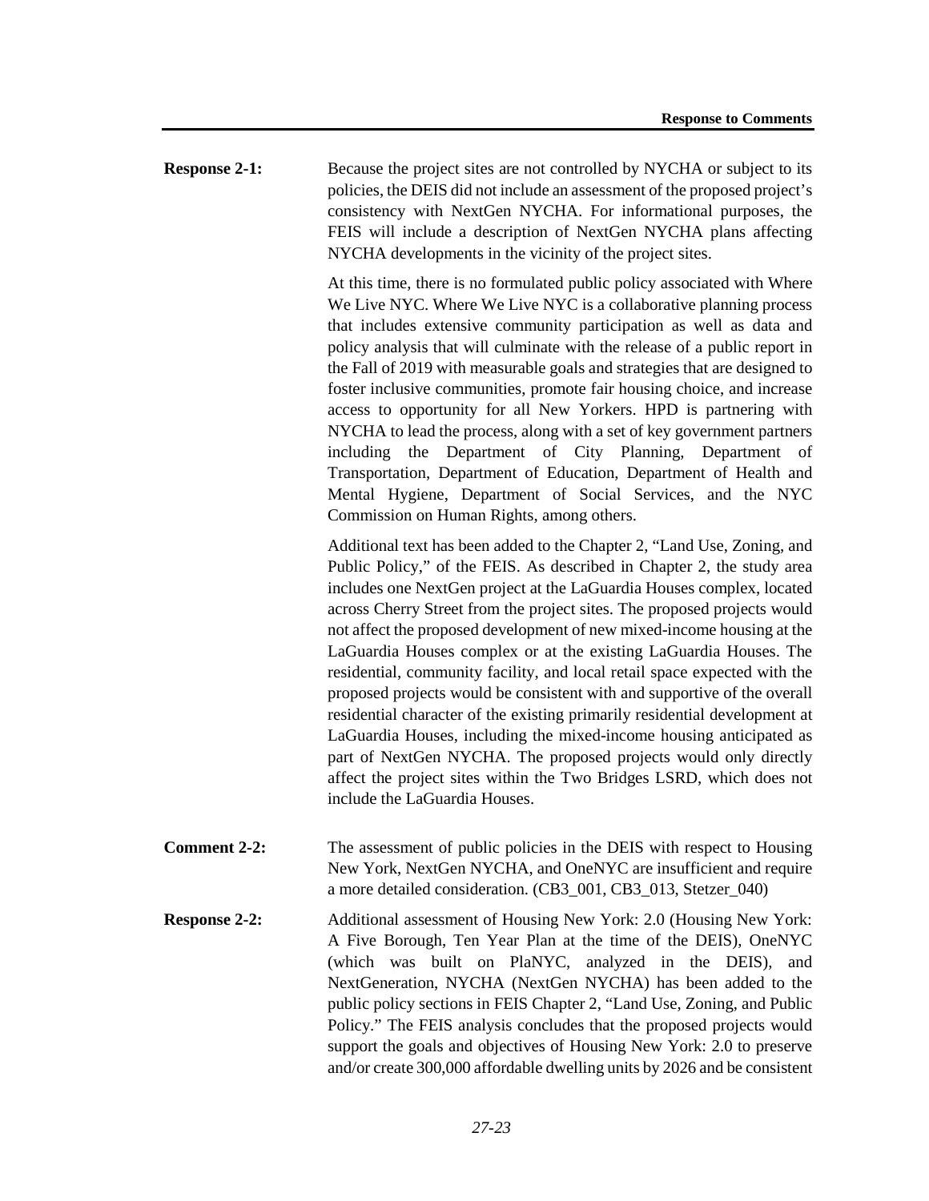**Response 2-1:** Because the project sites are not controlled by NYCHA or subject to its policies, the DEIS did not include an assessment of the proposed project's consistency with NextGen NYCHA. For informational purposes, the FEIS will include a description of NextGen NYCHA plans affecting NYCHA developments in the vicinity of the project sites.

At this time, there is no formulated public policy associated with Where We Live NYC. Where We Live NYC is a collaborative planning process that includes extensive community participation as well as data and policy analysis that will culminate with the release of a public report in the Fall of 2019 with measurable goals and strategies that are designed to foster inclusive communities, promote fair housing choice, and increase access to opportunity for all New Yorkers. HPD is partnering with NYCHA to lead the process, along with a set of key government partners including the Department of City Planning, Department of Transportation, Department of Education, Department of Health and Mental Hygiene, Department of Social Services, and the NYC Commission on Human Rights, among others.

Additional text has been added to the Chapter 2, "Land Use, Zoning, and Public Policy," of the FEIS. As described in Chapter 2, the study area includes one NextGen project at the LaGuardia Houses complex, located across Cherry Street from the project sites. The proposed projects would not affect the proposed development of new mixed-income housing at the LaGuardia Houses complex or at the existing LaGuardia Houses. The residential, community facility, and local retail space expected with the proposed projects would be consistent with and supportive of the overall residential character of the existing primarily residential development at LaGuardia Houses, including the mixed-income housing anticipated as part of NextGen NYCHA. The proposed projects would only directly affect the project sites within the Two Bridges LSRD, which does not include the LaGuardia Houses.

**Comment 2-2:** The assessment of public policies in the DEIS with respect to Housing New York, NextGen NYCHA, and OneNYC are insufficient and require a more detailed consideration. (CB3_001, CB3_013, Stetzer_040)

**Response 2-2:** Additional assessment of Housing New York: 2.0 (Housing New York: A Five Borough, Ten Year Plan at the time of the DEIS), OneNYC (which was built on PlaNYC, analyzed in the DEIS), and NextGeneration, NYCHA (NextGen NYCHA) has been added to the public policy sections in FEIS Chapter 2, "Land Use, Zoning, and Public Policy." The FEIS analysis concludes that the proposed projects would support the goals and objectives of Housing New York: 2.0 to preserve and/or create 300,000 affordable dwelling units by 2026 and be consistent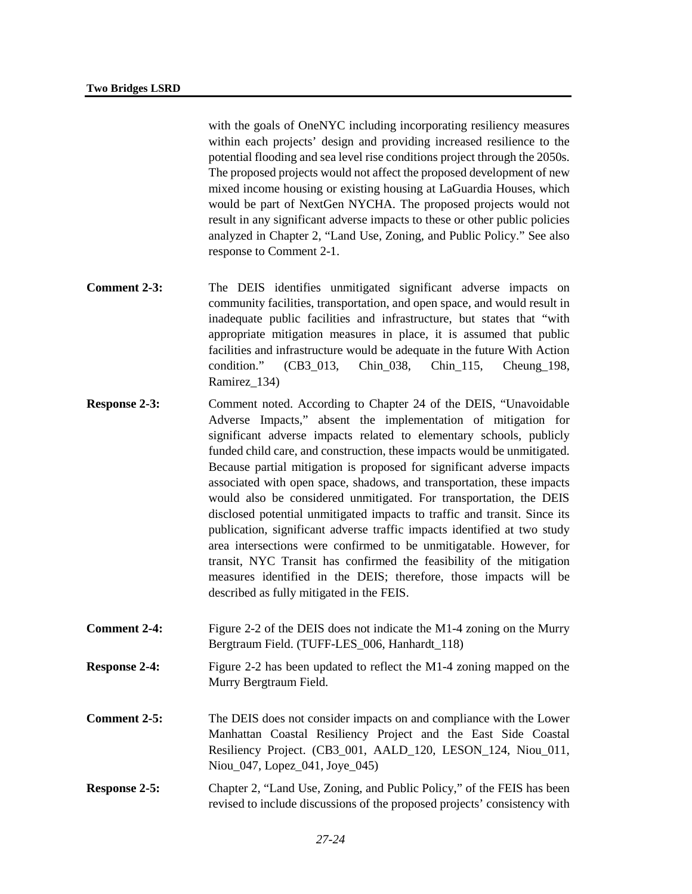with the goals of OneNYC including incorporating resiliency measures within each projects' design and providing increased resilience to the potential flooding and sea level rise conditions project through the 2050s. The proposed projects would not affect the proposed development of new mixed income housing or existing housing at LaGuardia Houses, which would be part of NextGen NYCHA. The proposed projects would not result in any significant adverse impacts to these or other public policies analyzed in Chapter 2, "Land Use, Zoning, and Public Policy." See also response to Comment 2-1.

**Comment 2-3:** The DEIS identifies unmitigated significant adverse impacts on community facilities, transportation, and open space, and would result in inadequate public facilities and infrastructure, but states that "with appropriate mitigation measures in place, it is assumed that public facilities and infrastructure would be adequate in the future With Action condition." (CB3_013, Chin_038, Chin_115, Cheung_198, Ramirez_134)

**Response 2-3:** Comment noted. According to Chapter 24 of the DEIS, "Unavoidable Adverse Impacts," absent the implementation of mitigation for significant adverse impacts related to elementary schools, publicly funded child care, and construction, these impacts would be unmitigated. Because partial mitigation is proposed for significant adverse impacts associated with open space, shadows, and transportation, these impacts would also be considered unmitigated. For transportation, the DEIS disclosed potential unmitigated impacts to traffic and transit. Since its publication, significant adverse traffic impacts identified at two study area intersections were confirmed to be unmitigatable. However, for transit, NYC Transit has confirmed the feasibility of the mitigation measures identified in the DEIS; therefore, those impacts will be described as fully mitigated in the FEIS.

**Comment 2-4:** Figure 2-2 of the DEIS does not indicate the M1-4 zoning on the Murry Bergtraum Field. (TUFF-LES_006, Hanhardt_118)

**Response 2-4:** Figure 2-2 has been updated to reflect the M1-4 zoning mapped on the Murry Bergtraum Field.

**Comment 2-5:** The DEIS does not consider impacts on and compliance with the Lower Manhattan Coastal Resiliency Project and the East Side Coastal Resiliency Project. (CB3_001, AALD_120, LESON_124, Niou_011, Niou_047, Lopez_041, Joye_045)

**Response 2-5:** Chapter 2, "Land Use, Zoning, and Public Policy," of the FEIS has been revised to include discussions of the proposed projects' consistency with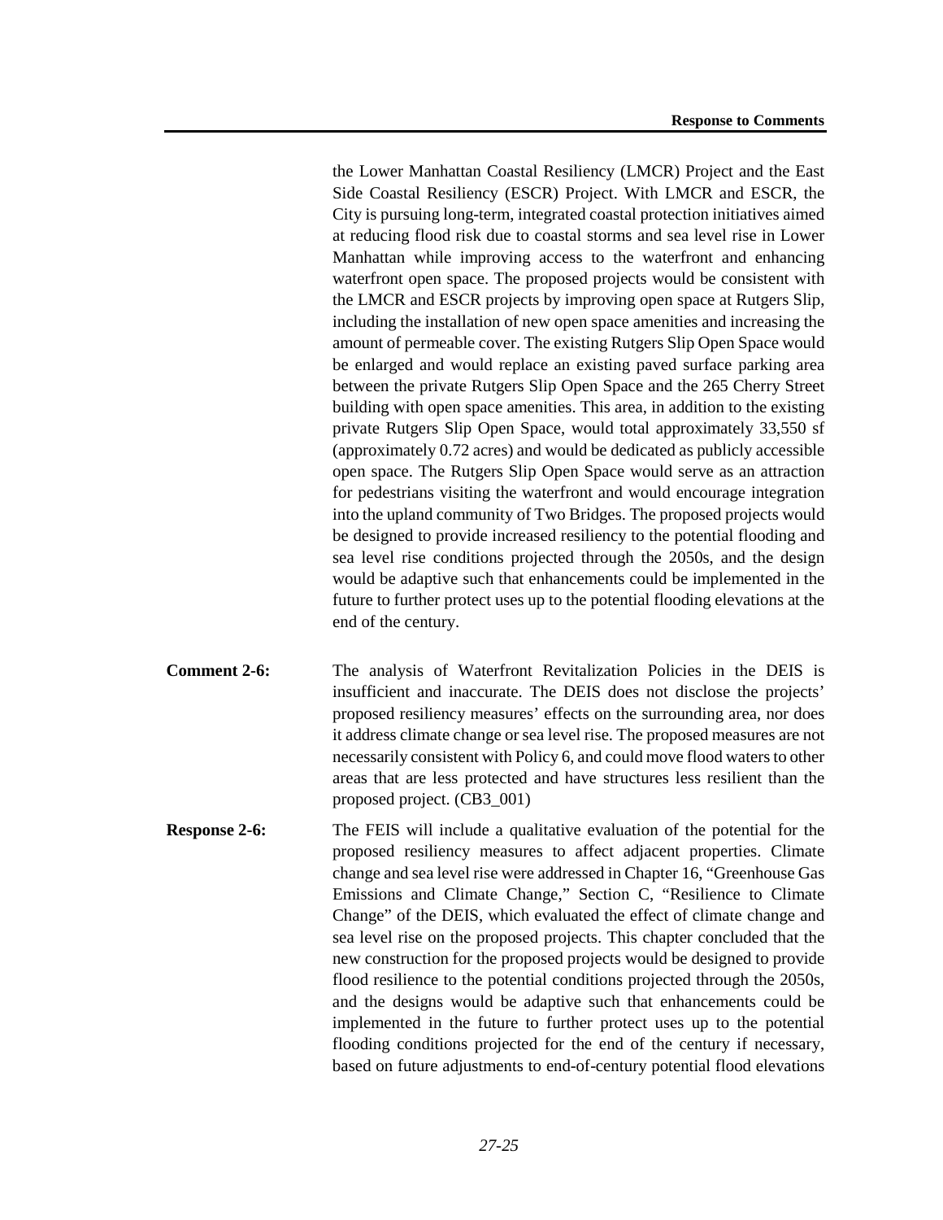the Lower Manhattan Coastal Resiliency (LMCR) Project and the East Side Coastal Resiliency (ESCR) Project. With LMCR and ESCR, the City is pursuing long-term, integrated coastal protection initiatives aimed at reducing flood risk due to coastal storms and sea level rise in Lower Manhattan while improving access to the waterfront and enhancing waterfront open space. The proposed projects would be consistent with the LMCR and ESCR projects by improving open space at Rutgers Slip, including the installation of new open space amenities and increasing the amount of permeable cover. The existing Rutgers Slip Open Space would be enlarged and would replace an existing paved surface parking area between the private Rutgers Slip Open Space and the 265 Cherry Street building with open space amenities. This area, in addition to the existing private Rutgers Slip Open Space, would total approximately 33,550 sf (approximately 0.72 acres) and would be dedicated as publicly accessible open space. The Rutgers Slip Open Space would serve as an attraction for pedestrians visiting the waterfront and would encourage integration into the upland community of Two Bridges. The proposed projects would be designed to provide increased resiliency to the potential flooding and sea level rise conditions projected through the 2050s, and the design would be adaptive such that enhancements could be implemented in the future to further protect uses up to the potential flooding elevations at the end of the century.

**Comment 2-6:** The analysis of Waterfront Revitalization Policies in the DEIS is insufficient and inaccurate. The DEIS does not disclose the projects' proposed resiliency measures' effects on the surrounding area, nor does it address climate change or sea level rise. The proposed measures are not necessarily consistent with Policy 6, and could move flood waters to other areas that are less protected and have structures less resilient than the proposed project. (CB3_001)

**Response 2-6:** The FEIS will include a qualitative evaluation of the potential for the proposed resiliency measures to affect adjacent properties. Climate change and sea level rise were addressed in Chapter 16, "Greenhouse Gas Emissions and Climate Change," Section C, "Resilience to Climate Change" of the DEIS, which evaluated the effect of climate change and sea level rise on the proposed projects. This chapter concluded that the new construction for the proposed projects would be designed to provide flood resilience to the potential conditions projected through the 2050s, and the designs would be adaptive such that enhancements could be implemented in the future to further protect uses up to the potential flooding conditions projected for the end of the century if necessary, based on future adjustments to end-of-century potential flood elevations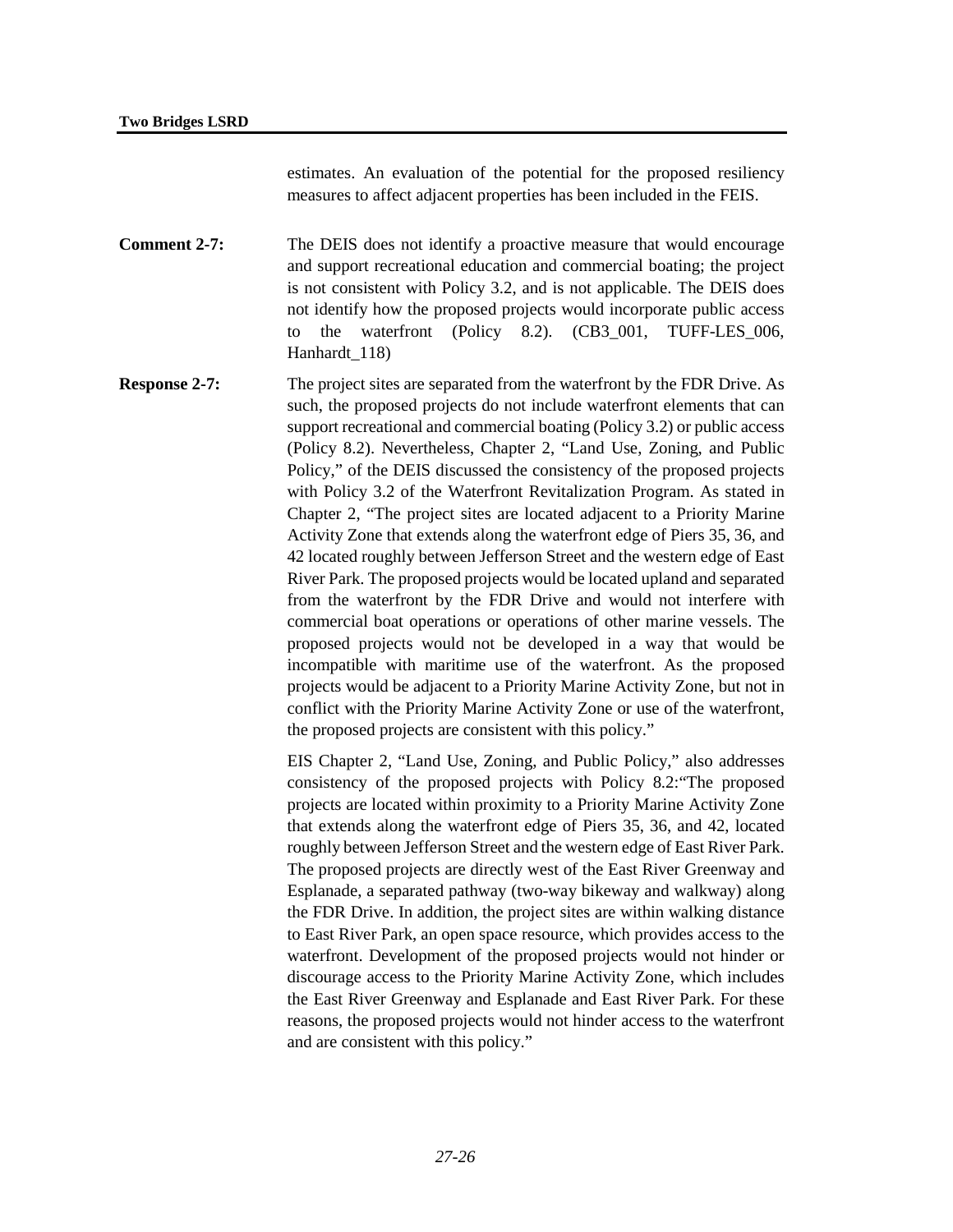estimates. An evaluation of the potential for the proposed resiliency measures to affect adjacent properties has been included in the FEIS.

**Comment 2-7:** The DEIS does not identify a proactive measure that would encourage and support recreational education and commercial boating; the project is not consistent with Policy 3.2, and is not applicable. The DEIS does not identify how the proposed projects would incorporate public access to the waterfront (Policy 8.2). (CB3_001, TUFF-LES_006, Hanhardt_118)

**Response 2-7:** The project sites are separated from the waterfront by the FDR Drive. As such, the proposed projects do not include waterfront elements that can support recreational and commercial boating (Policy 3.2) or public access (Policy 8.2). Nevertheless, Chapter 2, "Land Use, Zoning, and Public Policy," of the DEIS discussed the consistency of the proposed projects with Policy 3.2 of the Waterfront Revitalization Program. As stated in Chapter 2, "The project sites are located adjacent to a Priority Marine Activity Zone that extends along the waterfront edge of Piers 35, 36, and 42 located roughly between Jefferson Street and the western edge of East River Park. The proposed projects would be located upland and separated from the waterfront by the FDR Drive and would not interfere with commercial boat operations or operations of other marine vessels. The proposed projects would not be developed in a way that would be incompatible with maritime use of the waterfront. As the proposed projects would be adjacent to a Priority Marine Activity Zone, but not in conflict with the Priority Marine Activity Zone or use of the waterfront, the proposed projects are consistent with this policy."

EIS Chapter 2, "Land Use, Zoning, and Public Policy," also addresses consistency of the proposed projects with Policy 8.2:"The proposed projects are located within proximity to a Priority Marine Activity Zone that extends along the waterfront edge of Piers 35, 36, and 42, located roughly between Jefferson Street and the western edge of East River Park. The proposed projects are directly west of the East River Greenway and Esplanade, a separated pathway (two-way bikeway and walkway) along the FDR Drive. In addition, the project sites are within walking distance to East River Park, an open space resource, which provides access to the waterfront. Development of the proposed projects would not hinder or discourage access to the Priority Marine Activity Zone, which includes the East River Greenway and Esplanade and East River Park. For these reasons, the proposed projects would not hinder access to the waterfront and are consistent with this policy."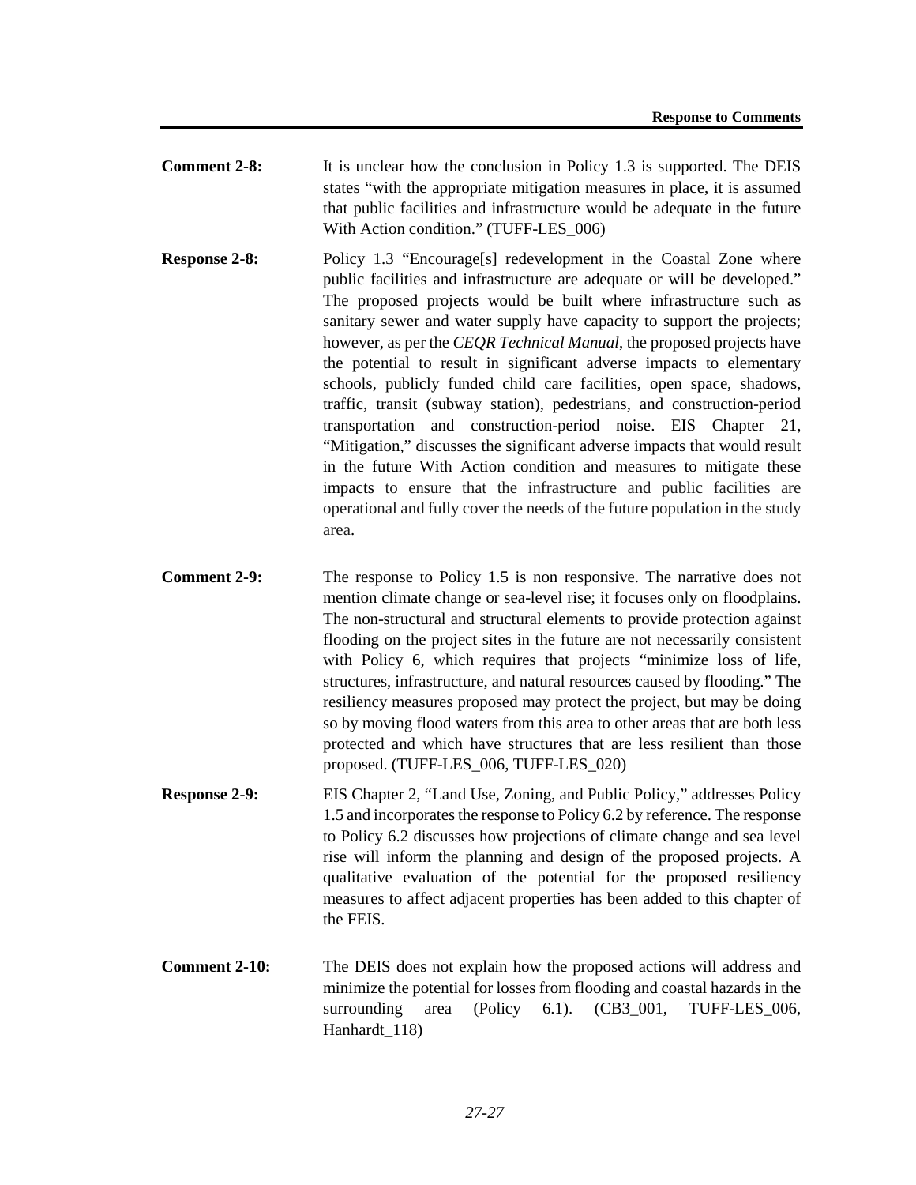**Comment 2-8:** It is unclear how the conclusion in Policy 1.3 is supported. The DEIS states "with the appropriate mitigation measures in place, it is assumed that public facilities and infrastructure would be adequate in the future With Action condition." (TUFF-LES_006)

**Response 2-8:** Policy 1.3 "Encourage[s] redevelopment in the Coastal Zone where public facilities and infrastructure are adequate or will be developed." The proposed projects would be built where infrastructure such as sanitary sewer and water supply have capacity to support the projects; however, as per the *CEQR Technical Manual*, the proposed projects have the potential to result in significant adverse impacts to elementary schools, publicly funded child care facilities, open space, shadows, traffic, transit (subway station), pedestrians, and construction-period transportation and construction-period noise. EIS Chapter 21, "Mitigation," discusses the significant adverse impacts that would result in the future With Action condition and measures to mitigate these impacts to ensure that the infrastructure and public facilities are operational and fully cover the needs of the future population in the study area.

**Comment 2-9:** The response to Policy 1.5 is non responsive. The narrative does not mention climate change or sea-level rise; it focuses only on floodplains. The non-structural and structural elements to provide protection against flooding on the project sites in the future are not necessarily consistent with Policy 6, which requires that projects "minimize loss of life, structures, infrastructure, and natural resources caused by flooding." The resiliency measures proposed may protect the project, but may be doing so by moving flood waters from this area to other areas that are both less protected and which have structures that are less resilient than those proposed. (TUFF-LES_006, TUFF-LES_020)

**Response 2-9:** EIS Chapter 2, "Land Use, Zoning, and Public Policy," addresses Policy 1.5 and incorporates the response to Policy 6.2 by reference. The response to Policy 6.2 discusses how projections of climate change and sea level rise will inform the planning and design of the proposed projects. A qualitative evaluation of the potential for the proposed resiliency measures to affect adjacent properties has been added to this chapter of the FEIS.

**Comment 2-10:** The DEIS does not explain how the proposed actions will address and minimize the potential for losses from flooding and coastal hazards in the surrounding area (Policy 6.1). (CB3_001, TUFF-LES_006, Hanhardt_118)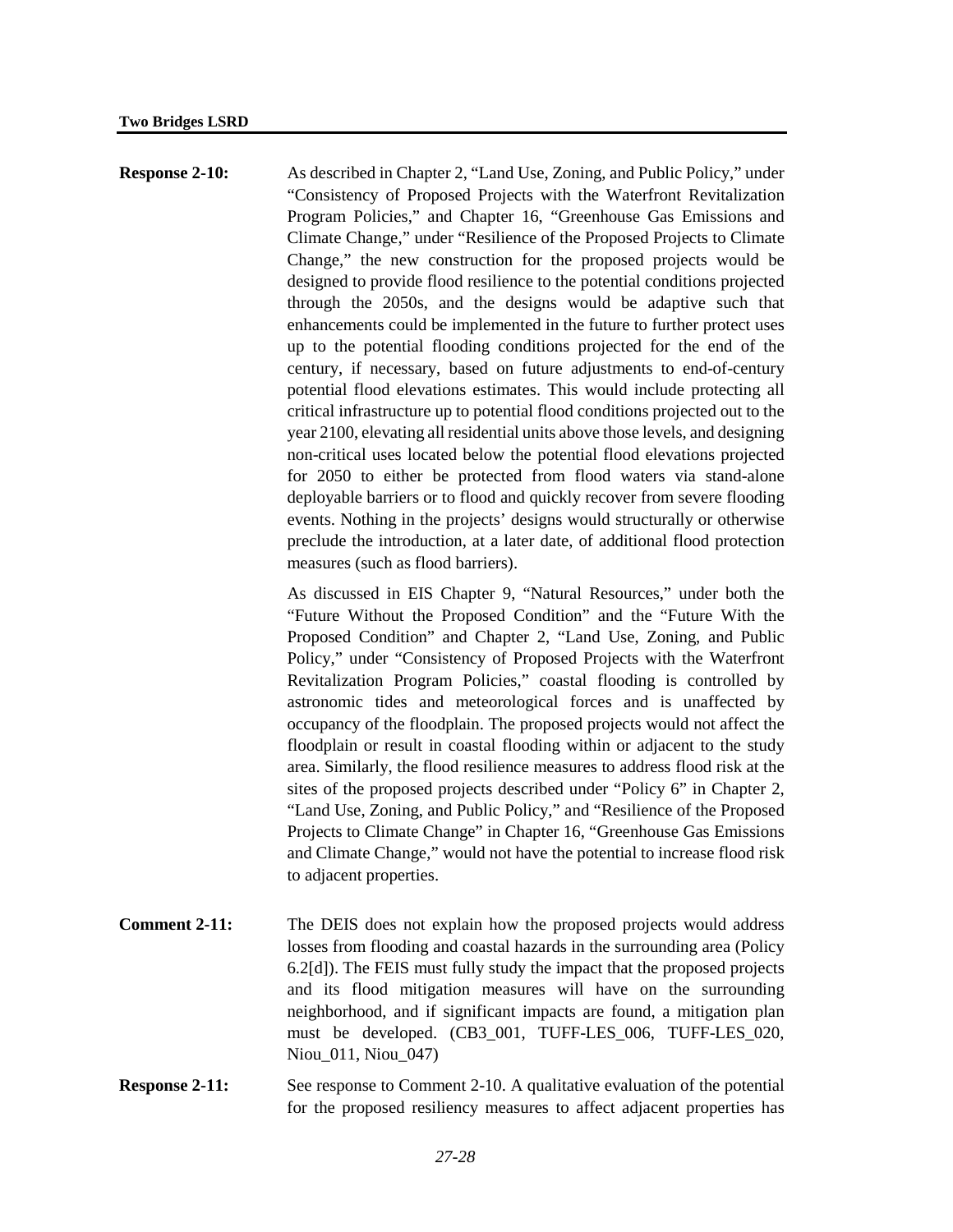**Response 2-10:** As described in Chapter 2, "Land Use, Zoning, and Public Policy," under "Consistency of Proposed Projects with the Waterfront Revitalization Program Policies," and Chapter 16, "Greenhouse Gas Emissions and Climate Change," under "Resilience of the Proposed Projects to Climate Change," the new construction for the proposed projects would be designed to provide flood resilience to the potential conditions projected through the 2050s, and the designs would be adaptive such that enhancements could be implemented in the future to further protect uses up to the potential flooding conditions projected for the end of the century, if necessary, based on future adjustments to end-of-century potential flood elevations estimates. This would include protecting all critical infrastructure up to potential flood conditions projected out to the year 2100, elevating all residential units above those levels, and designing non-critical uses located below the potential flood elevations projected for 2050 to either be protected from flood waters via stand-alone deployable barriers or to flood and quickly recover from severe flooding events. Nothing in the projects' designs would structurally or otherwise preclude the introduction, at a later date, of additional flood protection measures (such as flood barriers).

As discussed in EIS Chapter 9, "Natural Resources," under both the "Future Without the Proposed Condition" and the "Future With the Proposed Condition" and Chapter 2, "Land Use, Zoning, and Public Policy," under "Consistency of Proposed Projects with the Waterfront Revitalization Program Policies," coastal flooding is controlled by astronomic tides and meteorological forces and is unaffected by occupancy of the floodplain. The proposed projects would not affect the floodplain or result in coastal flooding within or adjacent to the study area. Similarly, the flood resilience measures to address flood risk at the sites of the proposed projects described under "Policy 6" in Chapter 2, "Land Use, Zoning, and Public Policy," and "Resilience of the Proposed Projects to Climate Change" in Chapter 16, "Greenhouse Gas Emissions and Climate Change," would not have the potential to increase flood risk to adjacent properties.

**Comment 2-11:** The DEIS does not explain how the proposed projects would address losses from flooding and coastal hazards in the surrounding area (Policy 6.2[d]). The FEIS must fully study the impact that the proposed projects and its flood mitigation measures will have on the surrounding neighborhood, and if significant impacts are found, a mitigation plan must be developed. (CB3_001, TUFF-LES_006, TUFF-LES_020, Niou_011, Niou_047)

**Response 2-11:** See response to Comment 2-10. A qualitative evaluation of the potential for the proposed resiliency measures to affect adjacent properties has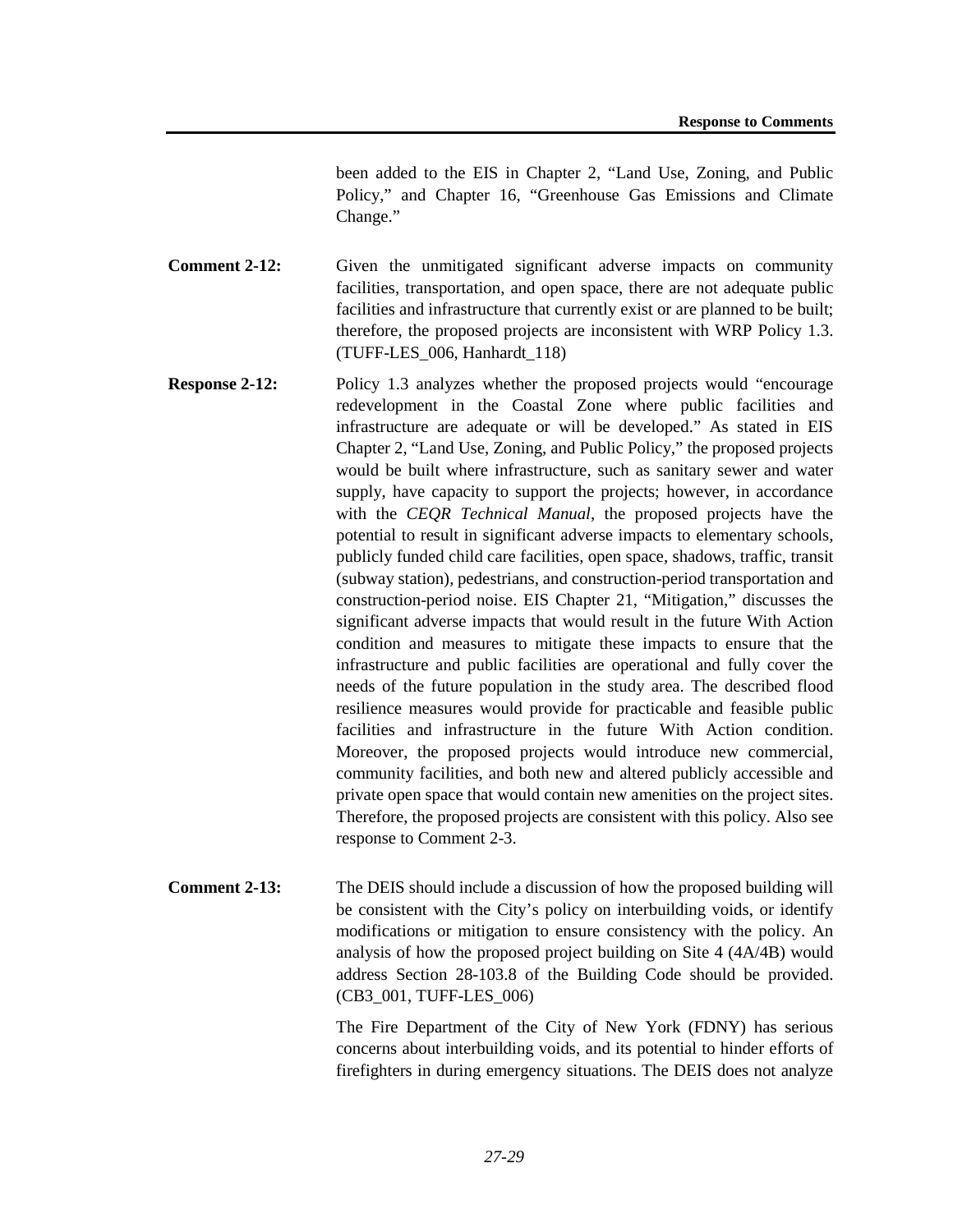been added to the EIS in Chapter 2, "Land Use, Zoning, and Public Policy," and Chapter 16, "Greenhouse Gas Emissions and Climate Change."

**Comment 2-12:** Given the unmitigated significant adverse impacts on community facilities, transportation, and open space, there are not adequate public facilities and infrastructure that currently exist or are planned to be built; therefore, the proposed projects are inconsistent with WRP Policy 1.3. (TUFF-LES_006, Hanhardt_118)

**Response 2-12:** Policy 1.3 analyzes whether the proposed projects would "encourage redevelopment in the Coastal Zone where public facilities and infrastructure are adequate or will be developed." As stated in EIS Chapter 2, "Land Use, Zoning, and Public Policy," the proposed projects would be built where infrastructure, such as sanitary sewer and water supply, have capacity to support the projects; however, in accordance with the *CEQR Technical Manual*, the proposed projects have the potential to result in significant adverse impacts to elementary schools, publicly funded child care facilities, open space, shadows, traffic, transit (subway station), pedestrians, and construction-period transportation and construction-period noise. EIS Chapter 21, "Mitigation," discusses the significant adverse impacts that would result in the future With Action condition and measures to mitigate these impacts to ensure that the infrastructure and public facilities are operational and fully cover the needs of the future population in the study area. The described flood resilience measures would provide for practicable and feasible public facilities and infrastructure in the future With Action condition. Moreover, the proposed projects would introduce new commercial, community facilities, and both new and altered publicly accessible and private open space that would contain new amenities on the project sites. Therefore, the proposed projects are consistent with this policy. Also see response to Comment 2-3.

**Comment 2-13:** The DEIS should include a discussion of how the proposed building will be consistent with the City's policy on interbuilding voids, or identify modifications or mitigation to ensure consistency with the policy. An analysis of how the proposed project building on Site 4 (4A/4B) would address Section 28-103.8 of the Building Code should be provided. (CB3_001, TUFF-LES_006)

The Fire Department of the City of New York (FDNY) has serious concerns about interbuilding voids, and its potential to hinder efforts of firefighters in during emergency situations. The DEIS does not analyze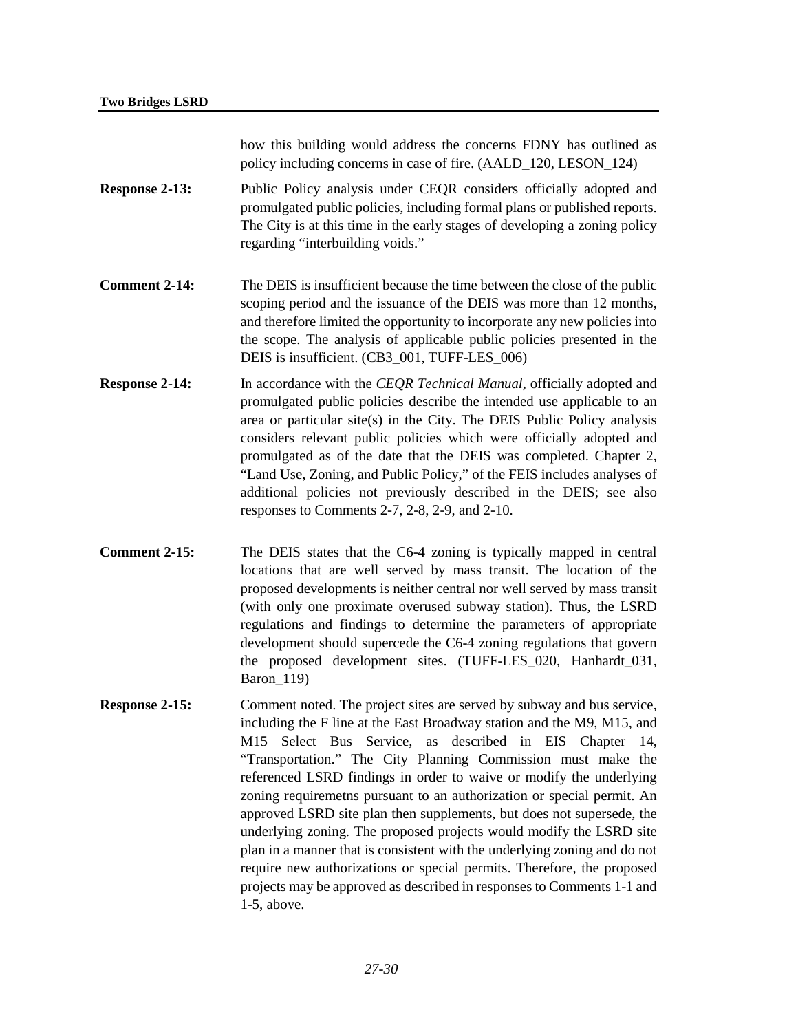how this building would address the concerns FDNY has outlined as policy including concerns in case of fire. (AALD_120, LESON_124)

**Response 2-13:** Public Policy analysis under CEQR considers officially adopted and promulgated public policies, including formal plans or published reports. The City is at this time in the early stages of developing a zoning policy regarding "interbuilding voids."

**Comment 2-14:** The DEIS is insufficient because the time between the close of the public scoping period and the issuance of the DEIS was more than 12 months, and therefore limited the opportunity to incorporate any new policies into the scope. The analysis of applicable public policies presented in the DEIS is insufficient. (CB3_001, TUFF-LES_006)

**Response 2-14:** In accordance with the *CEQR Technical Manual*, officially adopted and promulgated public policies describe the intended use applicable to an area or particular site(s) in the City. The DEIS Public Policy analysis considers relevant public policies which were officially adopted and promulgated as of the date that the DEIS was completed. Chapter 2, "Land Use, Zoning, and Public Policy," of the FEIS includes analyses of additional policies not previously described in the DEIS; see also responses to Comments 2-7, 2-8, 2-9, and 2-10.

**Comment 2-15:** The DEIS states that the C6-4 zoning is typically mapped in central locations that are well served by mass transit. The location of the proposed developments is neither central nor well served by mass transit (with only one proximate overused subway station). Thus, the LSRD regulations and findings to determine the parameters of appropriate development should supercede the C6-4 zoning regulations that govern the proposed development sites. (TUFF-LES_020, Hanhardt_031, Baron_119)

**Response 2-15:** Comment noted. The project sites are served by subway and bus service, including the F line at the East Broadway station and the M9, M15, and M15 Select Bus Service, as described in EIS Chapter 14, "Transportation." The City Planning Commission must make the referenced LSRD findings in order to waive or modify the underlying zoning requiremetns pursuant to an authorization or special permit. An approved LSRD site plan then supplements, but does not supersede, the underlying zoning. The proposed projects would modify the LSRD site plan in a manner that is consistent with the underlying zoning and do not require new authorizations or special permits. Therefore, the proposed projects may be approved as described in responses to Comments 1-1 and 1-5, above.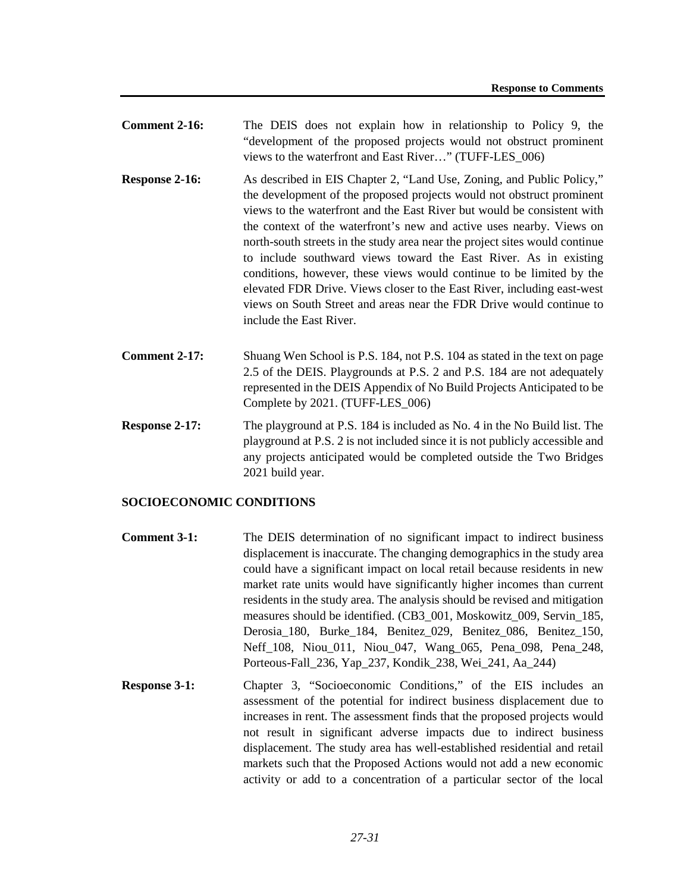**Comment 2-16:** The DEIS does not explain how in relationship to Policy 9, the "development of the proposed projects would not obstruct prominent views to the waterfront and East River…" (TUFF-LES_006)

**Response 2-16:** As described in EIS Chapter 2, "Land Use, Zoning, and Public Policy," the development of the proposed projects would not obstruct prominent views to the waterfront and the East River but would be consistent with the context of the waterfront's new and active uses nearby. Views on north-south streets in the study area near the project sites would continue to include southward views toward the East River. As in existing conditions, however, these views would continue to be limited by the elevated FDR Drive. Views closer to the East River, including east-west views on South Street and areas near the FDR Drive would continue to include the East River.

**Comment 2-17:** Shuang Wen School is P.S. 184, not P.S. 104 as stated in the text on page 2.5 of the DEIS. Playgrounds at P.S. 2 and P.S. 184 are not adequately represented in the DEIS Appendix of No Build Projects Anticipated to be Complete by 2021. (TUFF-LES_006)

**Response 2-17:** The playground at P.S. 184 is included as No. 4 in the No Build list. The playground at P.S. 2 is not included since it is not publicly accessible and any projects anticipated would be completed outside the Two Bridges 2021 build year.

## SOCIOECONOMIC CONDITIONS

**Comment 3-1:** The DEIS determination of no significant impact to indirect business displacement is inaccurate. The changing demographics in the study area could have a significant impact on local retail because residents in new market rate units would have significantly higher incomes than current residents in the study area. The analysis should be revised and mitigation measures should be identified. (CB3_001, Moskowitz_009, Servin_185, Derosia_180, Burke_184, Benitez_029, Benitez_086, Benitez_150, Neff_108, Niou_011, Niou_047, Wang_065, Pena_098, Pena_248, Porteous-Fall_236, Yap_237, Kondik_238, Wei_241, Aa_244)

**Response 3-1:** Chapter 3, "Socioeconomic Conditions," of the EIS includes an assessment of the potential for indirect business displacement due to increases in rent. The assessment finds that the proposed projects would not result in significant adverse impacts due to indirect business displacement. The study area has well-established residential and retail markets such that the Proposed Actions would not add a new economic activity or add to a concentration of a particular sector of the local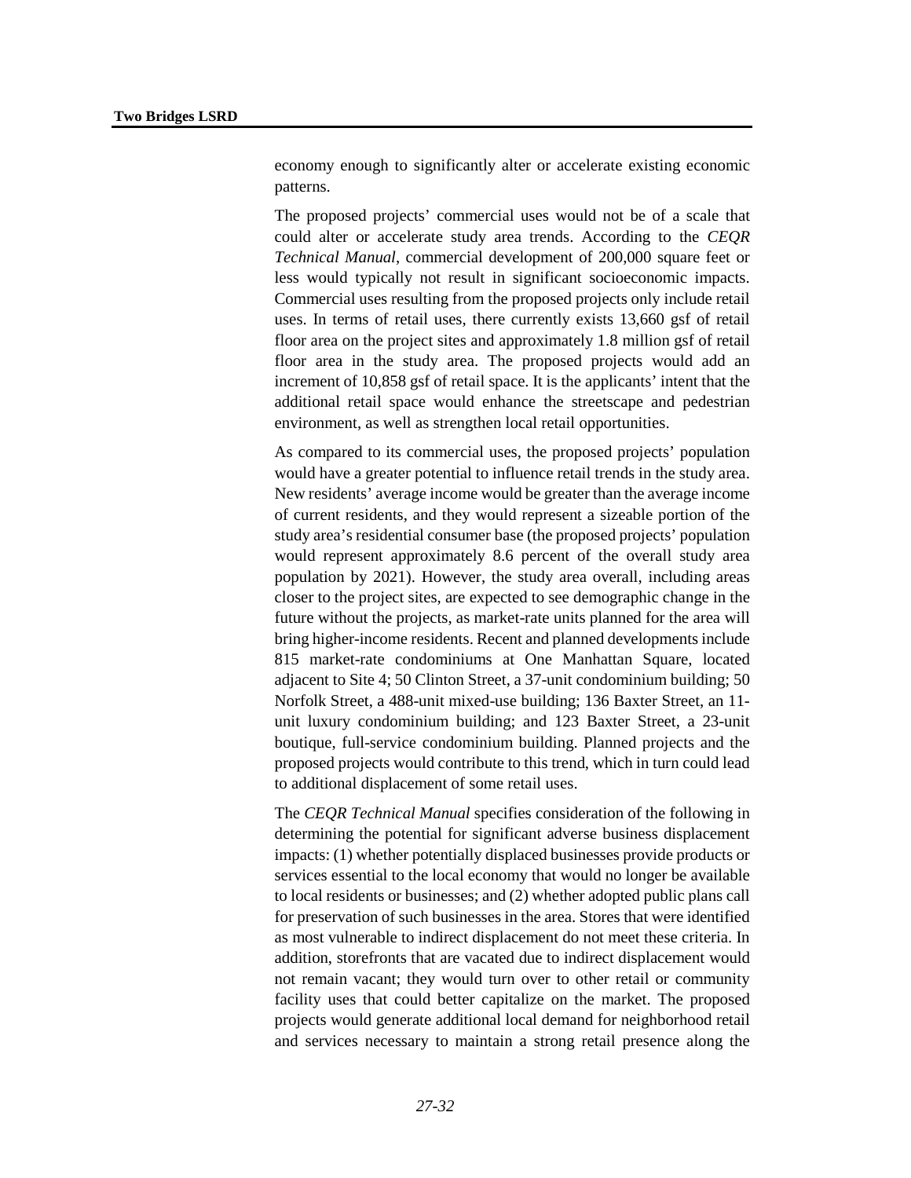economy enough to significantly alter or accelerate existing economic patterns.

The proposed projects' commercial uses would not be of a scale that could alter or accelerate study area trends. According to the *CEQR Technical Manual*, commercial development of 200,000 square feet or less would typically not result in significant socioeconomic impacts. Commercial uses resulting from the proposed projects only include retail uses. In terms of retail uses, there currently exists 13,660 gsf of retail floor area on the project sites and approximately 1.8 million gsf of retail floor area in the study area. The proposed projects would add an increment of 10,858 gsf of retail space. It is the applicants' intent that the additional retail space would enhance the streetscape and pedestrian environment, as well as strengthen local retail opportunities.

As compared to its commercial uses, the proposed projects' population would have a greater potential to influence retail trends in the study area. New residents' average income would be greater than the average income of current residents, and they would represent a sizeable portion of the study area's residential consumer base (the proposed projects' population would represent approximately 8.6 percent of the overall study area population by 2021). However, the study area overall, including areas closer to the project sites, are expected to see demographic change in the future without the projects, as market-rate units planned for the area will bring higher-income residents. Recent and planned developments include 815 market-rate condominiums at One Manhattan Square, located adjacent to Site 4; 50 Clinton Street, a 37-unit condominium building; 50 Norfolk Street, a 488-unit mixed-use building; 136 Baxter Street, an 11-unit luxury condominium building; and 123 Baxter Street, a 23-unit boutique, full-service condominium building. Planned projects and the proposed projects would contribute to this trend, which in turn could lead to additional displacement of some retail uses.

The *CEQR Technical Manual* specifies consideration of the following in determining the potential for significant adverse business displacement impacts: (1) whether potentially displaced businesses provide products or services essential to the local economy that would no longer be available to local residents or businesses; and (2) whether adopted public plans call for preservation of such businesses in the area. Stores that were identified as most vulnerable to indirect displacement do not meet these criteria. In addition, storefronts that are vacated due to indirect displacement would not remain vacant; they would turn over to other retail or community facility uses that could better capitalize on the market. The proposed projects would generate additional local demand for neighborhood retail and services necessary to maintain a strong retail presence along the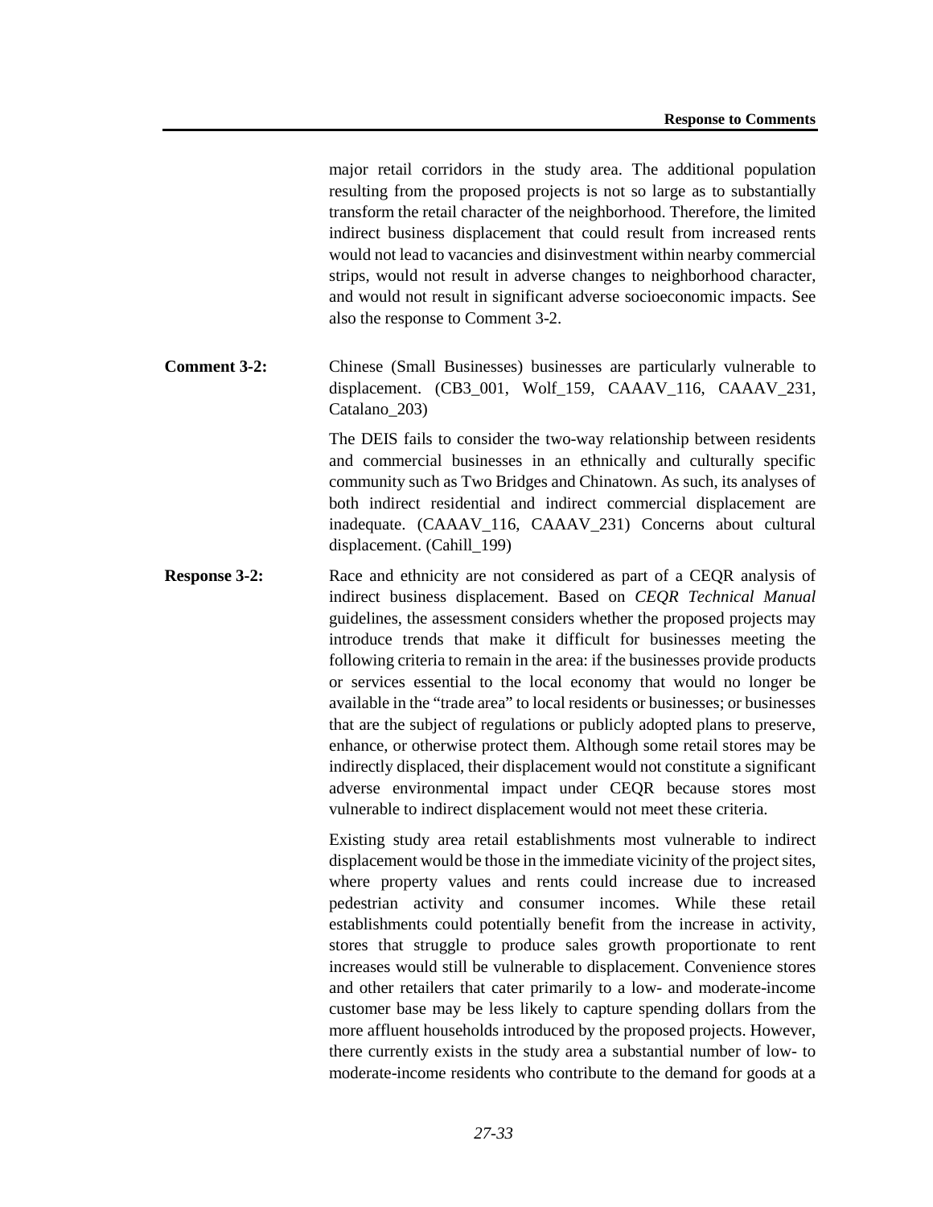major retail corridors in the study area. The additional population resulting from the proposed projects is not so large as to substantially transform the retail character of the neighborhood. Therefore, the limited indirect business displacement that could result from increased rents would not lead to vacancies and disinvestment within nearby commercial strips, would not result in adverse changes to neighborhood character, and would not result in significant adverse socioeconomic impacts. See also the response to Comment 3-2.

**Comment 3-2:** Chinese (Small Businesses) businesses are particularly vulnerable to displacement. (CB3_001, Wolf_159, CAAAV_116, CAAAV_231, Catalano_203)

The DEIS fails to consider the two-way relationship between residents and commercial businesses in an ethnically and culturally specific community such as Two Bridges and Chinatown. As such, its analyses of both indirect residential and indirect commercial displacement are inadequate. (CAAAV_116, CAAAV_231) Concerns about cultural displacement. (Cahill_199)

**Response 3-2:** Race and ethnicity are not considered as part of a CEQR analysis of indirect business displacement. Based on *CEQR Technical Manual* guidelines, the assessment considers whether the proposed projects may introduce trends that make it difficult for businesses meeting the following criteria to remain in the area: if the businesses provide products or services essential to the local economy that would no longer be available in the "trade area" to local residents or businesses; or businesses that are the subject of regulations or publicly adopted plans to preserve, enhance, or otherwise protect them. Although some retail stores may be indirectly displaced, their displacement would not constitute a significant adverse environmental impact under CEQR because stores most vulnerable to indirect displacement would not meet these criteria.

Existing study area retail establishments most vulnerable to indirect displacement would be those in the immediate vicinity of the project sites, where property values and rents could increase due to increased pedestrian activity and consumer incomes. While these retail establishments could potentially benefit from the increase in activity, stores that struggle to produce sales growth proportionate to rent increases would still be vulnerable to displacement. Convenience stores and other retailers that cater primarily to a low- and moderate-income customer base may be less likely to capture spending dollars from the more affluent households introduced by the proposed projects. However, there currently exists in the study area a substantial number of low- to moderate-income residents who contribute to the demand for goods at a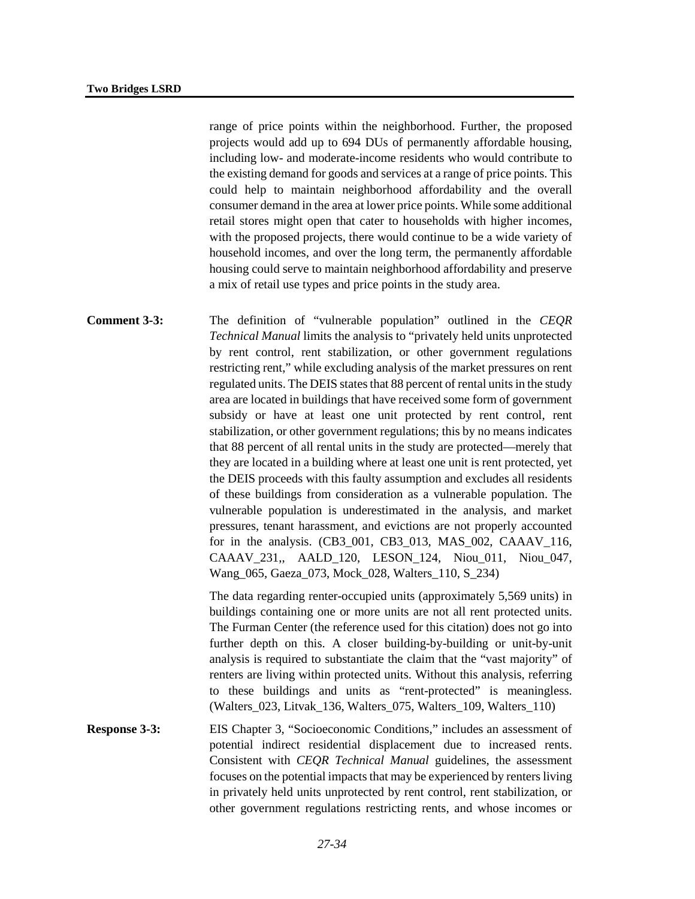range of price points within the neighborhood. Further, the proposed projects would add up to 694 DUs of permanently affordable housing, including low- and moderate-income residents who would contribute to the existing demand for goods and services at a range of price points. This could help to maintain neighborhood affordability and the overall consumer demand in the area at lower price points. While some additional retail stores might open that cater to households with higher incomes, with the proposed projects, there would continue to be a wide variety of household incomes, and over the long term, the permanently affordable housing could serve to maintain neighborhood affordability and preserve a mix of retail use types and price points in the study area.

**Comment 3-3:** The definition of "vulnerable population" outlined in the *CEQR Technical Manual* limits the analysis to "privately held units unprotected by rent control, rent stabilization, or other government regulations restricting rent," while excluding analysis of the market pressures on rent regulated units. The DEIS states that 88 percent of rental units in the study area are located in buildings that have received some form of government subsidy or have at least one unit protected by rent control, rent stabilization, or other government regulations; this by no means indicates that 88 percent of all rental units in the study are protected—merely that they are located in a building where at least one unit is rent protected, yet the DEIS proceeds with this faulty assumption and excludes all residents of these buildings from consideration as a vulnerable population. The vulnerable population is underestimated in the analysis, and market pressures, tenant harassment, and evictions are not properly accounted for in the analysis. (CB3_001, CB3_013, MAS_002, CAAAV_116, CAAAV_231,, AALD_120, LESON_124, Niou_011, Niou_047, Wang_065, Gaeza_073, Mock_028, Walters_110, S_234)

The data regarding renter-occupied units (approximately 5,569 units) in buildings containing one or more units are not all rent protected units. The Furman Center (the reference used for this citation) does not go into further depth on this. A closer building-by-building or unit-by-unit analysis is required to substantiate the claim that the "vast majority" of renters are living within protected units. Without this analysis, referring to these buildings and units as "rent-protected" is meaningless. (Walters_023, Litvak_136, Walters_075, Walters_109, Walters_110)

**Response 3-3:** EIS Chapter 3, "Socioeconomic Conditions," includes an assessment of potential indirect residential displacement due to increased rents. Consistent with *CEQR Technical Manual* guidelines, the assessment focuses on the potential impacts that may be experienced by renters living in privately held units unprotected by rent control, rent stabilization, or other government regulations restricting rents, and whose incomes or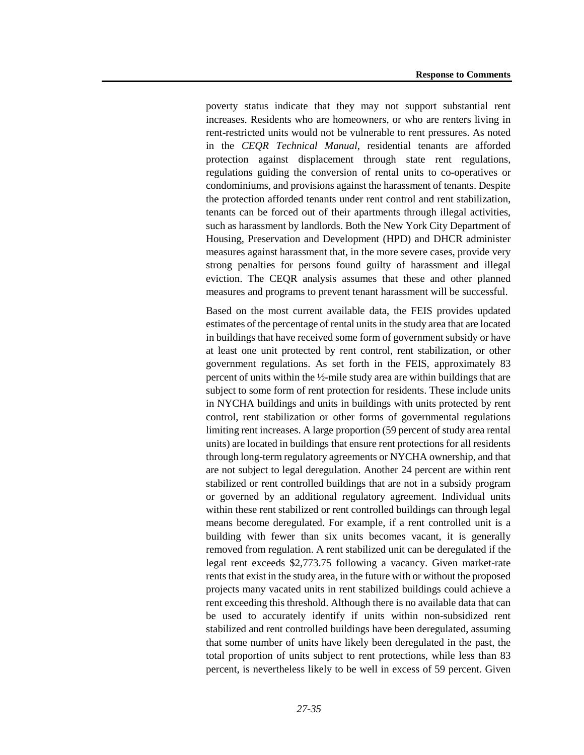poverty status indicate that they may not support substantial rent increases. Residents who are homeowners, or who are renters living in rent-restricted units would not be vulnerable to rent pressures. As noted in the *CEQR Technical Manual*, residential tenants are afforded protection against displacement through state rent regulations, regulations guiding the conversion of rental units to co-operatives or condominiums, and provisions against the harassment of tenants. Despite the protection afforded tenants under rent control and rent stabilization, tenants can be forced out of their apartments through illegal activities, such as harassment by landlords. Both the New York City Department of Housing, Preservation and Development (HPD) and DHCR administer measures against harassment that, in the more severe cases, provide very strong penalties for persons found guilty of harassment and illegal eviction. The CEQR analysis assumes that these and other planned measures and programs to prevent tenant harassment will be successful.

Based on the most current available data, the FEIS provides updated estimates of the percentage of rental units in the study area that are located in buildings that have received some form of government subsidy or have at least one unit protected by rent control, rent stabilization, or other government regulations. As set forth in the FEIS, approximately 83 percent of units within the ½-mile study area are within buildings that are subject to some form of rent protection for residents. These include units in NYCHA buildings and units in buildings with units protected by rent control, rent stabilization or other forms of governmental regulations limiting rent increases. A large proportion (59 percent of study area rental units) are located in buildings that ensure rent protections for all residents through long-term regulatory agreements or NYCHA ownership, and that are not subject to legal deregulation. Another 24 percent are within rent stabilized or rent controlled buildings that are not in a subsidy program or governed by an additional regulatory agreement. Individual units within these rent stabilized or rent controlled buildings can through legal means become deregulated. For example, if a rent controlled unit is a building with fewer than six units becomes vacant, it is generally removed from regulation. A rent stabilized unit can be deregulated if the legal rent exceeds $2,773.75 following a vacancy. Given market-rate rents that exist in the study area, in the future with or without the proposed projects many vacated units in rent stabilized buildings could achieve a rent exceeding this threshold. Although there is no available data that can be used to accurately identify if units within non-subsidized rent stabilized and rent controlled buildings have been deregulated, assuming that some number of units have likely been deregulated in the past, the total proportion of units subject to rent protections, while less than 83 percent, is nevertheless likely to be well in excess of 59 percent. Given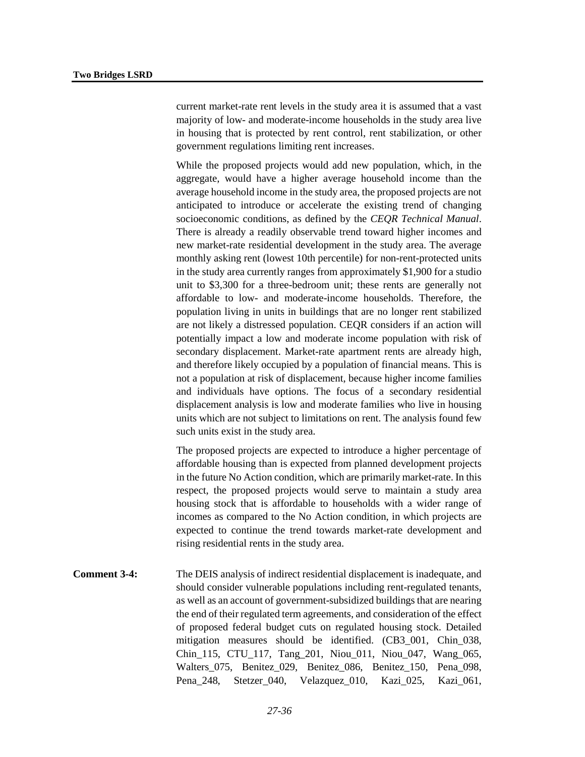current market-rate rent levels in the study area it is assumed that a vast majority of low- and moderate-income households in the study area live in housing that is protected by rent control, rent stabilization, or other government regulations limiting rent increases.

While the proposed projects would add new population, which, in the aggregate, would have a higher average household income than the average household income in the study area, the proposed projects are not anticipated to introduce or accelerate the existing trend of changing socioeconomic conditions, as defined by the *CEQR Technical Manual*. There is already a readily observable trend toward higher incomes and new market-rate residential development in the study area. The average monthly asking rent (lowest 10th percentile) for non-rent-protected units in the study area currently ranges from approximately $1,900 for a studio unit to $3,300 for a three-bedroom unit; these rents are generally not affordable to low- and moderate-income households. Therefore, the population living in units in buildings that are no longer rent stabilized are not likely a distressed population. CEQR considers if an action will potentially impact a low and moderate income population with risk of secondary displacement. Market-rate apartment rents are already high, and therefore likely occupied by a population of financial means. This is not a population at risk of displacement, because higher income families and individuals have options. The focus of a secondary residential displacement analysis is low and moderate families who live in housing units which are not subject to limitations on rent. The analysis found few such units exist in the study area.

The proposed projects are expected to introduce a higher percentage of affordable housing than is expected from planned development projects in the future No Action condition, which are primarily market-rate. In this respect, the proposed projects would serve to maintain a study area housing stock that is affordable to households with a wider range of incomes as compared to the No Action condition, in which projects are expected to continue the trend towards market-rate development and rising residential rents in the study area.

**Comment 3-4:** The DEIS analysis of indirect residential displacement is inadequate, and should consider vulnerable populations including rent-regulated tenants, as well as an account of government-subsidized buildings that are nearing the end of their regulated term agreements, and consideration of the effect of proposed federal budget cuts on regulated housing stock. Detailed mitigation measures should be identified. (CB3_001, Chin_038, Chin_115, CTU_117, Tang_201, Niou_011, Niou_047, Wang_065, Walters_075, Benitez_029, Benitez_086, Benitez_150, Pena_098, Pena_248, Stetzer_040, Velazquez_010, Kazi_025, Kazi_061,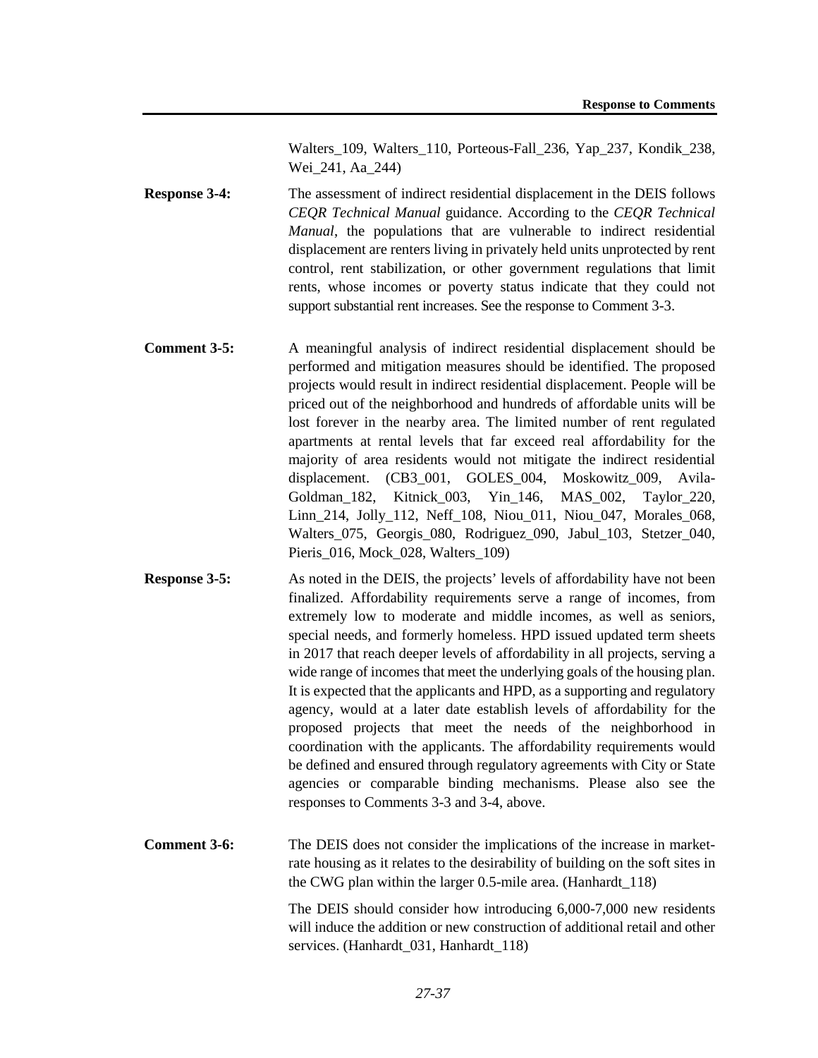Walters_109, Walters_110, Porteous-Fall_236, Yap_237, Kondik_238, Wei_241, Aa_244)

**Response 3-4:** The assessment of indirect residential displacement in the DEIS follows *CEQR Technical Manual* guidance. According to the *CEQR Technical Manual*, the populations that are vulnerable to indirect residential displacement are renters living in privately held units unprotected by rent control, rent stabilization, or other government regulations that limit rents, whose incomes or poverty status indicate that they could not support substantial rent increases. See the response to Comment 3-3.

**Comment 3-5:** A meaningful analysis of indirect residential displacement should be performed and mitigation measures should be identified. The proposed projects would result in indirect residential displacement. People will be priced out of the neighborhood and hundreds of affordable units will be lost forever in the nearby area. The limited number of rent regulated apartments at rental levels that far exceed real affordability for the majority of area residents would not mitigate the indirect residential displacement. (CB3_001, GOLES_004, Moskowitz_009, Avila-Goldman_182, Kitnick_003, Yin_146, MAS_002, Taylor_220, Linn_214, Jolly_112, Neff_108, Niou_011, Niou_047, Morales_068, Walters_075, Georgis_080, Rodriguez_090, Jabul_103, Stetzer_040, Pieris_016, Mock_028, Walters_109)

**Response 3-5:** As noted in the DEIS, the projects' levels of affordability have not been finalized. Affordability requirements serve a range of incomes, from extremely low to moderate and middle incomes, as well as seniors, special needs, and formerly homeless. HPD issued updated term sheets in 2017 that reach deeper levels of affordability in all projects, serving a wide range of incomes that meet the underlying goals of the housing plan. It is expected that the applicants and HPD, as a supporting and regulatory agency, would at a later date establish levels of affordability for the proposed projects that meet the needs of the neighborhood in coordination with the applicants. The affordability requirements would be defined and ensured through regulatory agreements with City or State agencies or comparable binding mechanisms. Please also see the responses to Comments 3-3 and 3-4, above.

**Comment 3-6:** The DEIS does not consider the implications of the increase in market-rate housing as it relates to the desirability of building on the soft sites in the CWG plan within the larger 0.5-mile area. (Hanhardt_118)

The DEIS should consider how introducing 6,000-7,000 new residents will induce the addition or new construction of additional retail and other services. (Hanhardt_031, Hanhardt_118)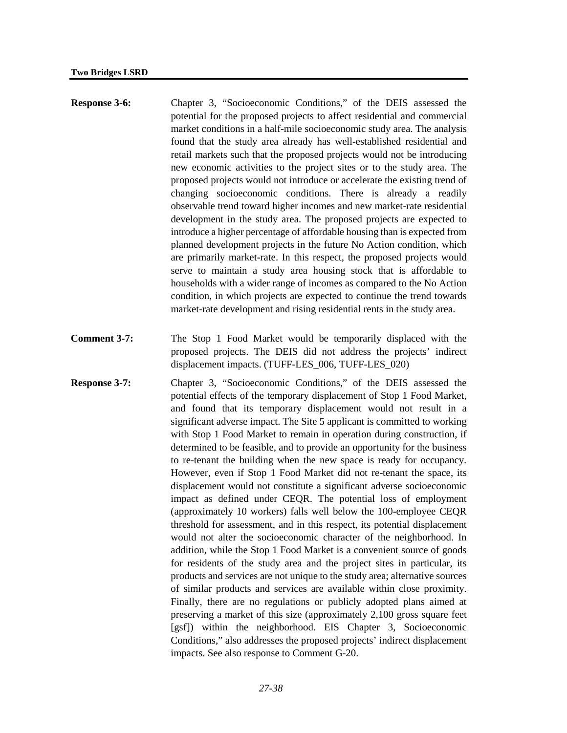**Response 3-6:** Chapter 3, "Socioeconomic Conditions," of the DEIS assessed the potential for the proposed projects to affect residential and commercial market conditions in a half-mile socioeconomic study area. The analysis found that the study area already has well-established residential and retail markets such that the proposed projects would not be introducing new economic activities to the project sites or to the study area. The proposed projects would not introduce or accelerate the existing trend of changing socioeconomic conditions. There is already a readily observable trend toward higher incomes and new market-rate residential development in the study area. The proposed projects are expected to introduce a higher percentage of affordable housing than is expected from planned development projects in the future No Action condition, which are primarily market-rate. In this respect, the proposed projects would serve to maintain a study area housing stock that is affordable to households with a wider range of incomes as compared to the No Action condition, in which projects are expected to continue the trend towards market-rate development and rising residential rents in the study area.

**Comment 3-7:** The Stop 1 Food Market would be temporarily displaced with the proposed projects. The DEIS did not address the projects' indirect displacement impacts. (TUFF-LES_006, TUFF-LES_020)

**Response 3-7:** Chapter 3, "Socioeconomic Conditions," of the DEIS assessed the potential effects of the temporary displacement of Stop 1 Food Market, and found that its temporary displacement would not result in a significant adverse impact. The Site 5 applicant is committed to working with Stop 1 Food Market to remain in operation during construction, if determined to be feasible, and to provide an opportunity for the business to re-tenant the building when the new space is ready for occupancy. However, even if Stop 1 Food Market did not re-tenant the space, its displacement would not constitute a significant adverse socioeconomic impact as defined under CEQR. The potential loss of employment (approximately 10 workers) falls well below the 100-employee CEQR threshold for assessment, and in this respect, its potential displacement would not alter the socioeconomic character of the neighborhood. In addition, while the Stop 1 Food Market is a convenient source of goods for residents of the study area and the project sites in particular, its products and services are not unique to the study area; alternative sources of similar products and services are available within close proximity. Finally, there are no regulations or publicly adopted plans aimed at preserving a market of this size (approximately 2,100 gross square feet [gsf]) within the neighborhood. EIS Chapter 3, Socioeconomic Conditions," also addresses the proposed projects' indirect displacement impacts. See also response to Comment G-20.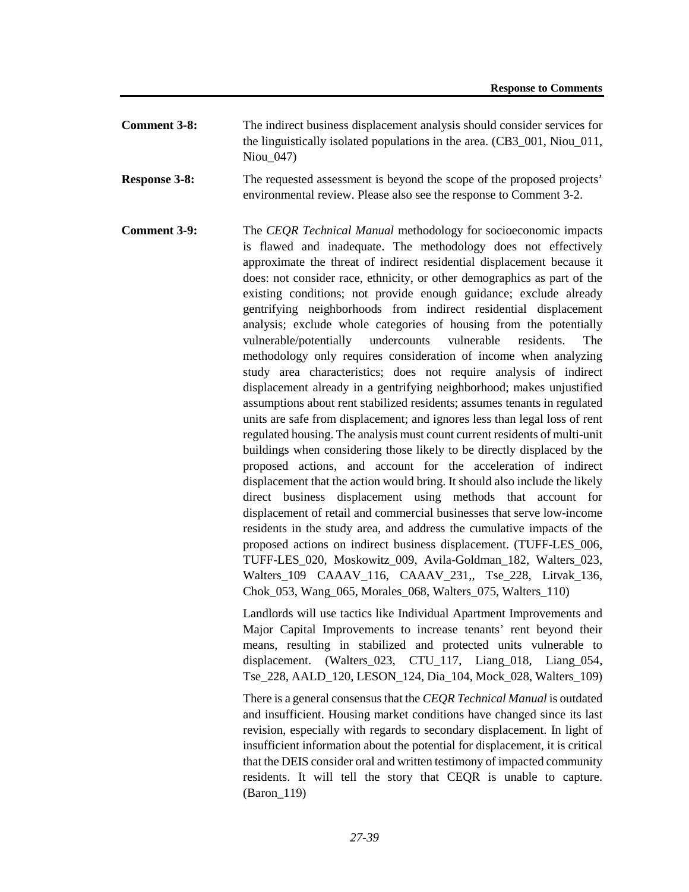**Comment 3-8:** The indirect business displacement analysis should consider services for the linguistically isolated populations in the area. (CB3_001, Niou_011, Niou_047)

**Response 3-8:** The requested assessment is beyond the scope of the proposed projects' environmental review. Please also see the response to Comment 3-2.

**Comment 3-9:** The *CEQR Technical Manual* methodology for socioeconomic impacts is flawed and inadequate. The methodology does not effectively approximate the threat of indirect residential displacement because it does: not consider race, ethnicity, or other demographics as part of the existing conditions; not provide enough guidance; exclude already gentrifying neighborhoods from indirect residential displacement analysis; exclude whole categories of housing from the potentially vulnerable/potentially undercounts vulnerable residents. The methodology only requires consideration of income when analyzing study area characteristics; does not require analysis of indirect displacement already in a gentrifying neighborhood; makes unjustified assumptions about rent stabilized residents; assumes tenants in regulated units are safe from displacement; and ignores less than legal loss of rent regulated housing. The analysis must count current residents of multi-unit buildings when considering those likely to be directly displaced by the proposed actions, and account for the acceleration of indirect displacement that the action would bring. It should also include the likely direct business displacement using methods that account for displacement of retail and commercial businesses that serve low-income residents in the study area, and address the cumulative impacts of the proposed actions on indirect business displacement. (TUFF-LES_006, TUFF-LES_020, Moskowitz_009, Avila-Goldman_182, Walters_023, Walters_109 CAAAV_116, CAAAV_231,, Tse_228, Litvak_136, Chok_053, Wang_065, Morales_068, Walters_075, Walters_110)

Landlords will use tactics like Individual Apartment Improvements and Major Capital Improvements to increase tenants' rent beyond their means, resulting in stabilized and protected units vulnerable to displacement. (Walters_023, CTU_117, Liang_018, Liang_054, Tse_228, AALD_120, LESON_124, Dia_104, Mock_028, Walters_109)

There is a general consensus that the *CEQR Technical Manual* is outdated and insufficient. Housing market conditions have changed since its last revision, especially with regards to secondary displacement. In light of insufficient information about the potential for displacement, it is critical that the DEIS consider oral and written testimony of impacted community residents. It will tell the story that CEQR is unable to capture. (Baron_119)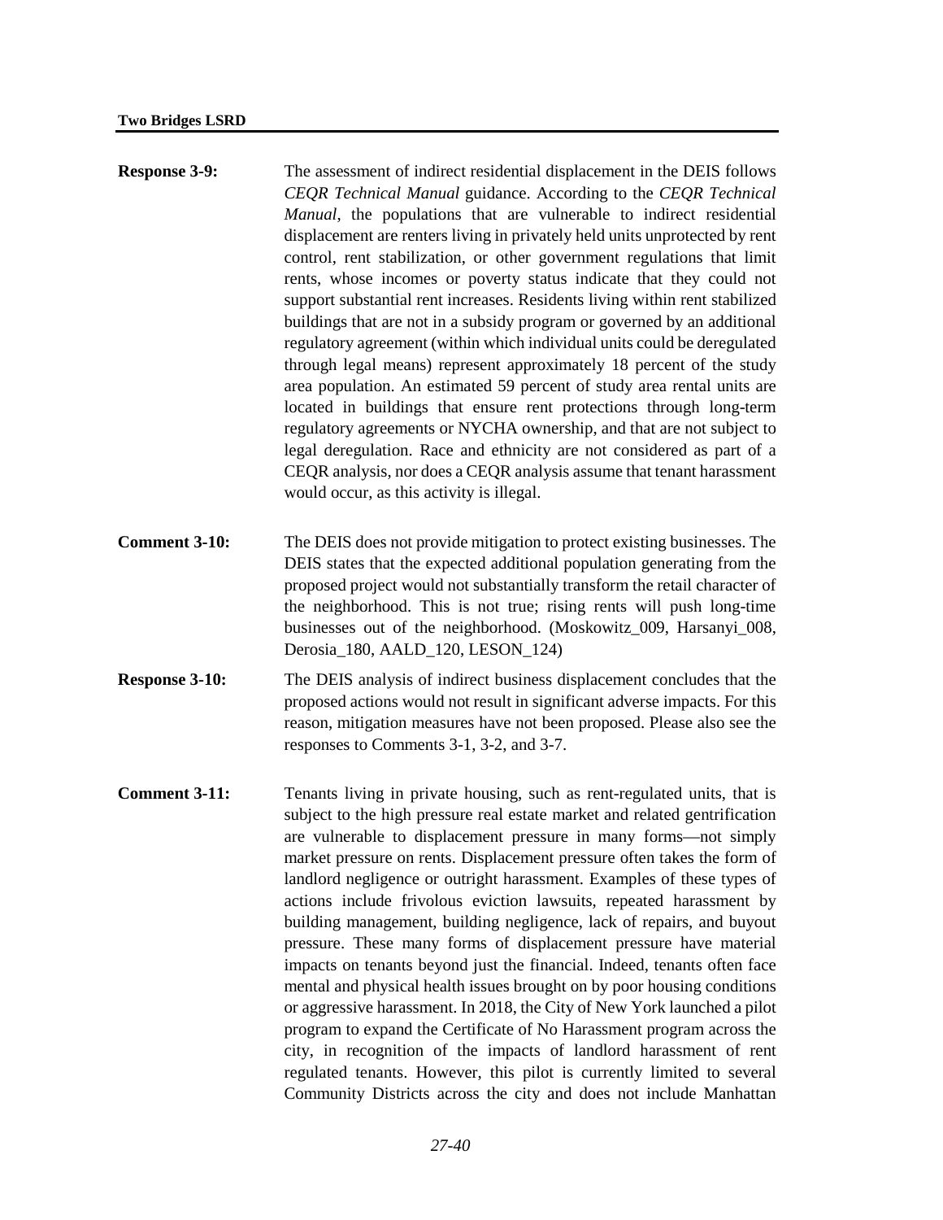**Response 3-9:** The assessment of indirect residential displacement in the DEIS follows *CEQR Technical Manual* guidance. According to the *CEQR Technical Manual*, the populations that are vulnerable to indirect residential displacement are renters living in privately held units unprotected by rent control, rent stabilization, or other government regulations that limit rents, whose incomes or poverty status indicate that they could not support substantial rent increases. Residents living within rent stabilized buildings that are not in a subsidy program or governed by an additional regulatory agreement (within which individual units could be deregulated through legal means) represent approximately 18 percent of the study area population. An estimated 59 percent of study area rental units are located in buildings that ensure rent protections through long-term regulatory agreements or NYCHA ownership, and that are not subject to legal deregulation. Race and ethnicity are not considered as part of a CEQR analysis, nor does a CEQR analysis assume that tenant harassment would occur, as this activity is illegal.

**Comment 3-10:** The DEIS does not provide mitigation to protect existing businesses. The DEIS states that the expected additional population generating from the proposed project would not substantially transform the retail character of the neighborhood. This is not true; rising rents will push long-time businesses out of the neighborhood. (Moskowitz_009, Harsanyi_008, Derosia_180, AALD_120, LESON_124)

**Response 3-10:** The DEIS analysis of indirect business displacement concludes that the proposed actions would not result in significant adverse impacts. For this reason, mitigation measures have not been proposed. Please also see the responses to Comments 3-1, 3-2, and 3-7.

**Comment 3-11:** Tenants living in private housing, such as rent-regulated units, that is subject to the high pressure real estate market and related gentrification are vulnerable to displacement pressure in many forms—not simply market pressure on rents. Displacement pressure often takes the form of landlord negligence or outright harassment. Examples of these types of actions include frivolous eviction lawsuits, repeated harassment by building management, building negligence, lack of repairs, and buyout pressure. These many forms of displacement pressure have material impacts on tenants beyond just the financial. Indeed, tenants often face mental and physical health issues brought on by poor housing conditions or aggressive harassment. In 2018, the City of New York launched a pilot program to expand the Certificate of No Harassment program across the city, in recognition of the impacts of landlord harassment of rent regulated tenants. However, this pilot is currently limited to several Community Districts across the city and does not include Manhattan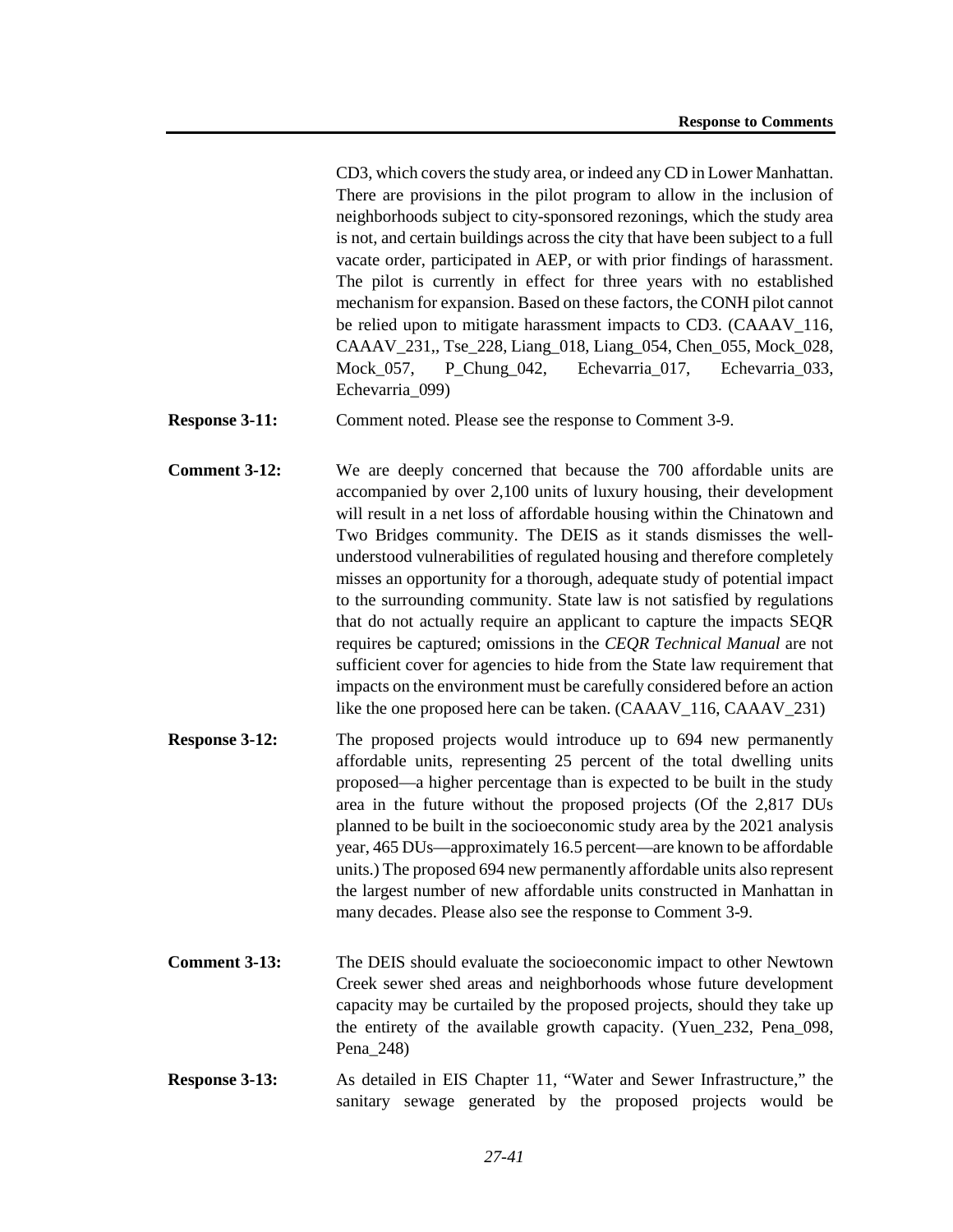CD3, which covers the study area, or indeed any CD in Lower Manhattan. There are provisions in the pilot program to allow in the inclusion of neighborhoods subject to city-sponsored rezonings, which the study area is not, and certain buildings across the city that have been subject to a full vacate order, participated in AEP, or with prior findings of harassment. The pilot is currently in effect for three years with no established mechanism for expansion. Based on these factors, the CONH pilot cannot be relied upon to mitigate harassment impacts to CD3. (CAAAV_116, CAAAV_231,, Tse_228, Liang_018, Liang_054, Chen_055, Mock_028, Mock_057, P_Chung_042, Echevarria_017, Echevarria_033, Echevarria_099)

**Response 3-11:** Comment noted. Please see the response to Comment 3-9.

**Comment 3-12:** We are deeply concerned that because the 700 affordable units are accompanied by over 2,100 units of luxury housing, their development will result in a net loss of affordable housing within the Chinatown and Two Bridges community. The DEIS as it stands dismisses the well-understood vulnerabilities of regulated housing and therefore completely misses an opportunity for a thorough, adequate study of potential impact to the surrounding community. State law is not satisfied by regulations that do not actually require an applicant to capture the impacts SEQR requires be captured; omissions in the *CEQR Technical Manual* are not sufficient cover for agencies to hide from the State law requirement that impacts on the environment must be carefully considered before an action like the one proposed here can be taken. (CAAAV_116, CAAAV_231)

**Response 3-12:** The proposed projects would introduce up to 694 new permanently affordable units, representing 25 percent of the total dwelling units proposed—a higher percentage than is expected to be built in the study area in the future without the proposed projects (Of the 2,817 DUs planned to be built in the socioeconomic study area by the 2021 analysis year, 465 DUs—approximately 16.5 percent—are known to be affordable units.) The proposed 694 new permanently affordable units also represent the largest number of new affordable units constructed in Manhattan in many decades. Please also see the response to Comment 3-9.

**Comment 3-13:** The DEIS should evaluate the socioeconomic impact to other Newtown Creek sewer shed areas and neighborhoods whose future development capacity may be curtailed by the proposed projects, should they take up the entirety of the available growth capacity. (Yuen_232, Pena_098, Pena_248)

**Response 3-13:** As detailed in EIS Chapter 11, "Water and Sewer Infrastructure," the sanitary sewage generated by the proposed projects would be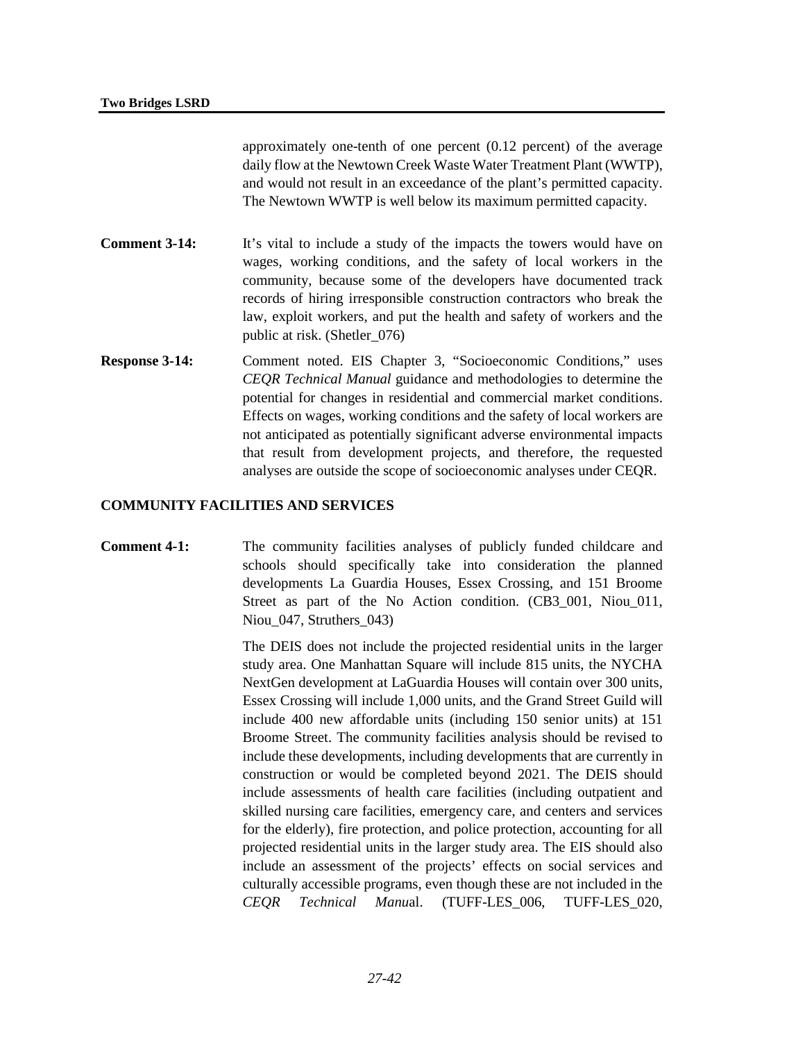approximately one-tenth of one percent (0.12 percent) of the average daily flow at the Newtown Creek Waste Water Treatment Plant (WWTP), and would not result in an exceedance of the plant's permitted capacity. The Newtown WWTP is well below its maximum permitted capacity.

**Comment 3-14:** It's vital to include a study of the impacts the towers would have on wages, working conditions, and the safety of local workers in the community, because some of the developers have documented track records of hiring irresponsible construction contractors who break the law, exploit workers, and put the health and safety of workers and the public at risk. (Shetler_076)

**Response 3-14:** Comment noted. EIS Chapter 3, "Socioeconomic Conditions," uses *CEQR Technical Manual* guidance and methodologies to determine the potential for changes in residential and commercial market conditions. Effects on wages, working conditions and the safety of local workers are not anticipated as potentially significant adverse environmental impacts that result from development projects, and therefore, the requested analyses are outside the scope of socioeconomic analyses under CEQR.

## COMMUNITY FACILITIES AND SERVICES

**Comment 4-1:** The community facilities analyses of publicly funded childcare and schools should specifically take into consideration the planned developments La Guardia Houses, Essex Crossing, and 151 Broome Street as part of the No Action condition. (CB3_001, Niou_011, Niou_047, Struthers_043)

The DEIS does not include the projected residential units in the larger study area. One Manhattan Square will include 815 units, the NYCHA NextGen development at LaGuardia Houses will contain over 300 units, Essex Crossing will include 1,000 units, and the Grand Street Guild will include 400 new affordable units (including 150 senior units) at 151 Broome Street. The community facilities analysis should be revised to include these developments, including developments that are currently in construction or would be completed beyond 2021. The DEIS should include assessments of health care facilities (including outpatient and skilled nursing care facilities, emergency care, and centers and services for the elderly), fire protection, and police protection, accounting for all projected residential units in the larger study area. The EIS should also include an assessment of the projects' effects on social services and culturally accessible programs, even though these are not included in the *CEQR Technical Manua*l. (TUFF-LES_006, TUFF-LES_020,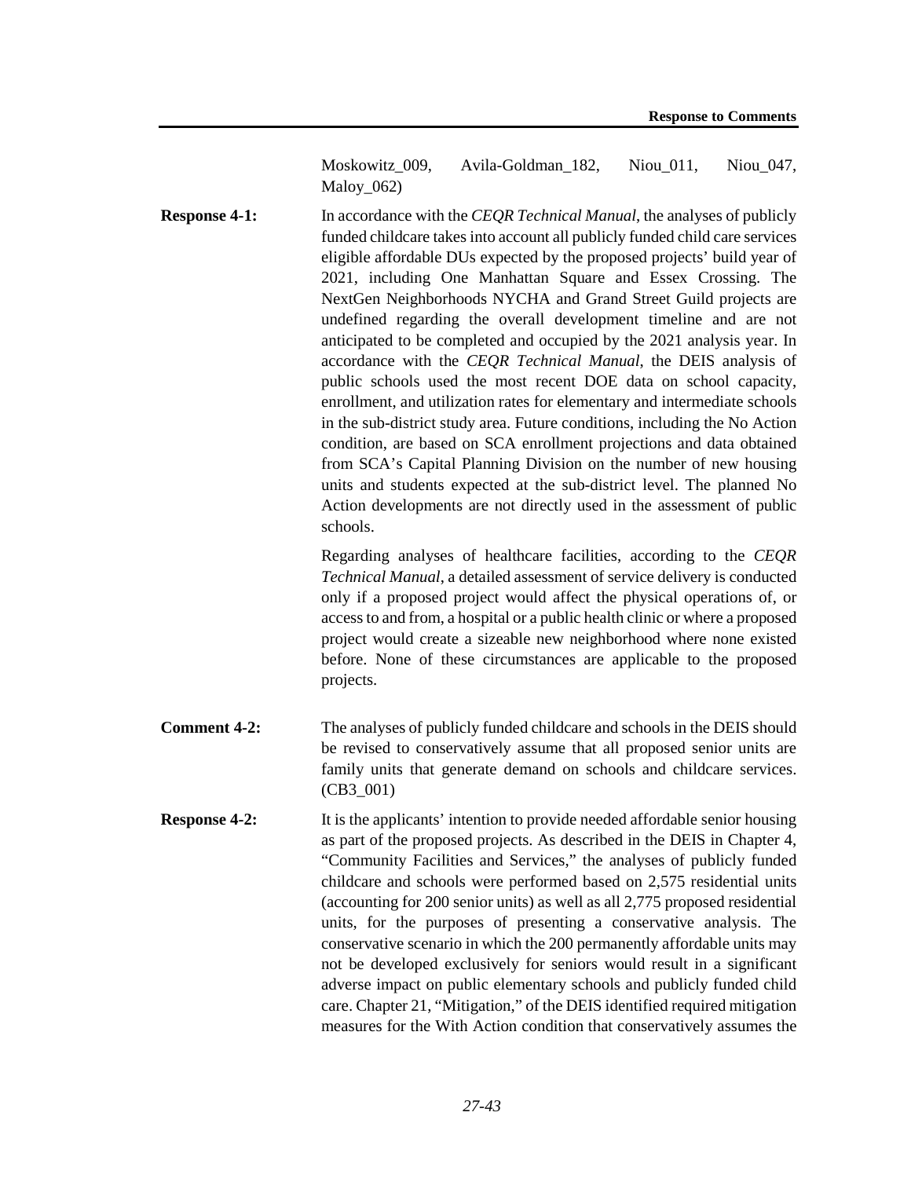Moskowitz_009, Avila-Goldman_182, Niou_011, Niou_047, Maloy_062)

**Response 4-1:** In accordance with the *CEQR Technical Manual*, the analyses of publicly funded childcare takes into account all publicly funded child care services eligible affordable DUs expected by the proposed projects' build year of 2021, including One Manhattan Square and Essex Crossing. The NextGen Neighborhoods NYCHA and Grand Street Guild projects are undefined regarding the overall development timeline and are not anticipated to be completed and occupied by the 2021 analysis year. In accordance with the *CEQR Technical Manual*, the DEIS analysis of public schools used the most recent DOE data on school capacity, enrollment, and utilization rates for elementary and intermediate schools in the sub-district study area. Future conditions, including the No Action condition, are based on SCA enrollment projections and data obtained from SCA's Capital Planning Division on the number of new housing units and students expected at the sub-district level. The planned No Action developments are not directly used in the assessment of public schools.

Regarding analyses of healthcare facilities, according to the *CEQR Technical Manual*, a detailed assessment of service delivery is conducted only if a proposed project would affect the physical operations of, or access to and from, a hospital or a public health clinic or where a proposed project would create a sizeable new neighborhood where none existed before. None of these circumstances are applicable to the proposed projects.

**Comment 4-2:** The analyses of publicly funded childcare and schools in the DEIS should be revised to conservatively assume that all proposed senior units are family units that generate demand on schools and childcare services. (CB3_001)

**Response 4-2:** It is the applicants' intention to provide needed affordable senior housing as part of the proposed projects. As described in the DEIS in Chapter 4, "Community Facilities and Services," the analyses of publicly funded childcare and schools were performed based on 2,575 residential units (accounting for 200 senior units) as well as all 2,775 proposed residential units, for the purposes of presenting a conservative analysis. The conservative scenario in which the 200 permanently affordable units may not be developed exclusively for seniors would result in a significant adverse impact on public elementary schools and publicly funded child care. Chapter 21, "Mitigation," of the DEIS identified required mitigation measures for the With Action condition that conservatively assumes the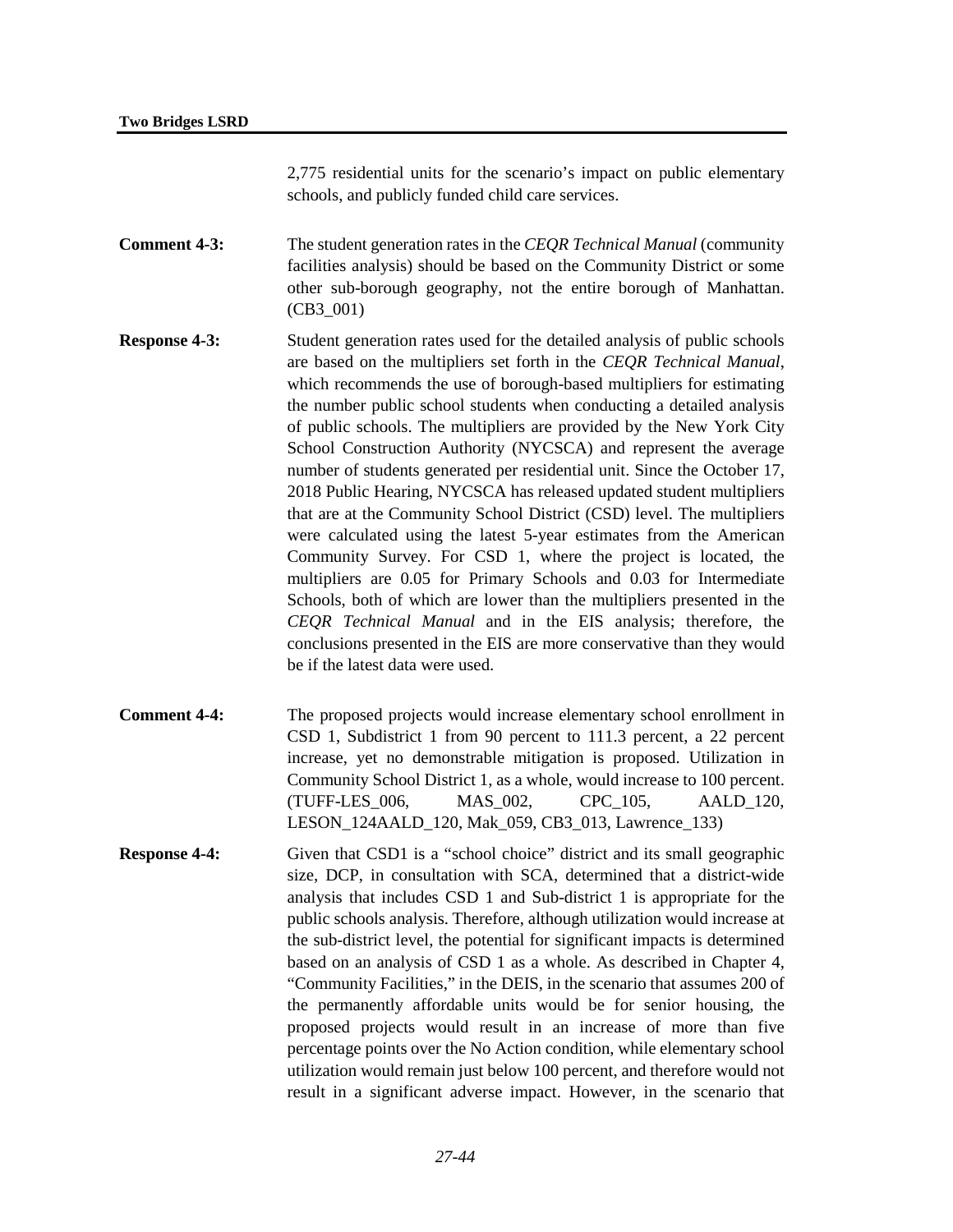2,775 residential units for the scenario's impact on public elementary schools, and publicly funded child care services.

**Comment 4-3:** The student generation rates in the *CEQR Technical Manual* (community facilities analysis) should be based on the Community District or some other sub-borough geography, not the entire borough of Manhattan. (CB3_001)

**Response 4-3:** Student generation rates used for the detailed analysis of public schools are based on the multipliers set forth in the *CEQR Technical Manual*, which recommends the use of borough-based multipliers for estimating the number public school students when conducting a detailed analysis of public schools. The multipliers are provided by the New York City School Construction Authority (NYCSCA) and represent the average number of students generated per residential unit. Since the October 17, 2018 Public Hearing, NYCSCA has released updated student multipliers that are at the Community School District (CSD) level. The multipliers were calculated using the latest 5-year estimates from the American Community Survey. For CSD 1, where the project is located, the multipliers are 0.05 for Primary Schools and 0.03 for Intermediate Schools, both of which are lower than the multipliers presented in the *CEQR Technical Manual* and in the EIS analysis; therefore, the conclusions presented in the EIS are more conservative than they would be if the latest data were used.

**Comment 4-4:** The proposed projects would increase elementary school enrollment in CSD 1, Subdistrict 1 from 90 percent to 111.3 percent, a 22 percent increase, yet no demonstrable mitigation is proposed. Utilization in Community School District 1, as a whole, would increase to 100 percent. (TUFF-LES_006, MAS_002, CPC_105, AALD_120, LESON_124AALD_120, Mak_059, CB3_013, Lawrence_133)

**Response 4-4:** Given that CSD1 is a "school choice" district and its small geographic size, DCP, in consultation with SCA, determined that a district-wide analysis that includes CSD 1 and Sub-district 1 is appropriate for the public schools analysis. Therefore, although utilization would increase at the sub-district level, the potential for significant impacts is determined based on an analysis of CSD 1 as a whole. As described in Chapter 4, "Community Facilities," in the DEIS, in the scenario that assumes 200 of the permanently affordable units would be for senior housing, the proposed projects would result in an increase of more than five percentage points over the No Action condition, while elementary school utilization would remain just below 100 percent, and therefore would not result in a significant adverse impact. However, in the scenario that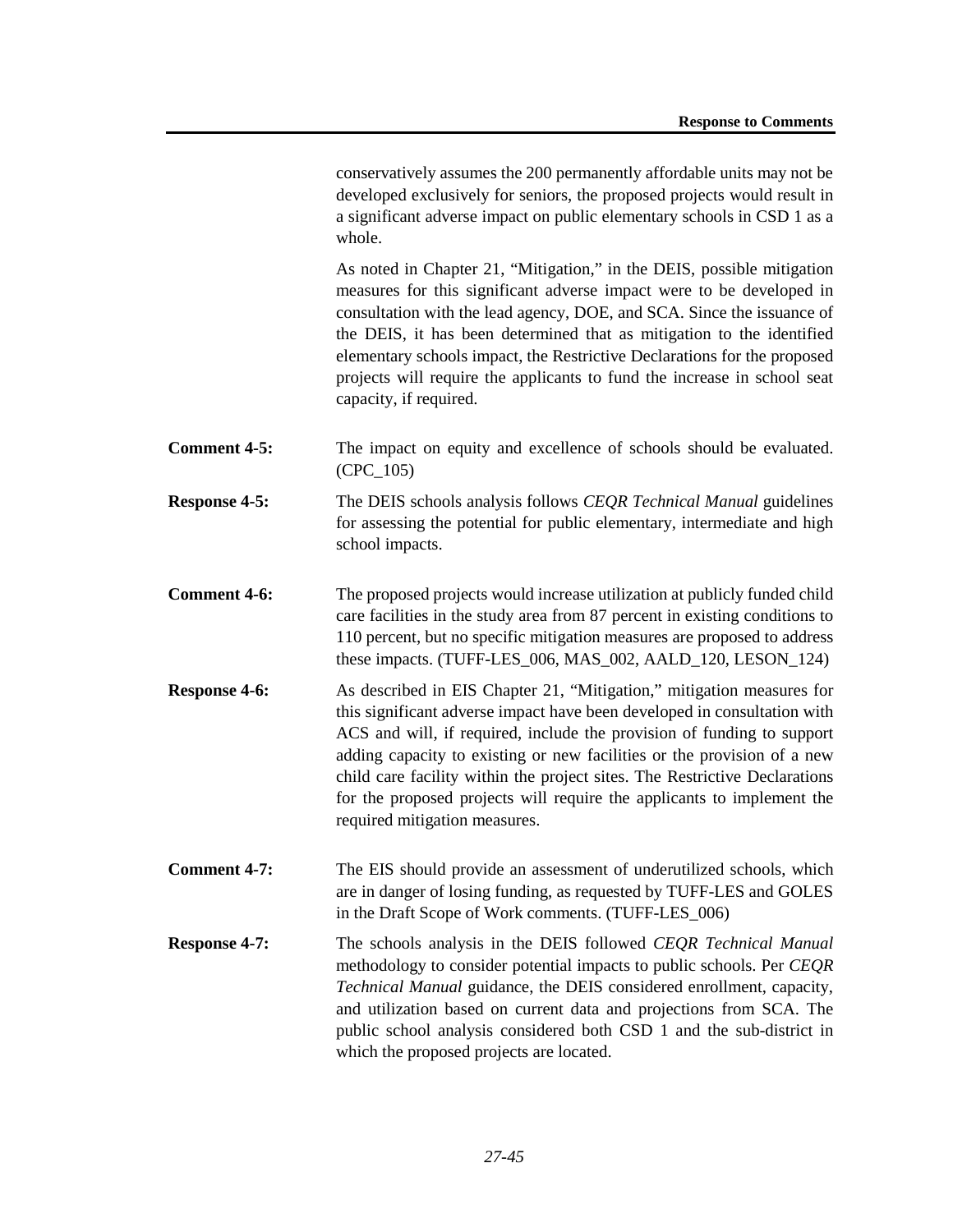conservatively assumes the 200 permanently affordable units may not be developed exclusively for seniors, the proposed projects would result in a significant adverse impact on public elementary schools in CSD 1 as a whole.

As noted in Chapter 21, "Mitigation," in the DEIS, possible mitigation measures for this significant adverse impact were to be developed in consultation with the lead agency, DOE, and SCA. Since the issuance of the DEIS, it has been determined that as mitigation to the identified elementary schools impact, the Restrictive Declarations for the proposed projects will require the applicants to fund the increase in school seat capacity, if required.

**Comment 4-5:** The impact on equity and excellence of schools should be evaluated. (CPC_105)

**Response 4-5:** The DEIS schools analysis follows *CEQR Technical Manual* guidelines for assessing the potential for public elementary, intermediate and high school impacts.

**Comment 4-6:** The proposed projects would increase utilization at publicly funded child care facilities in the study area from 87 percent in existing conditions to 110 percent, but no specific mitigation measures are proposed to address these impacts. (TUFF-LES_006, MAS_002, AALD_120, LESON_124)

**Response 4-6:** As described in EIS Chapter 21, "Mitigation," mitigation measures for this significant adverse impact have been developed in consultation with ACS and will, if required, include the provision of funding to support adding capacity to existing or new facilities or the provision of a new child care facility within the project sites. The Restrictive Declarations for the proposed projects will require the applicants to implement the required mitigation measures.

**Comment 4-7:** The EIS should provide an assessment of underutilized schools, which are in danger of losing funding, as requested by TUFF-LES and GOLES in the Draft Scope of Work comments. (TUFF-LES_006)

**Response 4-7:** The schools analysis in the DEIS followed *CEQR Technical Manual* methodology to consider potential impacts to public schools. Per *CEQR Technical Manual* guidance, the DEIS considered enrollment, capacity, and utilization based on current data and projections from SCA. The public school analysis considered both CSD 1 and the sub-district in which the proposed projects are located.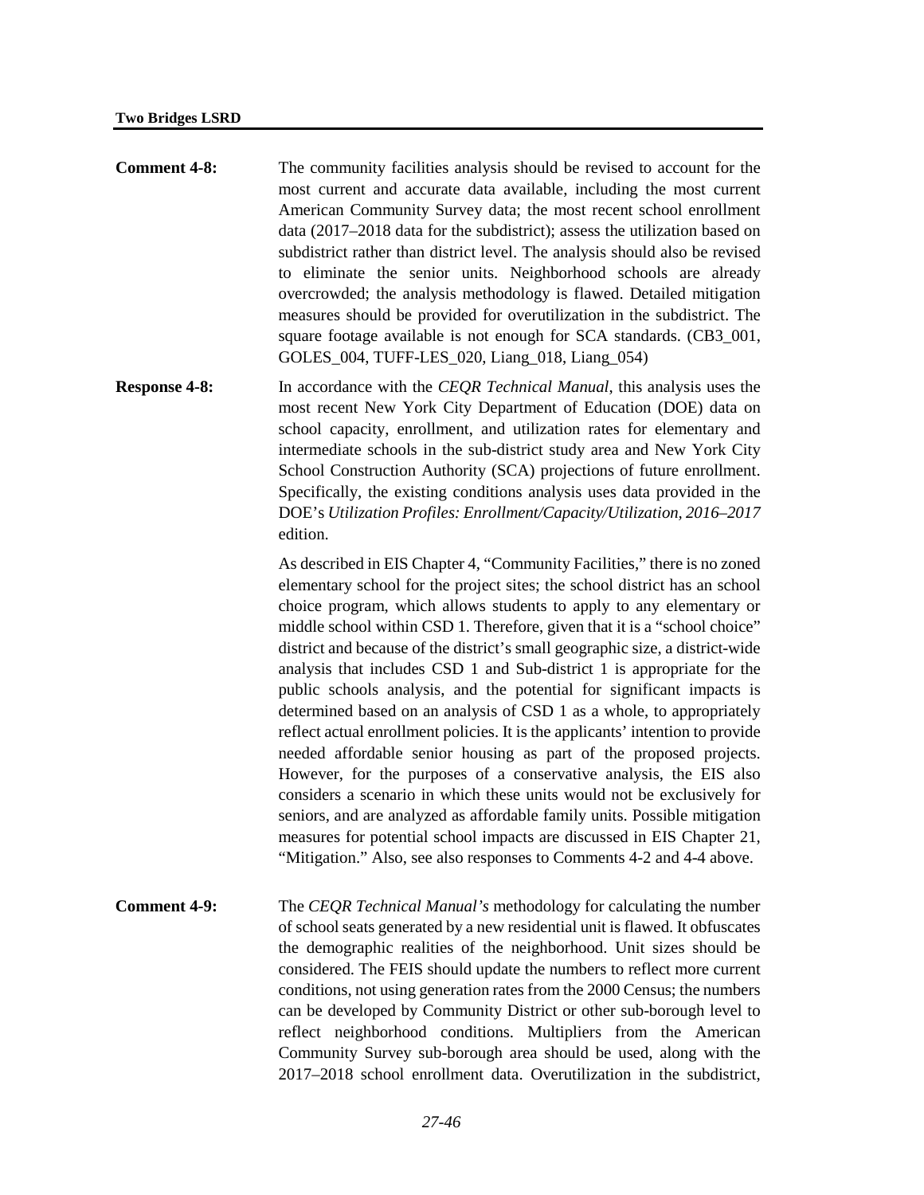**Comment 4-8:** The community facilities analysis should be revised to account for the most current and accurate data available, including the most current American Community Survey data; the most recent school enrollment data (2017–2018 data for the subdistrict); assess the utilization based on subdistrict rather than district level. The analysis should also be revised to eliminate the senior units. Neighborhood schools are already overcrowded; the analysis methodology is flawed. Detailed mitigation measures should be provided for overutilization in the subdistrict. The square footage available is not enough for SCA standards. (CB3_001, GOLES_004, TUFF-LES_020, Liang_018, Liang_054)

**Response 4-8:** In accordance with the *CEQR Technical Manual*, this analysis uses the most recent New York City Department of Education (DOE) data on school capacity, enrollment, and utilization rates for elementary and intermediate schools in the sub-district study area and New York City School Construction Authority (SCA) projections of future enrollment. Specifically, the existing conditions analysis uses data provided in the DOE's *Utilization Profiles: Enrollment/Capacity/Utilization, 2016–2017* edition.

As described in EIS Chapter 4, "Community Facilities," there is no zoned elementary school for the project sites; the school district has an school choice program, which allows students to apply to any elementary or middle school within CSD 1. Therefore, given that it is a "school choice" district and because of the district's small geographic size, a district-wide analysis that includes CSD 1 and Sub-district 1 is appropriate for the public schools analysis, and the potential for significant impacts is determined based on an analysis of CSD 1 as a whole, to appropriately reflect actual enrollment policies. It is the applicants' intention to provide needed affordable senior housing as part of the proposed projects. However, for the purposes of a conservative analysis, the EIS also considers a scenario in which these units would not be exclusively for seniors, and are analyzed as affordable family units. Possible mitigation measures for potential school impacts are discussed in EIS Chapter 21, "Mitigation." Also, see also responses to Comments 4-2 and 4-4 above.

**Comment 4-9:** The *CEQR Technical Manual's* methodology for calculating the number of school seats generated by a new residential unit is flawed. It obfuscates the demographic realities of the neighborhood. Unit sizes should be considered. The FEIS should update the numbers to reflect more current conditions, not using generation rates from the 2000 Census; the numbers can be developed by Community District or other sub-borough level to reflect neighborhood conditions. Multipliers from the American Community Survey sub-borough area should be used, along with the 2017–2018 school enrollment data. Overutilization in the subdistrict,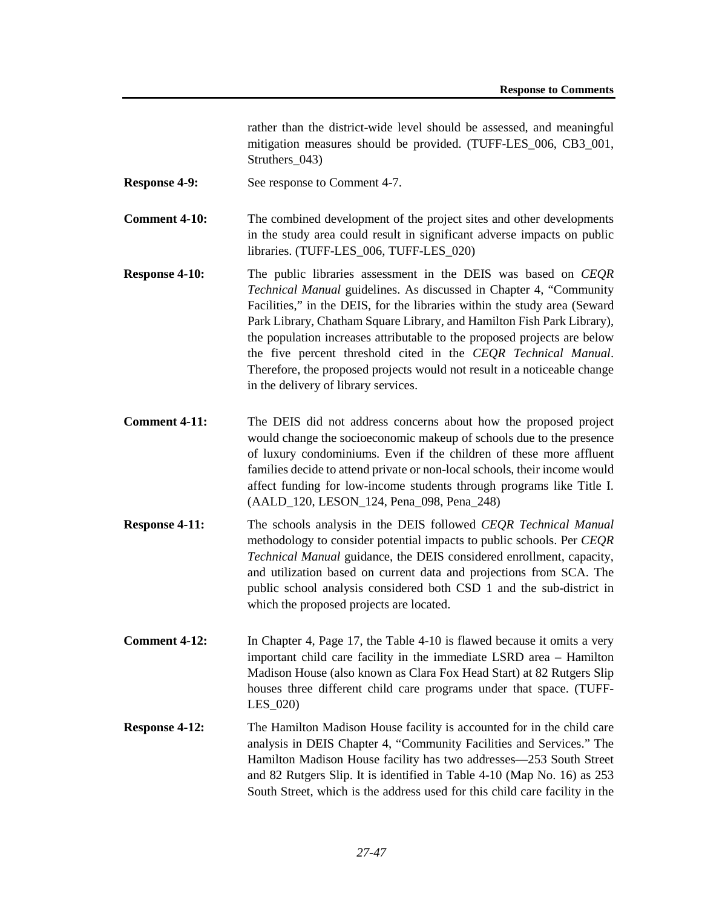rather than the district-wide level should be assessed, and meaningful mitigation measures should be provided. (TUFF-LES_006, CB3_001, Struthers_043)

**Response 4-9:** See response to Comment 4-7.

**Comment 4-10:** The combined development of the project sites and other developments in the study area could result in significant adverse impacts on public libraries. (TUFF-LES_006, TUFF-LES_020)

**Response 4-10:** The public libraries assessment in the DEIS was based on *CEQR Technical Manual* guidelines. As discussed in Chapter 4, "Community Facilities," in the DEIS, for the libraries within the study area (Seward Park Library, Chatham Square Library, and Hamilton Fish Park Library), the population increases attributable to the proposed projects are below the five percent threshold cited in the *CEQR Technical Manual*. Therefore, the proposed projects would not result in a noticeable change in the delivery of library services.

**Comment 4-11:** The DEIS did not address concerns about how the proposed project would change the socioeconomic makeup of schools due to the presence of luxury condominiums. Even if the children of these more affluent families decide to attend private or non-local schools, their income would affect funding for low-income students through programs like Title I. (AALD_120, LESON_124, Pena_098, Pena_248)

**Response 4-11:** The schools analysis in the DEIS followed *CEQR Technical Manual* methodology to consider potential impacts to public schools. Per *CEQR Technical Manual* guidance, the DEIS considered enrollment, capacity, and utilization based on current data and projections from SCA. The public school analysis considered both CSD 1 and the sub-district in which the proposed projects are located.

**Comment 4-12:** In Chapter 4, Page 17, the Table 4-10 is flawed because it omits a very important child care facility in the immediate LSRD area – Hamilton Madison House (also known as Clara Fox Head Start) at 82 Rutgers Slip houses three different child care programs under that space. (TUFF-LES_020)

**Response 4-12:** The Hamilton Madison House facility is accounted for in the child care analysis in DEIS Chapter 4, "Community Facilities and Services." The Hamilton Madison House facility has two addresses—253 South Street and 82 Rutgers Slip. It is identified in Table 4-10 (Map No. 16) as 253 South Street, which is the address used for this child care facility in the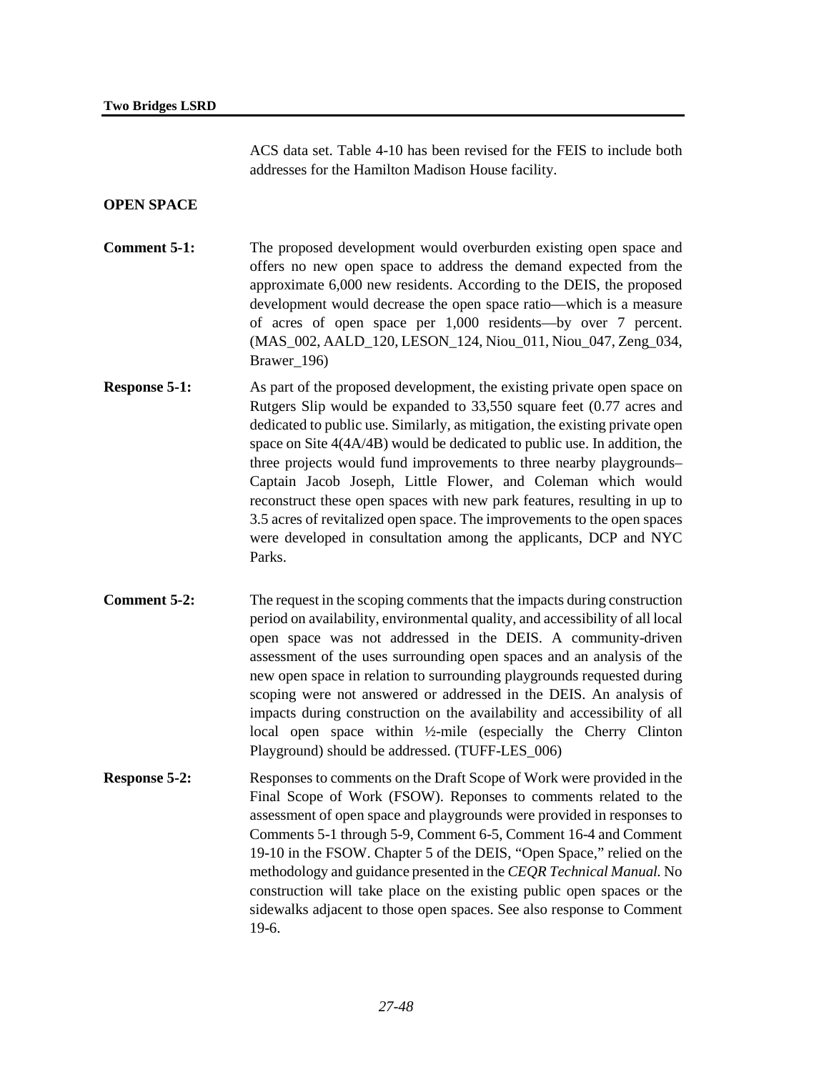ACS data set. Table 4-10 has been revised for the FEIS to include both addresses for the Hamilton Madison House facility.

## OPEN SPACE

**Comment 5-1:** The proposed development would overburden existing open space and offers no new open space to address the demand expected from the approximate 6,000 new residents. According to the DEIS, the proposed development would decrease the open space ratio—which is a measure of acres of open space per 1,000 residents—by over 7 percent. (MAS_002, AALD_120, LESON_124, Niou_011, Niou_047, Zeng_034, Brawer_196)

**Response 5-1:** As part of the proposed development, the existing private open space on Rutgers Slip would be expanded to 33,550 square feet (0.77 acres and dedicated to public use. Similarly, as mitigation, the existing private open space on Site 4(4A/4B) would be dedicated to public use. In addition, the three projects would fund improvements to three nearby playgrounds–Captain Jacob Joseph, Little Flower, and Coleman which would reconstruct these open spaces with new park features, resulting in up to 3.5 acres of revitalized open space. The improvements to the open spaces were developed in consultation among the applicants, DCP and NYC Parks.

**Comment 5-2:** The request in the scoping comments that the impacts during construction period on availability, environmental quality, and accessibility of all local open space was not addressed in the DEIS. A community-driven assessment of the uses surrounding open spaces and an analysis of the new open space in relation to surrounding playgrounds requested during scoping were not answered or addressed in the DEIS. An analysis of impacts during construction on the availability and accessibility of all local open space within ½-mile (especially the Cherry Clinton Playground) should be addressed. (TUFF-LES_006)

**Response 5-2:** Responses to comments on the Draft Scope of Work were provided in the Final Scope of Work (FSOW). Reponses to comments related to the assessment of open space and playgrounds were provided in responses to Comments 5-1 through 5-9, Comment 6-5, Comment 16-4 and Comment 19-10 in the FSOW. Chapter 5 of the DEIS, "Open Space," relied on the methodology and guidance presented in the *CEQR Technical Manual.* No construction will take place on the existing public open spaces or the sidewalks adjacent to those open spaces. See also response to Comment 19-6.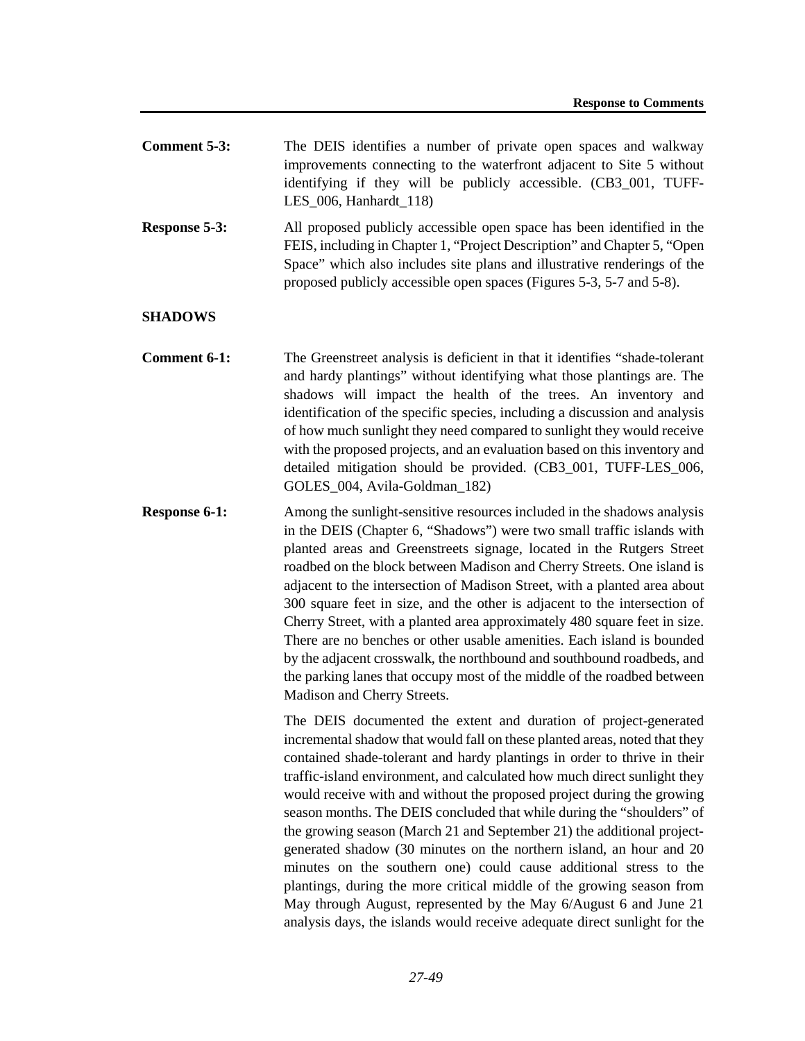**Comment 5-3:** The DEIS identifies a number of private open spaces and walkway improvements connecting to the waterfront adjacent to Site 5 without identifying if they will be publicly accessible. (CB3_001, TUFF-LES_006, Hanhardt_118)

**Response 5-3:** All proposed publicly accessible open space has been identified in the FEIS, including in Chapter 1, "Project Description" and Chapter 5, "Open Space" which also includes site plans and illustrative renderings of the proposed publicly accessible open spaces (Figures 5-3, 5-7 and 5-8).

## SHADOWS

**Comment 6-1:** The Greenstreet analysis is deficient in that it identifies "shade-tolerant and hardy plantings" without identifying what those plantings are. The shadows will impact the health of the trees. An inventory and identification of the specific species, including a discussion and analysis of how much sunlight they need compared to sunlight they would receive with the proposed projects, and an evaluation based on this inventory and detailed mitigation should be provided. (CB3_001, TUFF-LES_006, GOLES_004, Avila-Goldman_182)

**Response 6-1:** Among the sunlight-sensitive resources included in the shadows analysis in the DEIS (Chapter 6, "Shadows") were two small traffic islands with planted areas and Greenstreets signage, located in the Rutgers Street roadbed on the block between Madison and Cherry Streets. One island is adjacent to the intersection of Madison Street, with a planted area about 300 square feet in size, and the other is adjacent to the intersection of Cherry Street, with a planted area approximately 480 square feet in size. There are no benches or other usable amenities. Each island is bounded by the adjacent crosswalk, the northbound and southbound roadbeds, and the parking lanes that occupy most of the middle of the roadbed between Madison and Cherry Streets.

The DEIS documented the extent and duration of project-generated incremental shadow that would fall on these planted areas, noted that they contained shade-tolerant and hardy plantings in order to thrive in their traffic-island environment, and calculated how much direct sunlight they would receive with and without the proposed project during the growing season months. The DEIS concluded that while during the "shoulders" of the growing season (March 21 and September 21) the additional project-generated shadow (30 minutes on the northern island, an hour and 20 minutes on the southern one) could cause additional stress to the plantings, during the more critical middle of the growing season from May through August, represented by the May 6/August 6 and June 21 analysis days, the islands would receive adequate direct sunlight for the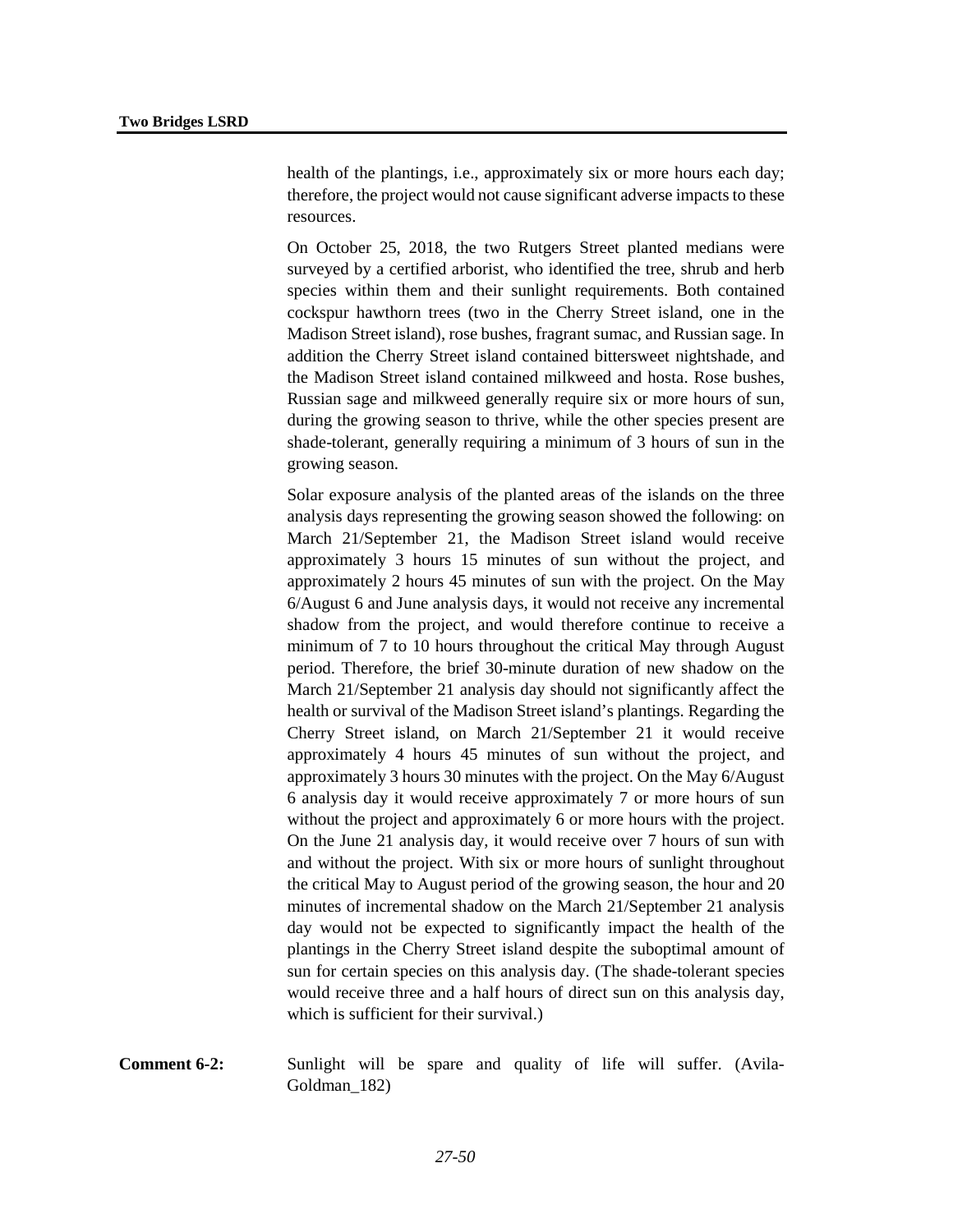health of the plantings, i.e., approximately six or more hours each day; therefore, the project would not cause significant adverse impacts to these resources.

On October 25, 2018, the two Rutgers Street planted medians were surveyed by a certified arborist, who identified the tree, shrub and herb species within them and their sunlight requirements. Both contained cockspur hawthorn trees (two in the Cherry Street island, one in the Madison Street island), rose bushes, fragrant sumac, and Russian sage. In addition the Cherry Street island contained bittersweet nightshade, and the Madison Street island contained milkweed and hosta. Rose bushes, Russian sage and milkweed generally require six or more hours of sun, during the growing season to thrive, while the other species present are shade-tolerant, generally requiring a minimum of 3 hours of sun in the growing season.

Solar exposure analysis of the planted areas of the islands on the three analysis days representing the growing season showed the following: on March 21/September 21, the Madison Street island would receive approximately 3 hours 15 minutes of sun without the project, and approximately 2 hours 45 minutes of sun with the project. On the May 6/August 6 and June analysis days, it would not receive any incremental shadow from the project, and would therefore continue to receive a minimum of 7 to 10 hours throughout the critical May through August period. Therefore, the brief 30-minute duration of new shadow on the March 21/September 21 analysis day should not significantly affect the health or survival of the Madison Street island's plantings. Regarding the Cherry Street island, on March 21/September 21 it would receive approximately 4 hours 45 minutes of sun without the project, and approximately 3 hours 30 minutes with the project. On the May 6/August 6 analysis day it would receive approximately 7 or more hours of sun without the project and approximately 6 or more hours with the project. On the June 21 analysis day, it would receive over 7 hours of sun with and without the project. With six or more hours of sunlight throughout the critical May to August period of the growing season, the hour and 20 minutes of incremental shadow on the March 21/September 21 analysis day would not be expected to significantly impact the health of the plantings in the Cherry Street island despite the suboptimal amount of sun for certain species on this analysis day. (The shade-tolerant species would receive three and a half hours of direct sun on this analysis day, which is sufficient for their survival.)

**Comment 6-2:** Sunlight will be spare and quality of life will suffer. (Avila-Goldman_182)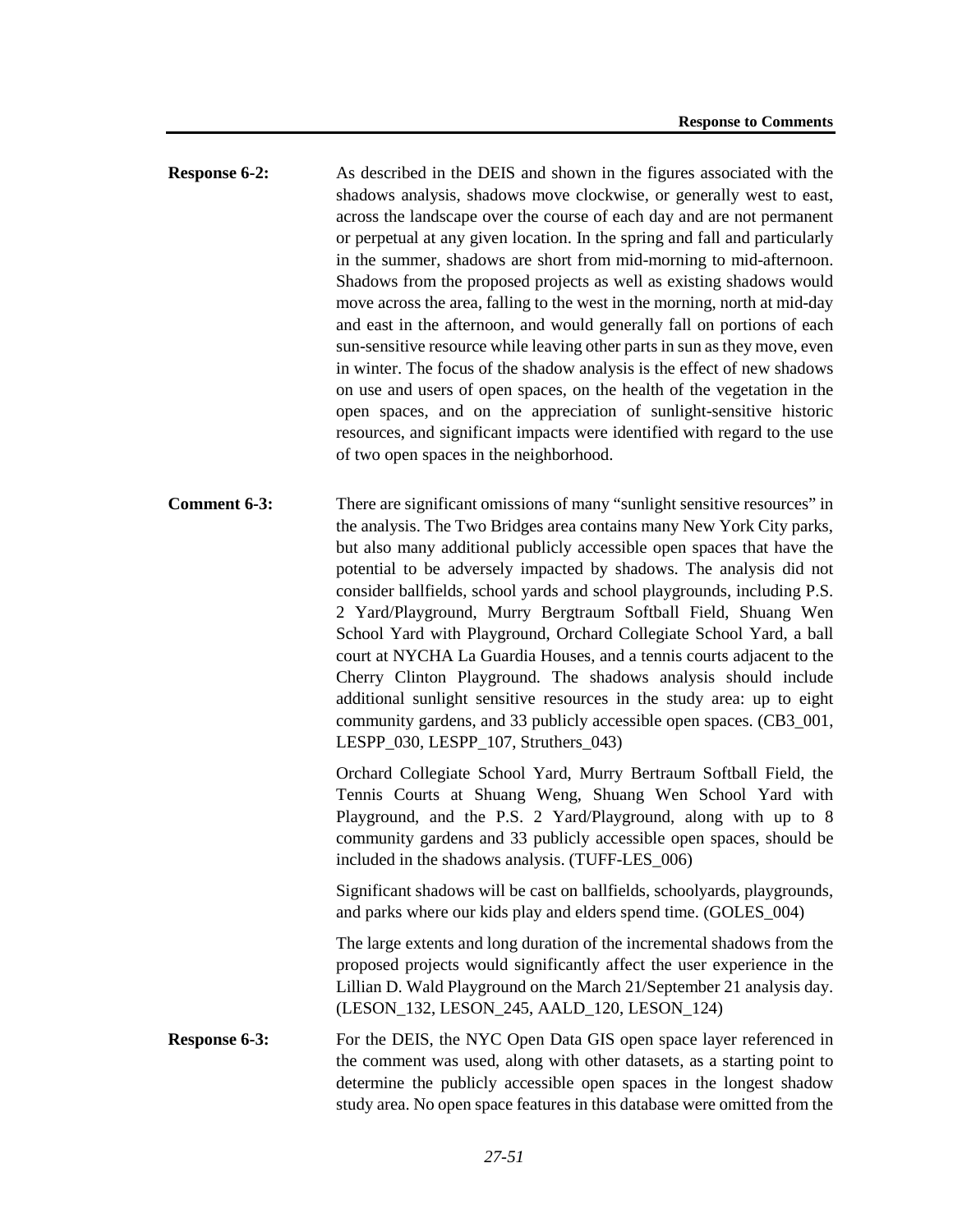**Response 6-2:** As described in the DEIS and shown in the figures associated with the shadows analysis, shadows move clockwise, or generally west to east, across the landscape over the course of each day and are not permanent or perpetual at any given location. In the spring and fall and particularly in the summer, shadows are short from mid-morning to mid-afternoon. Shadows from the proposed projects as well as existing shadows would move across the area, falling to the west in the morning, north at mid-day and east in the afternoon, and would generally fall on portions of each sun-sensitive resource while leaving other parts in sun as they move, even in winter. The focus of the shadow analysis is the effect of new shadows on use and users of open spaces, on the health of the vegetation in the open spaces, and on the appreciation of sunlight-sensitive historic resources, and significant impacts were identified with regard to the use of two open spaces in the neighborhood.

**Comment 6-3:** There are significant omissions of many "sunlight sensitive resources" in the analysis. The Two Bridges area contains many New York City parks, but also many additional publicly accessible open spaces that have the potential to be adversely impacted by shadows. The analysis did not consider ballfields, school yards and school playgrounds, including P.S. 2 Yard/Playground, Murry Bergtraum Softball Field, Shuang Wen School Yard with Playground, Orchard Collegiate School Yard, a ball court at NYCHA La Guardia Houses, and a tennis courts adjacent to the Cherry Clinton Playground. The shadows analysis should include additional sunlight sensitive resources in the study area: up to eight community gardens, and 33 publicly accessible open spaces. (CB3_001, LESPP_030, LESPP_107, Struthers_043)

Orchard Collegiate School Yard, Murry Bertraum Softball Field, the Tennis Courts at Shuang Weng, Shuang Wen School Yard with Playground, and the P.S. 2 Yard/Playground, along with up to 8 community gardens and 33 publicly accessible open spaces, should be included in the shadows analysis. (TUFF-LES_006)

Significant shadows will be cast on ballfields, schoolyards, playgrounds, and parks where our kids play and elders spend time. (GOLES_004)

The large extents and long duration of the incremental shadows from the proposed projects would significantly affect the user experience in the Lillian D. Wald Playground on the March 21/September 21 analysis day. (LESON_132, LESON_245, AALD_120, LESON_124)

**Response 6-3:** For the DEIS, the NYC Open Data GIS open space layer referenced in the comment was used, along with other datasets, as a starting point to determine the publicly accessible open spaces in the longest shadow study area. No open space features in this database were omitted from the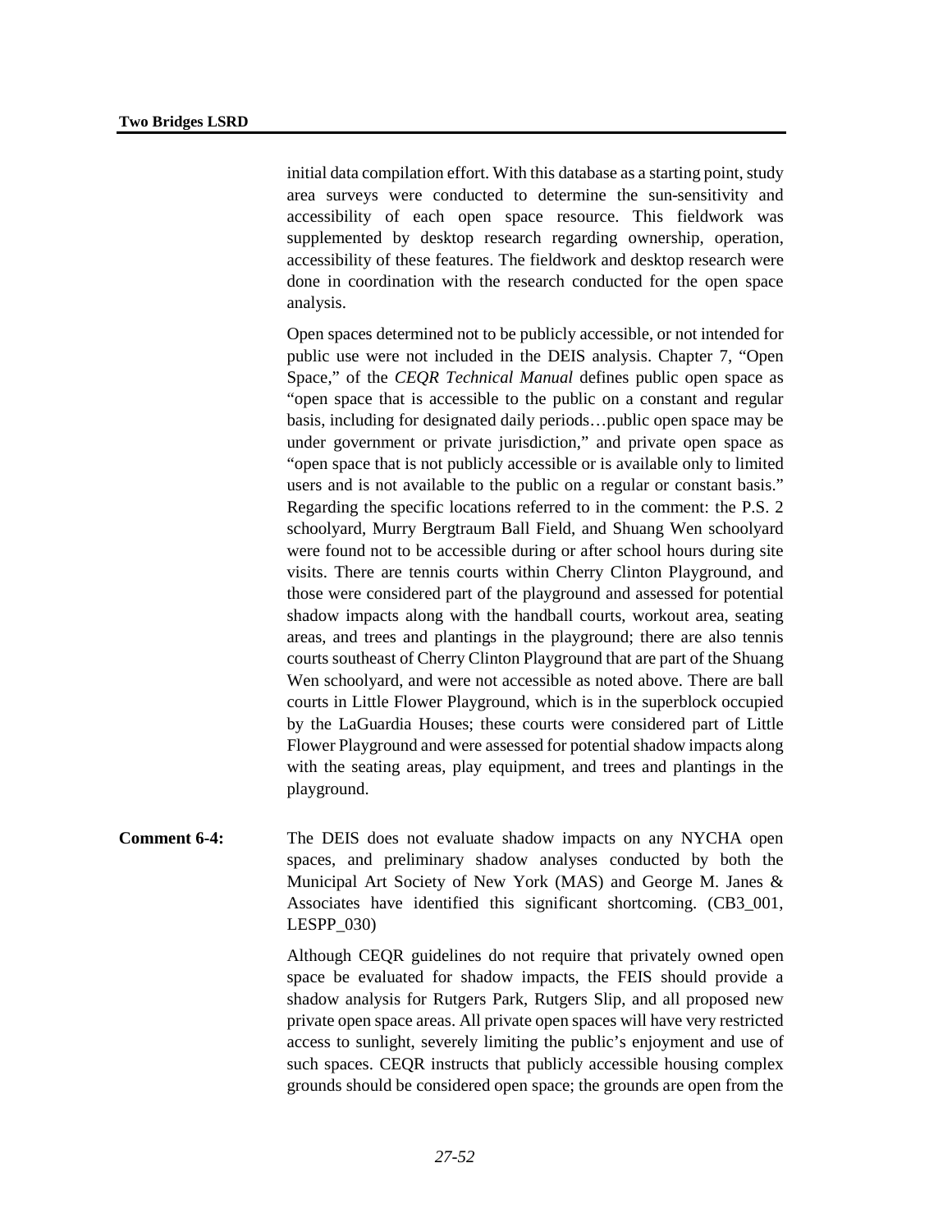initial data compilation effort. With this database as a starting point, study area surveys were conducted to determine the sun-sensitivity and accessibility of each open space resource. This fieldwork was supplemented by desktop research regarding ownership, operation, accessibility of these features. The fieldwork and desktop research were done in coordination with the research conducted for the open space analysis.

Open spaces determined not to be publicly accessible, or not intended for public use were not included in the DEIS analysis. Chapter 7, "Open Space," of the *CEQR Technical Manual* defines public open space as "open space that is accessible to the public on a constant and regular basis, including for designated daily periods…public open space may be under government or private jurisdiction," and private open space as "open space that is not publicly accessible or is available only to limited users and is not available to the public on a regular or constant basis." Regarding the specific locations referred to in the comment: the P.S. 2 schoolyard, Murry Bergtraum Ball Field, and Shuang Wen schoolyard were found not to be accessible during or after school hours during site visits. There are tennis courts within Cherry Clinton Playground, and those were considered part of the playground and assessed for potential shadow impacts along with the handball courts, workout area, seating areas, and trees and plantings in the playground; there are also tennis courts southeast of Cherry Clinton Playground that are part of the Shuang Wen schoolyard, and were not accessible as noted above. There are ball courts in Little Flower Playground, which is in the superblock occupied by the LaGuardia Houses; these courts were considered part of Little Flower Playground and were assessed for potential shadow impacts along with the seating areas, play equipment, and trees and plantings in the playground.

**Comment 6-4:** The DEIS does not evaluate shadow impacts on any NYCHA open spaces, and preliminary shadow analyses conducted by both the Municipal Art Society of New York (MAS) and George M. Janes & Associates have identified this significant shortcoming. (CB3_001, LESPP_030)

Although CEQR guidelines do not require that privately owned open space be evaluated for shadow impacts, the FEIS should provide a shadow analysis for Rutgers Park, Rutgers Slip, and all proposed new private open space areas. All private open spaces will have very restricted access to sunlight, severely limiting the public's enjoyment and use of such spaces. CEQR instructs that publicly accessible housing complex grounds should be considered open space; the grounds are open from the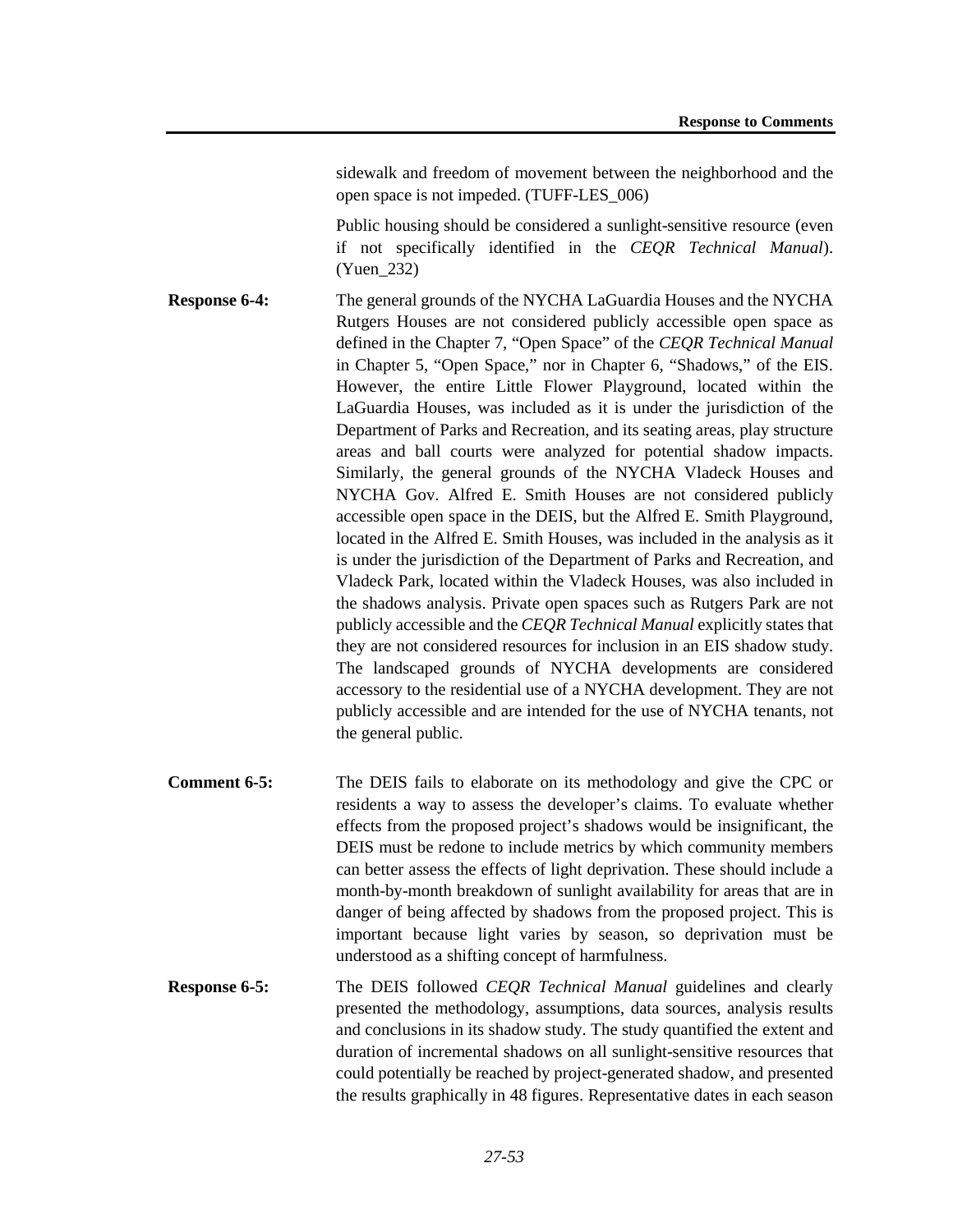sidewalk and freedom of movement between the neighborhood and the open space is not impeded. (TUFF-LES_006)

Public housing should be considered a sunlight-sensitive resource (even if not specifically identified in the *CEQR Technical Manual*). (Yuen_232)

**Response 6-4:** The general grounds of the NYCHA LaGuardia Houses and the NYCHA Rutgers Houses are not considered publicly accessible open space as defined in the Chapter 7, "Open Space" of the *CEQR Technical Manual* in Chapter 5, "Open Space," nor in Chapter 6, "Shadows," of the EIS. However, the entire Little Flower Playground, located within the LaGuardia Houses, was included as it is under the jurisdiction of the Department of Parks and Recreation, and its seating areas, play structure areas and ball courts were analyzed for potential shadow impacts. Similarly, the general grounds of the NYCHA Vladeck Houses and NYCHA Gov. Alfred E. Smith Houses are not considered publicly accessible open space in the DEIS, but the Alfred E. Smith Playground, located in the Alfred E. Smith Houses, was included in the analysis as it is under the jurisdiction of the Department of Parks and Recreation, and Vladeck Park, located within the Vladeck Houses, was also included in the shadows analysis. Private open spaces such as Rutgers Park are not publicly accessible and the *CEQR Technical Manual* explicitly states that they are not considered resources for inclusion in an EIS shadow study. The landscaped grounds of NYCHA developments are considered accessory to the residential use of a NYCHA development. They are not publicly accessible and are intended for the use of NYCHA tenants, not the general public.

**Comment 6-5:** The DEIS fails to elaborate on its methodology and give the CPC or residents a way to assess the developer's claims. To evaluate whether effects from the proposed project's shadows would be insignificant, the DEIS must be redone to include metrics by which community members can better assess the effects of light deprivation. These should include a month-by-month breakdown of sunlight availability for areas that are in danger of being affected by shadows from the proposed project. This is important because light varies by season, so deprivation must be understood as a shifting concept of harmfulness.

**Response 6-5:** The DEIS followed *CEQR Technical Manual* guidelines and clearly presented the methodology, assumptions, data sources, analysis results and conclusions in its shadow study. The study quantified the extent and duration of incremental shadows on all sunlight-sensitive resources that could potentially be reached by project-generated shadow, and presented the results graphically in 48 figures. Representative dates in each season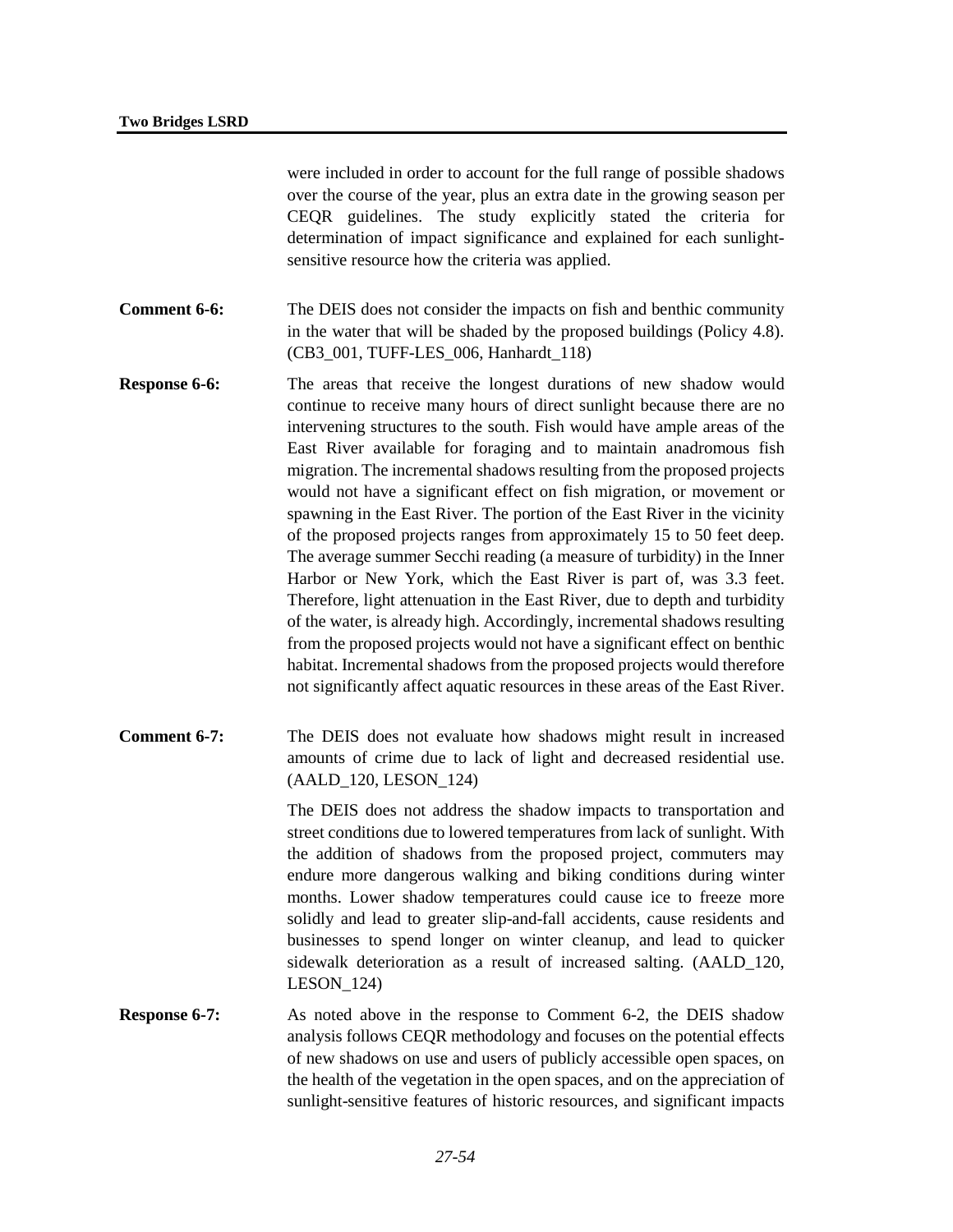were included in order to account for the full range of possible shadows over the course of the year, plus an extra date in the growing season per CEQR guidelines. The study explicitly stated the criteria for determination of impact significance and explained for each sunlight-sensitive resource how the criteria was applied.

**Comment 6-6:** The DEIS does not consider the impacts on fish and benthic community in the water that will be shaded by the proposed buildings (Policy 4.8). (CB3_001, TUFF-LES_006, Hanhardt_118)

**Response 6-6:** The areas that receive the longest durations of new shadow would continue to receive many hours of direct sunlight because there are no intervening structures to the south. Fish would have ample areas of the East River available for foraging and to maintain anadromous fish migration. The incremental shadows resulting from the proposed projects would not have a significant effect on fish migration, or movement or spawning in the East River. The portion of the East River in the vicinity of the proposed projects ranges from approximately 15 to 50 feet deep. The average summer Secchi reading (a measure of turbidity) in the Inner Harbor or New York, which the East River is part of, was 3.3 feet. Therefore, light attenuation in the East River, due to depth and turbidity of the water, is already high. Accordingly, incremental shadows resulting from the proposed projects would not have a significant effect on benthic habitat. Incremental shadows from the proposed projects would therefore not significantly affect aquatic resources in these areas of the East River.

**Comment 6-7:** The DEIS does not evaluate how shadows might result in increased amounts of crime due to lack of light and decreased residential use. (AALD_120, LESON_124)

The DEIS does not address the shadow impacts to transportation and street conditions due to lowered temperatures from lack of sunlight. With the addition of shadows from the proposed project, commuters may endure more dangerous walking and biking conditions during winter months. Lower shadow temperatures could cause ice to freeze more solidly and lead to greater slip-and-fall accidents, cause residents and businesses to spend longer on winter cleanup, and lead to quicker sidewalk deterioration as a result of increased salting. (AALD_120, LESON_124)

**Response 6-7:** As noted above in the response to Comment 6-2, the DEIS shadow analysis follows CEQR methodology and focuses on the potential effects of new shadows on use and users of publicly accessible open spaces, on the health of the vegetation in the open spaces, and on the appreciation of sunlight-sensitive features of historic resources, and significant impacts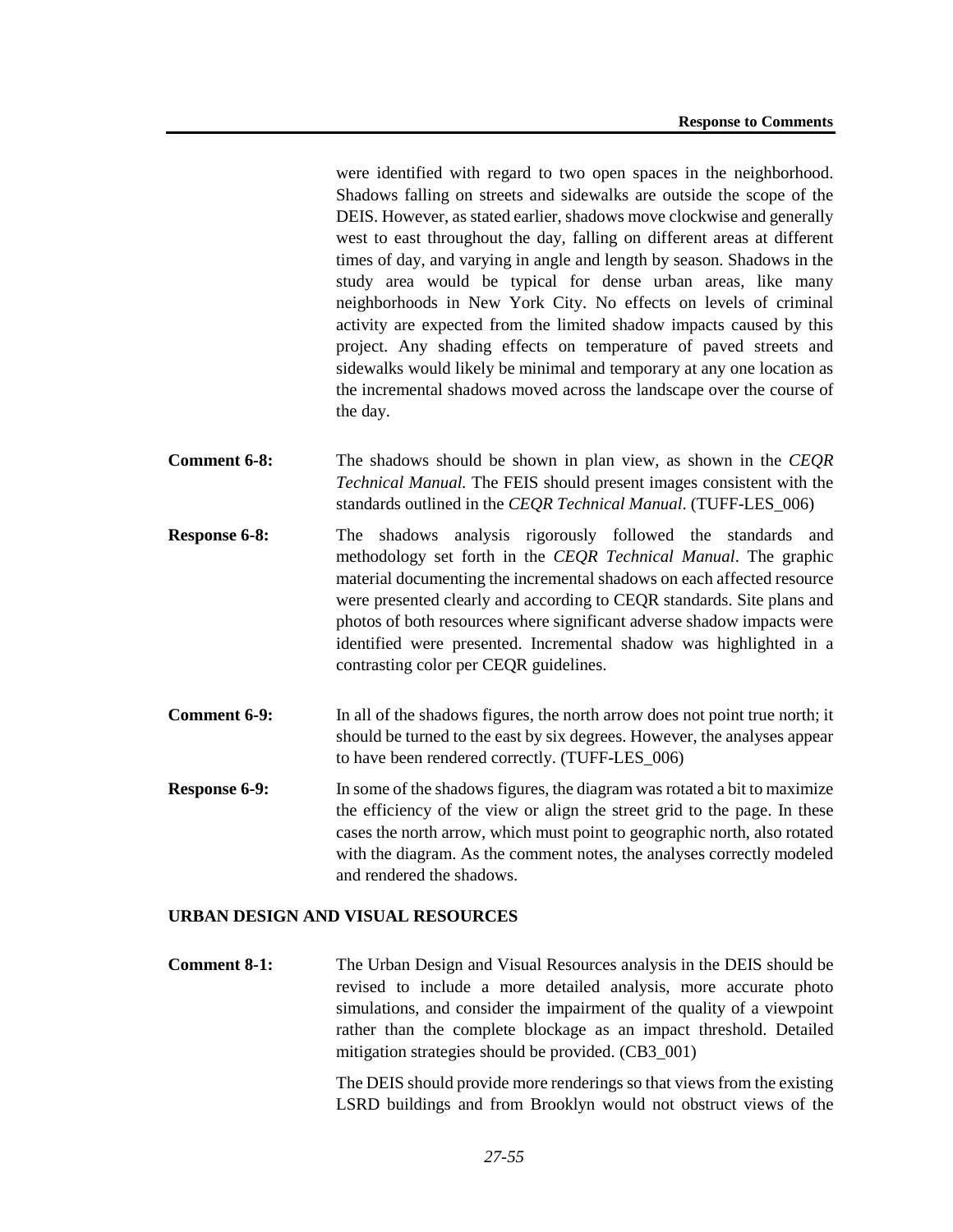were identified with regard to two open spaces in the neighborhood. Shadows falling on streets and sidewalks are outside the scope of the DEIS. However, as stated earlier, shadows move clockwise and generally west to east throughout the day, falling on different areas at different times of day, and varying in angle and length by season. Shadows in the study area would be typical for dense urban areas, like many neighborhoods in New York City. No effects on levels of criminal activity are expected from the limited shadow impacts caused by this project. Any shading effects on temperature of paved streets and sidewalks would likely be minimal and temporary at any one location as the incremental shadows moved across the landscape over the course of the day.

**Comment 6-8:** The shadows should be shown in plan view, as shown in the *CEQR Technical Manual.* The FEIS should present images consistent with the standards outlined in the *CEQR Technical Manual*. (TUFF-LES_006)

**Response 6-8:** The shadows analysis rigorously followed the standards and methodology set forth in the *CEQR Technical Manual*. The graphic material documenting the incremental shadows on each affected resource were presented clearly and according to CEQR standards. Site plans and photos of both resources where significant adverse shadow impacts were identified were presented. Incremental shadow was highlighted in a contrasting color per CEQR guidelines.

**Comment 6-9:** In all of the shadows figures, the north arrow does not point true north; it should be turned to the east by six degrees. However, the analyses appear to have been rendered correctly. (TUFF-LES_006)

**Response 6-9:** In some of the shadows figures, the diagram was rotated a bit to maximize the efficiency of the view or align the street grid to the page. In these cases the north arrow, which must point to geographic north, also rotated with the diagram. As the comment notes, the analyses correctly modeled and rendered the shadows.

## URBAN DESIGN AND VISUAL RESOURCES

**Comment 8-1:** The Urban Design and Visual Resources analysis in the DEIS should be revised to include a more detailed analysis, more accurate photo simulations, and consider the impairment of the quality of a viewpoint rather than the complete blockage as an impact threshold. Detailed mitigation strategies should be provided. (CB3_001)

The DEIS should provide more renderings so that views from the existing LSRD buildings and from Brooklyn would not obstruct views of the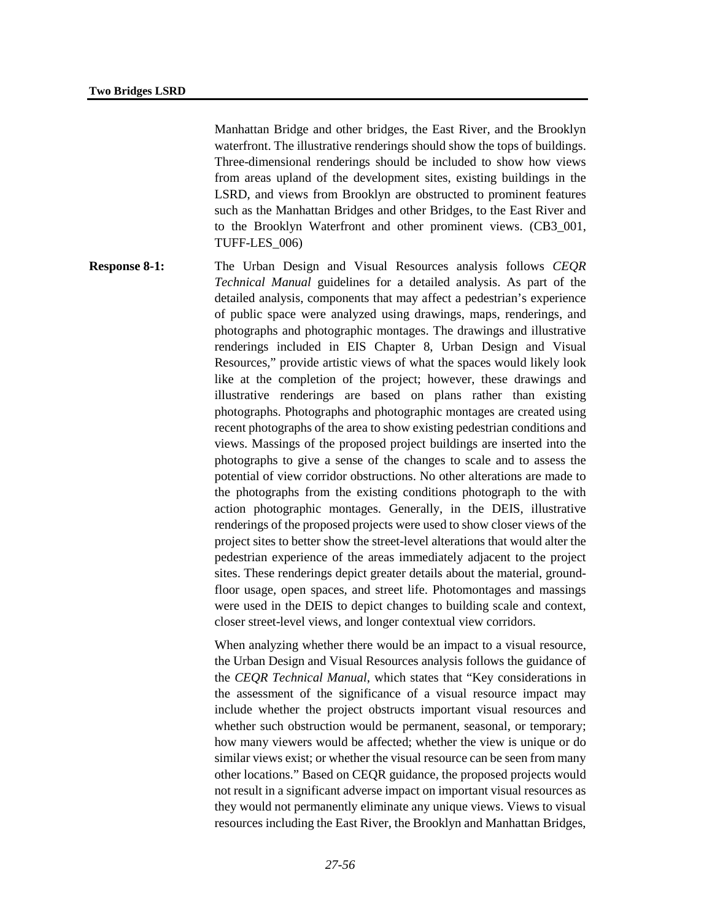Manhattan Bridge and other bridges, the East River, and the Brooklyn waterfront. The illustrative renderings should show the tops of buildings. Three-dimensional renderings should be included to show how views from areas upland of the development sites, existing buildings in the LSRD, and views from Brooklyn are obstructed to prominent features such as the Manhattan Bridges and other Bridges, to the East River and to the Brooklyn Waterfront and other prominent views. (CB3_001, TUFF-LES_006)

**Response 8-1:** The Urban Design and Visual Resources analysis follows *CEQR Technical Manual* guidelines for a detailed analysis. As part of the detailed analysis, components that may affect a pedestrian's experience of public space were analyzed using drawings, maps, renderings, and photographs and photographic montages. The drawings and illustrative renderings included in EIS Chapter 8, Urban Design and Visual Resources," provide artistic views of what the spaces would likely look like at the completion of the project; however, these drawings and illustrative renderings are based on plans rather than existing photographs. Photographs and photographic montages are created using recent photographs of the area to show existing pedestrian conditions and views. Massings of the proposed project buildings are inserted into the photographs to give a sense of the changes to scale and to assess the potential of view corridor obstructions. No other alterations are made to the photographs from the existing conditions photograph to the with action photographic montages. Generally, in the DEIS, illustrative renderings of the proposed projects were used to show closer views of the project sites to better show the street-level alterations that would alter the pedestrian experience of the areas immediately adjacent to the project sites. These renderings depict greater details about the material, ground-floor usage, open spaces, and street life. Photomontages and massings were used in the DEIS to depict changes to building scale and context, closer street-level views, and longer contextual view corridors.

When analyzing whether there would be an impact to a visual resource, the Urban Design and Visual Resources analysis follows the guidance of the *CEQR Technical Manual*, which states that "Key considerations in the assessment of the significance of a visual resource impact may include whether the project obstructs important visual resources and whether such obstruction would be permanent, seasonal, or temporary; how many viewers would be affected; whether the view is unique or do similar views exist; or whether the visual resource can be seen from many other locations." Based on CEQR guidance, the proposed projects would not result in a significant adverse impact on important visual resources as they would not permanently eliminate any unique views. Views to visual resources including the East River, the Brooklyn and Manhattan Bridges,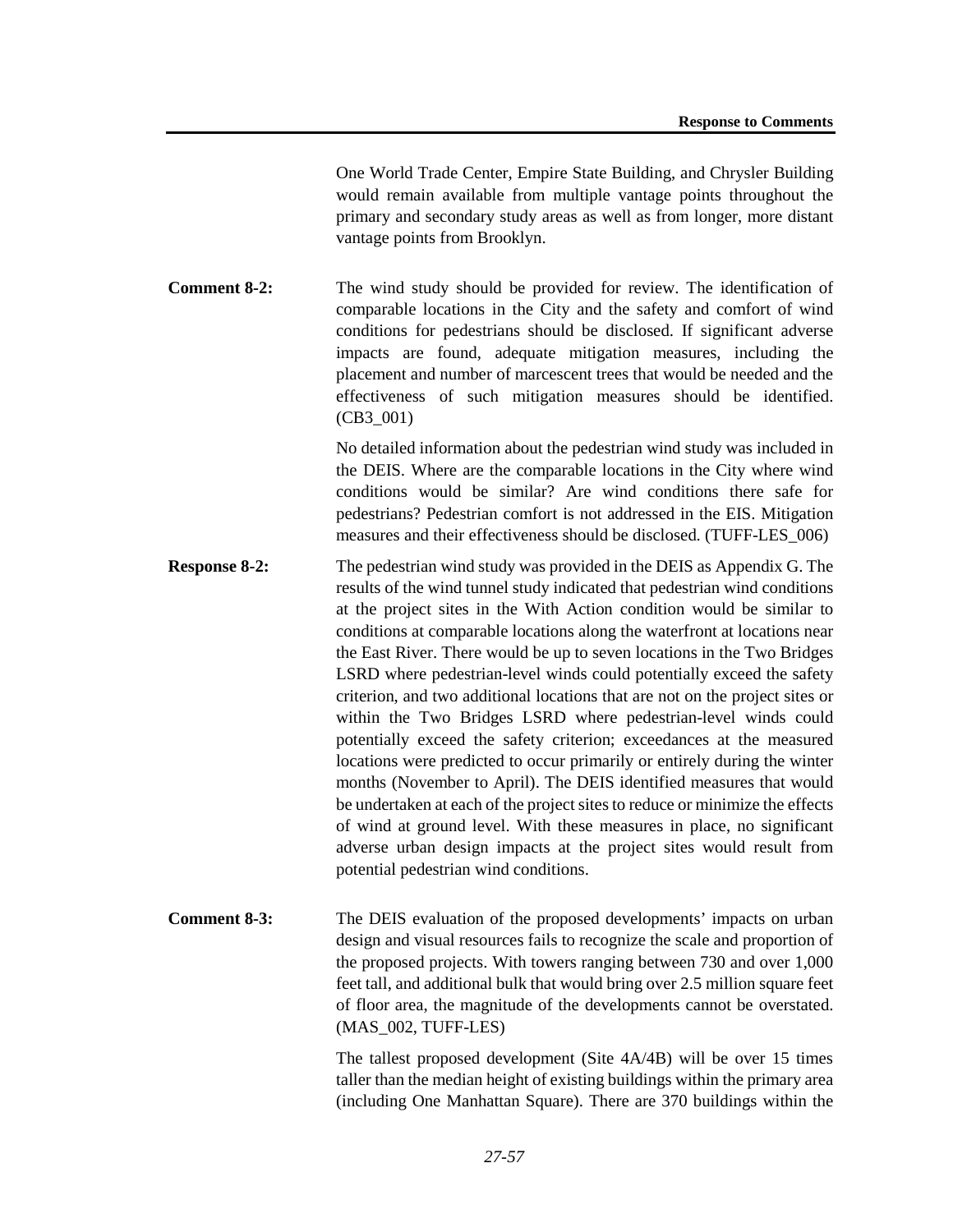One World Trade Center, Empire State Building, and Chrysler Building would remain available from multiple vantage points throughout the primary and secondary study areas as well as from longer, more distant vantage points from Brooklyn.

**Comment 8-2:** The wind study should be provided for review. The identification of comparable locations in the City and the safety and comfort of wind conditions for pedestrians should be disclosed. If significant adverse impacts are found, adequate mitigation measures, including the placement and number of marcescent trees that would be needed and the effectiveness of such mitigation measures should be identified. (CB3_001)

No detailed information about the pedestrian wind study was included in the DEIS. Where are the comparable locations in the City where wind conditions would be similar? Are wind conditions there safe for pedestrians? Pedestrian comfort is not addressed in the EIS. Mitigation measures and their effectiveness should be disclosed. (TUFF-LES_006)

**Response 8-2:** The pedestrian wind study was provided in the DEIS as Appendix G. The results of the wind tunnel study indicated that pedestrian wind conditions at the project sites in the With Action condition would be similar to conditions at comparable locations along the waterfront at locations near the East River. There would be up to seven locations in the Two Bridges LSRD where pedestrian-level winds could potentially exceed the safety criterion, and two additional locations that are not on the project sites or within the Two Bridges LSRD where pedestrian-level winds could potentially exceed the safety criterion; exceedances at the measured locations were predicted to occur primarily or entirely during the winter months (November to April). The DEIS identified measures that would be undertaken at each of the project sites to reduce or minimize the effects of wind at ground level. With these measures in place, no significant adverse urban design impacts at the project sites would result from potential pedestrian wind conditions.

**Comment 8-3:** The DEIS evaluation of the proposed developments' impacts on urban design and visual resources fails to recognize the scale and proportion of the proposed projects. With towers ranging between 730 and over 1,000 feet tall, and additional bulk that would bring over 2.5 million square feet of floor area, the magnitude of the developments cannot be overstated. (MAS_002, TUFF-LES)

The tallest proposed development (Site 4A/4B) will be over 15 times taller than the median height of existing buildings within the primary area (including One Manhattan Square). There are 370 buildings within the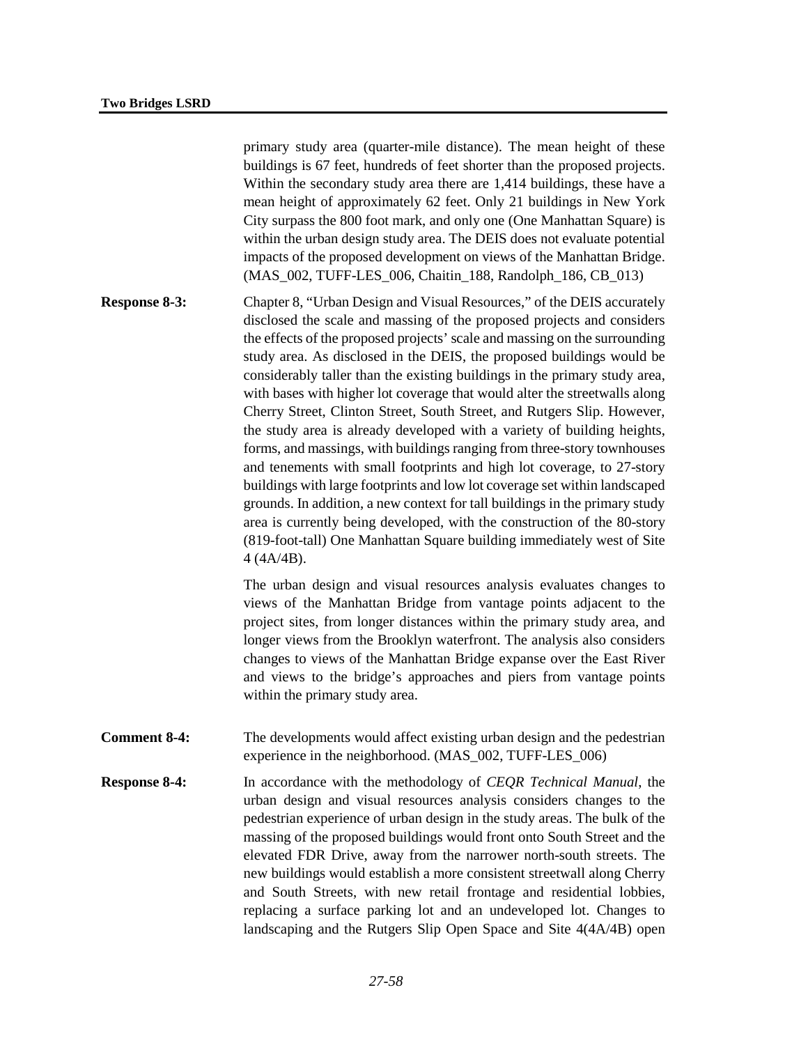primary study area (quarter-mile distance). The mean height of these buildings is 67 feet, hundreds of feet shorter than the proposed projects. Within the secondary study area there are 1,414 buildings, these have a mean height of approximately 62 feet. Only 21 buildings in New York City surpass the 800 foot mark, and only one (One Manhattan Square) is within the urban design study area. The DEIS does not evaluate potential impacts of the proposed development on views of the Manhattan Bridge. (MAS_002, TUFF-LES_006, Chaitin_188, Randolph_186, CB_013)

**Response 8-3:** Chapter 8, "Urban Design and Visual Resources," of the DEIS accurately disclosed the scale and massing of the proposed projects and considers the effects of the proposed projects' scale and massing on the surrounding study area. As disclosed in the DEIS, the proposed buildings would be considerably taller than the existing buildings in the primary study area, with bases with higher lot coverage that would alter the streetwalls along Cherry Street, Clinton Street, South Street, and Rutgers Slip. However, the study area is already developed with a variety of building heights, forms, and massings, with buildings ranging from three-story townhouses and tenements with small footprints and high lot coverage, to 27-story buildings with large footprints and low lot coverage set within landscaped grounds. In addition, a new context for tall buildings in the primary study area is currently being developed, with the construction of the 80-story (819-foot-tall) One Manhattan Square building immediately west of Site 4 (4A/4B).

The urban design and visual resources analysis evaluates changes to views of the Manhattan Bridge from vantage points adjacent to the project sites, from longer distances within the primary study area, and longer views from the Brooklyn waterfront. The analysis also considers changes to views of the Manhattan Bridge expanse over the East River and views to the bridge's approaches and piers from vantage points within the primary study area.

**Comment 8-4:** The developments would affect existing urban design and the pedestrian experience in the neighborhood. (MAS_002, TUFF-LES_006)

**Response 8-4:** In accordance with the methodology of *CEQR Technical Manual*, the urban design and visual resources analysis considers changes to the pedestrian experience of urban design in the study areas. The bulk of the massing of the proposed buildings would front onto South Street and the elevated FDR Drive, away from the narrower north-south streets. The new buildings would establish a more consistent streetwall along Cherry and South Streets, with new retail frontage and residential lobbies, replacing a surface parking lot and an undeveloped lot. Changes to landscaping and the Rutgers Slip Open Space and Site 4(4A/4B) open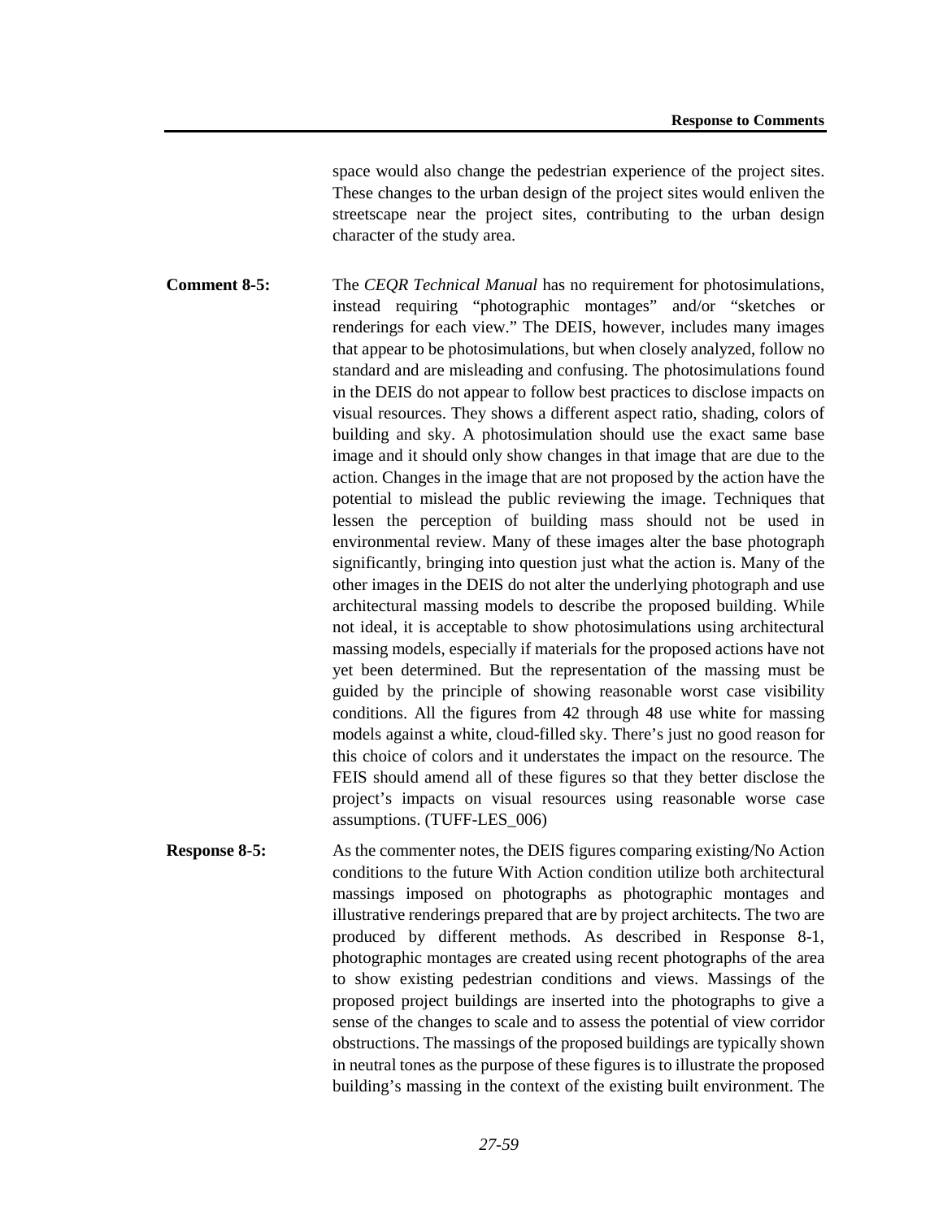space would also change the pedestrian experience of the project sites. These changes to the urban design of the project sites would enliven the streetscape near the project sites, contributing to the urban design character of the study area.

**Comment 8-5:** The *CEQR Technical Manual* has no requirement for photosimulations, instead requiring "photographic montages" and/or "sketches or renderings for each view." The DEIS, however, includes many images that appear to be photosimulations, but when closely analyzed, follow no standard and are misleading and confusing. The photosimulations found in the DEIS do not appear to follow best practices to disclose impacts on visual resources. They shows a different aspect ratio, shading, colors of building and sky. A photosimulation should use the exact same base image and it should only show changes in that image that are due to the action. Changes in the image that are not proposed by the action have the potential to mislead the public reviewing the image. Techniques that lessen the perception of building mass should not be used in environmental review. Many of these images alter the base photograph significantly, bringing into question just what the action is. Many of the other images in the DEIS do not alter the underlying photograph and use architectural massing models to describe the proposed building. While not ideal, it is acceptable to show photosimulations using architectural massing models, especially if materials for the proposed actions have not yet been determined. But the representation of the massing must be guided by the principle of showing reasonable worst case visibility conditions. All the figures from 42 through 48 use white for massing models against a white, cloud-filled sky. There's just no good reason for this choice of colors and it understates the impact on the resource. The FEIS should amend all of these figures so that they better disclose the project's impacts on visual resources using reasonable worse case assumptions. (TUFF-LES_006)

**Response 8-5:** As the commenter notes, the DEIS figures comparing existing/No Action conditions to the future With Action condition utilize both architectural massings imposed on photographs as photographic montages and illustrative renderings prepared that are by project architects. The two are produced by different methods. As described in Response 8-1, photographic montages are created using recent photographs of the area to show existing pedestrian conditions and views. Massings of the proposed project buildings are inserted into the photographs to give a sense of the changes to scale and to assess the potential of view corridor obstructions. The massings of the proposed buildings are typically shown in neutral tones as the purpose of these figures is to illustrate the proposed building's massing in the context of the existing built environment. The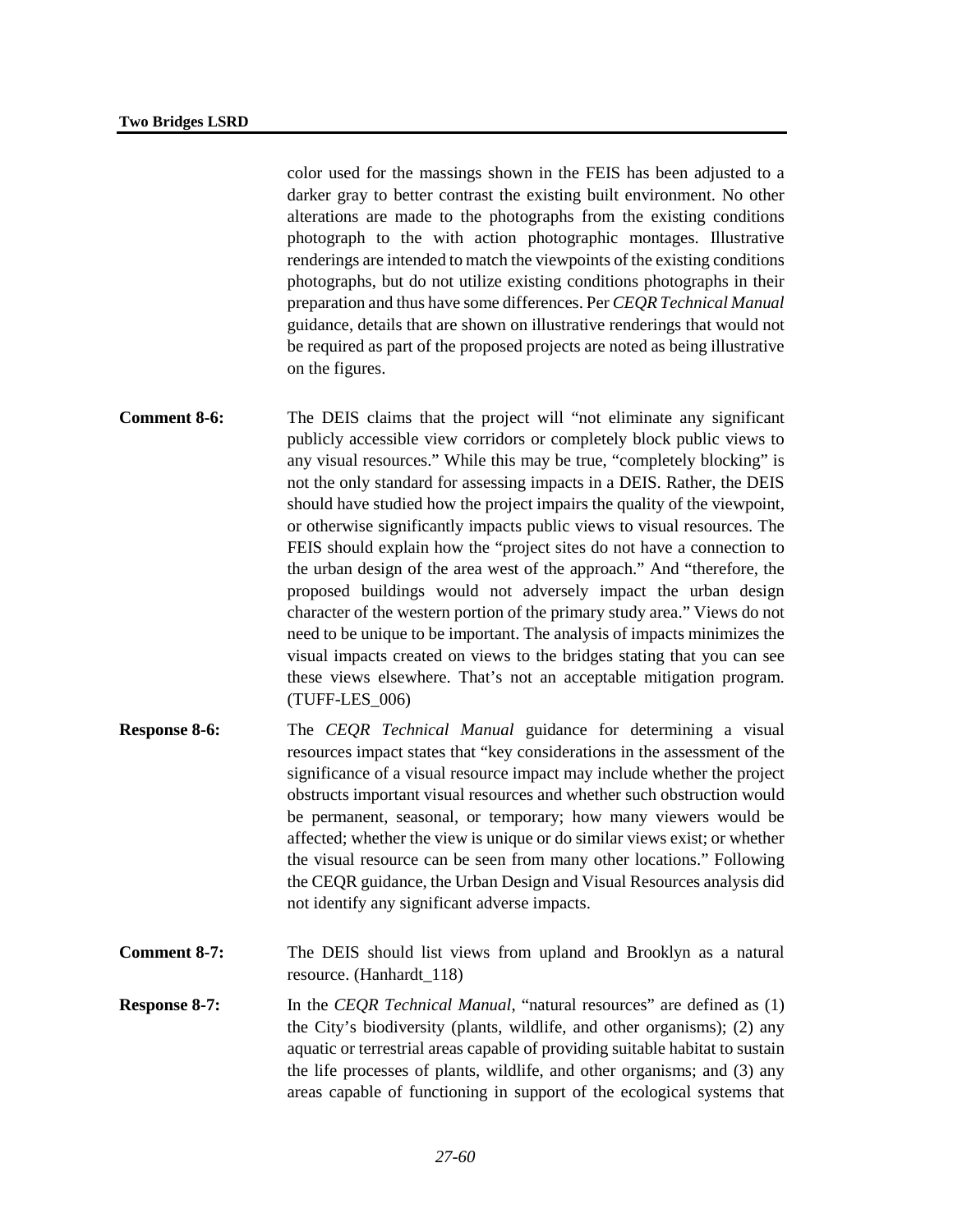color used for the massings shown in the FEIS has been adjusted to a darker gray to better contrast the existing built environment. No other alterations are made to the photographs from the existing conditions photograph to the with action photographic montages. Illustrative renderings are intended to match the viewpoints of the existing conditions photographs, but do not utilize existing conditions photographs in their preparation and thus have some differences. Per *CEQR Technical Manual* guidance, details that are shown on illustrative renderings that would not be required as part of the proposed projects are noted as being illustrative on the figures.

**Comment 8-6:** The DEIS claims that the project will "not eliminate any significant publicly accessible view corridors or completely block public views to any visual resources." While this may be true, "completely blocking" is not the only standard for assessing impacts in a DEIS. Rather, the DEIS should have studied how the project impairs the quality of the viewpoint, or otherwise significantly impacts public views to visual resources. The FEIS should explain how the "project sites do not have a connection to the urban design of the area west of the approach." And "therefore, the proposed buildings would not adversely impact the urban design character of the western portion of the primary study area." Views do not need to be unique to be important. The analysis of impacts minimizes the visual impacts created on views to the bridges stating that you can see these views elsewhere. That's not an acceptable mitigation program. (TUFF-LES_006)

**Response 8-6:** The *CEQR Technical Manual* guidance for determining a visual resources impact states that "key considerations in the assessment of the significance of a visual resource impact may include whether the project obstructs important visual resources and whether such obstruction would be permanent, seasonal, or temporary; how many viewers would be affected; whether the view is unique or do similar views exist; or whether the visual resource can be seen from many other locations." Following the CEQR guidance, the Urban Design and Visual Resources analysis did not identify any significant adverse impacts.

**Comment 8-7:** The DEIS should list views from upland and Brooklyn as a natural resource. (Hanhardt_118)

**Response 8-7:** In the *CEQR Technical Manual*, "natural resources" are defined as (1) the City's biodiversity (plants, wildlife, and other organisms); (2) any aquatic or terrestrial areas capable of providing suitable habitat to sustain the life processes of plants, wildlife, and other organisms; and (3) any areas capable of functioning in support of the ecological systems that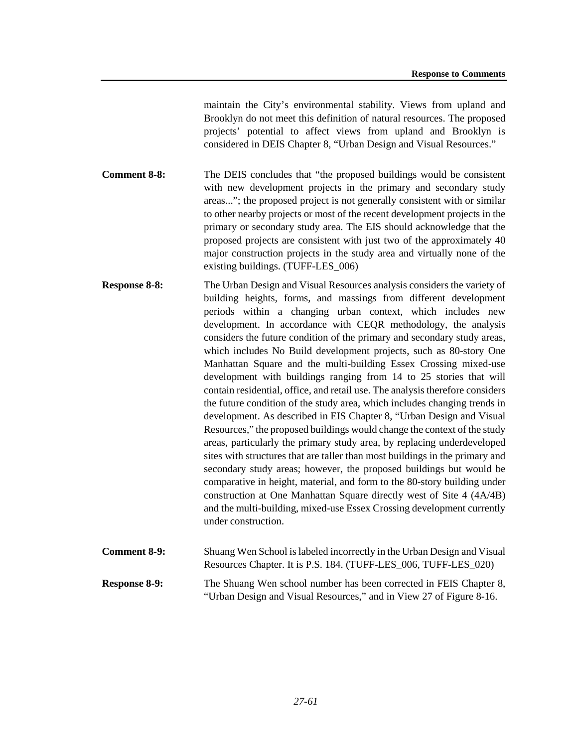maintain the City's environmental stability. Views from upland and Brooklyn do not meet this definition of natural resources. The proposed projects' potential to affect views from upland and Brooklyn is considered in DEIS Chapter 8, "Urban Design and Visual Resources."

**Comment 8-8:** The DEIS concludes that "the proposed buildings would be consistent with new development projects in the primary and secondary study areas..."; the proposed project is not generally consistent with or similar to other nearby projects or most of the recent development projects in the primary or secondary study area. The EIS should acknowledge that the proposed projects are consistent with just two of the approximately 40 major construction projects in the study area and virtually none of the existing buildings. (TUFF-LES_006)

**Response 8-8:** The Urban Design and Visual Resources analysis considers the variety of building heights, forms, and massings from different development periods within a changing urban context, which includes new development. In accordance with CEQR methodology, the analysis considers the future condition of the primary and secondary study areas, which includes No Build development projects, such as 80-story One Manhattan Square and the multi-building Essex Crossing mixed-use development with buildings ranging from 14 to 25 stories that will contain residential, office, and retail use. The analysis therefore considers the future condition of the study area, which includes changing trends in development. As described in EIS Chapter 8, "Urban Design and Visual Resources," the proposed buildings would change the context of the study areas, particularly the primary study area, by replacing underdeveloped sites with structures that are taller than most buildings in the primary and secondary study areas; however, the proposed buildings but would be comparative in height, material, and form to the 80-story building under construction at One Manhattan Square directly west of Site 4 (4A/4B) and the multi-building, mixed-use Essex Crossing development currently under construction.

**Comment 8-9:** Shuang Wen School is labeled incorrectly in the Urban Design and Visual Resources Chapter. It is P.S. 184. (TUFF-LES_006, TUFF-LES_020)

**Response 8-9:** The Shuang Wen school number has been corrected in FEIS Chapter 8, "Urban Design and Visual Resources," and in View 27 of Figure 8-16.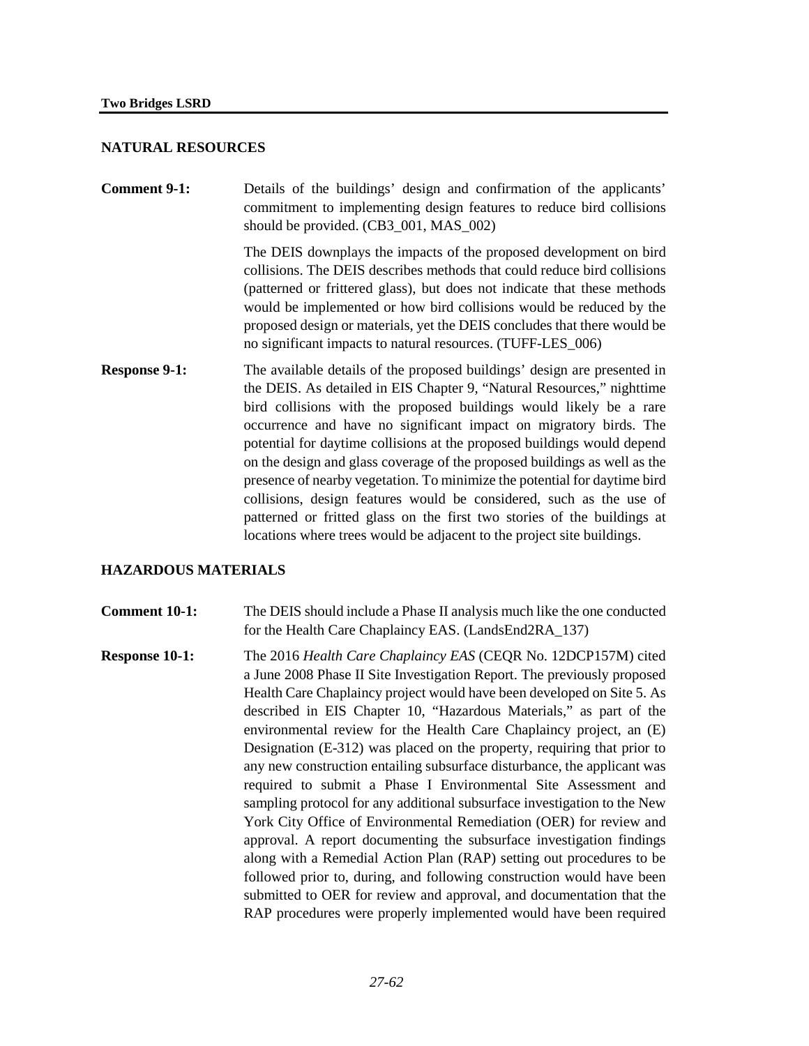## NATURAL RESOURCES

**Comment 9-1:** Details of the buildings' design and confirmation of the applicants' commitment to implementing design features to reduce bird collisions should be provided. (CB3_001, MAS_002)

The DEIS downplays the impacts of the proposed development on bird collisions. The DEIS describes methods that could reduce bird collisions (patterned or frittered glass), but does not indicate that these methods would be implemented or how bird collisions would be reduced by the proposed design or materials, yet the DEIS concludes that there would be no significant impacts to natural resources. (TUFF-LES_006)

**Response 9-1:** The available details of the proposed buildings' design are presented in the DEIS. As detailed in EIS Chapter 9, "Natural Resources," nighttime bird collisions with the proposed buildings would likely be a rare occurrence and have no significant impact on migratory birds. The potential for daytime collisions at the proposed buildings would depend on the design and glass coverage of the proposed buildings as well as the presence of nearby vegetation. To minimize the potential for daytime bird collisions, design features would be considered, such as the use of patterned or fritted glass on the first two stories of the buildings at locations where trees would be adjacent to the project site buildings.

## HAZARDOUS MATERIALS

**Comment 10-1:** The DEIS should include a Phase II analysis much like the one conducted for the Health Care Chaplaincy EAS. (LandsEnd2RA_137)

**Response 10-1:** The 2016 *Health Care Chaplaincy EAS* (CEQR No. 12DCP157M) cited a June 2008 Phase II Site Investigation Report. The previously proposed Health Care Chaplaincy project would have been developed on Site 5. As described in EIS Chapter 10, "Hazardous Materials," as part of the environmental review for the Health Care Chaplaincy project, an (E) Designation (E-312) was placed on the property, requiring that prior to any new construction entailing subsurface disturbance, the applicant was required to submit a Phase I Environmental Site Assessment and sampling protocol for any additional subsurface investigation to the New York City Office of Environmental Remediation (OER) for review and approval. A report documenting the subsurface investigation findings along with a Remedial Action Plan (RAP) setting out procedures to be followed prior to, during, and following construction would have been submitted to OER for review and approval, and documentation that the RAP procedures were properly implemented would have been required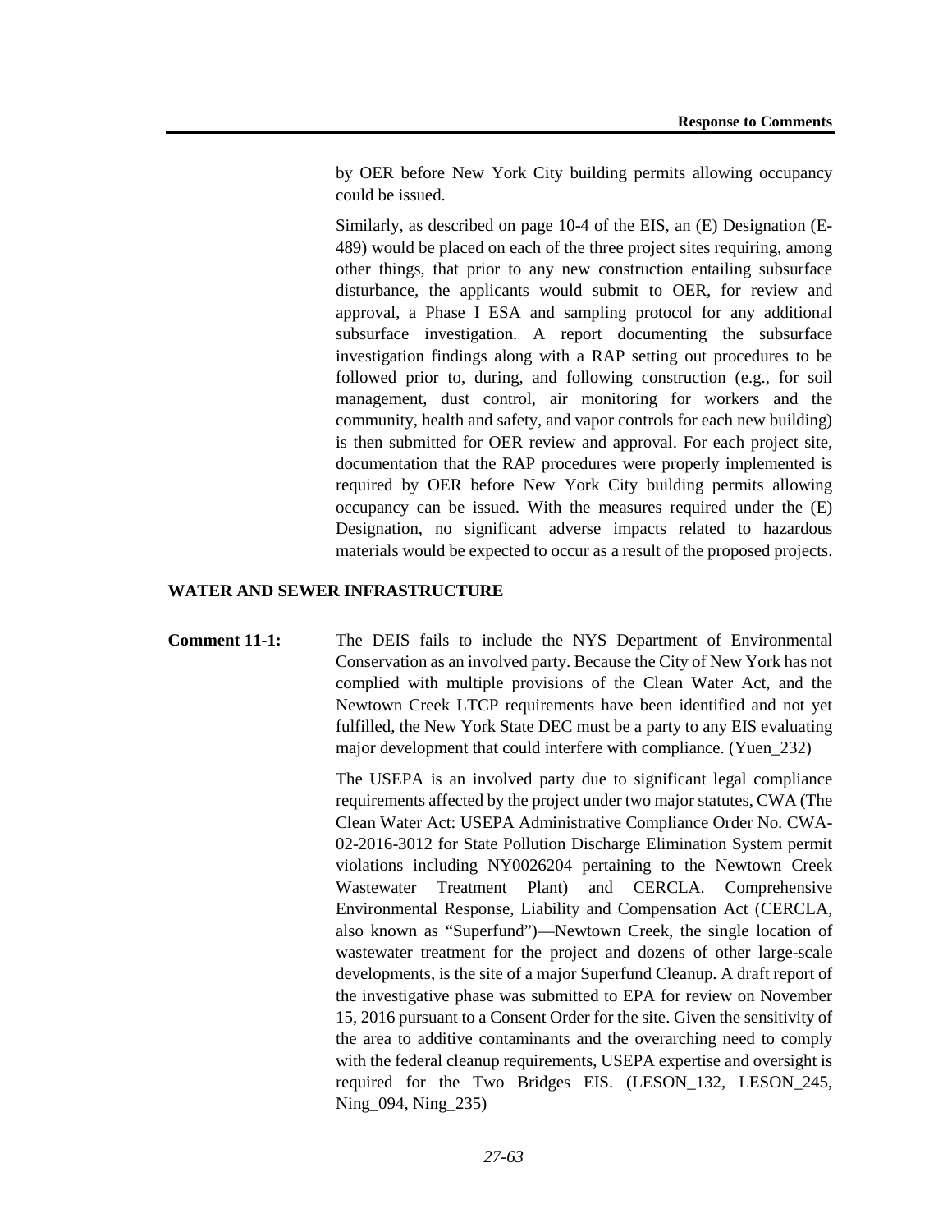by OER before New York City building permits allowing occupancy could be issued.

Similarly, as described on page 10-4 of the EIS, an (E) Designation (E-489) would be placed on each of the three project sites requiring, among other things, that prior to any new construction entailing subsurface disturbance, the applicants would submit to OER, for review and approval, a Phase I ESA and sampling protocol for any additional subsurface investigation. A report documenting the subsurface investigation findings along with a RAP setting out procedures to be followed prior to, during, and following construction (e.g., for soil management, dust control, air monitoring for workers and the community, health and safety, and vapor controls for each new building) is then submitted for OER review and approval. For each project site, documentation that the RAP procedures were properly implemented is required by OER before New York City building permits allowing occupancy can be issued. With the measures required under the (E) Designation, no significant adverse impacts related to hazardous materials would be expected to occur as a result of the proposed projects.

## WATER AND SEWER INFRASTRUCTURE

**Comment 11-1:** The DEIS fails to include the NYS Department of Environmental Conservation as an involved party. Because the City of New York has not complied with multiple provisions of the Clean Water Act, and the Newtown Creek LTCP requirements have been identified and not yet fulfilled, the New York State DEC must be a party to any EIS evaluating major development that could interfere with compliance. (Yuen_232)

The USEPA is an involved party due to significant legal compliance requirements affected by the project under two major statutes, CWA (The Clean Water Act: USEPA Administrative Compliance Order No. CWA-02-2016-3012 for State Pollution Discharge Elimination System permit violations including NY0026204 pertaining to the Newtown Creek Wastewater Treatment Plant) and CERCLA. Comprehensive Environmental Response, Liability and Compensation Act (CERCLA, also known as "Superfund")—Newtown Creek, the single location of wastewater treatment for the project and dozens of other large-scale developments, is the site of a major Superfund Cleanup. A draft report of the investigative phase was submitted to EPA for review on November 15, 2016 pursuant to a Consent Order for the site. Given the sensitivity of the area to additive contaminants and the overarching need to comply with the federal cleanup requirements, USEPA expertise and oversight is required for the Two Bridges EIS. (LESON_132, LESON_245, Ning_094, Ning_235)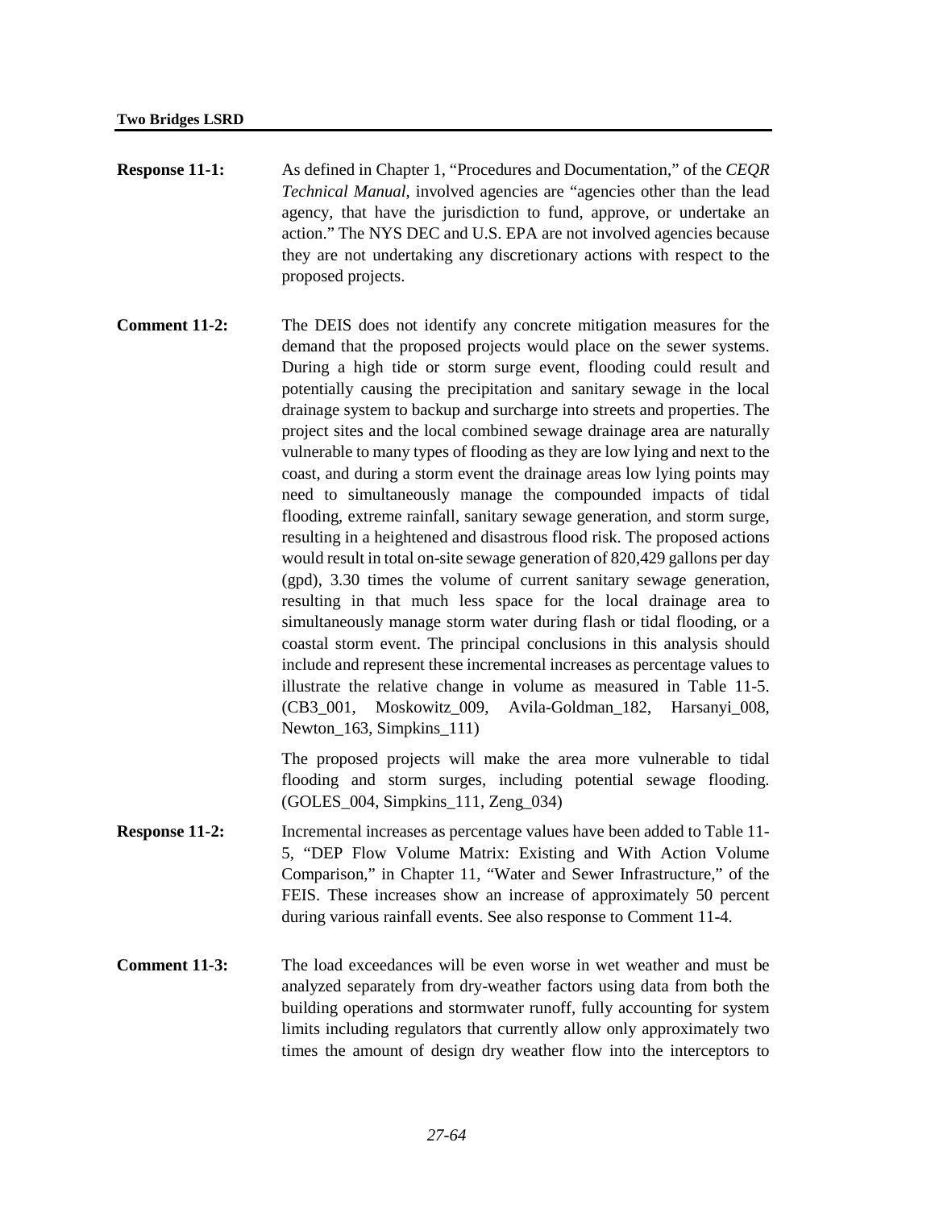**Response 11-1:** As defined in Chapter 1, "Procedures and Documentation," of the *CEQR Technical Manual*, involved agencies are "agencies other than the lead agency, that have the jurisdiction to fund, approve, or undertake an action." The NYS DEC and U.S. EPA are not involved agencies because they are not undertaking any discretionary actions with respect to the proposed projects.

**Comment 11-2:** The DEIS does not identify any concrete mitigation measures for the demand that the proposed projects would place on the sewer systems. During a high tide or storm surge event, flooding could result and potentially causing the precipitation and sanitary sewage in the local drainage system to backup and surcharge into streets and properties. The project sites and the local combined sewage drainage area are naturally vulnerable to many types of flooding as they are low lying and next to the coast, and during a storm event the drainage areas low lying points may need to simultaneously manage the compounded impacts of tidal flooding, extreme rainfall, sanitary sewage generation, and storm surge, resulting in a heightened and disastrous flood risk. The proposed actions would result in total on-site sewage generation of 820,429 gallons per day (gpd), 3.30 times the volume of current sanitary sewage generation, resulting in that much less space for the local drainage area to simultaneously manage storm water during flash or tidal flooding, or a coastal storm event. The principal conclusions in this analysis should include and represent these incremental increases as percentage values to illustrate the relative change in volume as measured in Table 11-5. (CB3_001, Moskowitz_009, Avila-Goldman_182, Harsanyi_008, Newton_163, Simpkins_111)

The proposed projects will make the area more vulnerable to tidal flooding and storm surges, including potential sewage flooding. (GOLES_004, Simpkins_111, Zeng_034)

**Response 11-2:** Incremental increases as percentage values have been added to Table 11-5, "DEP Flow Volume Matrix: Existing and With Action Volume Comparison," in Chapter 11, "Water and Sewer Infrastructure," of the FEIS. These increases show an increase of approximately 50 percent during various rainfall events. See also response to Comment 11-4.

**Comment 11-3:** The load exceedances will be even worse in wet weather and must be analyzed separately from dry-weather factors using data from both the building operations and stormwater runoff, fully accounting for system limits including regulators that currently allow only approximately two times the amount of design dry weather flow into the interceptors to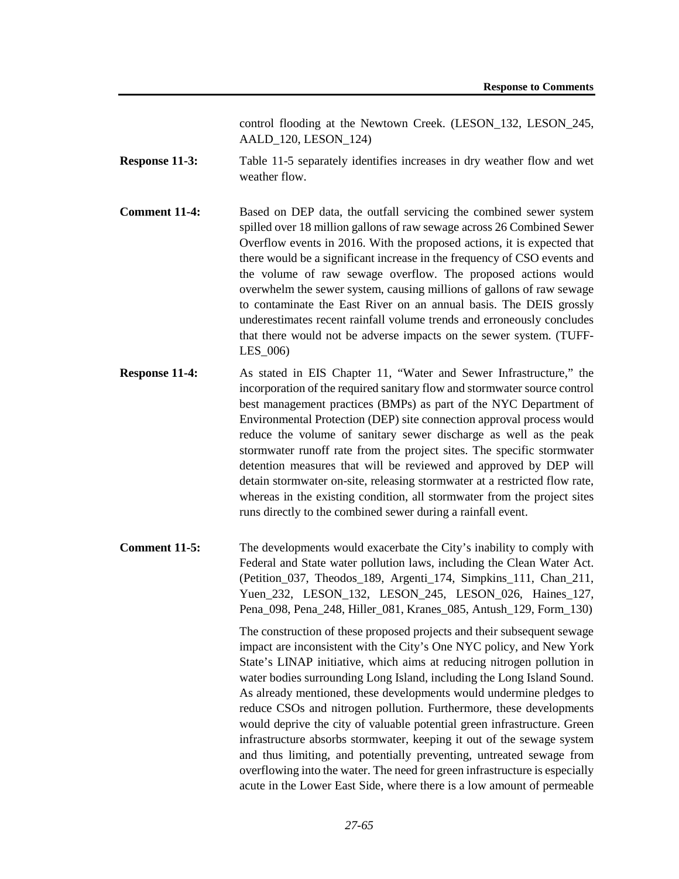control flooding at the Newtown Creek. (LESON_132, LESON_245, AALD_120, LESON_124)

**Response 11-3:** Table 11-5 separately identifies increases in dry weather flow and wet weather flow.

**Comment 11-4:** Based on DEP data, the outfall servicing the combined sewer system spilled over 18 million gallons of raw sewage across 26 Combined Sewer Overflow events in 2016. With the proposed actions, it is expected that there would be a significant increase in the frequency of CSO events and the volume of raw sewage overflow. The proposed actions would overwhelm the sewer system, causing millions of gallons of raw sewage to contaminate the East River on an annual basis. The DEIS grossly underestimates recent rainfall volume trends and erroneously concludes that there would not be adverse impacts on the sewer system. (TUFF-LES_006)

**Response 11-4:** As stated in EIS Chapter 11, "Water and Sewer Infrastructure," the incorporation of the required sanitary flow and stormwater source control best management practices (BMPs) as part of the NYC Department of Environmental Protection (DEP) site connection approval process would reduce the volume of sanitary sewer discharge as well as the peak stormwater runoff rate from the project sites. The specific stormwater detention measures that will be reviewed and approved by DEP will detain stormwater on-site, releasing stormwater at a restricted flow rate, whereas in the existing condition, all stormwater from the project sites runs directly to the combined sewer during a rainfall event.

**Comment 11-5:** The developments would exacerbate the City's inability to comply with Federal and State water pollution laws, including the Clean Water Act. (Petition_037, Theodos_189, Argenti_174, Simpkins_111, Chan_211, Yuen_232, LESON_132, LESON_245, LESON_026, Haines_127, Pena_098, Pena_248, Hiller_081, Kranes_085, Antush_129, Form_130)

The construction of these proposed projects and their subsequent sewage impact are inconsistent with the City's One NYC policy, and New York State's LINAP initiative, which aims at reducing nitrogen pollution in water bodies surrounding Long Island, including the Long Island Sound. As already mentioned, these developments would undermine pledges to reduce CSOs and nitrogen pollution. Furthermore, these developments would deprive the city of valuable potential green infrastructure. Green infrastructure absorbs stormwater, keeping it out of the sewage system and thus limiting, and potentially preventing, untreated sewage from overflowing into the water. The need for green infrastructure is especially acute in the Lower East Side, where there is a low amount of permeable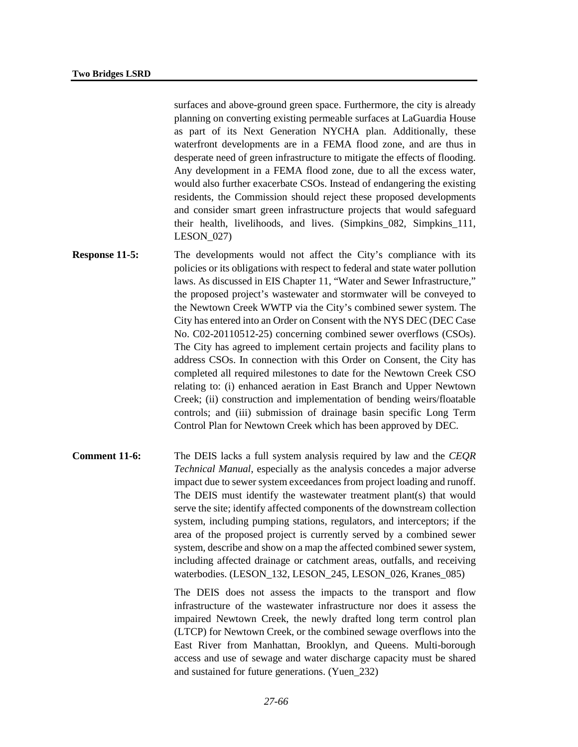surfaces and above-ground green space. Furthermore, the city is already planning on converting existing permeable surfaces at LaGuardia House as part of its Next Generation NYCHA plan. Additionally, these waterfront developments are in a FEMA flood zone, and are thus in desperate need of green infrastructure to mitigate the effects of flooding. Any development in a FEMA flood zone, due to all the excess water, would also further exacerbate CSOs. Instead of endangering the existing residents, the Commission should reject these proposed developments and consider smart green infrastructure projects that would safeguard their health, livelihoods, and lives. (Simpkins_082, Simpkins_111, LESON_027)

**Response 11-5:** The developments would not affect the City's compliance with its policies or its obligations with respect to federal and state water pollution laws. As discussed in EIS Chapter 11, "Water and Sewer Infrastructure," the proposed project's wastewater and stormwater will be conveyed to the Newtown Creek WWTP via the City's combined sewer system. The City has entered into an Order on Consent with the NYS DEC (DEC Case No. C02-20110512-25) concerning combined sewer overflows (CSOs). The City has agreed to implement certain projects and facility plans to address CSOs. In connection with this Order on Consent, the City has completed all required milestones to date for the Newtown Creek CSO relating to: (i) enhanced aeration in East Branch and Upper Newtown Creek; (ii) construction and implementation of bending weirs/floatable controls; and (iii) submission of drainage basin specific Long Term Control Plan for Newtown Creek which has been approved by DEC.

**Comment 11-6:** The DEIS lacks a full system analysis required by law and the *CEQR Technical Manual*, especially as the analysis concedes a major adverse impact due to sewer system exceedances from project loading and runoff. The DEIS must identify the wastewater treatment plant(s) that would serve the site; identify affected components of the downstream collection system, including pumping stations, regulators, and interceptors; if the area of the proposed project is currently served by a combined sewer system, describe and show on a map the affected combined sewer system, including affected drainage or catchment areas, outfalls, and receiving waterbodies. (LESON_132, LESON_245, LESON_026, Kranes_085)

The DEIS does not assess the impacts to the transport and flow infrastructure of the wastewater infrastructure nor does it assess the impaired Newtown Creek, the newly drafted long term control plan (LTCP) for Newtown Creek, or the combined sewage overflows into the East River from Manhattan, Brooklyn, and Queens. Multi-borough access and use of sewage and water discharge capacity must be shared and sustained for future generations. (Yuen_232)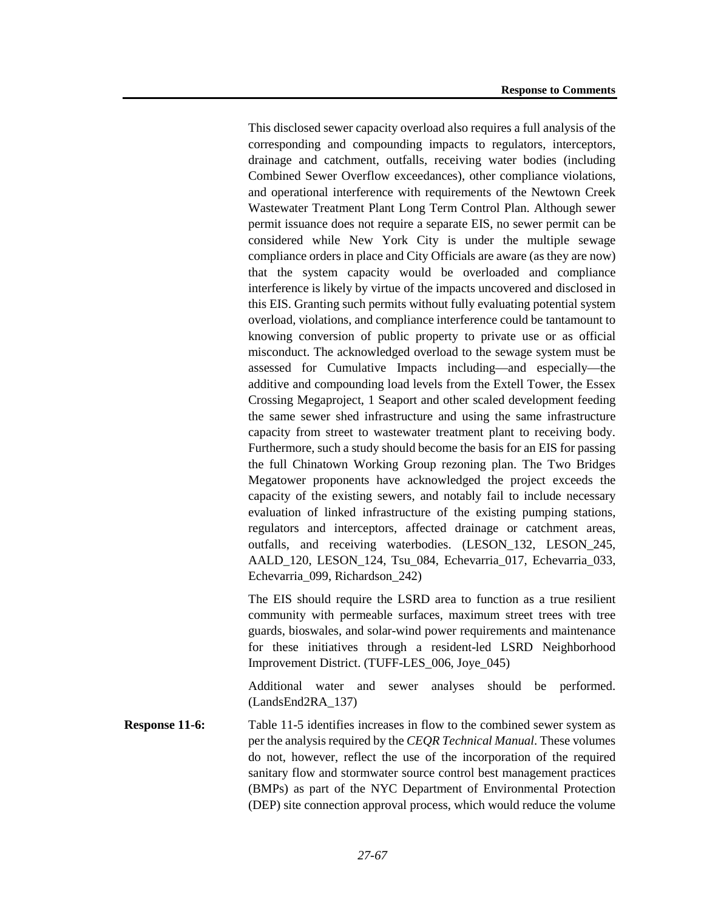This disclosed sewer capacity overload also requires a full analysis of the corresponding and compounding impacts to regulators, interceptors, drainage and catchment, outfalls, receiving water bodies (including Combined Sewer Overflow exceedances), other compliance violations, and operational interference with requirements of the Newtown Creek Wastewater Treatment Plant Long Term Control Plan. Although sewer permit issuance does not require a separate EIS, no sewer permit can be considered while New York City is under the multiple sewage compliance orders in place and City Officials are aware (as they are now) that the system capacity would be overloaded and compliance interference is likely by virtue of the impacts uncovered and disclosed in this EIS. Granting such permits without fully evaluating potential system overload, violations, and compliance interference could be tantamount to knowing conversion of public property to private use or as official misconduct. The acknowledged overload to the sewage system must be assessed for Cumulative Impacts including—and especially—the additive and compounding load levels from the Extell Tower, the Essex Crossing Megaproject, 1 Seaport and other scaled development feeding the same sewer shed infrastructure and using the same infrastructure capacity from street to wastewater treatment plant to receiving body. Furthermore, such a study should become the basis for an EIS for passing the full Chinatown Working Group rezoning plan. The Two Bridges Megatower proponents have acknowledged the project exceeds the capacity of the existing sewers, and notably fail to include necessary evaluation of linked infrastructure of the existing pumping stations, regulators and interceptors, affected drainage or catchment areas, outfalls, and receiving waterbodies. (LESON_132, LESON_245, AALD_120, LESON_124, Tsu_084, Echevarria_017, Echevarria_033, Echevarria_099, Richardson_242)

The EIS should require the LSRD area to function as a true resilient community with permeable surfaces, maximum street trees with tree guards, bioswales, and solar-wind power requirements and maintenance for these initiatives through a resident-led LSRD Neighborhood Improvement District. (TUFF-LES_006, Joye_045)

Additional water and sewer analyses should be performed. (LandsEnd2RA_137)

**Response 11-6:** Table 11-5 identifies increases in flow to the combined sewer system as per the analysis required by the *CEQR Technical Manual*. These volumes do not, however, reflect the use of the incorporation of the required sanitary flow and stormwater source control best management practices (BMPs) as part of the NYC Department of Environmental Protection (DEP) site connection approval process, which would reduce the volume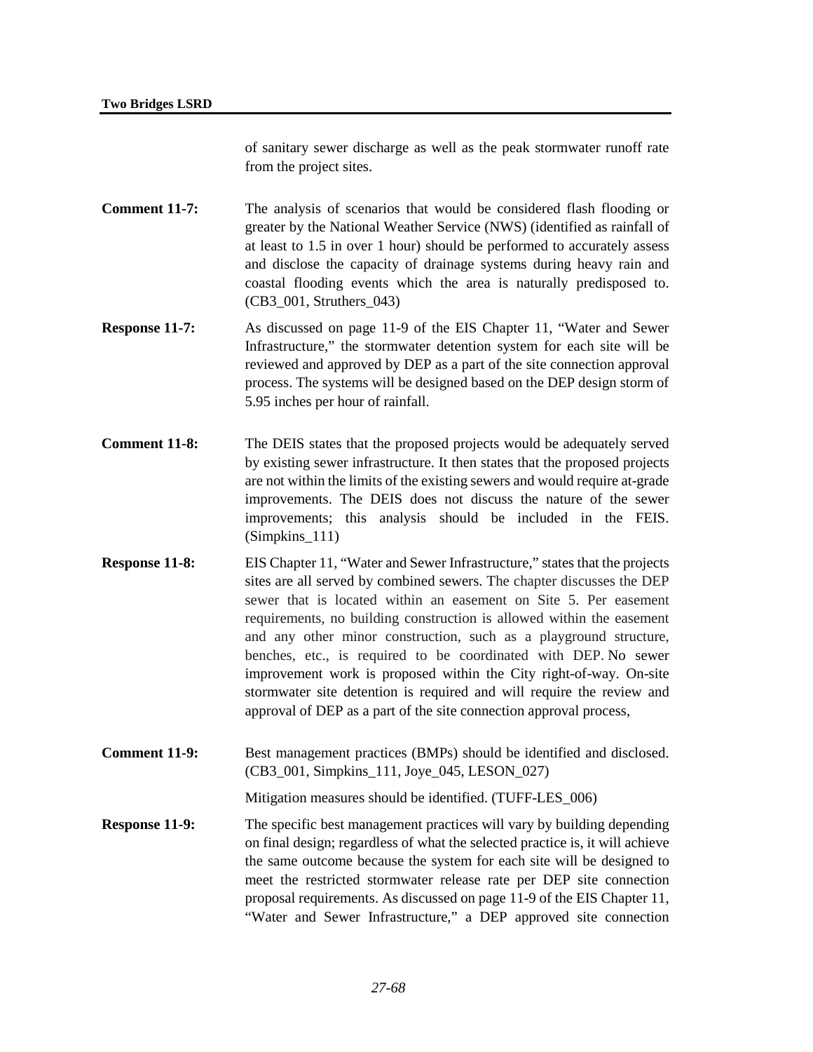of sanitary sewer discharge as well as the peak stormwater runoff rate from the project sites.

**Comment 11-7:** The analysis of scenarios that would be considered flash flooding or greater by the National Weather Service (NWS) (identified as rainfall of at least to 1.5 in over 1 hour) should be performed to accurately assess and disclose the capacity of drainage systems during heavy rain and coastal flooding events which the area is naturally predisposed to. (CB3_001, Struthers_043)

**Response 11-7:** As discussed on page 11-9 of the EIS Chapter 11, "Water and Sewer Infrastructure," the stormwater detention system for each site will be reviewed and approved by DEP as a part of the site connection approval process. The systems will be designed based on the DEP design storm of 5.95 inches per hour of rainfall.

**Comment 11-8:** The DEIS states that the proposed projects would be adequately served by existing sewer infrastructure. It then states that the proposed projects are not within the limits of the existing sewers and would require at-grade improvements. The DEIS does not discuss the nature of the sewer improvements; this analysis should be included in the FEIS. (Simpkins_111)

**Response 11-8:** EIS Chapter 11, "Water and Sewer Infrastructure," states that the projects sites are all served by combined sewers. The chapter discusses the DEP sewer that is located within an easement on Site 5. Per easement requirements, no building construction is allowed within the easement and any other minor construction, such as a playground structure, benches, etc., is required to be coordinated with DEP. No sewer improvement work is proposed within the City right-of-way. On-site stormwater site detention is required and will require the review and approval of DEP as a part of the site connection approval process,

**Comment 11-9:** Best management practices (BMPs) should be identified and disclosed. (CB3_001, Simpkins_111, Joye_045, LESON_027)

Mitigation measures should be identified. (TUFF-LES_006)

**Response 11-9:** The specific best management practices will vary by building depending on final design; regardless of what the selected practice is, it will achieve the same outcome because the system for each site will be designed to meet the restricted stormwater release rate per DEP site connection proposal requirements. As discussed on page 11-9 of the EIS Chapter 11, "Water and Sewer Infrastructure," a DEP approved site connection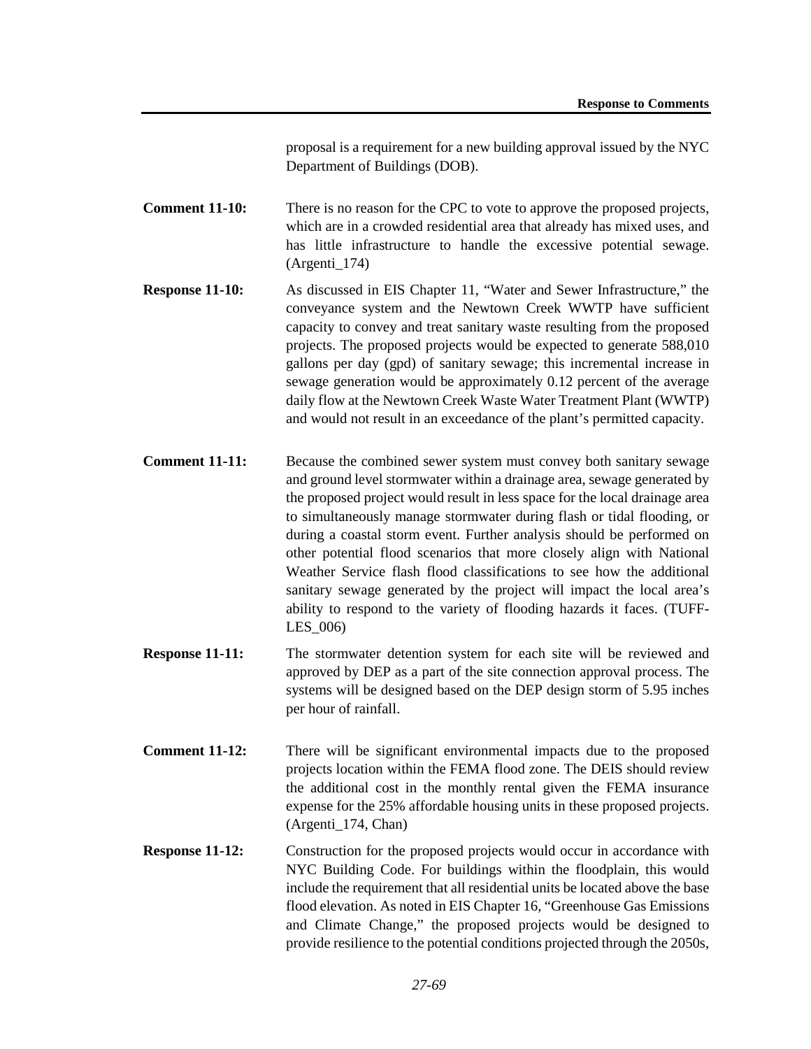proposal is a requirement for a new building approval issued by the NYC Department of Buildings (DOB).

**Comment 11-10:** There is no reason for the CPC to vote to approve the proposed projects, which are in a crowded residential area that already has mixed uses, and has little infrastructure to handle the excessive potential sewage. (Argenti_174)

**Response 11-10:** As discussed in EIS Chapter 11, "Water and Sewer Infrastructure," the conveyance system and the Newtown Creek WWTP have sufficient capacity to convey and treat sanitary waste resulting from the proposed projects. The proposed projects would be expected to generate 588,010 gallons per day (gpd) of sanitary sewage; this incremental increase in sewage generation would be approximately 0.12 percent of the average daily flow at the Newtown Creek Waste Water Treatment Plant (WWTP) and would not result in an exceedance of the plant's permitted capacity.

**Comment 11-11:** Because the combined sewer system must convey both sanitary sewage and ground level stormwater within a drainage area, sewage generated by the proposed project would result in less space for the local drainage area to simultaneously manage stormwater during flash or tidal flooding, or during a coastal storm event. Further analysis should be performed on other potential flood scenarios that more closely align with National Weather Service flash flood classifications to see how the additional sanitary sewage generated by the project will impact the local area's ability to respond to the variety of flooding hazards it faces. (TUFF-LES_006)

**Response 11-11:** The stormwater detention system for each site will be reviewed and approved by DEP as a part of the site connection approval process. The systems will be designed based on the DEP design storm of 5.95 inches per hour of rainfall.

**Comment 11-12:** There will be significant environmental impacts due to the proposed projects location within the FEMA flood zone. The DEIS should review the additional cost in the monthly rental given the FEMA insurance expense for the 25% affordable housing units in these proposed projects. (Argenti_174, Chan)

**Response 11-12:** Construction for the proposed projects would occur in accordance with NYC Building Code. For buildings within the floodplain, this would include the requirement that all residential units be located above the base flood elevation. As noted in EIS Chapter 16, "Greenhouse Gas Emissions and Climate Change," the proposed projects would be designed to provide resilience to the potential conditions projected through the 2050s,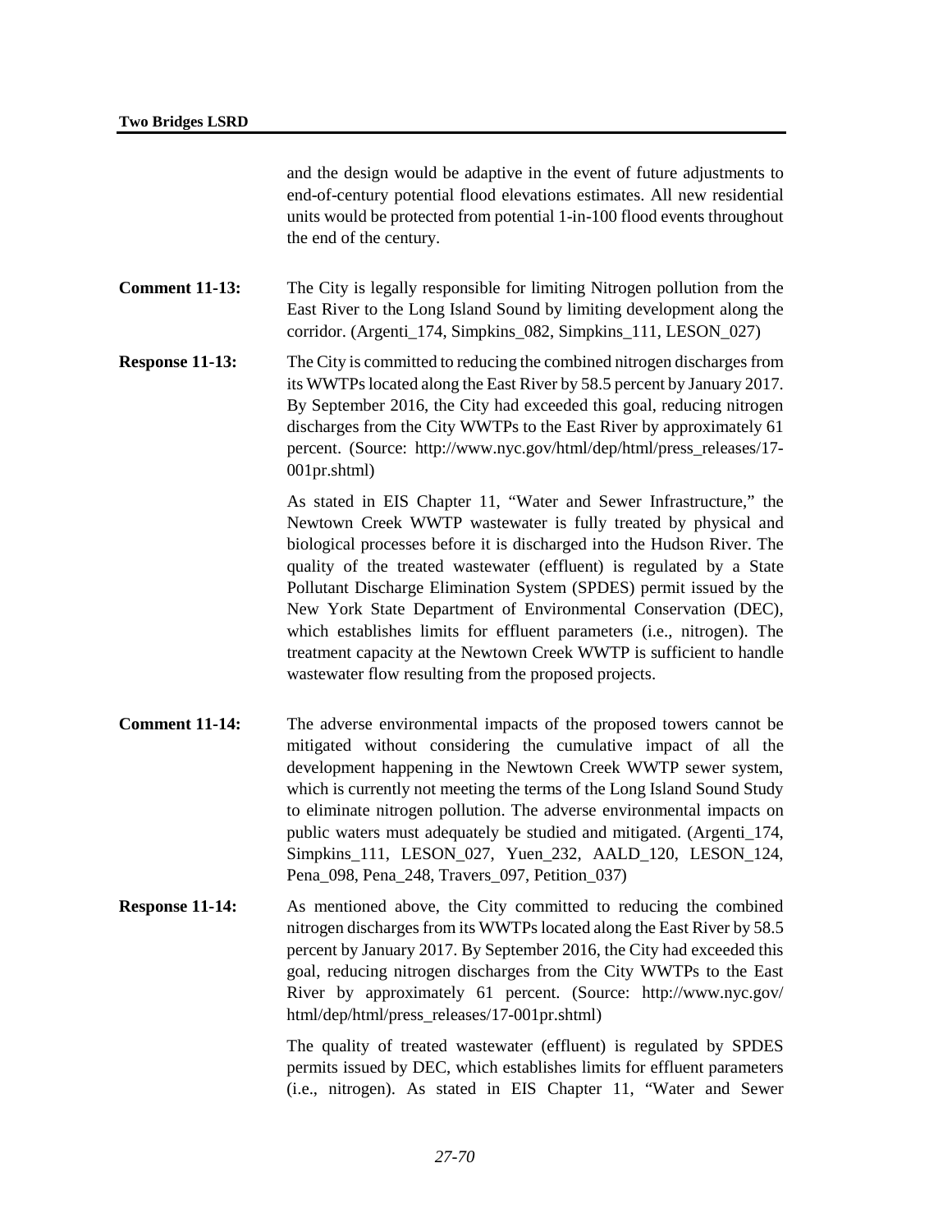and the design would be adaptive in the event of future adjustments to end-of-century potential flood elevations estimates. All new residential units would be protected from potential 1-in-100 flood events throughout the end of the century.

**Comment 11-13:** The City is legally responsible for limiting Nitrogen pollution from the East River to the Long Island Sound by limiting development along the corridor. (Argenti_174, Simpkins_082, Simpkins_111, LESON_027)

**Response 11-13:** The City is committed to reducing the combined nitrogen discharges from its WWTPs located along the East River by 58.5 percent by January 2017. By September 2016, the City had exceeded this goal, reducing nitrogen discharges from the City WWTPs to the East River by approximately 61 percent. (Source: http://www.nyc.gov/html/dep/html/press_releases/17-001pr.shtml)

As stated in EIS Chapter 11, "Water and Sewer Infrastructure," the Newtown Creek WWTP wastewater is fully treated by physical and biological processes before it is discharged into the Hudson River. The quality of the treated wastewater (effluent) is regulated by a State Pollutant Discharge Elimination System (SPDES) permit issued by the New York State Department of Environmental Conservation (DEC), which establishes limits for effluent parameters (i.e., nitrogen). The treatment capacity at the Newtown Creek WWTP is sufficient to handle wastewater flow resulting from the proposed projects.

**Comment 11-14:** The adverse environmental impacts of the proposed towers cannot be mitigated without considering the cumulative impact of all the development happening in the Newtown Creek WWTP sewer system, which is currently not meeting the terms of the Long Island Sound Study to eliminate nitrogen pollution. The adverse environmental impacts on public waters must adequately be studied and mitigated. (Argenti_174, Simpkins_111, LESON_027, Yuen_232, AALD_120, LESON_124, Pena_098, Pena_248, Travers_097, Petition_037)

**Response 11-14:** As mentioned above, the City committed to reducing the combined nitrogen discharges from its WWTPs located along the East River by 58.5 percent by January 2017. By September 2016, the City had exceeded this goal, reducing nitrogen discharges from the City WWTPs to the East River by approximately 61 percent. (Source: http://www.nyc.gov/html/dep/html/press_releases/17-001pr.shtml)

The quality of treated wastewater (effluent) is regulated by SPDES permits issued by DEC, which establishes limits for effluent parameters (i.e., nitrogen). As stated in EIS Chapter 11, "Water and Sewer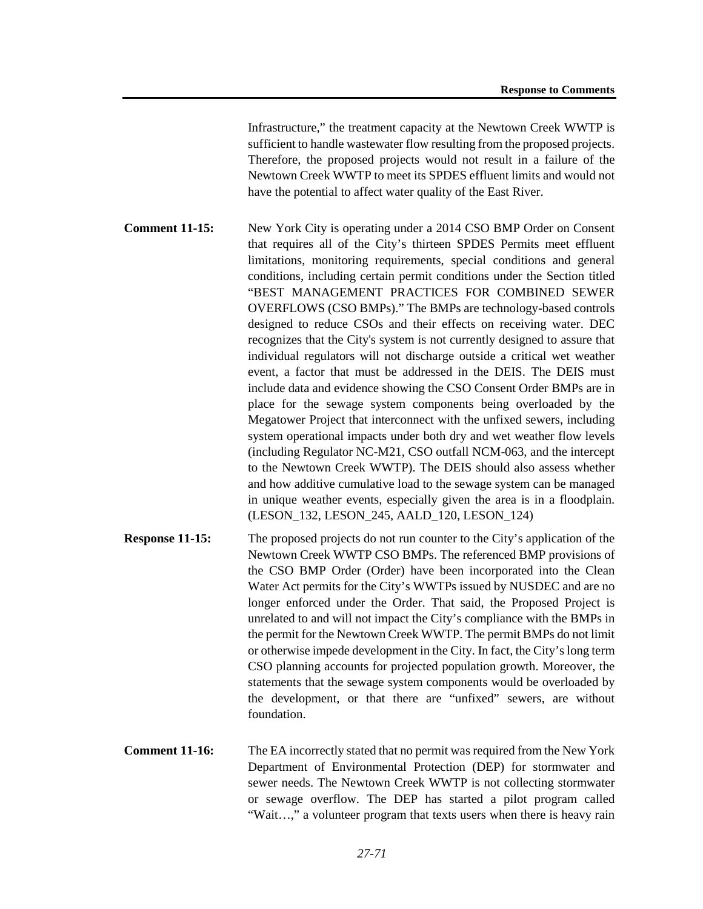Infrastructure," the treatment capacity at the Newtown Creek WWTP is sufficient to handle wastewater flow resulting from the proposed projects. Therefore, the proposed projects would not result in a failure of the Newtown Creek WWTP to meet its SPDES effluent limits and would not have the potential to affect water quality of the East River.

**Comment 11-15:** New York City is operating under a 2014 CSO BMP Order on Consent that requires all of the City's thirteen SPDES Permits meet effluent limitations, monitoring requirements, special conditions and general conditions, including certain permit conditions under the Section titled "BEST MANAGEMENT PRACTICES FOR COMBINED SEWER OVERFLOWS (CSO BMPs)." The BMPs are technology-based controls designed to reduce CSOs and their effects on receiving water. DEC recognizes that the City's system is not currently designed to assure that individual regulators will not discharge outside a critical wet weather event, a factor that must be addressed in the DEIS. The DEIS must include data and evidence showing the CSO Consent Order BMPs are in place for the sewage system components being overloaded by the Megatower Project that interconnect with the unfixed sewers, including system operational impacts under both dry and wet weather flow levels (including Regulator NC-M21, CSO outfall NCM-063, and the intercept to the Newtown Creek WWTP). The DEIS should also assess whether and how additive cumulative load to the sewage system can be managed in unique weather events, especially given the area is in a floodplain. (LESON_132, LESON_245, AALD_120, LESON_124)

**Response 11-15:** The proposed projects do not run counter to the City's application of the Newtown Creek WWTP CSO BMPs. The referenced BMP provisions of the CSO BMP Order (Order) have been incorporated into the Clean Water Act permits for the City's WWTPs issued by NUSDEC and are no longer enforced under the Order. That said, the Proposed Project is unrelated to and will not impact the City's compliance with the BMPs in the permit for the Newtown Creek WWTP. The permit BMPs do not limit or otherwise impede development in the City. In fact, the City's long term CSO planning accounts for projected population growth. Moreover, the statements that the sewage system components would be overloaded by the development, or that there are "unfixed" sewers, are without foundation.

**Comment 11-16:** The EA incorrectly stated that no permit was required from the New York Department of Environmental Protection (DEP) for stormwater and sewer needs. The Newtown Creek WWTP is not collecting stormwater or sewage overflow. The DEP has started a pilot program called "Wait…," a volunteer program that texts users when there is heavy rain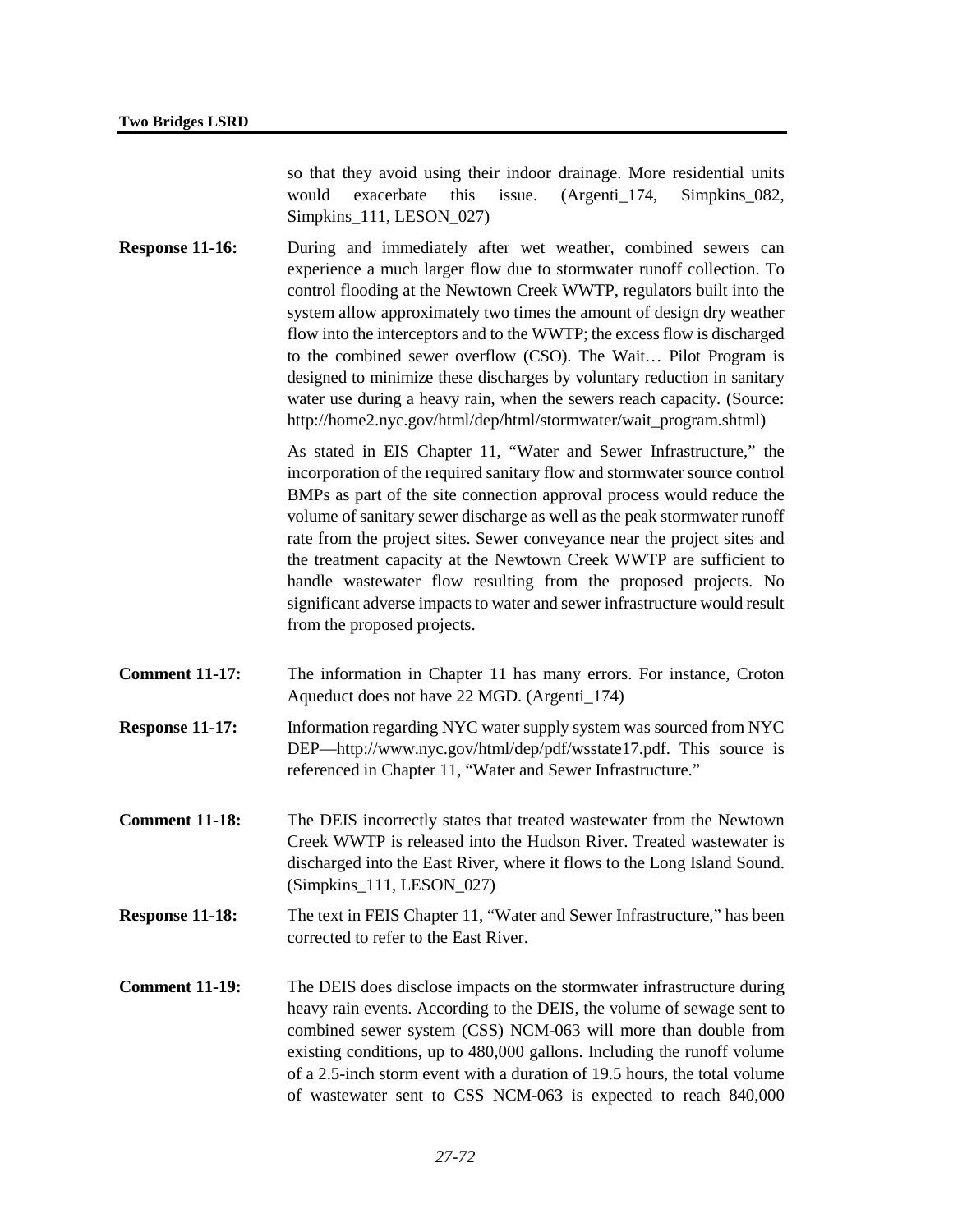so that they avoid using their indoor drainage. More residential units would exacerbate this issue. (Argenti_174, Simpkins_082, Simpkins_111, LESON_027)

**Response 11-16:** During and immediately after wet weather, combined sewers can experience a much larger flow due to stormwater runoff collection. To control flooding at the Newtown Creek WWTP, regulators built into the system allow approximately two times the amount of design dry weather flow into the interceptors and to the WWTP; the excess flow is discharged to the combined sewer overflow (CSO). The Wait… Pilot Program is designed to minimize these discharges by voluntary reduction in sanitary water use during a heavy rain, when the sewers reach capacity. (Source: http://home2.nyc.gov/html/dep/html/stormwater/wait_program.shtml)

As stated in EIS Chapter 11, "Water and Sewer Infrastructure," the incorporation of the required sanitary flow and stormwater source control BMPs as part of the site connection approval process would reduce the volume of sanitary sewer discharge as well as the peak stormwater runoff rate from the project sites. Sewer conveyance near the project sites and the treatment capacity at the Newtown Creek WWTP are sufficient to handle wastewater flow resulting from the proposed projects. No significant adverse impacts to water and sewer infrastructure would result from the proposed projects.

**Comment 11-17:** The information in Chapter 11 has many errors. For instance, Croton Aqueduct does not have 22 MGD. (Argenti_174)

**Response 11-17:** Information regarding NYC water supply system was sourced from NYC DEP—http://www.nyc.gov/html/dep/pdf/wsstate17.pdf. This source is referenced in Chapter 11, "Water and Sewer Infrastructure."

**Comment 11-18:** The DEIS incorrectly states that treated wastewater from the Newtown Creek WWTP is released into the Hudson River. Treated wastewater is discharged into the East River, where it flows to the Long Island Sound. (Simpkins_111, LESON_027)

**Response 11-18:** The text in FEIS Chapter 11, "Water and Sewer Infrastructure," has been corrected to refer to the East River.

**Comment 11-19:** The DEIS does disclose impacts on the stormwater infrastructure during heavy rain events. According to the DEIS, the volume of sewage sent to combined sewer system (CSS) NCM-063 will more than double from existing conditions, up to 480,000 gallons. Including the runoff volume of a 2.5-inch storm event with a duration of 19.5 hours, the total volume of wastewater sent to CSS NCM-063 is expected to reach 840,000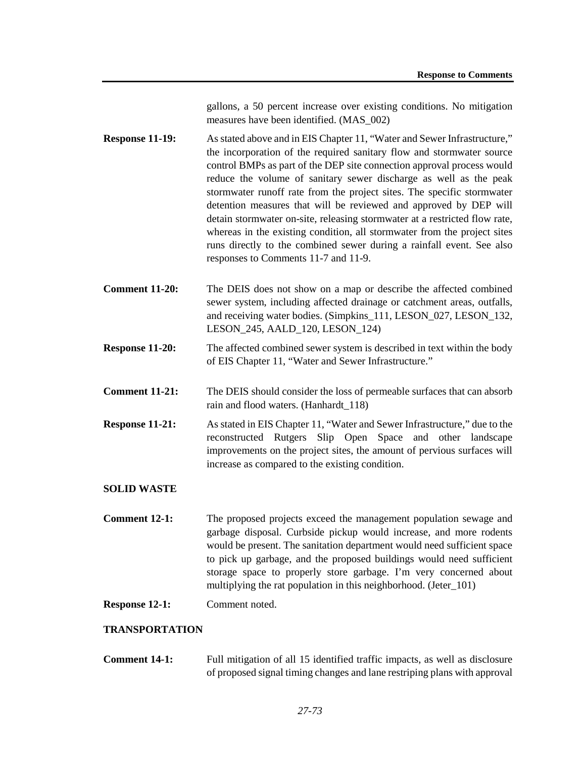gallons, a 50 percent increase over existing conditions. No mitigation measures have been identified. (MAS_002)

**Response 11-19:** As stated above and in EIS Chapter 11, "Water and Sewer Infrastructure," the incorporation of the required sanitary flow and stormwater source control BMPs as part of the DEP site connection approval process would reduce the volume of sanitary sewer discharge as well as the peak stormwater runoff rate from the project sites. The specific stormwater detention measures that will be reviewed and approved by DEP will detain stormwater on-site, releasing stormwater at a restricted flow rate, whereas in the existing condition, all stormwater from the project sites runs directly to the combined sewer during a rainfall event. See also responses to Comments 11-7 and 11-9.

**Comment 11-20:** The DEIS does not show on a map or describe the affected combined sewer system, including affected drainage or catchment areas, outfalls, and receiving water bodies. (Simpkins_111, LESON_027, LESON_132, LESON_245, AALD_120, LESON_124)

**Response 11-20:** The affected combined sewer system is described in text within the body of EIS Chapter 11, "Water and Sewer Infrastructure."

**Comment 11-21:** The DEIS should consider the loss of permeable surfaces that can absorb rain and flood waters. (Hanhardt_118)

**Response 11-21:** As stated in EIS Chapter 11, "Water and Sewer Infrastructure," due to the reconstructed Rutgers Slip Open Space and other landscape improvements on the project sites, the amount of pervious surfaces will increase as compared to the existing condition.

## SOLID WASTE

**Comment 12-1:** The proposed projects exceed the management population sewage and garbage disposal. Curbside pickup would increase, and more rodents would be present. The sanitation department would need sufficient space to pick up garbage, and the proposed buildings would need sufficient storage space to properly store garbage. I'm very concerned about multiplying the rat population in this neighborhood. (Jeter_101)

**Response 12-1:** Comment noted.

## TRANSPORTATION

**Comment 14-1:** Full mitigation of all 15 identified traffic impacts, as well as disclosure of proposed signal timing changes and lane restriping plans with approval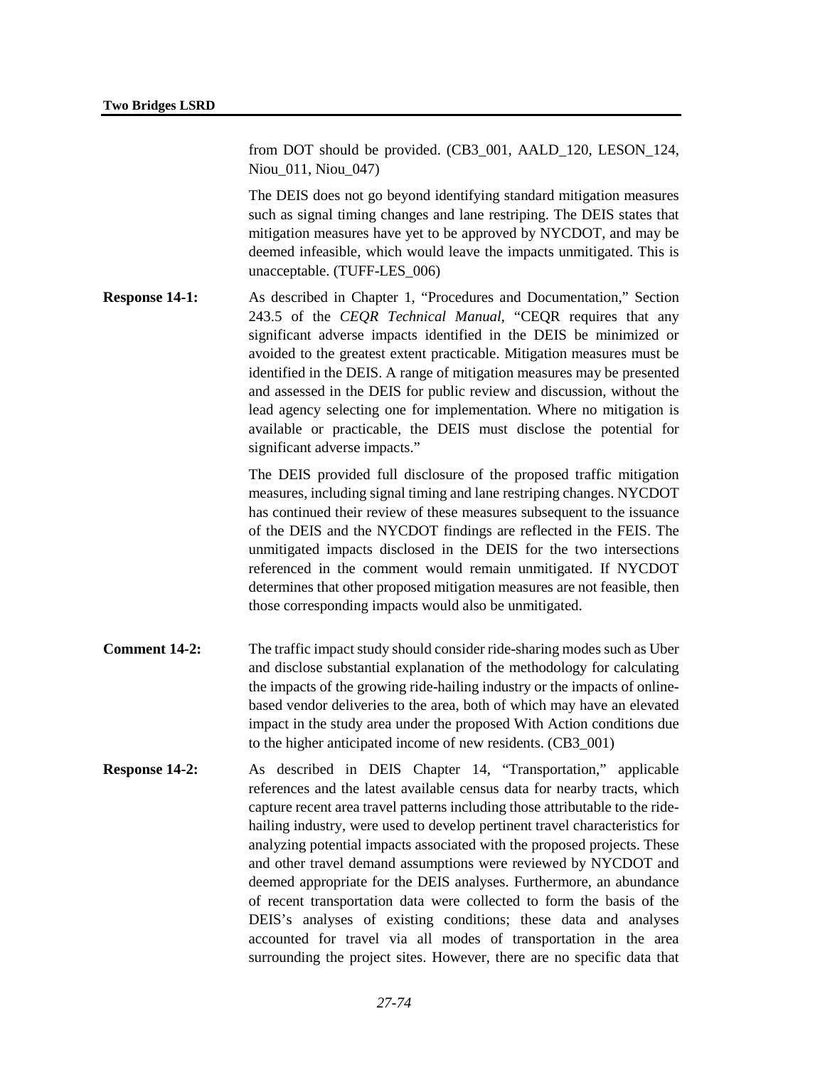from DOT should be provided. (CB3_001, AALD_120, LESON_124, Niou_011, Niou_047)

The DEIS does not go beyond identifying standard mitigation measures such as signal timing changes and lane restriping. The DEIS states that mitigation measures have yet to be approved by NYCDOT, and may be deemed infeasible, which would leave the impacts unmitigated. This is unacceptable. (TUFF-LES_006)

**Response 14-1:** As described in Chapter 1, "Procedures and Documentation," Section 243.5 of the *CEQR Technical Manual*, "CEQR requires that any significant adverse impacts identified in the DEIS be minimized or avoided to the greatest extent practicable. Mitigation measures must be identified in the DEIS. A range of mitigation measures may be presented and assessed in the DEIS for public review and discussion, without the lead agency selecting one for implementation. Where no mitigation is available or practicable, the DEIS must disclose the potential for significant adverse impacts."

The DEIS provided full disclosure of the proposed traffic mitigation measures, including signal timing and lane restriping changes. NYCDOT has continued their review of these measures subsequent to the issuance of the DEIS and the NYCDOT findings are reflected in the FEIS. The unmitigated impacts disclosed in the DEIS for the two intersections referenced in the comment would remain unmitigated. If NYCDOT determines that other proposed mitigation measures are not feasible, then those corresponding impacts would also be unmitigated.

**Comment 14-2:** The traffic impact study should consider ride-sharing modes such as Uber and disclose substantial explanation of the methodology for calculating the impacts of the growing ride-hailing industry or the impacts of online-based vendor deliveries to the area, both of which may have an elevated impact in the study area under the proposed With Action conditions due to the higher anticipated income of new residents. (CB3_001)

**Response 14-2:** As described in DEIS Chapter 14, "Transportation," applicable references and the latest available census data for nearby tracts, which capture recent area travel patterns including those attributable to the ride-hailing industry, were used to develop pertinent travel characteristics for analyzing potential impacts associated with the proposed projects. These and other travel demand assumptions were reviewed by NYCDOT and deemed appropriate for the DEIS analyses. Furthermore, an abundance of recent transportation data were collected to form the basis of the DEIS's analyses of existing conditions; these data and analyses accounted for travel via all modes of transportation in the area surrounding the project sites. However, there are no specific data that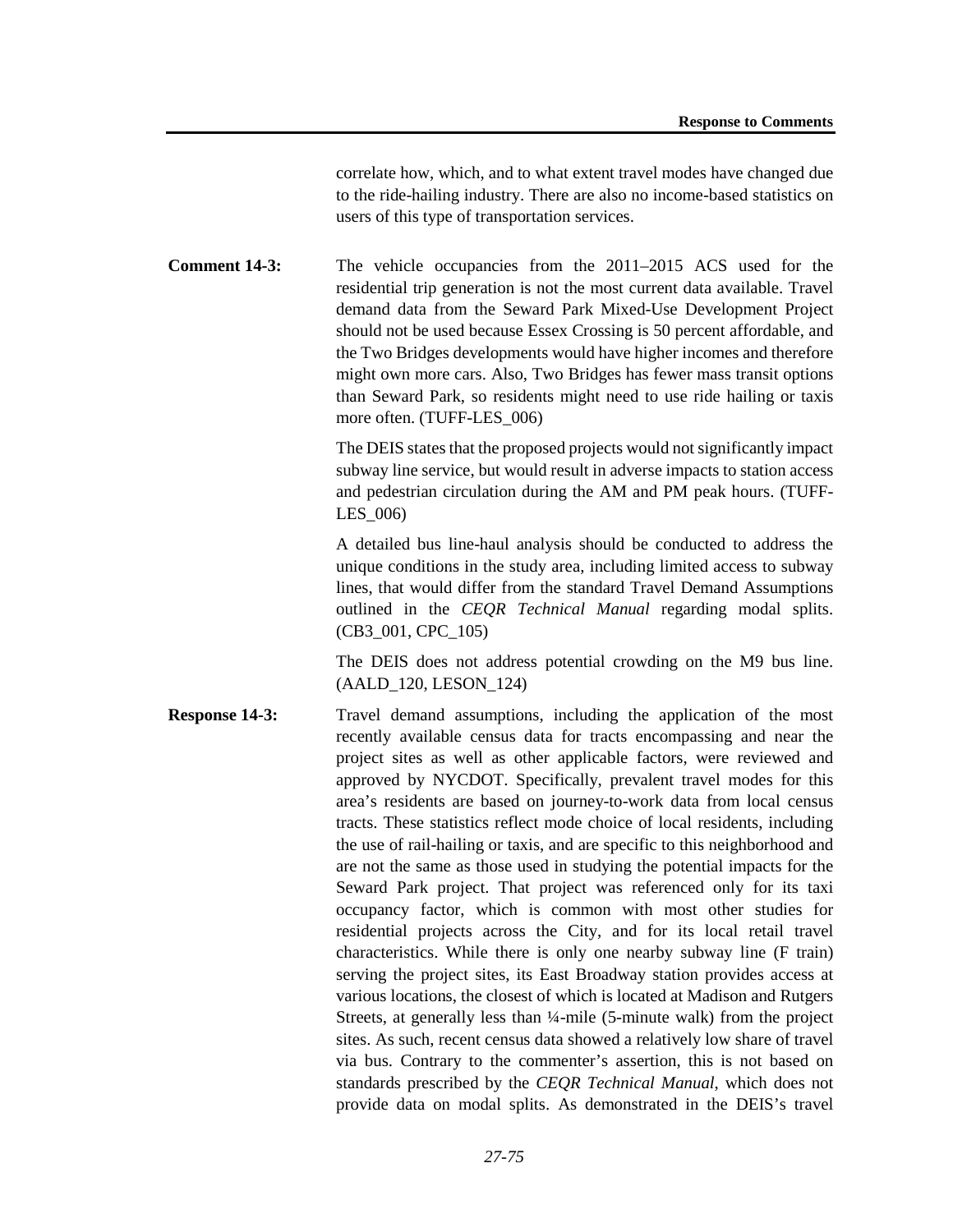correlate how, which, and to what extent travel modes have changed due to the ride-hailing industry. There are also no income-based statistics on users of this type of transportation services.

**Comment 14-3:** The vehicle occupancies from the 2011–2015 ACS used for the residential trip generation is not the most current data available. Travel demand data from the Seward Park Mixed-Use Development Project should not be used because Essex Crossing is 50 percent affordable, and the Two Bridges developments would have higher incomes and therefore might own more cars. Also, Two Bridges has fewer mass transit options than Seward Park, so residents might need to use ride hailing or taxis more often. (TUFF-LES_006)

The DEIS states that the proposed projects would not significantly impact subway line service, but would result in adverse impacts to station access and pedestrian circulation during the AM and PM peak hours. (TUFF-LES_006)

A detailed bus line-haul analysis should be conducted to address the unique conditions in the study area, including limited access to subway lines, that would differ from the standard Travel Demand Assumptions outlined in the *CEQR Technical Manual* regarding modal splits. (CB3_001, CPC_105)

The DEIS does not address potential crowding on the M9 bus line. (AALD_120, LESON_124)

**Response 14-3:** Travel demand assumptions, including the application of the most recently available census data for tracts encompassing and near the project sites as well as other applicable factors, were reviewed and approved by NYCDOT. Specifically, prevalent travel modes for this area's residents are based on journey-to-work data from local census tracts. These statistics reflect mode choice of local residents, including the use of rail-hailing or taxis, and are specific to this neighborhood and are not the same as those used in studying the potential impacts for the Seward Park project. That project was referenced only for its taxi occupancy factor, which is common with most other studies for residential projects across the City, and for its local retail travel characteristics. While there is only one nearby subway line (F train) serving the project sites, its East Broadway station provides access at various locations, the closest of which is located at Madison and Rutgers Streets, at generally less than ¼-mile (5-minute walk) from the project sites. As such, recent census data showed a relatively low share of travel via bus. Contrary to the commenter's assertion, this is not based on standards prescribed by the *CEQR Technical Manual*, which does not provide data on modal splits. As demonstrated in the DEIS's travel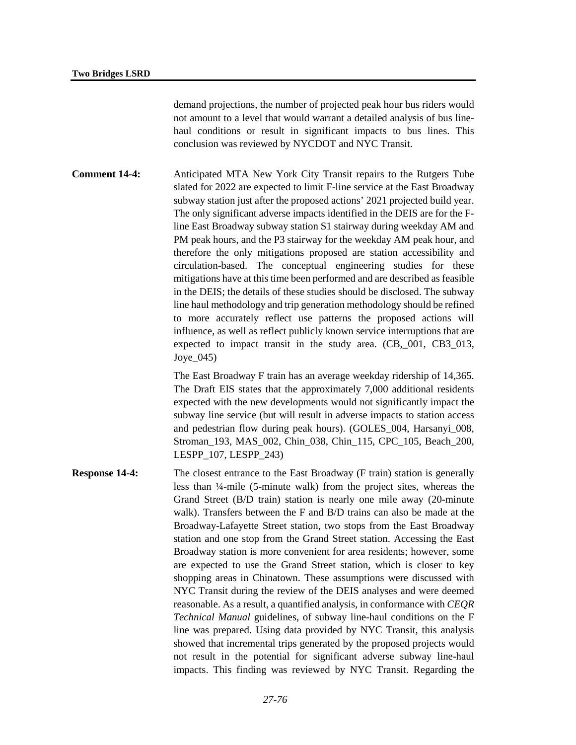demand projections, the number of projected peak hour bus riders would not amount to a level that would warrant a detailed analysis of bus line-haul conditions or result in significant impacts to bus lines. This conclusion was reviewed by NYCDOT and NYC Transit.

**Comment 14-4:** Anticipated MTA New York City Transit repairs to the Rutgers Tube slated for 2022 are expected to limit F-line service at the East Broadway subway station just after the proposed actions' 2021 projected build year. The only significant adverse impacts identified in the DEIS are for the F-line East Broadway subway station S1 stairway during weekday AM and PM peak hours, and the P3 stairway for the weekday AM peak hour, and therefore the only mitigations proposed are station accessibility and circulation-based. The conceptual engineering studies for these mitigations have at this time been performed and are described as feasible in the DEIS; the details of these studies should be disclosed. The subway line haul methodology and trip generation methodology should be refined to more accurately reflect use patterns the proposed actions will influence, as well as reflect publicly known service interruptions that are expected to impact transit in the study area. (CB,_001, CB3_013, Joye_045)

The East Broadway F train has an average weekday ridership of 14,365. The Draft EIS states that the approximately 7,000 additional residents expected with the new developments would not significantly impact the subway line service (but will result in adverse impacts to station access and pedestrian flow during peak hours). (GOLES_004, Harsanyi_008, Stroman_193, MAS_002, Chin_038, Chin_115, CPC_105, Beach_200, LESPP_107, LESPP_243)

**Response 14-4:** The closest entrance to the East Broadway (F train) station is generally less than ¼-mile (5-minute walk) from the project sites, whereas the Grand Street (B/D train) station is nearly one mile away (20-minute walk). Transfers between the F and B/D trains can also be made at the Broadway-Lafayette Street station, two stops from the East Broadway station and one stop from the Grand Street station. Accessing the East Broadway station is more convenient for area residents; however, some are expected to use the Grand Street station, which is closer to key shopping areas in Chinatown. These assumptions were discussed with NYC Transit during the review of the DEIS analyses and were deemed reasonable. As a result, a quantified analysis, in conformance with *CEQR Technical Manual* guidelines, of subway line-haul conditions on the F line was prepared. Using data provided by NYC Transit, this analysis showed that incremental trips generated by the proposed projects would not result in the potential for significant adverse subway line-haul impacts. This finding was reviewed by NYC Transit. Regarding the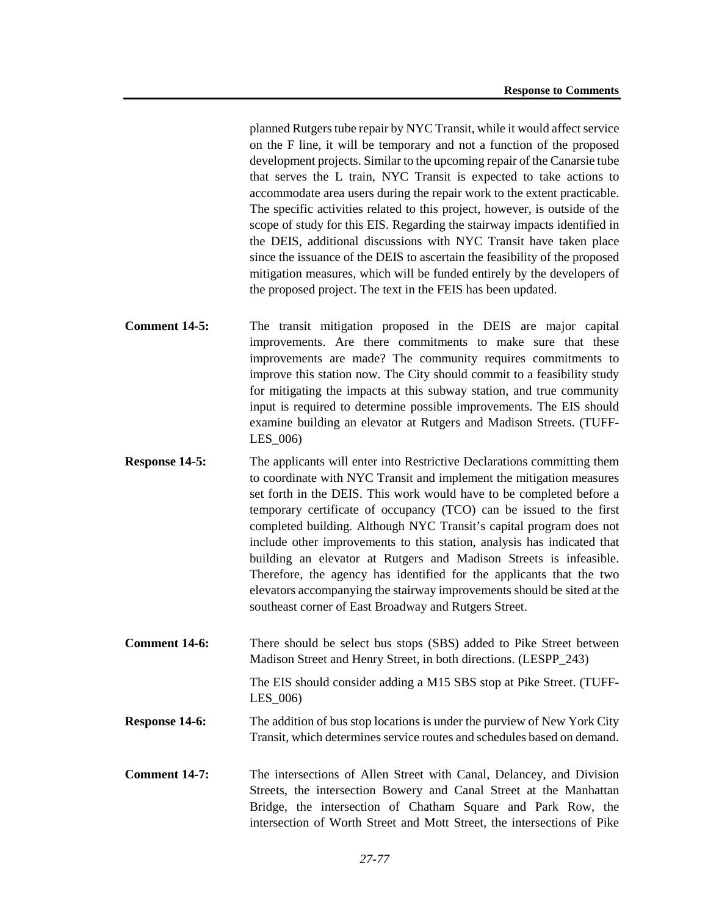planned Rutgers tube repair by NYC Transit, while it would affect service on the F line, it will be temporary and not a function of the proposed development projects. Similar to the upcoming repair of the Canarsie tube that serves the L train, NYC Transit is expected to take actions to accommodate area users during the repair work to the extent practicable. The specific activities related to this project, however, is outside of the scope of study for this EIS. Regarding the stairway impacts identified in the DEIS, additional discussions with NYC Transit have taken place since the issuance of the DEIS to ascertain the feasibility of the proposed mitigation measures, which will be funded entirely by the developers of the proposed project. The text in the FEIS has been updated.

**Comment 14-5:** The transit mitigation proposed in the DEIS are major capital improvements. Are there commitments to make sure that these improvements are made? The community requires commitments to improve this station now. The City should commit to a feasibility study for mitigating the impacts at this subway station, and true community input is required to determine possible improvements. The EIS should examine building an elevator at Rutgers and Madison Streets. (TUFF-LES_006)

**Response 14-5:** The applicants will enter into Restrictive Declarations committing them to coordinate with NYC Transit and implement the mitigation measures set forth in the DEIS. This work would have to be completed before a temporary certificate of occupancy (TCO) can be issued to the first completed building. Although NYC Transit's capital program does not include other improvements to this station, analysis has indicated that building an elevator at Rutgers and Madison Streets is infeasible. Therefore, the agency has identified for the applicants that the two elevators accompanying the stairway improvements should be sited at the southeast corner of East Broadway and Rutgers Street.

**Comment 14-6:** There should be select bus stops (SBS) added to Pike Street between Madison Street and Henry Street, in both directions. (LESPP_243)

The EIS should consider adding a M15 SBS stop at Pike Street. (TUFF-LES_006)

**Response 14-6:** The addition of bus stop locations is under the purview of New York City Transit, which determines service routes and schedules based on demand.

**Comment 14-7:** The intersections of Allen Street with Canal, Delancey, and Division Streets, the intersection Bowery and Canal Street at the Manhattan Bridge, the intersection of Chatham Square and Park Row, the intersection of Worth Street and Mott Street, the intersections of Pike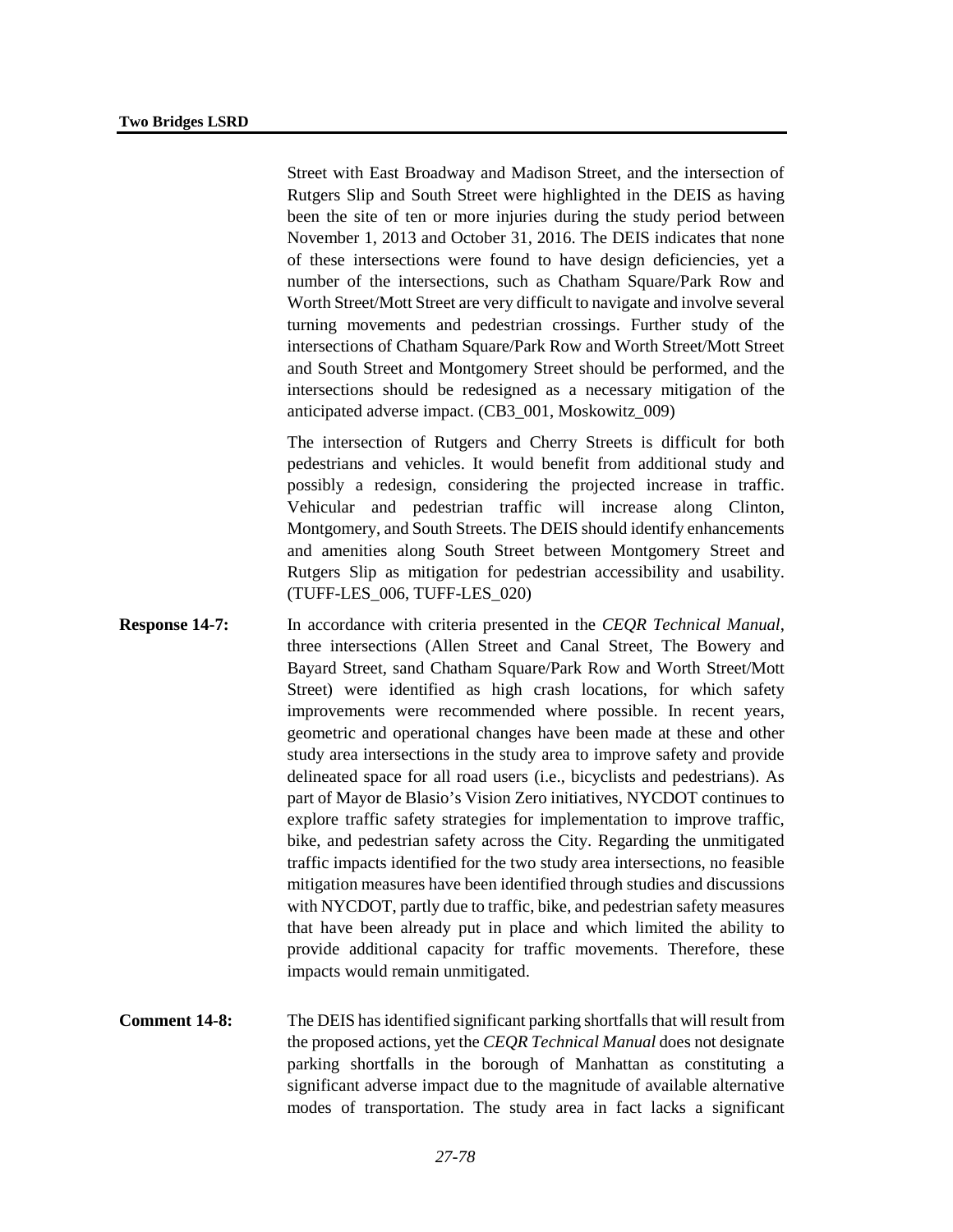Street with East Broadway and Madison Street, and the intersection of Rutgers Slip and South Street were highlighted in the DEIS as having been the site of ten or more injuries during the study period between November 1, 2013 and October 31, 2016. The DEIS indicates that none of these intersections were found to have design deficiencies, yet a number of the intersections, such as Chatham Square/Park Row and Worth Street/Mott Street are very difficult to navigate and involve several turning movements and pedestrian crossings. Further study of the intersections of Chatham Square/Park Row and Worth Street/Mott Street and South Street and Montgomery Street should be performed, and the intersections should be redesigned as a necessary mitigation of the anticipated adverse impact. (CB3_001, Moskowitz_009)

The intersection of Rutgers and Cherry Streets is difficult for both pedestrians and vehicles. It would benefit from additional study and possibly a redesign, considering the projected increase in traffic. Vehicular and pedestrian traffic will increase along Clinton, Montgomery, and South Streets. The DEIS should identify enhancements and amenities along South Street between Montgomery Street and Rutgers Slip as mitigation for pedestrian accessibility and usability. (TUFF-LES_006, TUFF-LES_020)

**Response 14-7:** In accordance with criteria presented in the *CEQR Technical Manual*, three intersections (Allen Street and Canal Street, The Bowery and Bayard Street, sand Chatham Square/Park Row and Worth Street/Mott Street) were identified as high crash locations, for which safety improvements were recommended where possible. In recent years, geometric and operational changes have been made at these and other study area intersections in the study area to improve safety and provide delineated space for all road users (i.e., bicyclists and pedestrians). As part of Mayor de Blasio's Vision Zero initiatives, NYCDOT continues to explore traffic safety strategies for implementation to improve traffic, bike, and pedestrian safety across the City. Regarding the unmitigated traffic impacts identified for the two study area intersections, no feasible mitigation measures have been identified through studies and discussions with NYCDOT, partly due to traffic, bike, and pedestrian safety measures that have been already put in place and which limited the ability to provide additional capacity for traffic movements. Therefore, these impacts would remain unmitigated.

**Comment 14-8:** The DEIS has identified significant parking shortfalls that will result from the proposed actions, yet the *CEQR Technical Manual* does not designate parking shortfalls in the borough of Manhattan as constituting a significant adverse impact due to the magnitude of available alternative modes of transportation. The study area in fact lacks a significant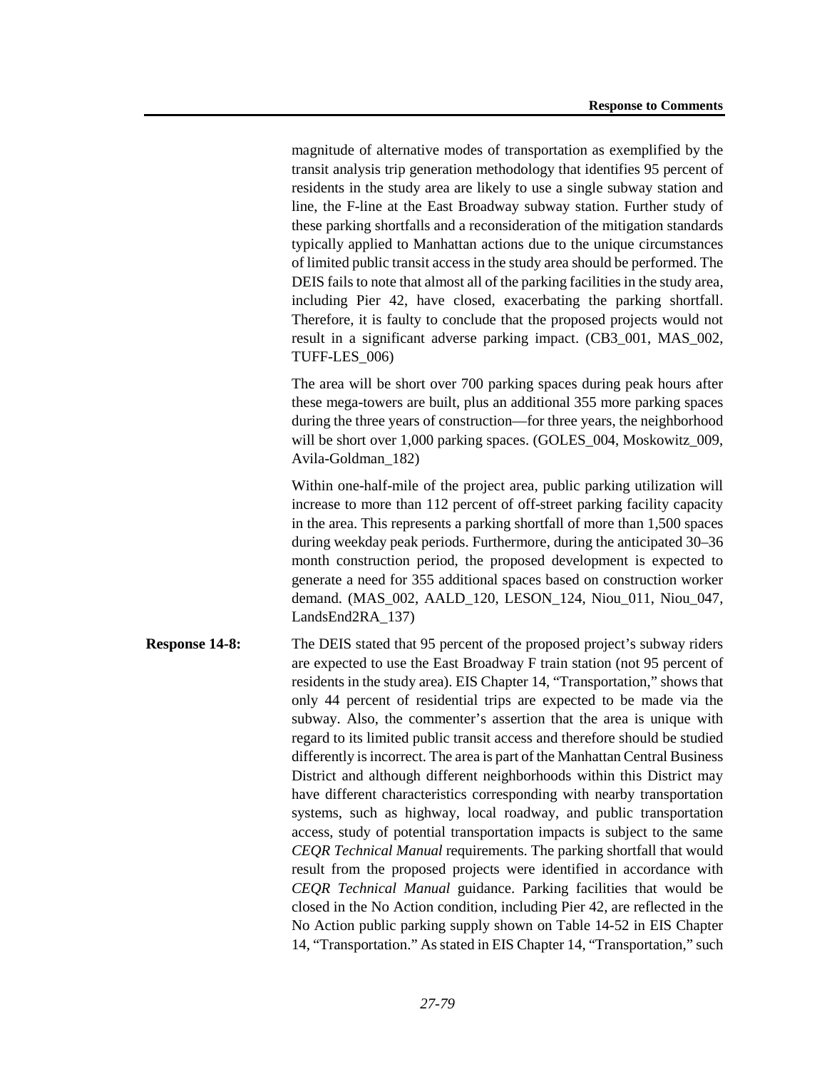magnitude of alternative modes of transportation as exemplified by the transit analysis trip generation methodology that identifies 95 percent of residents in the study area are likely to use a single subway station and line, the F-line at the East Broadway subway station. Further study of these parking shortfalls and a reconsideration of the mitigation standards typically applied to Manhattan actions due to the unique circumstances of limited public transit access in the study area should be performed. The DEIS fails to note that almost all of the parking facilities in the study area, including Pier 42, have closed, exacerbating the parking shortfall. Therefore, it is faulty to conclude that the proposed projects would not result in a significant adverse parking impact. (CB3_001, MAS_002, TUFF-LES_006)

The area will be short over 700 parking spaces during peak hours after these mega-towers are built, plus an additional 355 more parking spaces during the three years of construction—for three years, the neighborhood will be short over 1,000 parking spaces. (GOLES_004, Moskowitz_009, Avila-Goldman_182)

Within one-half-mile of the project area, public parking utilization will increase to more than 112 percent of off-street parking facility capacity in the area. This represents a parking shortfall of more than 1,500 spaces during weekday peak periods. Furthermore, during the anticipated 30–36 month construction period, the proposed development is expected to generate a need for 355 additional spaces based on construction worker demand. (MAS_002, AALD_120, LESON_124, Niou_011, Niou_047, LandsEnd2RA_137)

**Response 14-8:** The DEIS stated that 95 percent of the proposed project's subway riders are expected to use the East Broadway F train station (not 95 percent of residents in the study area). EIS Chapter 14, "Transportation," shows that only 44 percent of residential trips are expected to be made via the subway. Also, the commenter's assertion that the area is unique with regard to its limited public transit access and therefore should be studied differently is incorrect. The area is part of the Manhattan Central Business District and although different neighborhoods within this District may have different characteristics corresponding with nearby transportation systems, such as highway, local roadway, and public transportation access, study of potential transportation impacts is subject to the same *CEQR Technical Manual* requirements. The parking shortfall that would result from the proposed projects were identified in accordance with *CEQR Technical Manual* guidance. Parking facilities that would be closed in the No Action condition, including Pier 42, are reflected in the No Action public parking supply shown on Table 14-52 in EIS Chapter 14, "Transportation." As stated in EIS Chapter 14, "Transportation," such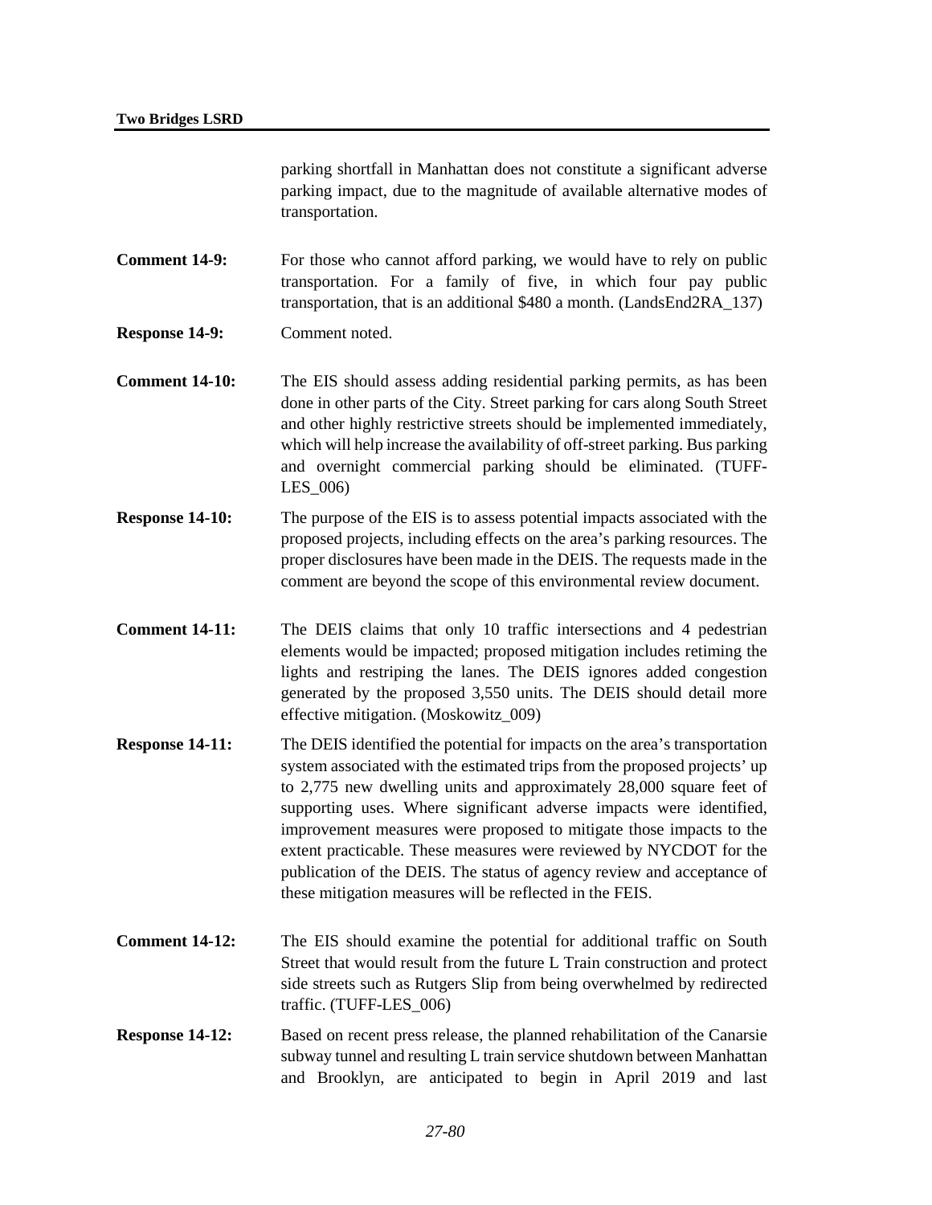parking shortfall in Manhattan does not constitute a significant adverse parking impact, due to the magnitude of available alternative modes of transportation.

**Comment 14-9:** For those who cannot afford parking, we would have to rely on public transportation. For a family of five, in which four pay public transportation, that is an additional $480 a month. (LandsEnd2RA_137)

**Response 14-9:** Comment noted.

**Comment 14-10:** The EIS should assess adding residential parking permits, as has been done in other parts of the City. Street parking for cars along South Street and other highly restrictive streets should be implemented immediately, which will help increase the availability of off-street parking. Bus parking and overnight commercial parking should be eliminated. (TUFF-LES_006)

**Response 14-10:** The purpose of the EIS is to assess potential impacts associated with the proposed projects, including effects on the area's parking resources. The proper disclosures have been made in the DEIS. The requests made in the comment are beyond the scope of this environmental review document.

**Comment 14-11:** The DEIS claims that only 10 traffic intersections and 4 pedestrian elements would be impacted; proposed mitigation includes retiming the lights and restriping the lanes. The DEIS ignores added congestion generated by the proposed 3,550 units. The DEIS should detail more effective mitigation. (Moskowitz_009)

**Response 14-11:** The DEIS identified the potential for impacts on the area's transportation system associated with the estimated trips from the proposed projects' up to 2,775 new dwelling units and approximately 28,000 square feet of supporting uses. Where significant adverse impacts were identified, improvement measures were proposed to mitigate those impacts to the extent practicable. These measures were reviewed by NYCDOT for the publication of the DEIS. The status of agency review and acceptance of these mitigation measures will be reflected in the FEIS.

**Comment 14-12:** The EIS should examine the potential for additional traffic on South Street that would result from the future L Train construction and protect side streets such as Rutgers Slip from being overwhelmed by redirected traffic. (TUFF-LES_006)

**Response 14-12:** Based on recent press release, the planned rehabilitation of the Canarsie subway tunnel and resulting L train service shutdown between Manhattan and Brooklyn, are anticipated to begin in April 2019 and last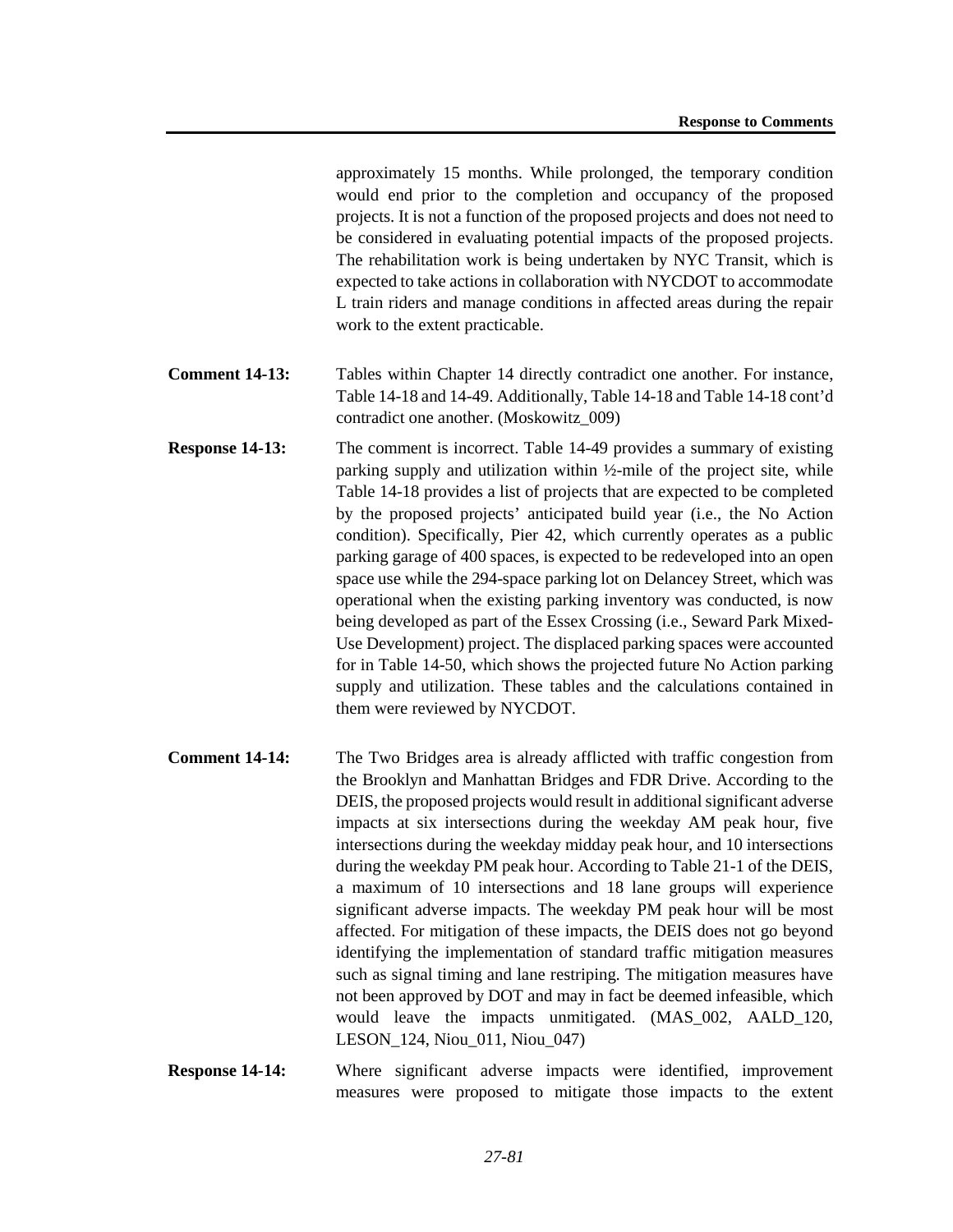approximately 15 months. While prolonged, the temporary condition would end prior to the completion and occupancy of the proposed projects. It is not a function of the proposed projects and does not need to be considered in evaluating potential impacts of the proposed projects. The rehabilitation work is being undertaken by NYC Transit, which is expected to take actions in collaboration with NYCDOT to accommodate L train riders and manage conditions in affected areas during the repair work to the extent practicable.

**Comment 14-13:** Tables within Chapter 14 directly contradict one another. For instance, Table 14-18 and 14-49. Additionally, Table 14-18 and Table 14-18 cont'd contradict one another. (Moskowitz_009)

**Response 14-13:** The comment is incorrect. Table 14-49 provides a summary of existing parking supply and utilization within ½-mile of the project site, while Table 14-18 provides a list of projects that are expected to be completed by the proposed projects' anticipated build year (i.e., the No Action condition). Specifically, Pier 42, which currently operates as a public parking garage of 400 spaces, is expected to be redeveloped into an open space use while the 294-space parking lot on Delancey Street, which was operational when the existing parking inventory was conducted, is now being developed as part of the Essex Crossing (i.e., Seward Park Mixed-Use Development) project. The displaced parking spaces were accounted for in Table 14-50, which shows the projected future No Action parking supply and utilization. These tables and the calculations contained in them were reviewed by NYCDOT.

**Comment 14-14:** The Two Bridges area is already afflicted with traffic congestion from the Brooklyn and Manhattan Bridges and FDR Drive. According to the DEIS, the proposed projects would result in additional significant adverse impacts at six intersections during the weekday AM peak hour, five intersections during the weekday midday peak hour, and 10 intersections during the weekday PM peak hour. According to Table 21-1 of the DEIS, a maximum of 10 intersections and 18 lane groups will experience significant adverse impacts. The weekday PM peak hour will be most affected. For mitigation of these impacts, the DEIS does not go beyond identifying the implementation of standard traffic mitigation measures such as signal timing and lane restriping. The mitigation measures have not been approved by DOT and may in fact be deemed infeasible, which would leave the impacts unmitigated. (MAS_002, AALD_120, LESON_124, Niou_011, Niou_047)

**Response 14-14:** Where significant adverse impacts were identified, improvement measures were proposed to mitigate those impacts to the extent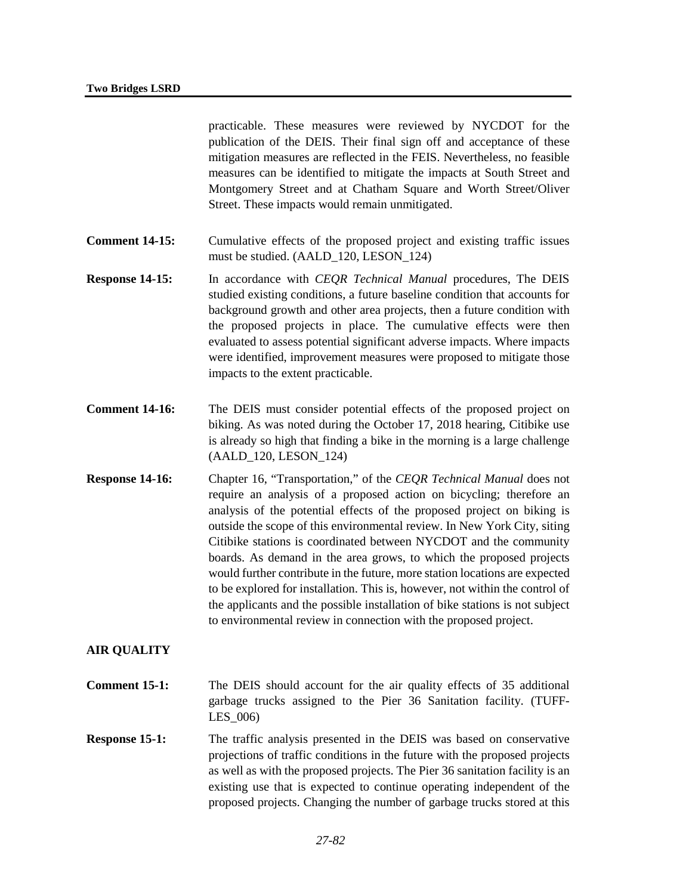practicable. These measures were reviewed by NYCDOT for the publication of the DEIS. Their final sign off and acceptance of these mitigation measures are reflected in the FEIS. Nevertheless, no feasible measures can be identified to mitigate the impacts at South Street and Montgomery Street and at Chatham Square and Worth Street/Oliver Street. These impacts would remain unmitigated.

**Comment 14-15:** Cumulative effects of the proposed project and existing traffic issues must be studied. (AALD_120, LESON_124)

**Response 14-15:** In accordance with *CEQR Technical Manual* procedures, The DEIS studied existing conditions, a future baseline condition that accounts for background growth and other area projects, then a future condition with the proposed projects in place. The cumulative effects were then evaluated to assess potential significant adverse impacts. Where impacts were identified, improvement measures were proposed to mitigate those impacts to the extent practicable.

**Comment 14-16:** The DEIS must consider potential effects of the proposed project on biking. As was noted during the October 17, 2018 hearing, Citibike use is already so high that finding a bike in the morning is a large challenge (AALD_120, LESON_124)

**Response 14-16:** Chapter 16, "Transportation," of the *CEQR Technical Manual* does not require an analysis of a proposed action on bicycling; therefore an analysis of the potential effects of the proposed project on biking is outside the scope of this environmental review. In New York City, siting Citibike stations is coordinated between NYCDOT and the community boards. As demand in the area grows, to which the proposed projects would further contribute in the future, more station locations are expected to be explored for installation. This is, however, not within the control of the applicants and the possible installation of bike stations is not subject to environmental review in connection with the proposed project.

## AIR QUALITY

**Comment 15-1:** The DEIS should account for the air quality effects of 35 additional garbage trucks assigned to the Pier 36 Sanitation facility. (TUFF-LES_006)

**Response 15-1:** The traffic analysis presented in the DEIS was based on conservative projections of traffic conditions in the future with the proposed projects as well as with the proposed projects. The Pier 36 sanitation facility is an existing use that is expected to continue operating independent of the proposed projects. Changing the number of garbage trucks stored at this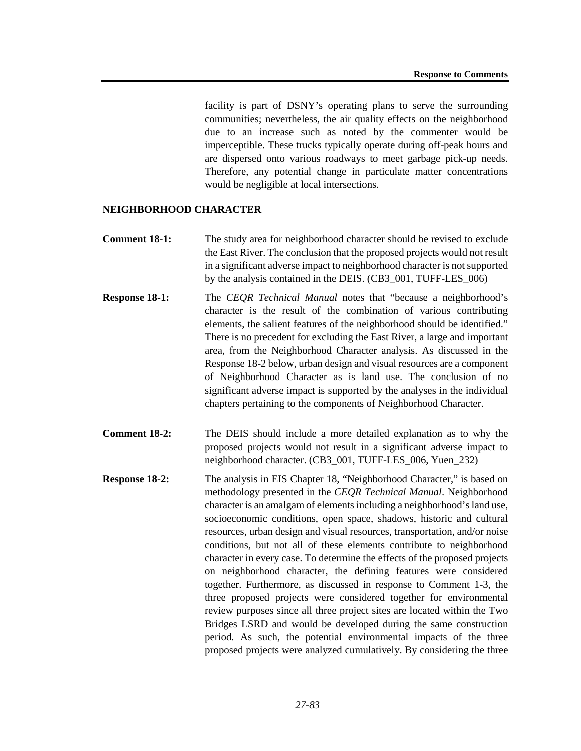facility is part of DSNY's operating plans to serve the surrounding communities; nevertheless, the air quality effects on the neighborhood due to an increase such as noted by the commenter would be imperceptible. These trucks typically operate during off-peak hours and are dispersed onto various roadways to meet garbage pick-up needs. Therefore, any potential change in particulate matter concentrations would be negligible at local intersections.

## NEIGHBORHOOD CHARACTER

**Comment 18-1:** The study area for neighborhood character should be revised to exclude the East River. The conclusion that the proposed projects would not result in a significant adverse impact to neighborhood character is not supported by the analysis contained in the DEIS. (CB3_001, TUFF-LES_006)

**Response 18-1:** The *CEQR Technical Manual* notes that "because a neighborhood's character is the result of the combination of various contributing elements, the salient features of the neighborhood should be identified." There is no precedent for excluding the East River, a large and important area, from the Neighborhood Character analysis. As discussed in the Response 18-2 below, urban design and visual resources are a component of Neighborhood Character as is land use. The conclusion of no significant adverse impact is supported by the analyses in the individual chapters pertaining to the components of Neighborhood Character.

**Comment 18-2:** The DEIS should include a more detailed explanation as to why the proposed projects would not result in a significant adverse impact to neighborhood character. (CB3_001, TUFF-LES_006, Yuen_232)

**Response 18-2:** The analysis in EIS Chapter 18, "Neighborhood Character," is based on methodology presented in the *CEQR Technical Manual*. Neighborhood character is an amalgam of elements including a neighborhood's land use, socioeconomic conditions, open space, shadows, historic and cultural resources, urban design and visual resources, transportation, and/or noise conditions, but not all of these elements contribute to neighborhood character in every case. To determine the effects of the proposed projects on neighborhood character, the defining features were considered together. Furthermore, as discussed in response to Comment 1-3, the three proposed projects were considered together for environmental review purposes since all three project sites are located within the Two Bridges LSRD and would be developed during the same construction period. As such, the potential environmental impacts of the three proposed projects were analyzed cumulatively. By considering the three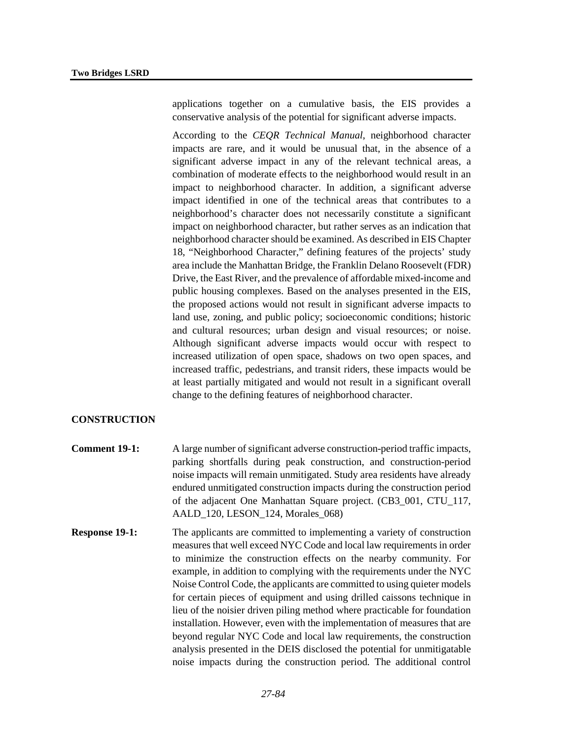applications together on a cumulative basis, the EIS provides a conservative analysis of the potential for significant adverse impacts.

According to the *CEQR Technical Manual*, neighborhood character impacts are rare, and it would be unusual that, in the absence of a significant adverse impact in any of the relevant technical areas, a combination of moderate effects to the neighborhood would result in an impact to neighborhood character. In addition, a significant adverse impact identified in one of the technical areas that contributes to a neighborhood's character does not necessarily constitute a significant impact on neighborhood character, but rather serves as an indication that neighborhood character should be examined. As described in EIS Chapter 18, "Neighborhood Character," defining features of the projects' study area include the Manhattan Bridge, the Franklin Delano Roosevelt (FDR) Drive, the East River, and the prevalence of affordable mixed-income and public housing complexes. Based on the analyses presented in the EIS, the proposed actions would not result in significant adverse impacts to land use, zoning, and public policy; socioeconomic conditions; historic and cultural resources; urban design and visual resources; or noise. Although significant adverse impacts would occur with respect to increased utilization of open space, shadows on two open spaces, and increased traffic, pedestrians, and transit riders, these impacts would be at least partially mitigated and would not result in a significant overall change to the defining features of neighborhood character.

## CONSTRUCTION

**Comment 19-1:** A large number of significant adverse construction-period traffic impacts, parking shortfalls during peak construction, and construction-period noise impacts will remain unmitigated. Study area residents have already endured unmitigated construction impacts during the construction period of the adjacent One Manhattan Square project. (CB3_001, CTU_117, AALD_120, LESON_124, Morales_068)

**Response 19-1:** The applicants are committed to implementing a variety of construction measures that well exceed NYC Code and local law requirements in order to minimize the construction effects on the nearby community. For example, in addition to complying with the requirements under the NYC Noise Control Code, the applicants are committed to using quieter models for certain pieces of equipment and using drilled caissons technique in lieu of the noisier driven piling method where practicable for foundation installation. However, even with the implementation of measures that are beyond regular NYC Code and local law requirements, the construction analysis presented in the DEIS disclosed the potential for unmitigatable noise impacts during the construction period. The additional control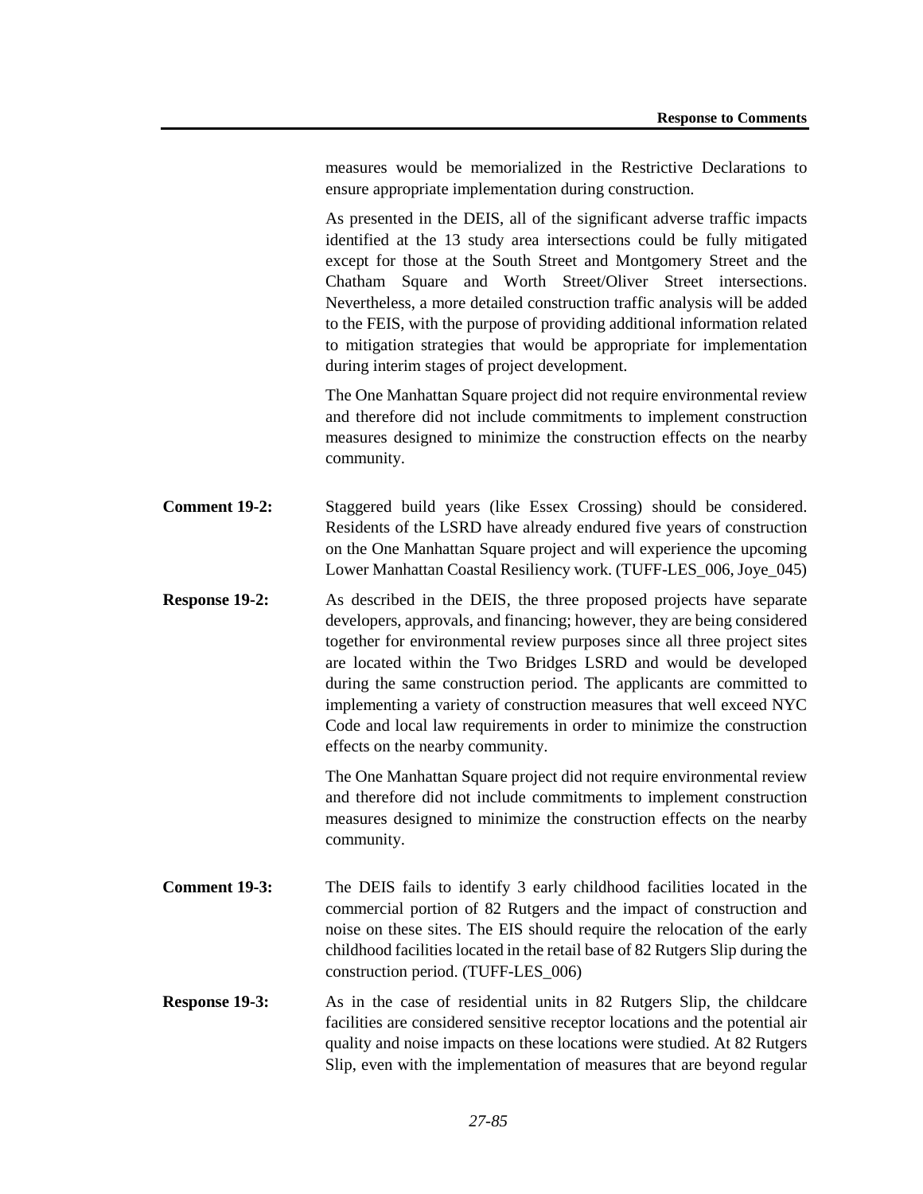measures would be memorialized in the Restrictive Declarations to ensure appropriate implementation during construction.

As presented in the DEIS, all of the significant adverse traffic impacts identified at the 13 study area intersections could be fully mitigated except for those at the South Street and Montgomery Street and the Chatham Square and Worth Street/Oliver Street intersections. Nevertheless, a more detailed construction traffic analysis will be added to the FEIS, with the purpose of providing additional information related to mitigation strategies that would be appropriate for implementation during interim stages of project development.

The One Manhattan Square project did not require environmental review and therefore did not include commitments to implement construction measures designed to minimize the construction effects on the nearby community.

**Comment 19-2:** Staggered build years (like Essex Crossing) should be considered. Residents of the LSRD have already endured five years of construction on the One Manhattan Square project and will experience the upcoming Lower Manhattan Coastal Resiliency work. (TUFF-LES_006, Joye_045)

**Response 19-2:** As described in the DEIS, the three proposed projects have separate developers, approvals, and financing; however, they are being considered together for environmental review purposes since all three project sites are located within the Two Bridges LSRD and would be developed during the same construction period. The applicants are committed to implementing a variety of construction measures that well exceed NYC Code and local law requirements in order to minimize the construction effects on the nearby community.

The One Manhattan Square project did not require environmental review and therefore did not include commitments to implement construction measures designed to minimize the construction effects on the nearby community.

**Comment 19-3:** The DEIS fails to identify 3 early childhood facilities located in the commercial portion of 82 Rutgers and the impact of construction and noise on these sites. The EIS should require the relocation of the early childhood facilities located in the retail base of 82 Rutgers Slip during the construction period. (TUFF-LES_006)

**Response 19-3:** As in the case of residential units in 82 Rutgers Slip, the childcare facilities are considered sensitive receptor locations and the potential air quality and noise impacts on these locations were studied. At 82 Rutgers Slip, even with the implementation of measures that are beyond regular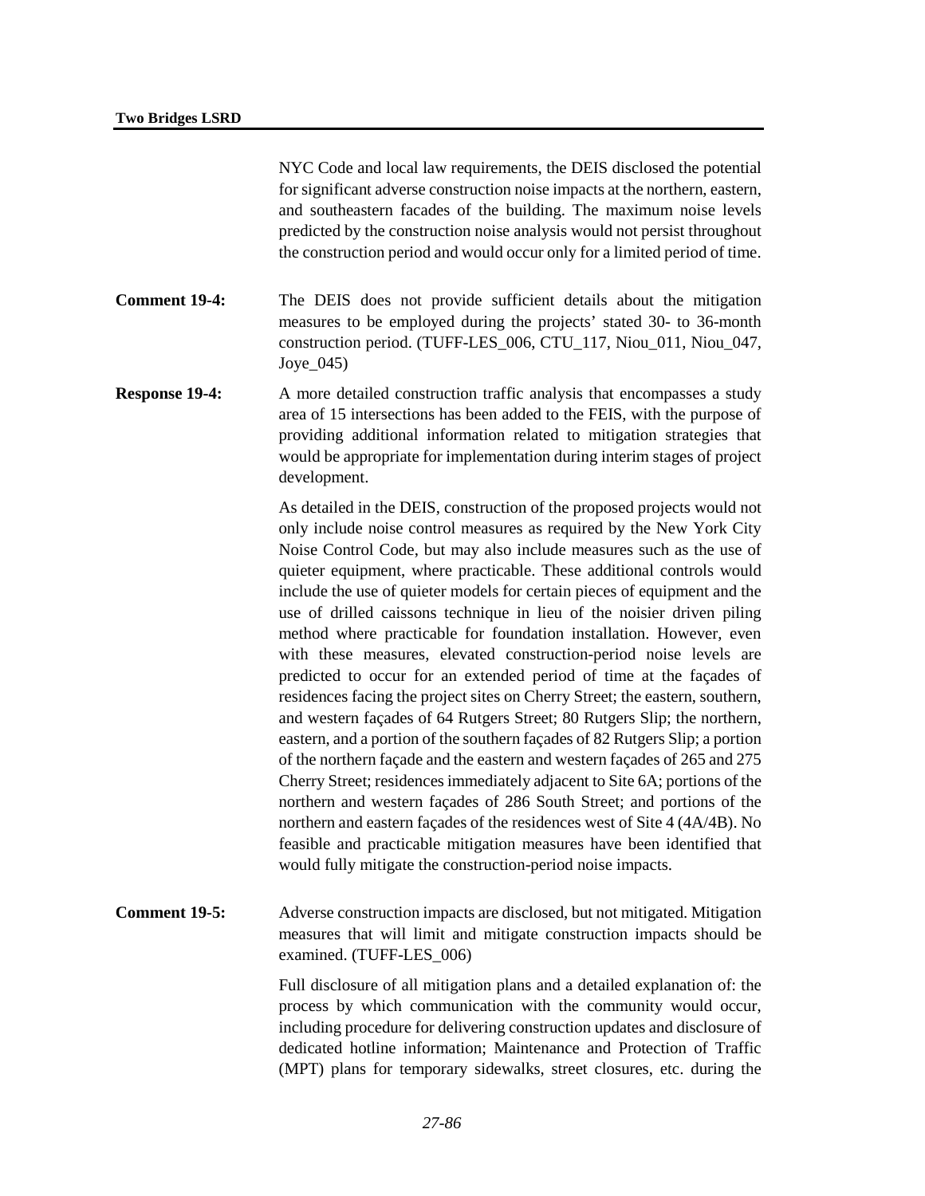NYC Code and local law requirements, the DEIS disclosed the potential for significant adverse construction noise impacts at the northern, eastern, and southeastern facades of the building. The maximum noise levels predicted by the construction noise analysis would not persist throughout the construction period and would occur only for a limited period of time.

**Comment 19-4:** The DEIS does not provide sufficient details about the mitigation measures to be employed during the projects' stated 30- to 36-month construction period. (TUFF-LES_006, CTU_117, Niou_011, Niou_047, Joye_045)

**Response 19-4:** A more detailed construction traffic analysis that encompasses a study area of 15 intersections has been added to the FEIS, with the purpose of providing additional information related to mitigation strategies that would be appropriate for implementation during interim stages of project development.

As detailed in the DEIS, construction of the proposed projects would not only include noise control measures as required by the New York City Noise Control Code, but may also include measures such as the use of quieter equipment, where practicable. These additional controls would include the use of quieter models for certain pieces of equipment and the use of drilled caissons technique in lieu of the noisier driven piling method where practicable for foundation installation. However, even with these measures, elevated construction-period noise levels are predicted to occur for an extended period of time at the façades of residences facing the project sites on Cherry Street; the eastern, southern, and western façades of 64 Rutgers Street; 80 Rutgers Slip; the northern, eastern, and a portion of the southern façades of 82 Rutgers Slip; a portion of the northern façade and the eastern and western façades of 265 and 275 Cherry Street; residences immediately adjacent to Site 6A; portions of the northern and western façades of 286 South Street; and portions of the northern and eastern façades of the residences west of Site 4 (4A/4B). No feasible and practicable mitigation measures have been identified that would fully mitigate the construction-period noise impacts.

**Comment 19-5:** Adverse construction impacts are disclosed, but not mitigated. Mitigation measures that will limit and mitigate construction impacts should be examined. (TUFF-LES_006)

Full disclosure of all mitigation plans and a detailed explanation of: the process by which communication with the community would occur, including procedure for delivering construction updates and disclosure of dedicated hotline information; Maintenance and Protection of Traffic (MPT) plans for temporary sidewalks, street closures, etc. during the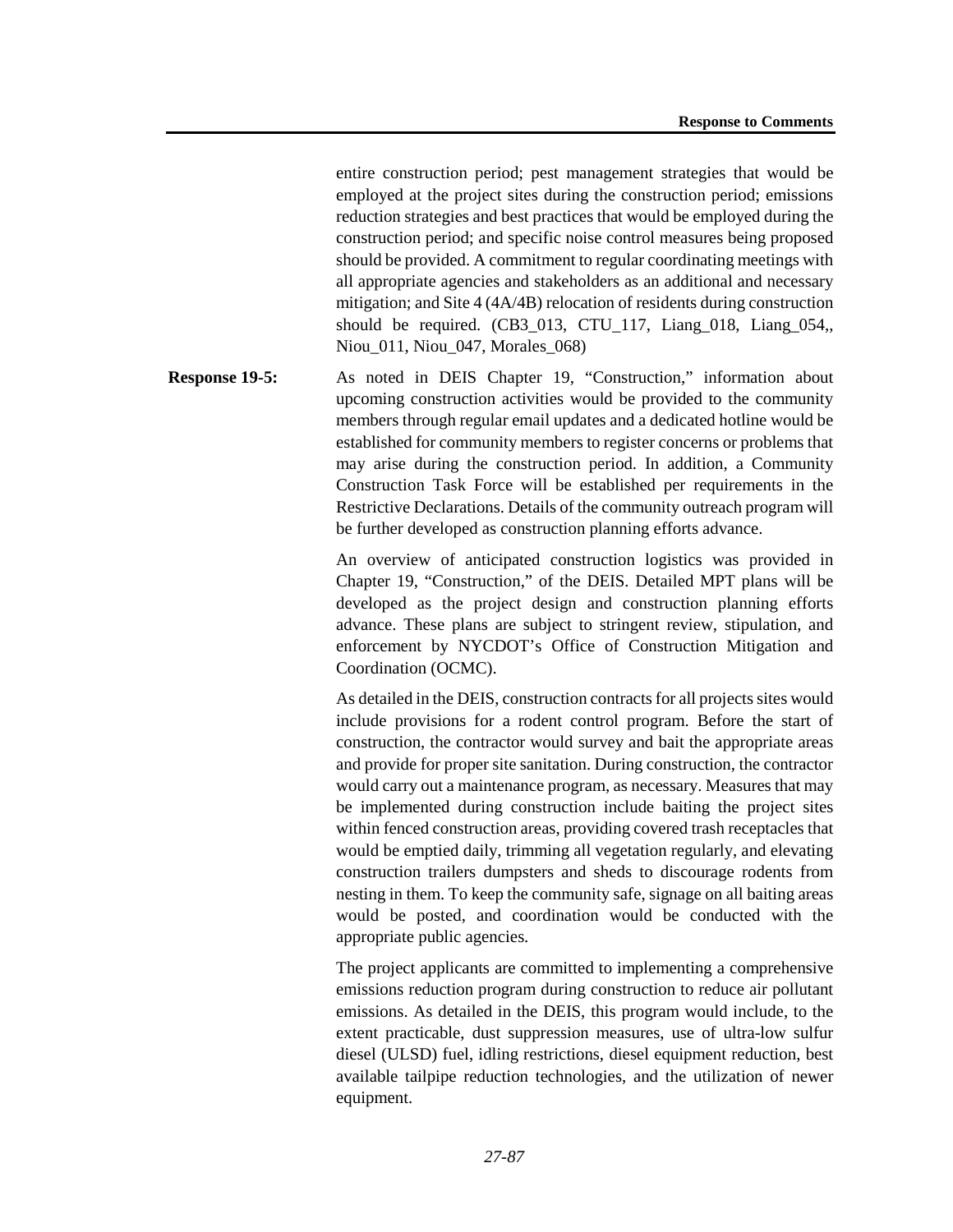entire construction period; pest management strategies that would be employed at the project sites during the construction period; emissions reduction strategies and best practices that would be employed during the construction period; and specific noise control measures being proposed should be provided. A commitment to regular coordinating meetings with all appropriate agencies and stakeholders as an additional and necessary mitigation; and Site 4 (4A/4B) relocation of residents during construction should be required. (CB3_013, CTU_117, Liang_018, Liang_054,, Niou_011, Niou_047, Morales_068)

**Response 19-5:** As noted in DEIS Chapter 19, "Construction," information about upcoming construction activities would be provided to the community members through regular email updates and a dedicated hotline would be established for community members to register concerns or problems that may arise during the construction period. In addition, a Community Construction Task Force will be established per requirements in the Restrictive Declarations. Details of the community outreach program will be further developed as construction planning efforts advance.

An overview of anticipated construction logistics was provided in Chapter 19, "Construction," of the DEIS. Detailed MPT plans will be developed as the project design and construction planning efforts advance. These plans are subject to stringent review, stipulation, and enforcement by NYCDOT's Office of Construction Mitigation and Coordination (OCMC).

As detailed in the DEIS, construction contracts for all projects sites would include provisions for a rodent control program. Before the start of construction, the contractor would survey and bait the appropriate areas and provide for proper site sanitation. During construction, the contractor would carry out a maintenance program, as necessary. Measures that may be implemented during construction include baiting the project sites within fenced construction areas, providing covered trash receptacles that would be emptied daily, trimming all vegetation regularly, and elevating construction trailers dumpsters and sheds to discourage rodents from nesting in them. To keep the community safe, signage on all baiting areas would be posted, and coordination would be conducted with the appropriate public agencies.

The project applicants are committed to implementing a comprehensive emissions reduction program during construction to reduce air pollutant emissions. As detailed in the DEIS, this program would include, to the extent practicable, dust suppression measures, use of ultra-low sulfur diesel (ULSD) fuel, idling restrictions, diesel equipment reduction, best available tailpipe reduction technologies, and the utilization of newer equipment.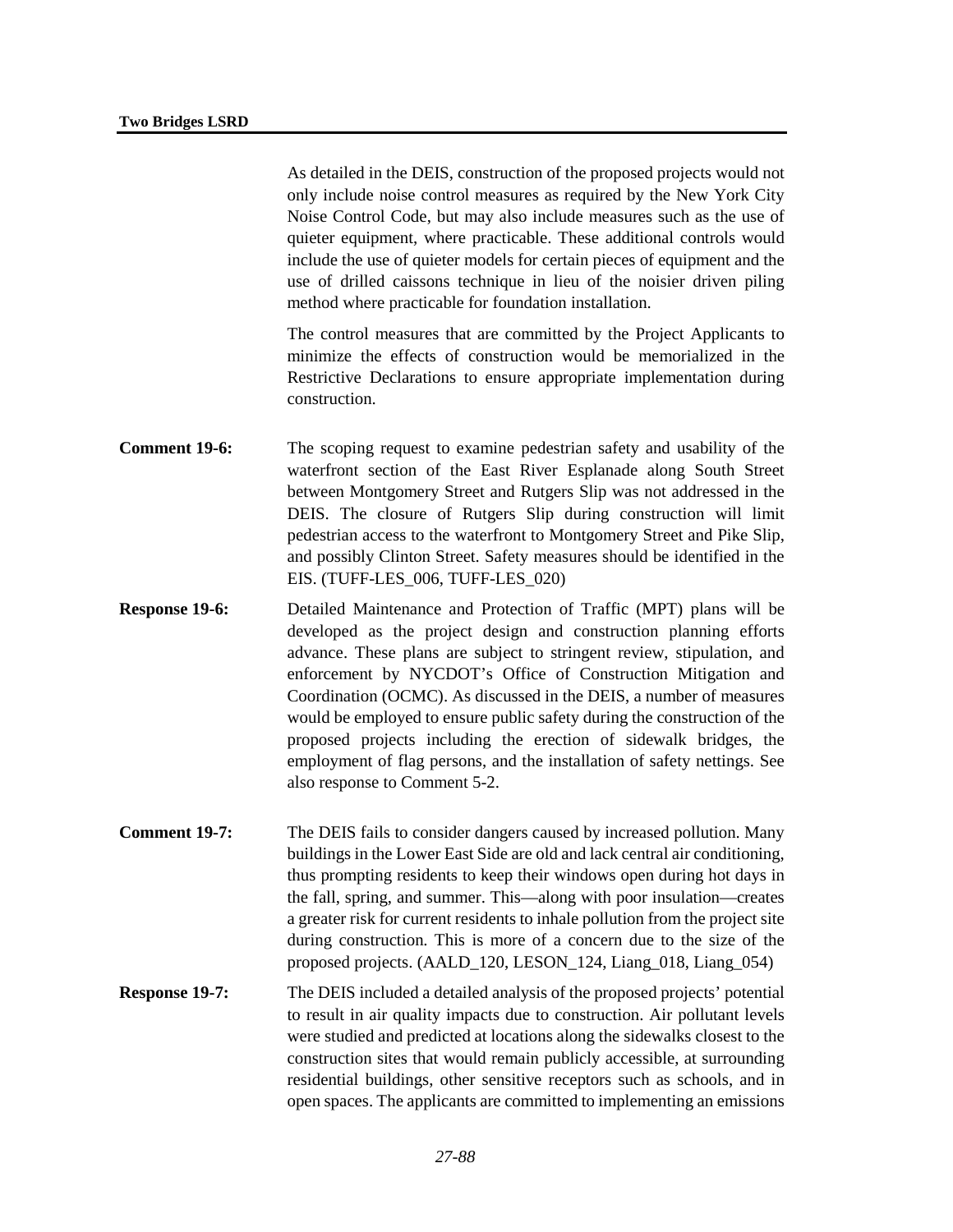As detailed in the DEIS, construction of the proposed projects would not only include noise control measures as required by the New York City Noise Control Code, but may also include measures such as the use of quieter equipment, where practicable. These additional controls would include the use of quieter models for certain pieces of equipment and the use of drilled caissons technique in lieu of the noisier driven piling method where practicable for foundation installation.

The control measures that are committed by the Project Applicants to minimize the effects of construction would be memorialized in the Restrictive Declarations to ensure appropriate implementation during construction.

**Comment 19-6:** The scoping request to examine pedestrian safety and usability of the waterfront section of the East River Esplanade along South Street between Montgomery Street and Rutgers Slip was not addressed in the DEIS. The closure of Rutgers Slip during construction will limit pedestrian access to the waterfront to Montgomery Street and Pike Slip, and possibly Clinton Street. Safety measures should be identified in the EIS. (TUFF-LES_006, TUFF-LES_020)

**Response 19-6:** Detailed Maintenance and Protection of Traffic (MPT) plans will be developed as the project design and construction planning efforts advance. These plans are subject to stringent review, stipulation, and enforcement by NYCDOT's Office of Construction Mitigation and Coordination (OCMC). As discussed in the DEIS, a number of measures would be employed to ensure public safety during the construction of the proposed projects including the erection of sidewalk bridges, the employment of flag persons, and the installation of safety nettings. See also response to Comment 5-2.

**Comment 19-7:** The DEIS fails to consider dangers caused by increased pollution. Many buildings in the Lower East Side are old and lack central air conditioning, thus prompting residents to keep their windows open during hot days in the fall, spring, and summer. This—along with poor insulation—creates a greater risk for current residents to inhale pollution from the project site during construction. This is more of a concern due to the size of the proposed projects. (AALD_120, LESON_124, Liang_018, Liang_054)

**Response 19-7:** The DEIS included a detailed analysis of the proposed projects' potential to result in air quality impacts due to construction. Air pollutant levels were studied and predicted at locations along the sidewalks closest to the construction sites that would remain publicly accessible, at surrounding residential buildings, other sensitive receptors such as schools, and in open spaces. The applicants are committed to implementing an emissions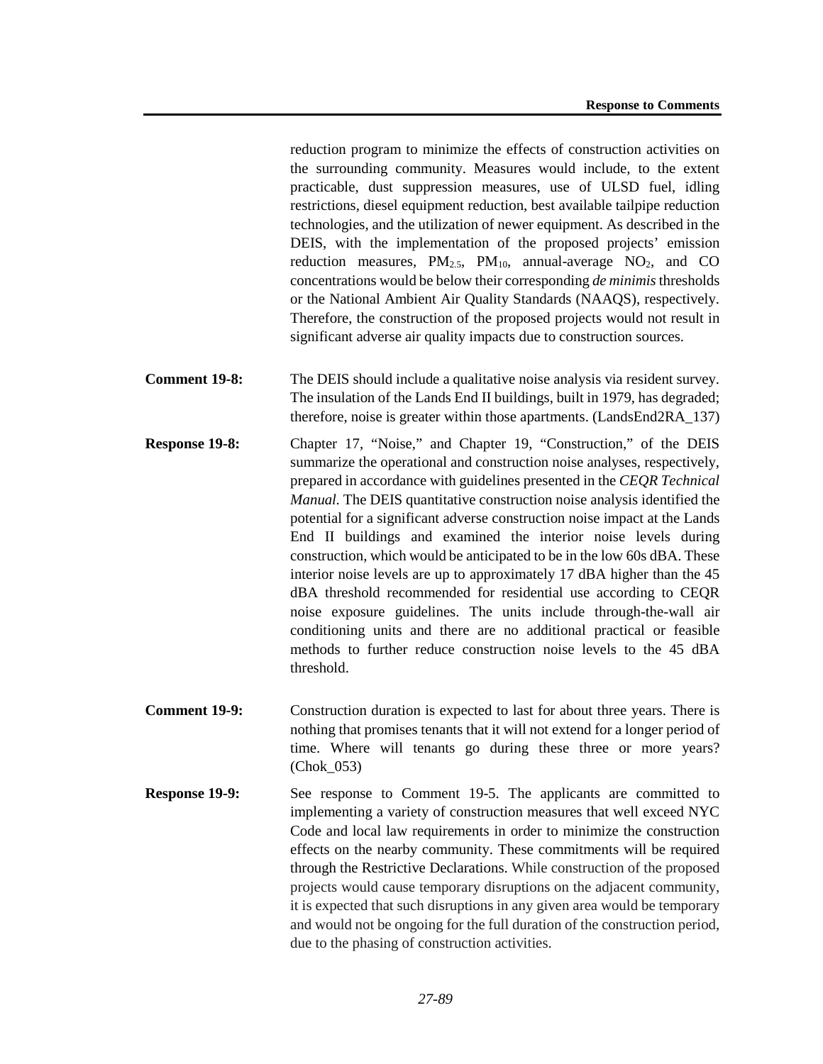reduction program to minimize the effects of construction activities on the surrounding community. Measures would include, to the extent practicable, dust suppression measures, use of ULSD fuel, idling restrictions, diesel equipment reduction, best available tailpipe reduction technologies, and the utilization of newer equipment. As described in the DEIS, with the implementation of the proposed projects' emission reduction measures, $PM_{2.5}$, $PM_{10}$, annual-average $NO_2$, and CO concentrations would be below their corresponding *de minimis* thresholds or the National Ambient Air Quality Standards (NAAQS), respectively. Therefore, the construction of the proposed projects would not result in significant adverse air quality impacts due to construction sources.

**Comment 19-8:** The DEIS should include a qualitative noise analysis via resident survey. The insulation of the Lands End II buildings, built in 1979, has degraded; therefore, noise is greater within those apartments. (LandsEnd2RA_137)

**Response 19-8:** Chapter 17, "Noise," and Chapter 19, "Construction," of the DEIS summarize the operational and construction noise analyses, respectively, prepared in accordance with guidelines presented in the *CEQR Technical Manual*. The DEIS quantitative construction noise analysis identified the potential for a significant adverse construction noise impact at the Lands End II buildings and examined the interior noise levels during construction, which would be anticipated to be in the low 60s dBA. These interior noise levels are up to approximately 17 dBA higher than the 45 dBA threshold recommended for residential use according to CEQR noise exposure guidelines. The units include through-the-wall air conditioning units and there are no additional practical or feasible methods to further reduce construction noise levels to the 45 dBA threshold.

**Comment 19-9:** Construction duration is expected to last for about three years. There is nothing that promises tenants that it will not extend for a longer period of time. Where will tenants go during these three or more years? (Chok_053)

**Response 19-9:** See response to Comment 19-5. The applicants are committed to implementing a variety of construction measures that well exceed NYC Code and local law requirements in order to minimize the construction effects on the nearby community. These commitments will be required through the Restrictive Declarations. While construction of the proposed projects would cause temporary disruptions on the adjacent community, it is expected that such disruptions in any given area would be temporary and would not be ongoing for the full duration of the construction period, due to the phasing of construction activities.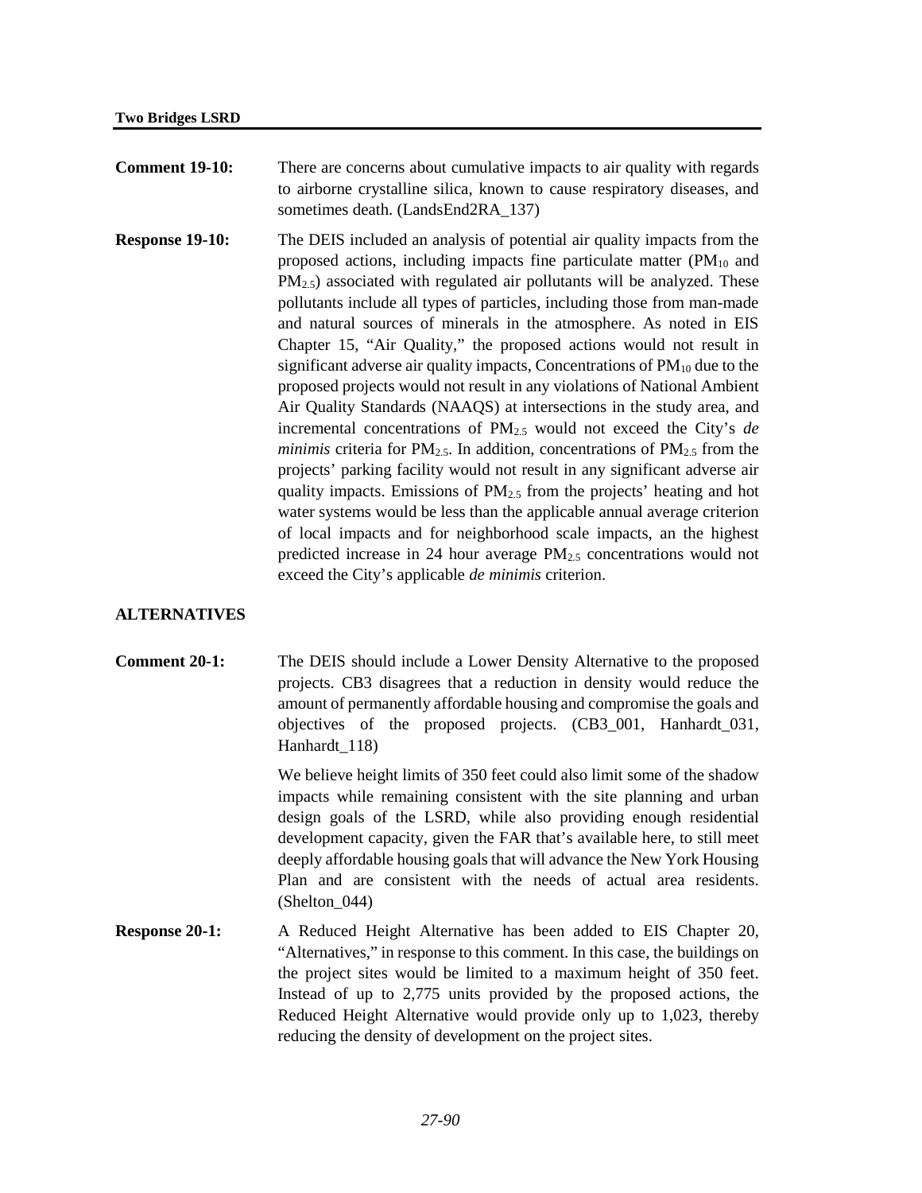**Comment 19-10:** There are concerns about cumulative impacts to air quality with regards to airborne crystalline silica, known to cause respiratory diseases, and sometimes death. (LandsEnd2RA_137)

**Response 19-10:** The DEIS included an analysis of potential air quality impacts from the proposed actions, including impacts fine particulate matter ($PM_{10}$ and $PM_{2.5}$) associated with regulated air pollutants will be analyzed. These pollutants include all types of particles, including those from man-made and natural sources of minerals in the atmosphere. As noted in EIS Chapter 15, "Air Quality," the proposed actions would not result in significant adverse air quality impacts, Concentrations of $PM_{10}$ due to the proposed projects would not result in any violations of National Ambient Air Quality Standards (NAAQS) at intersections in the study area, and incremental concentrations of $PM_{2.5}$ would not exceed the City's *de minimis* criteria for $PM_{2.5}$. In addition, concentrations of $PM_{2.5}$ from the projects' parking facility would not result in any significant adverse air quality impacts. Emissions of $PM_{2.5}$ from the projects' heating and hot water systems would be less than the applicable annual average criterion of local impacts and for neighborhood scale impacts, an the highest predicted increase in 24 hour average $PM_{2.5}$ concentrations would not exceed the City's applicable *de minimis* criterion.

## ALTERNATIVES

**Comment 20-1:** The DEIS should include a Lower Density Alternative to the proposed projects. CB3 disagrees that a reduction in density would reduce the amount of permanently affordable housing and compromise the goals and objectives of the proposed projects. (CB3_001, Hanhardt_031, Hanhardt_118)

We believe height limits of 350 feet could also limit some of the shadow impacts while remaining consistent with the site planning and urban design goals of the LSRD, while also providing enough residential development capacity, given the FAR that's available here, to still meet deeply affordable housing goals that will advance the New York Housing Plan and are consistent with the needs of actual area residents. (Shelton_044)

**Response 20-1:** A Reduced Height Alternative has been added to EIS Chapter 20, "Alternatives," in response to this comment. In this case, the buildings on the project sites would be limited to a maximum height of 350 feet. Instead of up to 2,775 units provided by the proposed actions, the Reduced Height Alternative would provide only up to 1,023, thereby reducing the density of development on the project sites.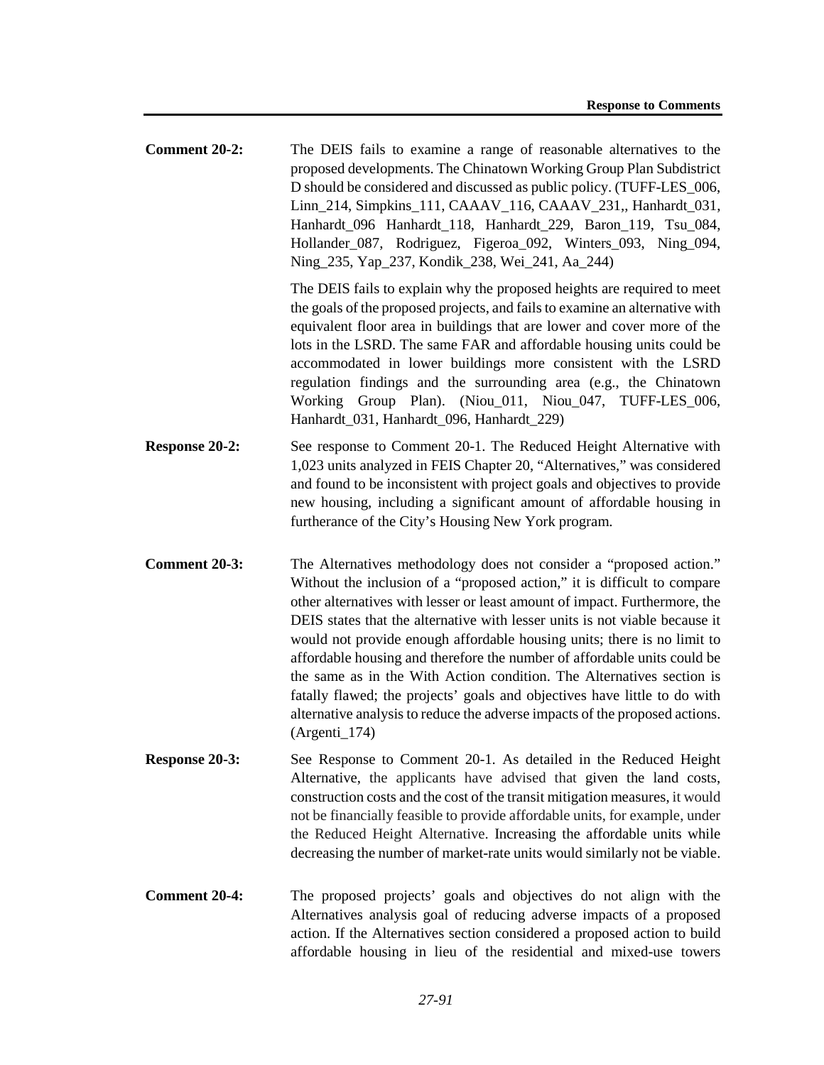**Comment 20-2:** The DEIS fails to examine a range of reasonable alternatives to the proposed developments. The Chinatown Working Group Plan Subdistrict D should be considered and discussed as public policy. (TUFF-LES_006, Linn_214, Simpkins_111, CAAAV_116, CAAAV_231,, Hanhardt_031, Hanhardt_096 Hanhardt_118, Hanhardt_229, Baron_119, Tsu_084, Hollander_087, Rodriguez, Figeroa_092, Winters_093, Ning_094, Ning_235, Yap_237, Kondik_238, Wei_241, Aa_244)

The DEIS fails to explain why the proposed heights are required to meet the goals of the proposed projects, and fails to examine an alternative with equivalent floor area in buildings that are lower and cover more of the lots in the LSRD. The same FAR and affordable housing units could be accommodated in lower buildings more consistent with the LSRD regulation findings and the surrounding area (e.g., the Chinatown Working Group Plan). (Niou_011, Niou_047, TUFF-LES_006, Hanhardt_031, Hanhardt_096, Hanhardt_229)

**Response 20-2:** See response to Comment 20-1. The Reduced Height Alternative with 1,023 units analyzed in FEIS Chapter 20, "Alternatives," was considered and found to be inconsistent with project goals and objectives to provide new housing, including a significant amount of affordable housing in furtherance of the City's Housing New York program.

**Comment 20-3:** The Alternatives methodology does not consider a "proposed action." Without the inclusion of a "proposed action," it is difficult to compare other alternatives with lesser or least amount of impact. Furthermore, the DEIS states that the alternative with lesser units is not viable because it would not provide enough affordable housing units; there is no limit to affordable housing and therefore the number of affordable units could be the same as in the With Action condition. The Alternatives section is fatally flawed; the projects' goals and objectives have little to do with alternative analysis to reduce the adverse impacts of the proposed actions. (Argenti_174)

**Response 20-3:** See Response to Comment 20-1. As detailed in the Reduced Height Alternative, the applicants have advised that given the land costs, construction costs and the cost of the transit mitigation measures, it would not be financially feasible to provide affordable units, for example, under the Reduced Height Alternative. Increasing the affordable units while decreasing the number of market-rate units would similarly not be viable.

**Comment 20-4:** The proposed projects' goals and objectives do not align with the Alternatives analysis goal of reducing adverse impacts of a proposed action. If the Alternatives section considered a proposed action to build affordable housing in lieu of the residential and mixed-use towers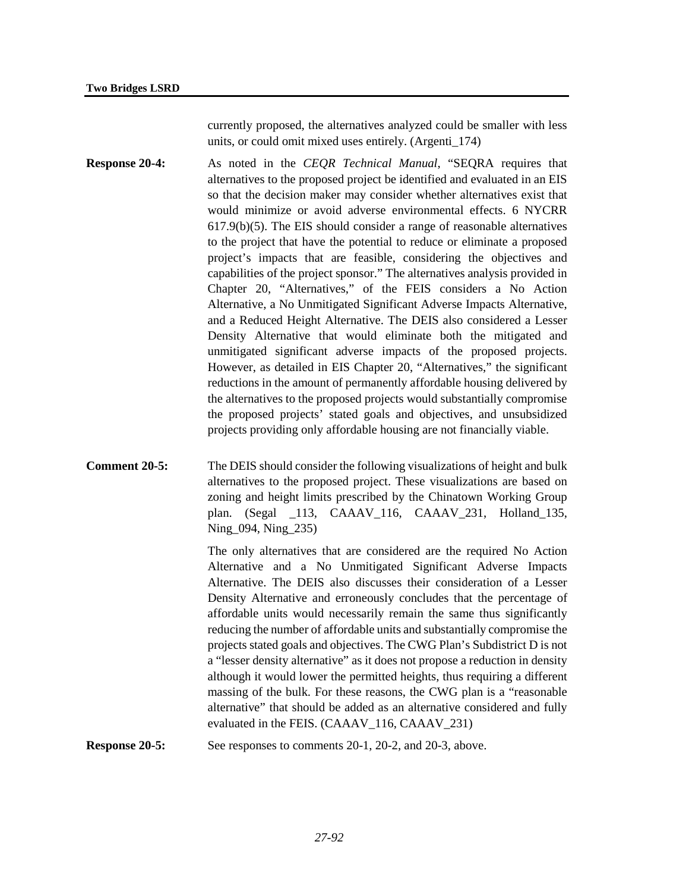currently proposed, the alternatives analyzed could be smaller with less units, or could omit mixed uses entirely. (Argenti_174)

**Response 20-4:** As noted in the *CEQR Technical Manual*, "SEQRA requires that alternatives to the proposed project be identified and evaluated in an EIS so that the decision maker may consider whether alternatives exist that would minimize or avoid adverse environmental effects. 6 NYCRR 617.9(b)(5). The EIS should consider a range of reasonable alternatives to the project that have the potential to reduce or eliminate a proposed project's impacts that are feasible, considering the objectives and capabilities of the project sponsor." The alternatives analysis provided in Chapter 20, "Alternatives," of the FEIS considers a No Action Alternative, a No Unmitigated Significant Adverse Impacts Alternative, and a Reduced Height Alternative. The DEIS also considered a Lesser Density Alternative that would eliminate both the mitigated and unmitigated significant adverse impacts of the proposed projects. However, as detailed in EIS Chapter 20, "Alternatives," the significant reductions in the amount of permanently affordable housing delivered by the alternatives to the proposed projects would substantially compromise the proposed projects' stated goals and objectives, and unsubsidized projects providing only affordable housing are not financially viable.

**Comment 20-5:** The DEIS should consider the following visualizations of height and bulk alternatives to the proposed project. These visualizations are based on zoning and height limits prescribed by the Chinatown Working Group plan. (Segal _113, CAAAV_116, CAAAV_231, Holland_135, Ning_094, Ning_235)

The only alternatives that are considered are the required No Action Alternative and a No Unmitigated Significant Adverse Impacts Alternative. The DEIS also discusses their consideration of a Lesser Density Alternative and erroneously concludes that the percentage of affordable units would necessarily remain the same thus significantly reducing the number of affordable units and substantially compromise the projects stated goals and objectives. The CWG Plan's Subdistrict D is not a "lesser density alternative" as it does not propose a reduction in density although it would lower the permitted heights, thus requiring a different massing of the bulk. For these reasons, the CWG plan is a "reasonable alternative" that should be added as an alternative considered and fully evaluated in the FEIS. (CAAAV_116, CAAAV_231)

**Response 20-5:** See responses to comments 20-1, 20-2, and 20-3, above.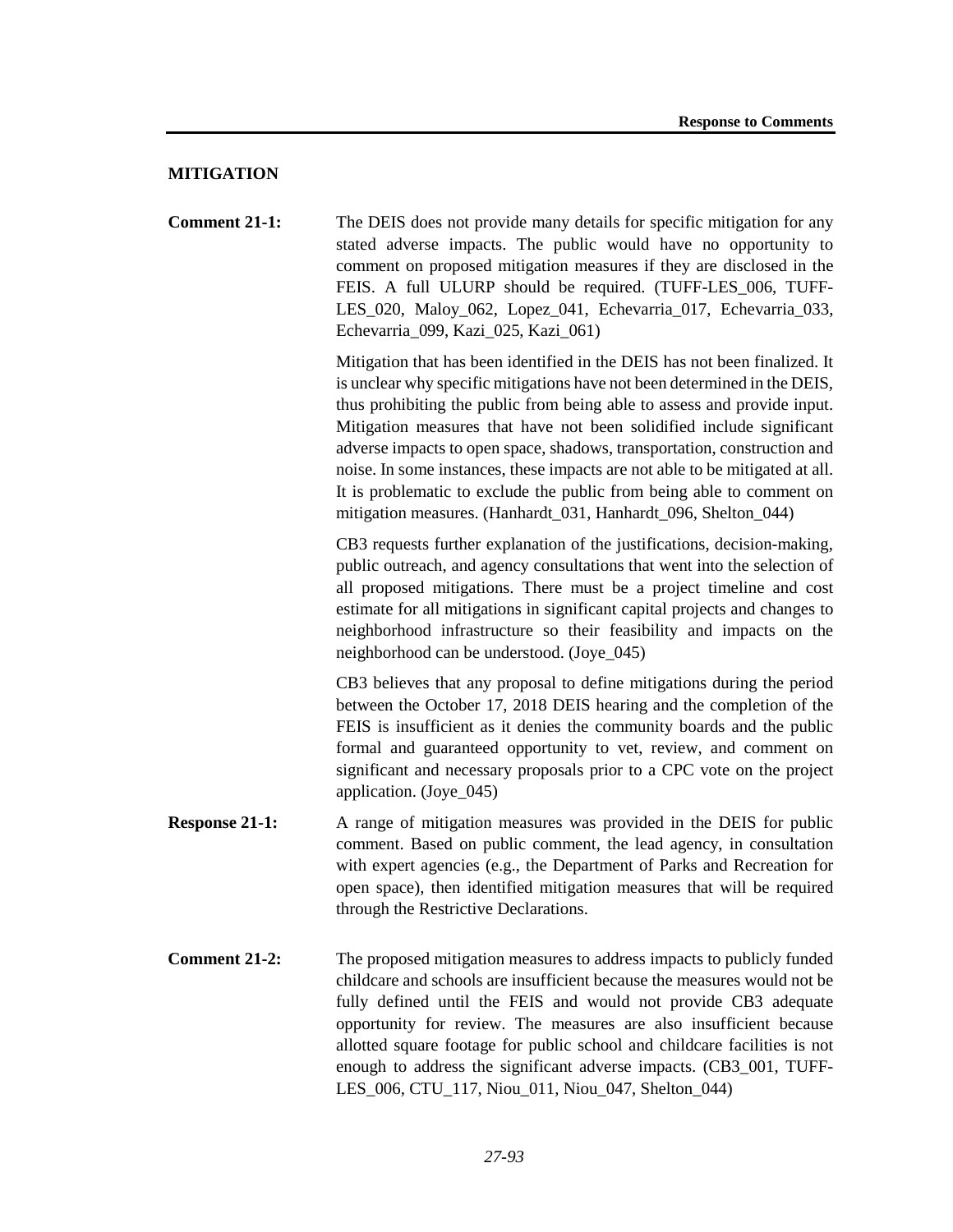## MITIGATION

**Comment 21-1:** The DEIS does not provide many details for specific mitigation for any stated adverse impacts. The public would have no opportunity to comment on proposed mitigation measures if they are disclosed in the FEIS. A full ULURP should be required. (TUFF-LES_006, TUFF-LES_020, Maloy_062, Lopez_041, Echevarria_017, Echevarria_033, Echevarria_099, Kazi_025, Kazi_061)

Mitigation that has been identified in the DEIS has not been finalized. It is unclear why specific mitigations have not been determined in the DEIS, thus prohibiting the public from being able to assess and provide input. Mitigation measures that have not been solidified include significant adverse impacts to open space, shadows, transportation, construction and noise. In some instances, these impacts are not able to be mitigated at all. It is problematic to exclude the public from being able to comment on mitigation measures. (Hanhardt_031, Hanhardt_096, Shelton_044)

CB3 requests further explanation of the justifications, decision-making, public outreach, and agency consultations that went into the selection of all proposed mitigations. There must be a project timeline and cost estimate for all mitigations in significant capital projects and changes to neighborhood infrastructure so their feasibility and impacts on the neighborhood can be understood. (Joye_045)

CB3 believes that any proposal to define mitigations during the period between the October 17, 2018 DEIS hearing and the completion of the FEIS is insufficient as it denies the community boards and the public formal and guaranteed opportunity to vet, review, and comment on significant and necessary proposals prior to a CPC vote on the project application. (Joye_045)

**Response 21-1:** A range of mitigation measures was provided in the DEIS for public comment. Based on public comment, the lead agency, in consultation with expert agencies (e.g., the Department of Parks and Recreation for open space), then identified mitigation measures that will be required through the Restrictive Declarations.

**Comment 21-2:** The proposed mitigation measures to address impacts to publicly funded childcare and schools are insufficient because the measures would not be fully defined until the FEIS and would not provide CB3 adequate opportunity for review. The measures are also insufficient because allotted square footage for public school and childcare facilities is not enough to address the significant adverse impacts. (CB3_001, TUFF-LES_006, CTU_117, Niou_011, Niou_047, Shelton_044)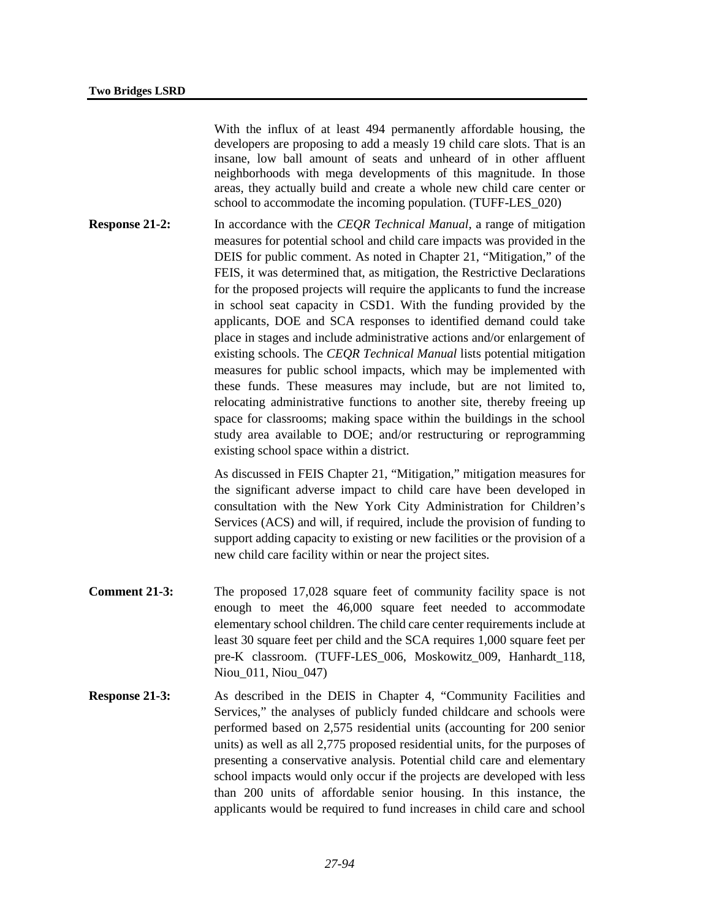With the influx of at least 494 permanently affordable housing, the developers are proposing to add a measly 19 child care slots. That is an insane, low ball amount of seats and unheard of in other affluent neighborhoods with mega developments of this magnitude. In those areas, they actually build and create a whole new child care center or school to accommodate the incoming population. (TUFF-LES_020)

**Response 21-2:** In accordance with the *CEQR Technical Manual*, a range of mitigation measures for potential school and child care impacts was provided in the DEIS for public comment. As noted in Chapter 21, "Mitigation," of the FEIS, it was determined that, as mitigation, the Restrictive Declarations for the proposed projects will require the applicants to fund the increase in school seat capacity in CSD1. With the funding provided by the applicants, DOE and SCA responses to identified demand could take place in stages and include administrative actions and/or enlargement of existing schools. The *CEQR Technical Manual* lists potential mitigation measures for public school impacts, which may be implemented with these funds. These measures may include, but are not limited to, relocating administrative functions to another site, thereby freeing up space for classrooms; making space within the buildings in the school study area available to DOE; and/or restructuring or reprogramming existing school space within a district.

As discussed in FEIS Chapter 21, "Mitigation," mitigation measures for the significant adverse impact to child care have been developed in consultation with the New York City Administration for Children's Services (ACS) and will, if required, include the provision of funding to support adding capacity to existing or new facilities or the provision of a new child care facility within or near the project sites.

**Comment 21-3:** The proposed 17,028 square feet of community facility space is not enough to meet the 46,000 square feet needed to accommodate elementary school children. The child care center requirements include at least 30 square feet per child and the SCA requires 1,000 square feet per pre-K classroom. (TUFF-LES_006, Moskowitz_009, Hanhardt_118, Niou_011, Niou_047)

**Response 21-3:** As described in the DEIS in Chapter 4, "Community Facilities and Services," the analyses of publicly funded childcare and schools were performed based on 2,575 residential units (accounting for 200 senior units) as well as all 2,775 proposed residential units, for the purposes of presenting a conservative analysis. Potential child care and elementary school impacts would only occur if the projects are developed with less than 200 units of affordable senior housing. In this instance, the applicants would be required to fund increases in child care and school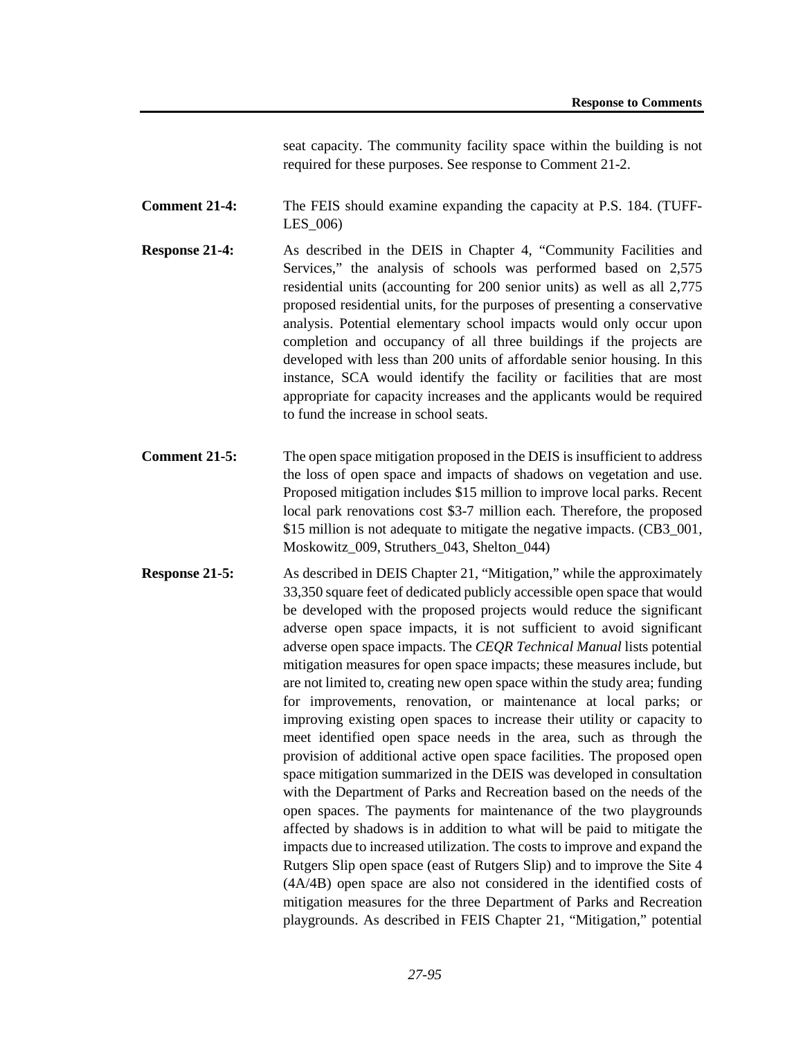seat capacity. The community facility space within the building is not required for these purposes. See response to Comment 21-2.

**Comment 21-4:** The FEIS should examine expanding the capacity at P.S. 184. (TUFF-LES_006)

**Response 21-4:** As described in the DEIS in Chapter 4, "Community Facilities and Services," the analysis of schools was performed based on 2,575 residential units (accounting for 200 senior units) as well as all 2,775 proposed residential units, for the purposes of presenting a conservative analysis. Potential elementary school impacts would only occur upon completion and occupancy of all three buildings if the projects are developed with less than 200 units of affordable senior housing. In this instance, SCA would identify the facility or facilities that are most appropriate for capacity increases and the applicants would be required to fund the increase in school seats.

**Comment 21-5:** The open space mitigation proposed in the DEIS is insufficient to address the loss of open space and impacts of shadows on vegetation and use. Proposed mitigation includes $15 million to improve local parks. Recent local park renovations cost $3-7 million each. Therefore, the proposed $15 million is not adequate to mitigate the negative impacts. (CB3_001, Moskowitz_009, Struthers_043, Shelton_044)

**Response 21-5:** As described in DEIS Chapter 21, "Mitigation," while the approximately 33,350 square feet of dedicated publicly accessible open space that would be developed with the proposed projects would reduce the significant adverse open space impacts, it is not sufficient to avoid significant adverse open space impacts. The *CEQR Technical Manual* lists potential mitigation measures for open space impacts; these measures include, but are not limited to, creating new open space within the study area; funding for improvements, renovation, or maintenance at local parks; or improving existing open spaces to increase their utility or capacity to meet identified open space needs in the area, such as through the provision of additional active open space facilities. The proposed open space mitigation summarized in the DEIS was developed in consultation with the Department of Parks and Recreation based on the needs of the open spaces. The payments for maintenance of the two playgrounds affected by shadows is in addition to what will be paid to mitigate the impacts due to increased utilization. The costs to improve and expand the Rutgers Slip open space (east of Rutgers Slip) and to improve the Site 4 (4A/4B) open space are also not considered in the identified costs of mitigation measures for the three Department of Parks and Recreation playgrounds. As described in FEIS Chapter 21, "Mitigation," potential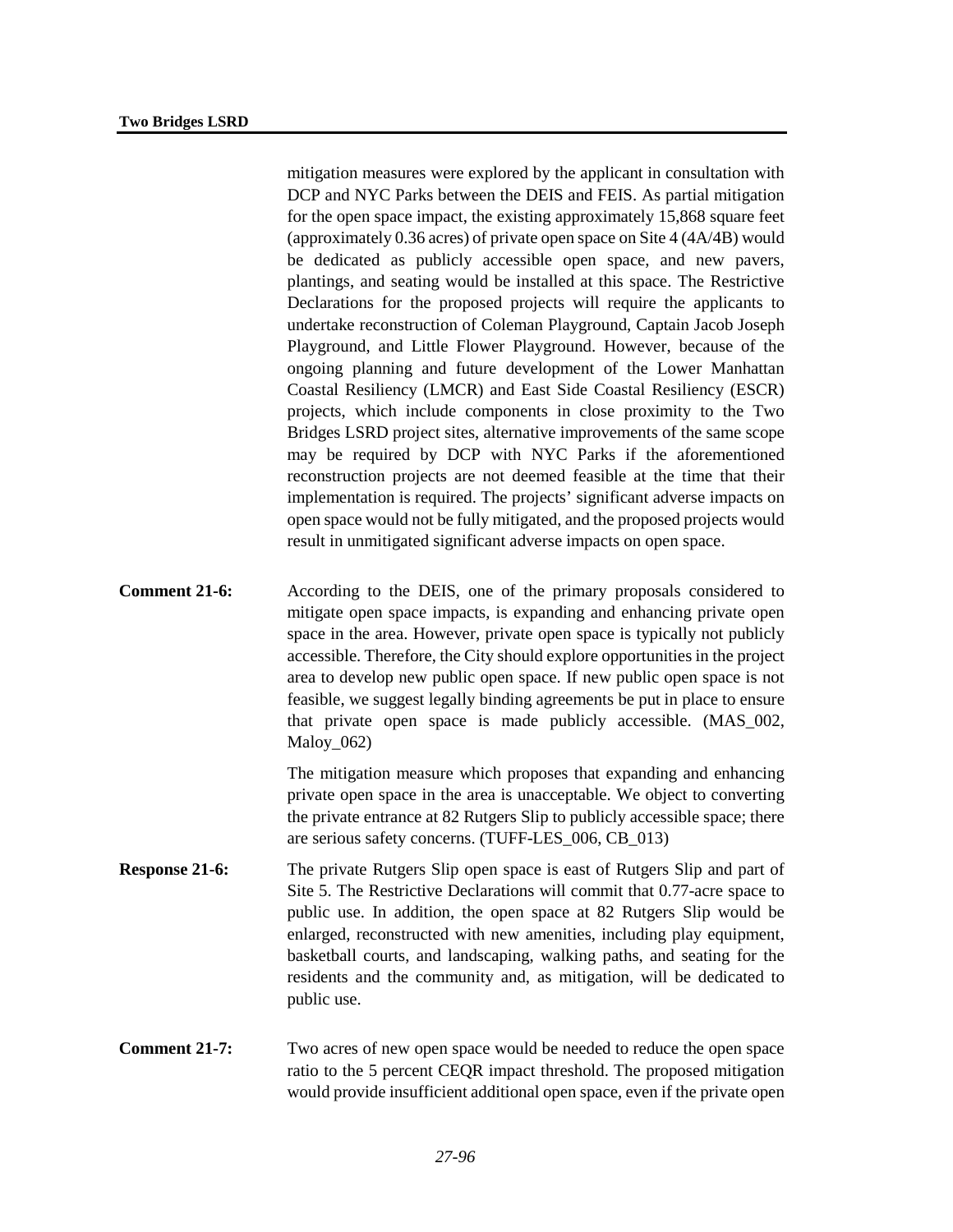mitigation measures were explored by the applicant in consultation with DCP and NYC Parks between the DEIS and FEIS. As partial mitigation for the open space impact, the existing approximately 15,868 square feet (approximately 0.36 acres) of private open space on Site 4 (4A/4B) would be dedicated as publicly accessible open space, and new pavers, plantings, and seating would be installed at this space. The Restrictive Declarations for the proposed projects will require the applicants to undertake reconstruction of Coleman Playground, Captain Jacob Joseph Playground, and Little Flower Playground. However, because of the ongoing planning and future development of the Lower Manhattan Coastal Resiliency (LMCR) and East Side Coastal Resiliency (ESCR) projects, which include components in close proximity to the Two Bridges LSRD project sites, alternative improvements of the same scope may be required by DCP with NYC Parks if the aforementioned reconstruction projects are not deemed feasible at the time that their implementation is required. The projects' significant adverse impacts on open space would not be fully mitigated, and the proposed projects would result in unmitigated significant adverse impacts on open space.

**Comment 21-6:** According to the DEIS, one of the primary proposals considered to mitigate open space impacts, is expanding and enhancing private open space in the area. However, private open space is typically not publicly accessible. Therefore, the City should explore opportunities in the project area to develop new public open space. If new public open space is not feasible, we suggest legally binding agreements be put in place to ensure that private open space is made publicly accessible. (MAS_002, Maloy_062)

The mitigation measure which proposes that expanding and enhancing private open space in the area is unacceptable. We object to converting the private entrance at 82 Rutgers Slip to publicly accessible space; there are serious safety concerns. (TUFF-LES_006, CB_013)

**Response 21-6:** The private Rutgers Slip open space is east of Rutgers Slip and part of Site 5. The Restrictive Declarations will commit that 0.77-acre space to public use. In addition, the open space at 82 Rutgers Slip would be enlarged, reconstructed with new amenities, including play equipment, basketball courts, and landscaping, walking paths, and seating for the residents and the community and, as mitigation, will be dedicated to public use.

**Comment 21-7:** Two acres of new open space would be needed to reduce the open space ratio to the 5 percent CEQR impact threshold. The proposed mitigation would provide insufficient additional open space, even if the private open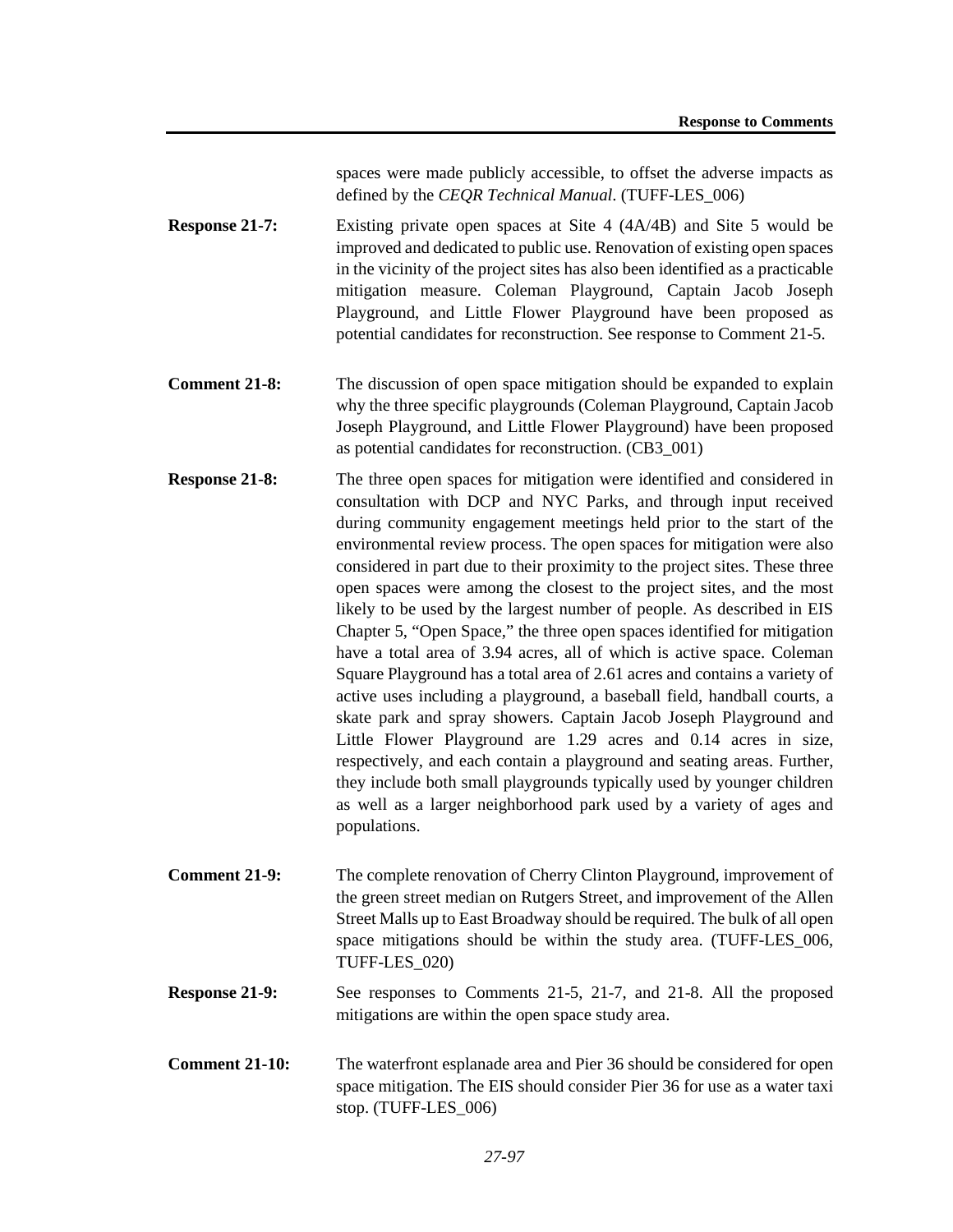spaces were made publicly accessible, to offset the adverse impacts as defined by the *CEQR Technical Manual*. (TUFF-LES_006)

**Response 21-7:** Existing private open spaces at Site 4 (4A/4B) and Site 5 would be improved and dedicated to public use. Renovation of existing open spaces in the vicinity of the project sites has also been identified as a practicable mitigation measure. Coleman Playground, Captain Jacob Joseph Playground, and Little Flower Playground have been proposed as potential candidates for reconstruction. See response to Comment 21-5.

**Comment 21-8:** The discussion of open space mitigation should be expanded to explain why the three specific playgrounds (Coleman Playground, Captain Jacob Joseph Playground, and Little Flower Playground) have been proposed as potential candidates for reconstruction. (CB3_001)

**Response 21-8:** The three open spaces for mitigation were identified and considered in consultation with DCP and NYC Parks, and through input received during community engagement meetings held prior to the start of the environmental review process. The open spaces for mitigation were also considered in part due to their proximity to the project sites. These three open spaces were among the closest to the project sites, and the most likely to be used by the largest number of people. As described in EIS Chapter 5, "Open Space," the three open spaces identified for mitigation have a total area of 3.94 acres, all of which is active space. Coleman Square Playground has a total area of 2.61 acres and contains a variety of active uses including a playground, a baseball field, handball courts, a skate park and spray showers. Captain Jacob Joseph Playground and Little Flower Playground are 1.29 acres and 0.14 acres in size, respectively, and each contain a playground and seating areas. Further, they include both small playgrounds typically used by younger children as well as a larger neighborhood park used by a variety of ages and populations.

**Comment 21-9:** The complete renovation of Cherry Clinton Playground, improvement of the green street median on Rutgers Street, and improvement of the Allen Street Malls up to East Broadway should be required. The bulk of all open space mitigations should be within the study area. (TUFF-LES_006, TUFF-LES_020)

**Response 21-9:** See responses to Comments 21-5, 21-7, and 21-8. All the proposed mitigations are within the open space study area.

**Comment 21-10:** The waterfront esplanade area and Pier 36 should be considered for open space mitigation. The EIS should consider Pier 36 for use as a water taxi stop. (TUFF-LES_006)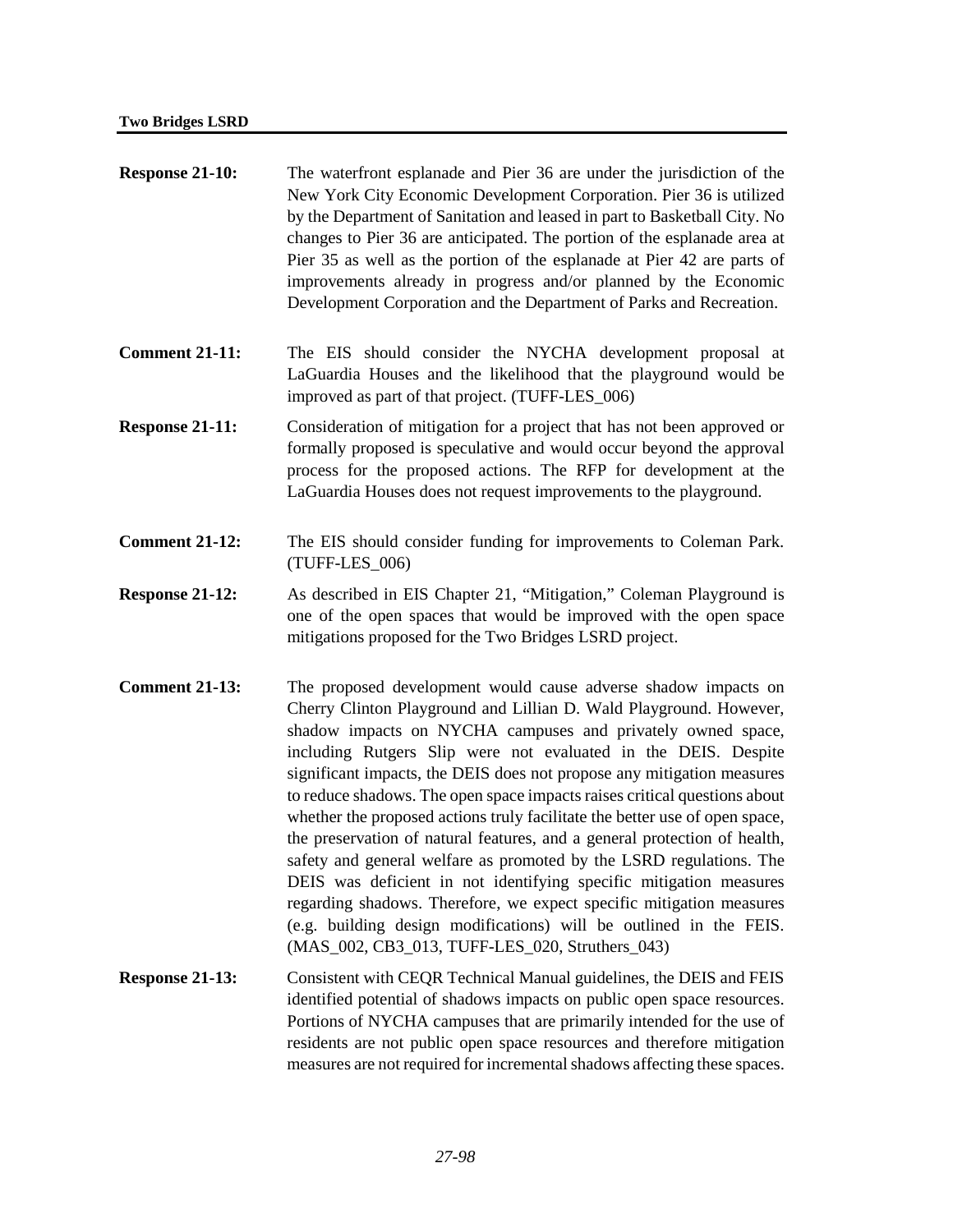**Response 21-10:** The waterfront esplanade and Pier 36 are under the jurisdiction of the New York City Economic Development Corporation. Pier 36 is utilized by the Department of Sanitation and leased in part to Basketball City. No changes to Pier 36 are anticipated. The portion of the esplanade area at Pier 35 as well as the portion of the esplanade at Pier 42 are parts of improvements already in progress and/or planned by the Economic Development Corporation and the Department of Parks and Recreation.

**Comment 21-11:** The EIS should consider the NYCHA development proposal at LaGuardia Houses and the likelihood that the playground would be improved as part of that project. (TUFF-LES_006)

**Response 21-11:** Consideration of mitigation for a project that has not been approved or formally proposed is speculative and would occur beyond the approval process for the proposed actions. The RFP for development at the LaGuardia Houses does not request improvements to the playground.

**Comment 21-12:** The EIS should consider funding for improvements to Coleman Park. (TUFF-LES_006)

**Response 21-12:** As described in EIS Chapter 21, "Mitigation," Coleman Playground is one of the open spaces that would be improved with the open space mitigations proposed for the Two Bridges LSRD project.

**Comment 21-13:** The proposed development would cause adverse shadow impacts on Cherry Clinton Playground and Lillian D. Wald Playground. However, shadow impacts on NYCHA campuses and privately owned space, including Rutgers Slip were not evaluated in the DEIS. Despite significant impacts, the DEIS does not propose any mitigation measures to reduce shadows. The open space impacts raises critical questions about whether the proposed actions truly facilitate the better use of open space, the preservation of natural features, and a general protection of health, safety and general welfare as promoted by the LSRD regulations. The DEIS was deficient in not identifying specific mitigation measures regarding shadows. Therefore, we expect specific mitigation measures (e.g. building design modifications) will be outlined in the FEIS. (MAS_002, CB3_013, TUFF-LES_020, Struthers_043)

**Response 21-13:** Consistent with CEQR Technical Manual guidelines, the DEIS and FEIS identified potential of shadows impacts on public open space resources. Portions of NYCHA campuses that are primarily intended for the use of residents are not public open space resources and therefore mitigation measures are not required for incremental shadows affecting these spaces.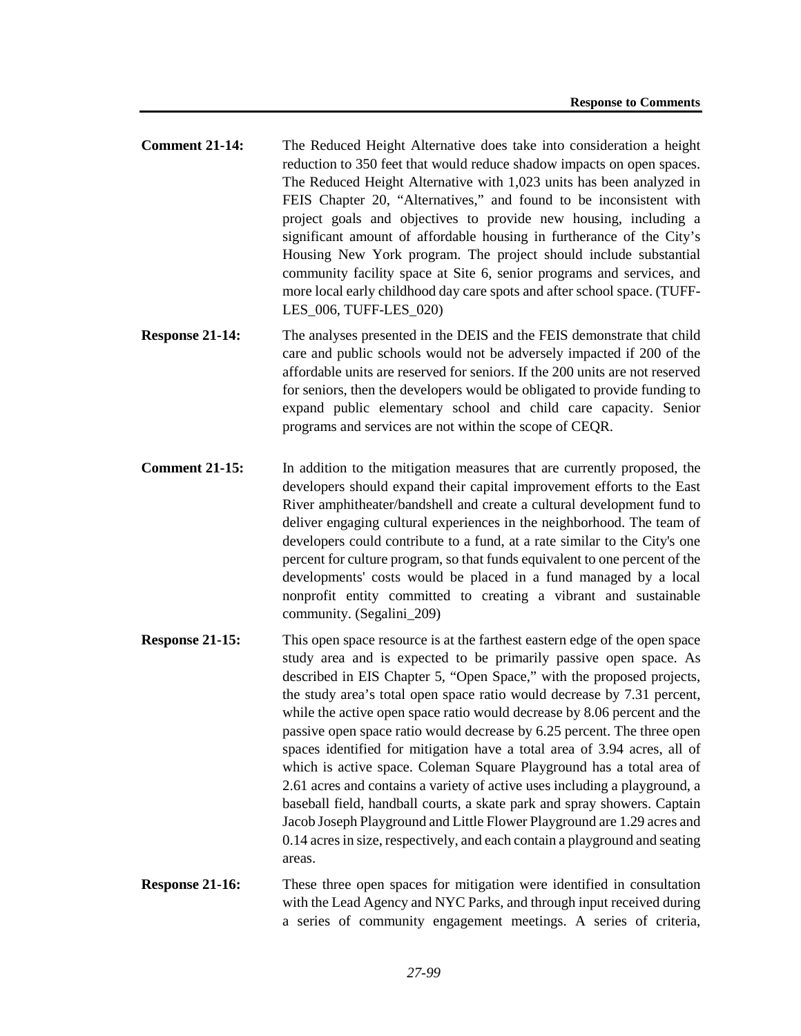**Comment 21-14:** The Reduced Height Alternative does take into consideration a height reduction to 350 feet that would reduce shadow impacts on open spaces. The Reduced Height Alternative with 1,023 units has been analyzed in FEIS Chapter 20, "Alternatives," and found to be inconsistent with project goals and objectives to provide new housing, including a significant amount of affordable housing in furtherance of the City's Housing New York program. The project should include substantial community facility space at Site 6, senior programs and services, and more local early childhood day care spots and after school space. (TUFF-LES_006, TUFF-LES_020)

**Response 21-14:** The analyses presented in the DEIS and the FEIS demonstrate that child care and public schools would not be adversely impacted if 200 of the affordable units are reserved for seniors. If the 200 units are not reserved for seniors, then the developers would be obligated to provide funding to expand public elementary school and child care capacity. Senior programs and services are not within the scope of CEQR.

**Comment 21-15:** In addition to the mitigation measures that are currently proposed, the developers should expand their capital improvement efforts to the East River amphitheater/bandshell and create a cultural development fund to deliver engaging cultural experiences in the neighborhood. The team of developers could contribute to a fund, at a rate similar to the City's one percent for culture program, so that funds equivalent to one percent of the developments' costs would be placed in a fund managed by a local nonprofit entity committed to creating a vibrant and sustainable community. (Segalini_209)

**Response 21-15:** This open space resource is at the farthest eastern edge of the open space study area and is expected to be primarily passive open space. As described in EIS Chapter 5, "Open Space," with the proposed projects, the study area's total open space ratio would decrease by 7.31 percent, while the active open space ratio would decrease by 8.06 percent and the passive open space ratio would decrease by 6.25 percent. The three open spaces identified for mitigation have a total area of 3.94 acres, all of which is active space. Coleman Square Playground has a total area of 2.61 acres and contains a variety of active uses including a playground, a baseball field, handball courts, a skate park and spray showers. Captain Jacob Joseph Playground and Little Flower Playground are 1.29 acres and 0.14 acres in size, respectively, and each contain a playground and seating areas.

**Response 21-16:** These three open spaces for mitigation were identified in consultation with the Lead Agency and NYC Parks, and through input received during a series of community engagement meetings. A series of criteria,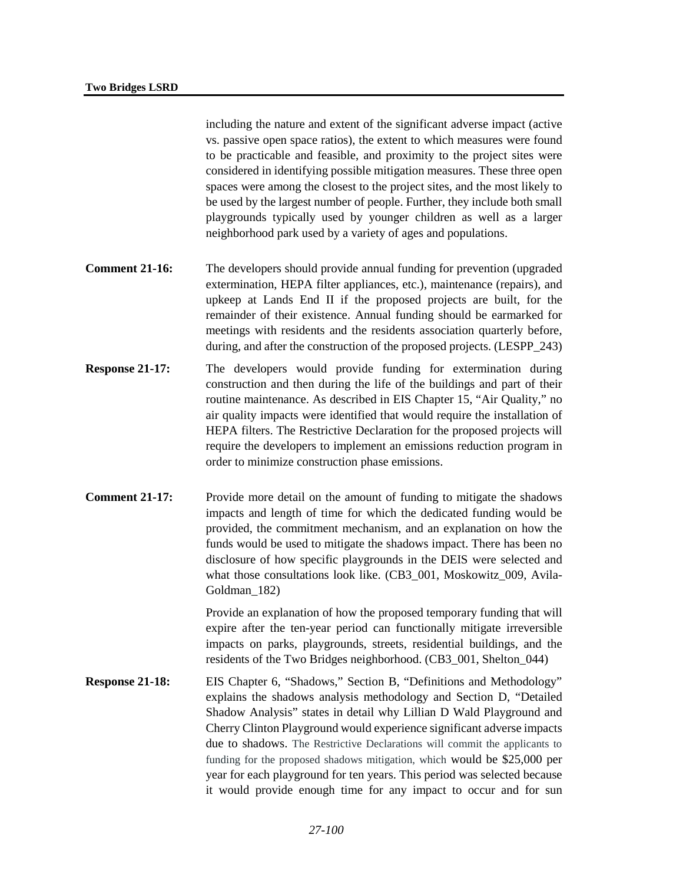including the nature and extent of the significant adverse impact (active vs. passive open space ratios), the extent to which measures were found to be practicable and feasible, and proximity to the project sites were considered in identifying possible mitigation measures. These three open spaces were among the closest to the project sites, and the most likely to be used by the largest number of people. Further, they include both small playgrounds typically used by younger children as well as a larger neighborhood park used by a variety of ages and populations.

**Comment 21-16:** The developers should provide annual funding for prevention (upgraded extermination, HEPA filter appliances, etc.), maintenance (repairs), and upkeep at Lands End II if the proposed projects are built, for the remainder of their existence. Annual funding should be earmarked for meetings with residents and the residents association quarterly before, during, and after the construction of the proposed projects. (LESPP_243)

**Response 21-17:** The developers would provide funding for extermination during construction and then during the life of the buildings and part of their routine maintenance. As described in EIS Chapter 15, "Air Quality," no air quality impacts were identified that would require the installation of HEPA filters. The Restrictive Declaration for the proposed projects will require the developers to implement an emissions reduction program in order to minimize construction phase emissions.

**Comment 21-17:** Provide more detail on the amount of funding to mitigate the shadows impacts and length of time for which the dedicated funding would be provided, the commitment mechanism, and an explanation on how the funds would be used to mitigate the shadows impact. There has been no disclosure of how specific playgrounds in the DEIS were selected and what those consultations look like. (CB3_001, Moskowitz_009, Avila-Goldman_182)

Provide an explanation of how the proposed temporary funding that will expire after the ten-year period can functionally mitigate irreversible impacts on parks, playgrounds, streets, residential buildings, and the residents of the Two Bridges neighborhood. (CB3_001, Shelton_044)

**Response 21-18:** EIS Chapter 6, "Shadows," Section B, "Definitions and Methodology" explains the shadows analysis methodology and Section D, "Detailed Shadow Analysis" states in detail why Lillian D Wald Playground and Cherry Clinton Playground would experience significant adverse impacts due to shadows. The Restrictive Declarations will commit the applicants to funding for the proposed shadows mitigation, which would be $25,000 per year for each playground for ten years. This period was selected because it would provide enough time for any impact to occur and for sun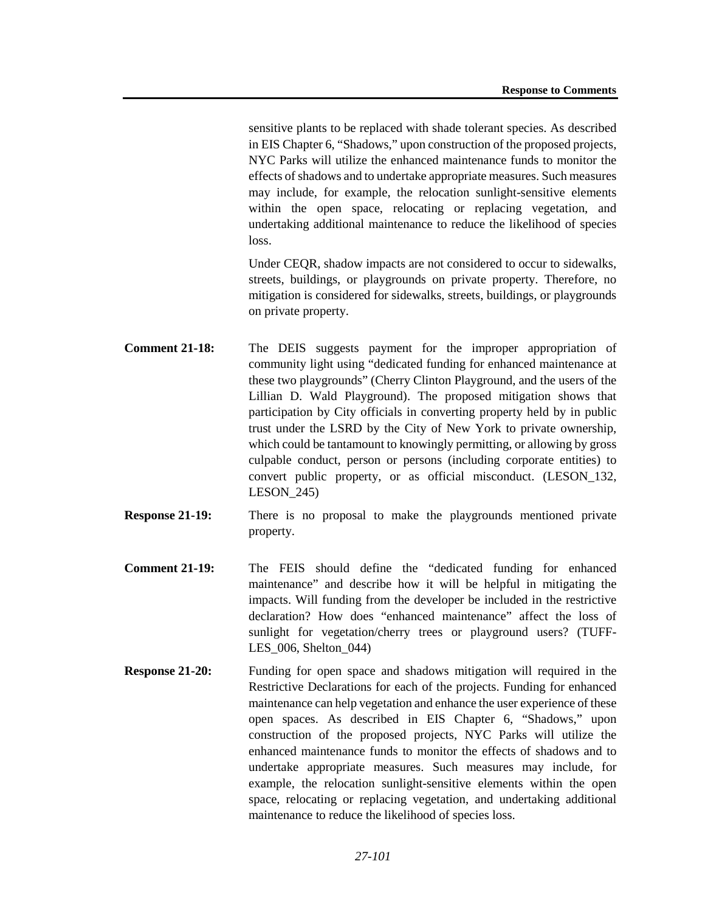sensitive plants to be replaced with shade tolerant species. As described in EIS Chapter 6, "Shadows," upon construction of the proposed projects, NYC Parks will utilize the enhanced maintenance funds to monitor the effects of shadows and to undertake appropriate measures. Such measures may include, for example, the relocation sunlight-sensitive elements within the open space, relocating or replacing vegetation, and undertaking additional maintenance to reduce the likelihood of species loss.

Under CEQR, shadow impacts are not considered to occur to sidewalks, streets, buildings, or playgrounds on private property. Therefore, no mitigation is considered for sidewalks, streets, buildings, or playgrounds on private property.

**Comment 21-18:** The DEIS suggests payment for the improper appropriation of community light using "dedicated funding for enhanced maintenance at these two playgrounds" (Cherry Clinton Playground, and the users of the Lillian D. Wald Playground). The proposed mitigation shows that participation by City officials in converting property held by in public trust under the LSRD by the City of New York to private ownership, which could be tantamount to knowingly permitting, or allowing by gross culpable conduct, person or persons (including corporate entities) to convert public property, or as official misconduct. (LESON_132, LESON_245)

**Response 21-19:** There is no proposal to make the playgrounds mentioned private property.

**Comment 21-19:** The FEIS should define the "dedicated funding for enhanced maintenance" and describe how it will be helpful in mitigating the impacts. Will funding from the developer be included in the restrictive declaration? How does "enhanced maintenance" affect the loss of sunlight for vegetation/cherry trees or playground users? (TUFF-LES_006, Shelton_044)

**Response 21-20:** Funding for open space and shadows mitigation will required in the Restrictive Declarations for each of the projects. Funding for enhanced maintenance can help vegetation and enhance the user experience of these open spaces. As described in EIS Chapter 6, "Shadows," upon construction of the proposed projects, NYC Parks will utilize the enhanced maintenance funds to monitor the effects of shadows and to undertake appropriate measures. Such measures may include, for example, the relocation sunlight-sensitive elements within the open space, relocating or replacing vegetation, and undertaking additional maintenance to reduce the likelihood of species loss.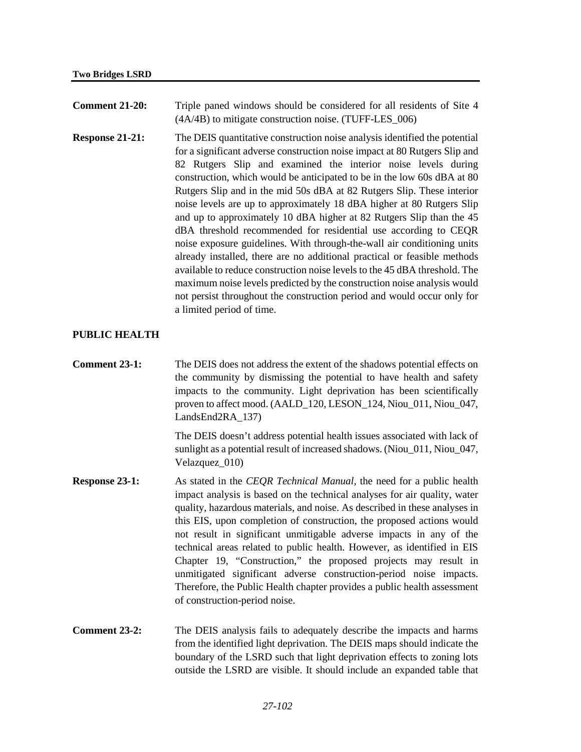**Comment 21-20:** Triple paned windows should be considered for all residents of Site 4 (4A/4B) to mitigate construction noise. (TUFF-LES_006)

**Response 21-21:** The DEIS quantitative construction noise analysis identified the potential for a significant adverse construction noise impact at 80 Rutgers Slip and 82 Rutgers Slip and examined the interior noise levels during construction, which would be anticipated to be in the low 60s dBA at 80 Rutgers Slip and in the mid 50s dBA at 82 Rutgers Slip. These interior noise levels are up to approximately 18 dBA higher at 80 Rutgers Slip and up to approximately 10 dBA higher at 82 Rutgers Slip than the 45 dBA threshold recommended for residential use according to CEQR noise exposure guidelines. With through-the-wall air conditioning units already installed, there are no additional practical or feasible methods available to reduce construction noise levels to the 45 dBA threshold. The maximum noise levels predicted by the construction noise analysis would not persist throughout the construction period and would occur only for a limited period of time.

## PUBLIC HEALTH

**Comment 23-1:** The DEIS does not address the extent of the shadows potential effects on the community by dismissing the potential to have health and safety impacts to the community. Light deprivation has been scientifically proven to affect mood. (AALD_120, LESON_124, Niou_011, Niou_047, LandsEnd2RA_137)

The DEIS doesn't address potential health issues associated with lack of sunlight as a potential result of increased shadows. (Niou_011, Niou_047, Velazquez_010)

**Response 23-1:** As stated in the *CEQR Technical Manual*, the need for a public health impact analysis is based on the technical analyses for air quality, water quality, hazardous materials, and noise. As described in these analyses in this EIS, upon completion of construction, the proposed actions would not result in significant unmitigable adverse impacts in any of the technical areas related to public health. However, as identified in EIS Chapter 19, "Construction," the proposed projects may result in unmitigated significant adverse construction-period noise impacts. Therefore, the Public Health chapter provides a public health assessment of construction-period noise.

**Comment 23-2:** The DEIS analysis fails to adequately describe the impacts and harms from the identified light deprivation. The DEIS maps should indicate the boundary of the LSRD such that light deprivation effects to zoning lots outside the LSRD are visible. It should include an expanded table that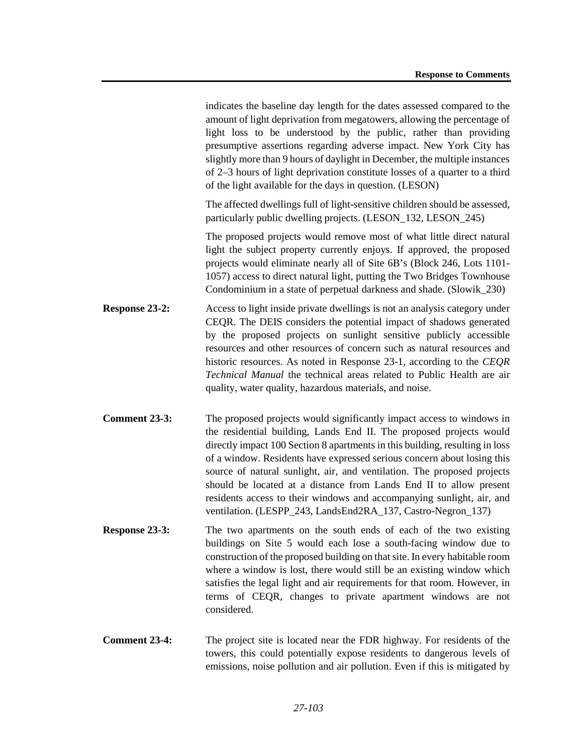indicates the baseline day length for the dates assessed compared to the amount of light deprivation from megatowers, allowing the percentage of light loss to be understood by the public, rather than providing presumptive assertions regarding adverse impact. New York City has slightly more than 9 hours of daylight in December, the multiple instances of 2–3 hours of light deprivation constitute losses of a quarter to a third of the light available for the days in question. (LESON)

The affected dwellings full of light-sensitive children should be assessed, particularly public dwelling projects. (LESON_132, LESON_245)

The proposed projects would remove most of what little direct natural light the subject property currently enjoys. If approved, the proposed projects would eliminate nearly all of Site 6B's (Block 246, Lots 1101-1057) access to direct natural light, putting the Two Bridges Townhouse Condominium in a state of perpetual darkness and shade. (Slowik_230)

**Response 23-2:** Access to light inside private dwellings is not an analysis category under CEQR. The DEIS considers the potential impact of shadows generated by the proposed projects on sunlight sensitive publicly accessible resources and other resources of concern such as natural resources and historic resources. As noted in Response 23-1, according to the *CEQR Technical Manual* the technical areas related to Public Health are air quality, water quality, hazardous materials, and noise.

**Comment 23-3:** The proposed projects would significantly impact access to windows in the residential building, Lands End II. The proposed projects would directly impact 100 Section 8 apartments in this building, resulting in loss of a window. Residents have expressed serious concern about losing this source of natural sunlight, air, and ventilation. The proposed projects should be located at a distance from Lands End II to allow present residents access to their windows and accompanying sunlight, air, and ventilation. (LESPP_243, LandsEnd2RA_137, Castro-Negron_137)

**Response 23-3:** The two apartments on the south ends of each of the two existing buildings on Site 5 would each lose a south-facing window due to construction of the proposed building on that site. In every habitable room where a window is lost, there would still be an existing window which satisfies the legal light and air requirements for that room. However, in terms of CEQR, changes to private apartment windows are not considered.

**Comment 23-4:** The project site is located near the FDR highway. For residents of the towers, this could potentially expose residents to dangerous levels of emissions, noise pollution and air pollution. Even if this is mitigated by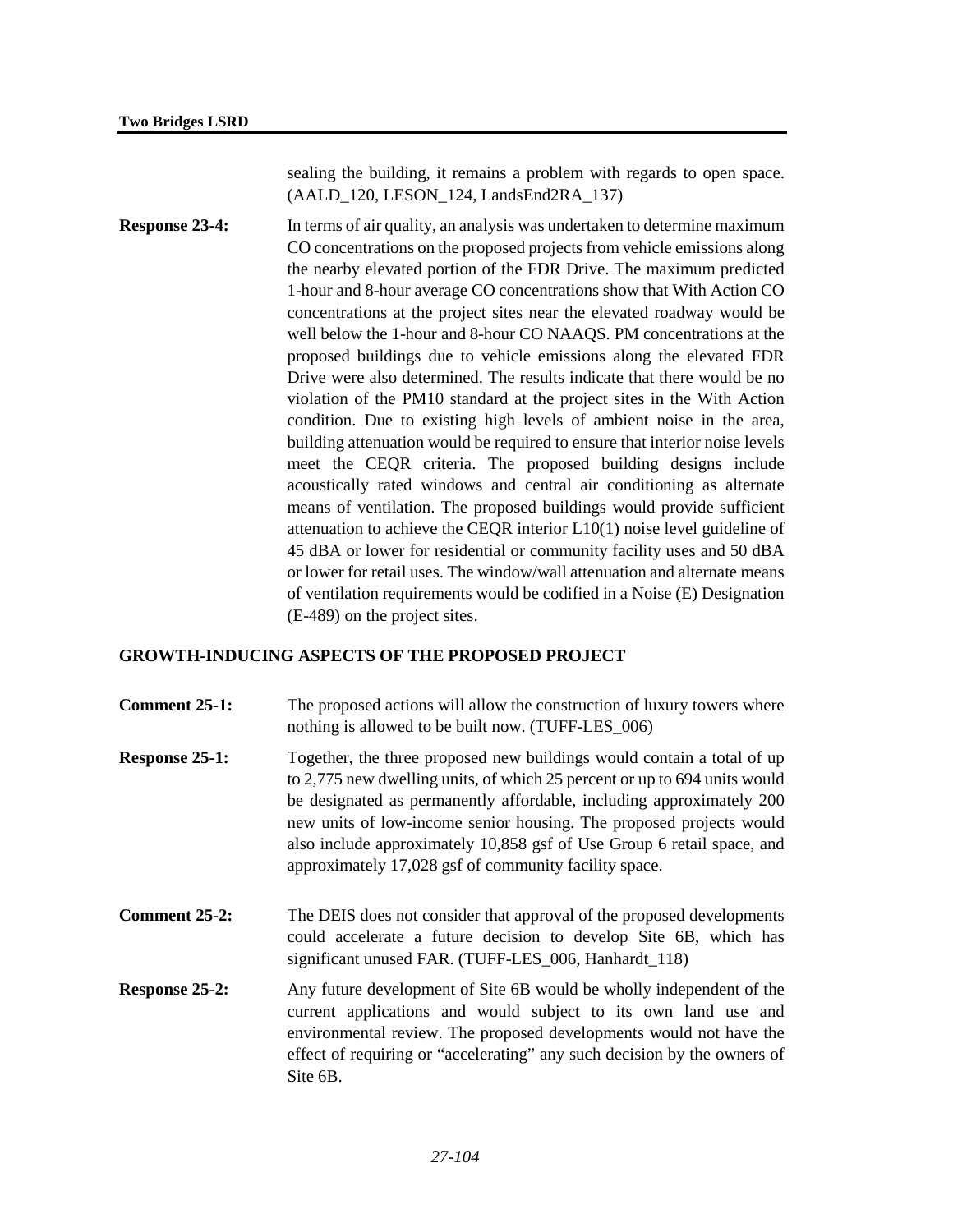sealing the building, it remains a problem with regards to open space. (AALD_120, LESON_124, LandsEnd2RA_137)

**Response 23-4:** In terms of air quality, an analysis was undertaken to determine maximum CO concentrations on the proposed projects from vehicle emissions along the nearby elevated portion of the FDR Drive. The maximum predicted 1-hour and 8-hour average CO concentrations show that With Action CO concentrations at the project sites near the elevated roadway would be well below the 1-hour and 8-hour CO NAAQS. PM concentrations at the proposed buildings due to vehicle emissions along the elevated FDR Drive were also determined. The results indicate that there would be no violation of the PM10 standard at the project sites in the With Action condition. Due to existing high levels of ambient noise in the area, building attenuation would be required to ensure that interior noise levels meet the CEQR criteria. The proposed building designs include acoustically rated windows and central air conditioning as alternate means of ventilation. The proposed buildings would provide sufficient attenuation to achieve the CEQR interior L10(1) noise level guideline of 45 dBA or lower for residential or community facility uses and 50 dBA or lower for retail uses. The window/wall attenuation and alternate means of ventilation requirements would be codified in a Noise (E) Designation (E-489) on the project sites.

## GROWTH-INDUCING ASPECTS OF THE PROPOSED PROJECT

**Comment 25-1:** The proposed actions will allow the construction of luxury towers where nothing is allowed to be built now. (TUFF-LES_006)

**Response 25-1:** Together, the three proposed new buildings would contain a total of up to 2,775 new dwelling units, of which 25 percent or up to 694 units would be designated as permanently affordable, including approximately 200 new units of low-income senior housing. The proposed projects would also include approximately 10,858 gsf of Use Group 6 retail space, and approximately 17,028 gsf of community facility space.

**Comment 25-2:** The DEIS does not consider that approval of the proposed developments could accelerate a future decision to develop Site 6B, which has significant unused FAR. (TUFF-LES_006, Hanhardt_118)

**Response 25-2:** Any future development of Site 6B would be wholly independent of the current applications and would subject to its own land use and environmental review. The proposed developments would not have the effect of requiring or “accelerating” any such decision by the owners of Site 6B.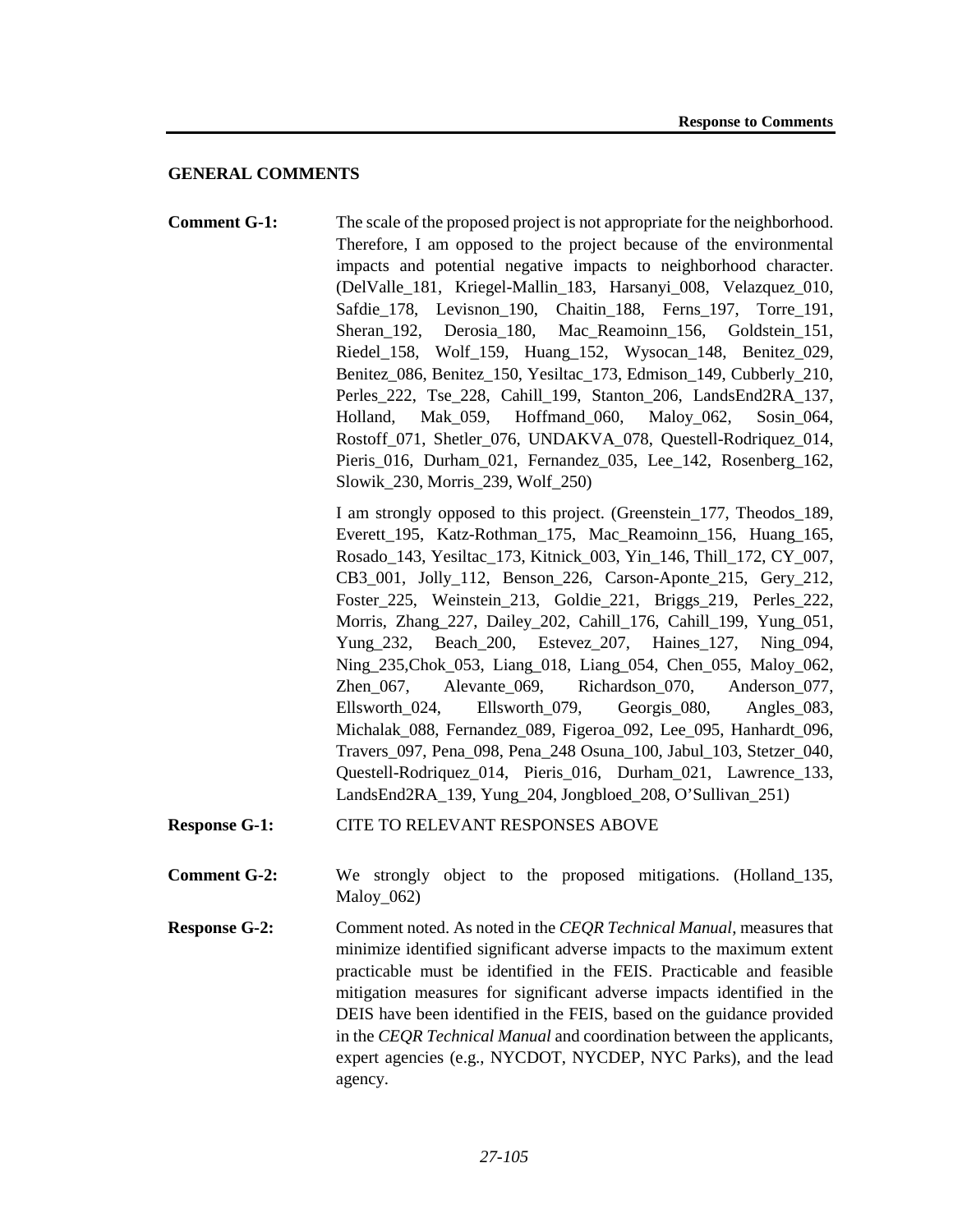## GENERAL COMMENTS

**Comment G-1:** The scale of the proposed project is not appropriate for the neighborhood. Therefore, I am opposed to the project because of the environmental impacts and potential negative impacts to neighborhood character. (DelValle_181, Kriegel-Mallin_183, Harsanyi_008, Velazquez_010, Safdie_178, Levisnon_190, Chaitin_188, Ferns_197, Torre_191, Sheran_192, Derosia_180, Mac_Reamoinn_156, Goldstein_151, Riedel_158, Wolf_159, Huang_152, Wysocan_148, Benitez_029, Benitez_086, Benitez_150, Yesiltac_173, Edmison_149, Cubberly_210, Perles_222, Tse_228, Cahill_199, Stanton_206, LandsEnd2RA_137, Holland, Mak_059, Hoffmand_060, Maloy_062, Sosin_064, Rostoff_071, Shetler_076, UNDAKVA_078, Questell-Rodriquez_014, Pieris_016, Durham_021, Fernandez_035, Lee_142, Rosenberg_162, Slowik_230, Morris_239, Wolf_250)

I am strongly opposed to this project. (Greenstein_177, Theodos_189, Everett_195, Katz-Rothman_175, Mac_Reamoinn_156, Huang_165, Rosado_143, Yesiltac_173, Kitnick_003, Yin_146, Thill_172, CY_007, CB3_001, Jolly_112, Benson_226, Carson-Aponte_215, Gery_212, Foster_225, Weinstein_213, Goldie_221, Briggs_219, Perles_222, Morris, Zhang_227, Dailey_202, Cahill_176, Cahill_199, Yung_051, Yung_232, Beach_200, Estevez_207, Haines_127, Ning_094, Ning_235,Chok_053, Liang_018, Liang_054, Chen_055, Maloy_062, Zhen_067, Alevante_069, Richardson_070, Anderson_077, Ellsworth_024, Ellsworth_079, Georgis_080, Angles_083, Michalak_088, Fernandez_089, Figeroa_092, Lee_095, Hanhardt_096, Travers_097, Pena_098, Pena_248 Osuna_100, Jabul_103, Stetzer_040, Questell-Rodriquez_014, Pieris_016, Durham_021, Lawrence_133, LandsEnd2RA_139, Yung_204, Jongbloed_208, O'Sullivan_251)

**Response G-1:** CITE TO RELEVANT RESPONSES ABOVE

**Comment G-2:** We strongly object to the proposed mitigations. (Holland_135, Maloy_062)

**Response G-2:** Comment noted. As noted in the *CEQR Technical Manual*, measures that minimize identified significant adverse impacts to the maximum extent practicable must be identified in the FEIS. Practicable and feasible mitigation measures for significant adverse impacts identified in the DEIS have been identified in the FEIS, based on the guidance provided in the *CEQR Technical Manual* and coordination between the applicants, expert agencies (e.g., NYCDOT, NYCDEP, NYC Parks), and the lead agency.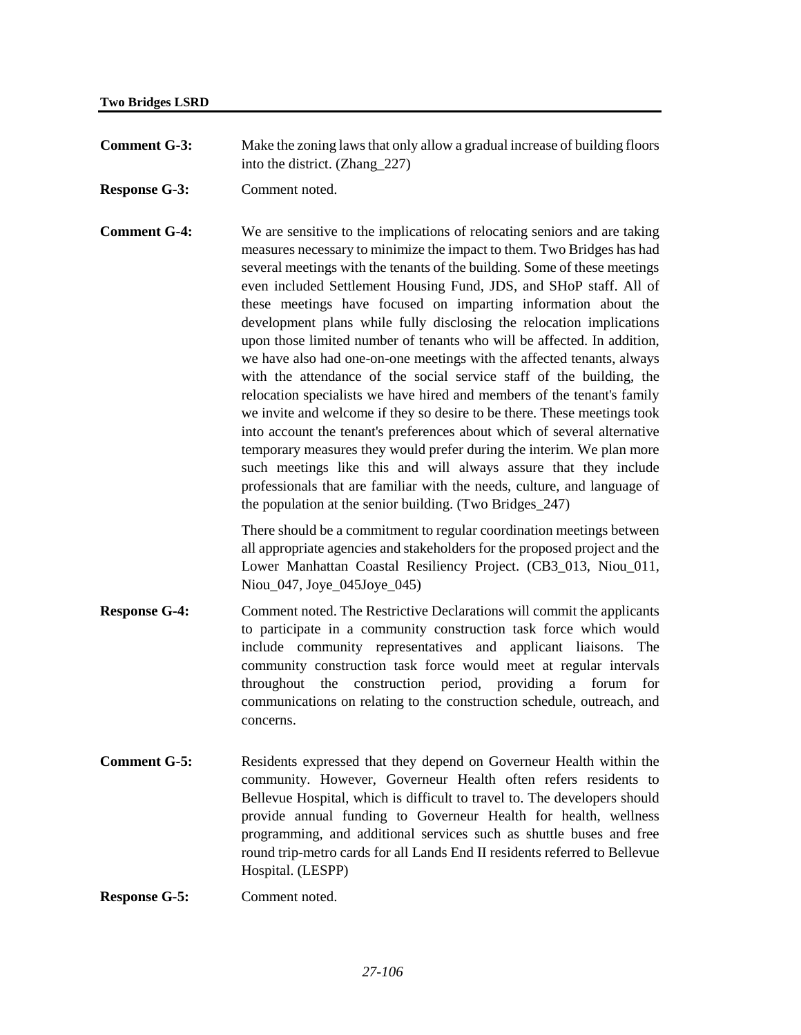**Comment G-3:** Make the zoning laws that only allow a gradual increase of building floors into the district. (Zhang_227)

**Response G-3:** Comment noted.

**Comment G-4:** We are sensitive to the implications of relocating seniors and are taking measures necessary to minimize the impact to them. Two Bridges has had several meetings with the tenants of the building. Some of these meetings even included Settlement Housing Fund, JDS, and SHoP staff. All of these meetings have focused on imparting information about the development plans while fully disclosing the relocation implications upon those limited number of tenants who will be affected. In addition, we have also had one-on-one meetings with the affected tenants, always with the attendance of the social service staff of the building, the relocation specialists we have hired and members of the tenant's family we invite and welcome if they so desire to be there. These meetings took into account the tenant's preferences about which of several alternative temporary measures they would prefer during the interim. We plan more such meetings like this and will always assure that they include professionals that are familiar with the needs, culture, and language of the population at the senior building. (Two Bridges_247)

There should be a commitment to regular coordination meetings between all appropriate agencies and stakeholders for the proposed project and the Lower Manhattan Coastal Resiliency Project. (CB3_013, Niou_011, Niou_047, Joye_045Joye_045)

**Response G-4:** Comment noted. The Restrictive Declarations will commit the applicants to participate in a community construction task force which would include community representatives and applicant liaisons. The community construction task force would meet at regular intervals throughout the construction period, providing a forum for communications on relating to the construction schedule, outreach, and concerns.

**Comment G-5:** Residents expressed that they depend on Governeur Health within the community. However, Governeur Health often refers residents to Bellevue Hospital, which is difficult to travel to. The developers should provide annual funding to Governeur Health for health, wellness programming, and additional services such as shuttle buses and free round trip-metro cards for all Lands End II residents referred to Bellevue Hospital. (LESPP)

**Response G-5:** Comment noted.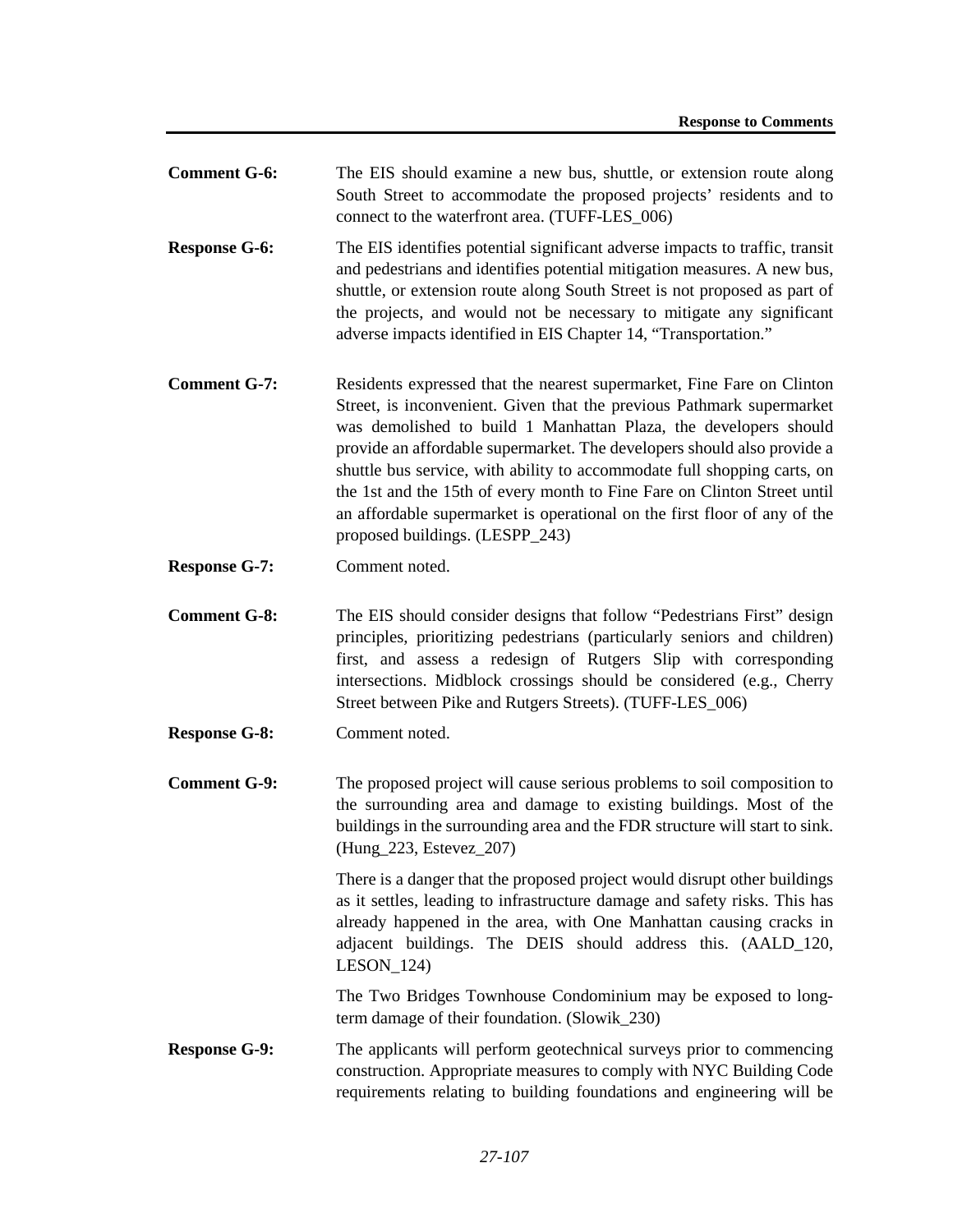**Comment G-6:** The EIS should examine a new bus, shuttle, or extension route along South Street to accommodate the proposed projects' residents and to connect to the waterfront area. (TUFF-LES_006)

**Response G-6:** The EIS identifies potential significant adverse impacts to traffic, transit and pedestrians and identifies potential mitigation measures. A new bus, shuttle, or extension route along South Street is not proposed as part of the projects, and would not be necessary to mitigate any significant adverse impacts identified in EIS Chapter 14, "Transportation."

**Comment G-7:** Residents expressed that the nearest supermarket, Fine Fare on Clinton Street, is inconvenient. Given that the previous Pathmark supermarket was demolished to build 1 Manhattan Plaza, the developers should provide an affordable supermarket. The developers should also provide a shuttle bus service, with ability to accommodate full shopping carts, on the 1st and the 15th of every month to Fine Fare on Clinton Street until an affordable supermarket is operational on the first floor of any of the proposed buildings. (LESPP_243)

**Response G-7:** Comment noted.

**Comment G-8:** The EIS should consider designs that follow "Pedestrians First" design principles, prioritizing pedestrians (particularly seniors and children) first, and assess a redesign of Rutgers Slip with corresponding intersections. Midblock crossings should be considered (e.g., Cherry Street between Pike and Rutgers Streets). (TUFF-LES_006)

**Response G-8:** Comment noted.

**Comment G-9:** The proposed project will cause serious problems to soil composition to the surrounding area and damage to existing buildings. Most of the buildings in the surrounding area and the FDR structure will start to sink. (Hung_223, Estevez_207)

There is a danger that the proposed project would disrupt other buildings as it settles, leading to infrastructure damage and safety risks. This has already happened in the area, with One Manhattan causing cracks in adjacent buildings. The DEIS should address this. (AALD_120, LESON_124)

The Two Bridges Townhouse Condominium may be exposed to long-term damage of their foundation. (Slowik_230)

**Response G-9:** The applicants will perform geotechnical surveys prior to commencing construction. Appropriate measures to comply with NYC Building Code requirements relating to building foundations and engineering will be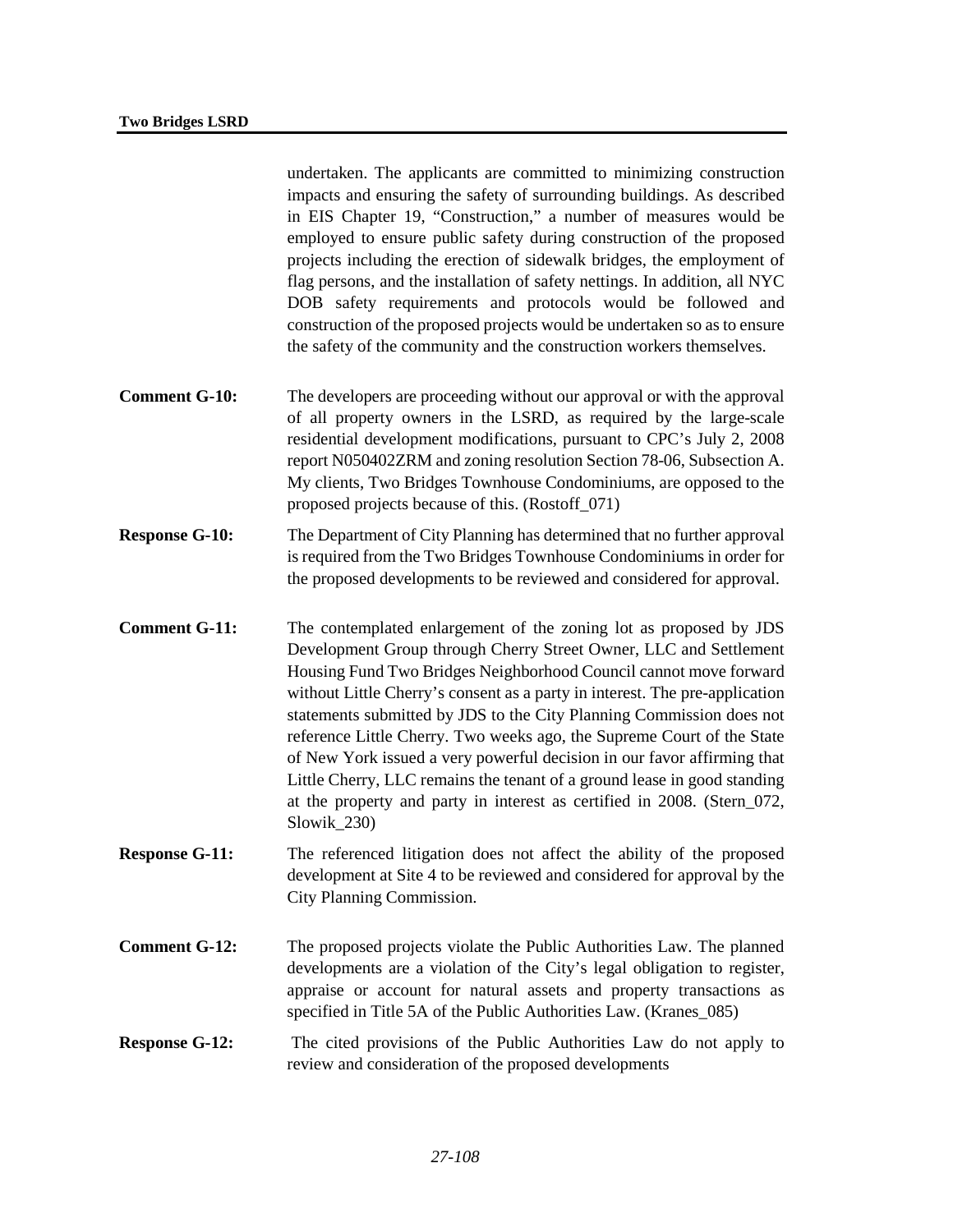undertaken. The applicants are committed to minimizing construction impacts and ensuring the safety of surrounding buildings. As described in EIS Chapter 19, "Construction," a number of measures would be employed to ensure public safety during construction of the proposed projects including the erection of sidewalk bridges, the employment of flag persons, and the installation of safety nettings. In addition, all NYC DOB safety requirements and protocols would be followed and construction of the proposed projects would be undertaken so as to ensure the safety of the community and the construction workers themselves.

**Comment G-10:** The developers are proceeding without our approval or with the approval of all property owners in the LSRD, as required by the large-scale residential development modifications, pursuant to CPC's July 2, 2008 report N050402ZRM and zoning resolution Section 78-06, Subsection A. My clients, Two Bridges Townhouse Condominiums, are opposed to the proposed projects because of this. (Rostoff_071)

**Response G-10:** The Department of City Planning has determined that no further approval is required from the Two Bridges Townhouse Condominiums in order for the proposed developments to be reviewed and considered for approval.

**Comment G-11:** The contemplated enlargement of the zoning lot as proposed by JDS Development Group through Cherry Street Owner, LLC and Settlement Housing Fund Two Bridges Neighborhood Council cannot move forward without Little Cherry's consent as a party in interest. The pre-application statements submitted by JDS to the City Planning Commission does not reference Little Cherry. Two weeks ago, the Supreme Court of the State of New York issued a very powerful decision in our favor affirming that Little Cherry, LLC remains the tenant of a ground lease in good standing at the property and party in interest as certified in 2008. (Stern_072, Slowik_230)

**Response G-11:** The referenced litigation does not affect the ability of the proposed development at Site 4 to be reviewed and considered for approval by the City Planning Commission.

**Comment G-12:** The proposed projects violate the Public Authorities Law. The planned developments are a violation of the City's legal obligation to register, appraise or account for natural assets and property transactions as specified in Title 5A of the Public Authorities Law. (Kranes_085)

**Response G-12:** The cited provisions of the Public Authorities Law do not apply to review and consideration of the proposed developments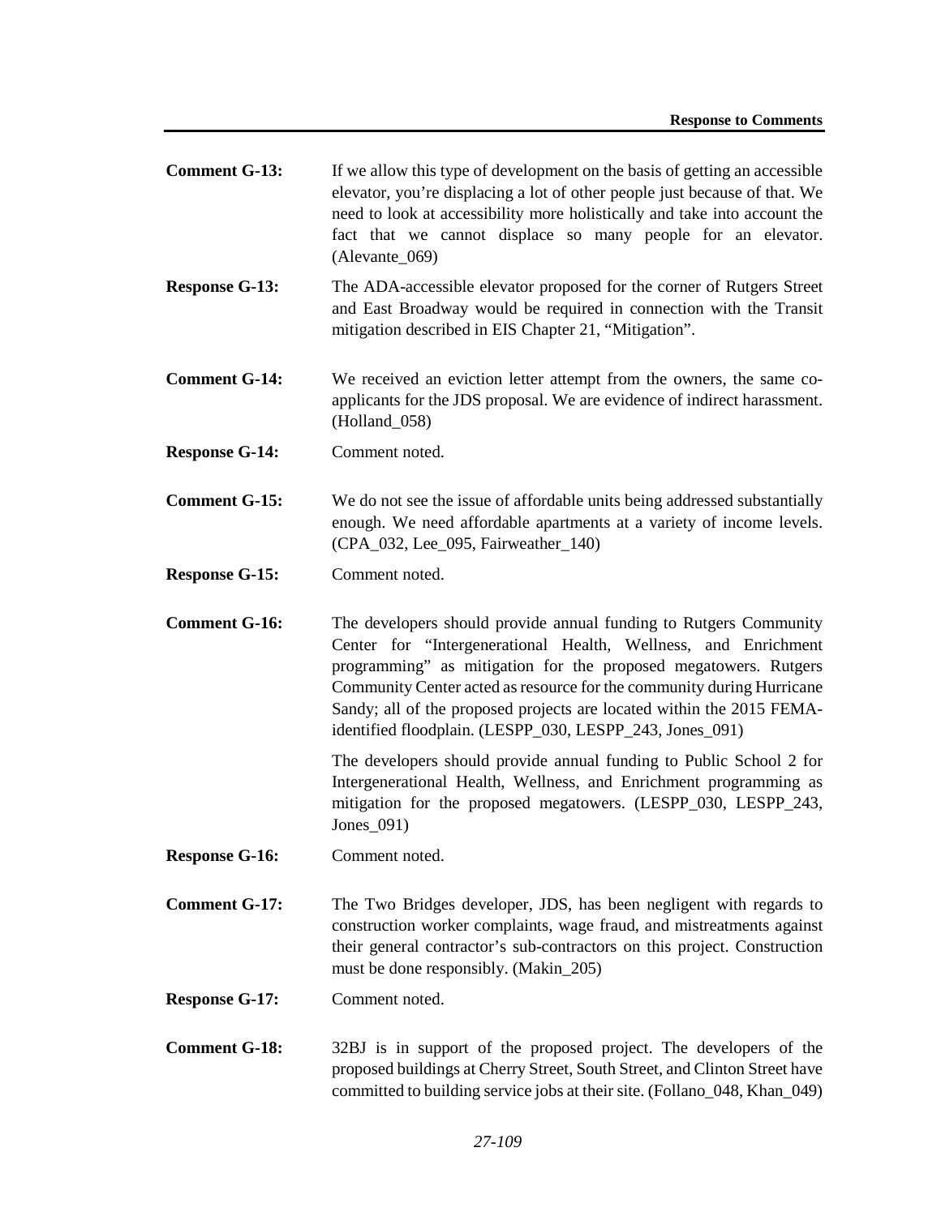**Comment G-13:** If we allow this type of development on the basis of getting an accessible elevator, you're displacing a lot of other people just because of that. We need to look at accessibility more holistically and take into account the fact that we cannot displace so many people for an elevator. (Alevante_069)

**Response G-13:** The ADA-accessible elevator proposed for the corner of Rutgers Street and East Broadway would be required in connection with the Transit mitigation described in EIS Chapter 21, "Mitigation".

**Comment G-14:** We received an eviction letter attempt from the owners, the same co-applicants for the JDS proposal. We are evidence of indirect harassment. (Holland_058)

**Response G-14:** Comment noted.

**Comment G-15:** We do not see the issue of affordable units being addressed substantially enough. We need affordable apartments at a variety of income levels. (CPA_032, Lee_095, Fairweather_140)

**Response G-15:** Comment noted.

**Comment G-16:** The developers should provide annual funding to Rutgers Community Center for "Intergenerational Health, Wellness, and Enrichment programming" as mitigation for the proposed megatowers. Rutgers Community Center acted as resource for the community during Hurricane Sandy; all of the proposed projects are located within the 2015 FEMA-identified floodplain. (LESPP_030, LESPP_243, Jones_091)

The developers should provide annual funding to Public School 2 for Intergenerational Health, Wellness, and Enrichment programming as mitigation for the proposed megatowers. (LESPP_030, LESPP_243, Jones_091)

**Response G-16:** Comment noted.

**Comment G-17:** The Two Bridges developer, JDS, has been negligent with regards to construction worker complaints, wage fraud, and mistreatments against their general contractor's sub-contractors on this project. Construction must be done responsibly. (Makin_205)

**Response G-17:** Comment noted.

**Comment G-18:** 32BJ is in support of the proposed project. The developers of the proposed buildings at Cherry Street, South Street, and Clinton Street have committed to building service jobs at their site. (Follano_048, Khan_049)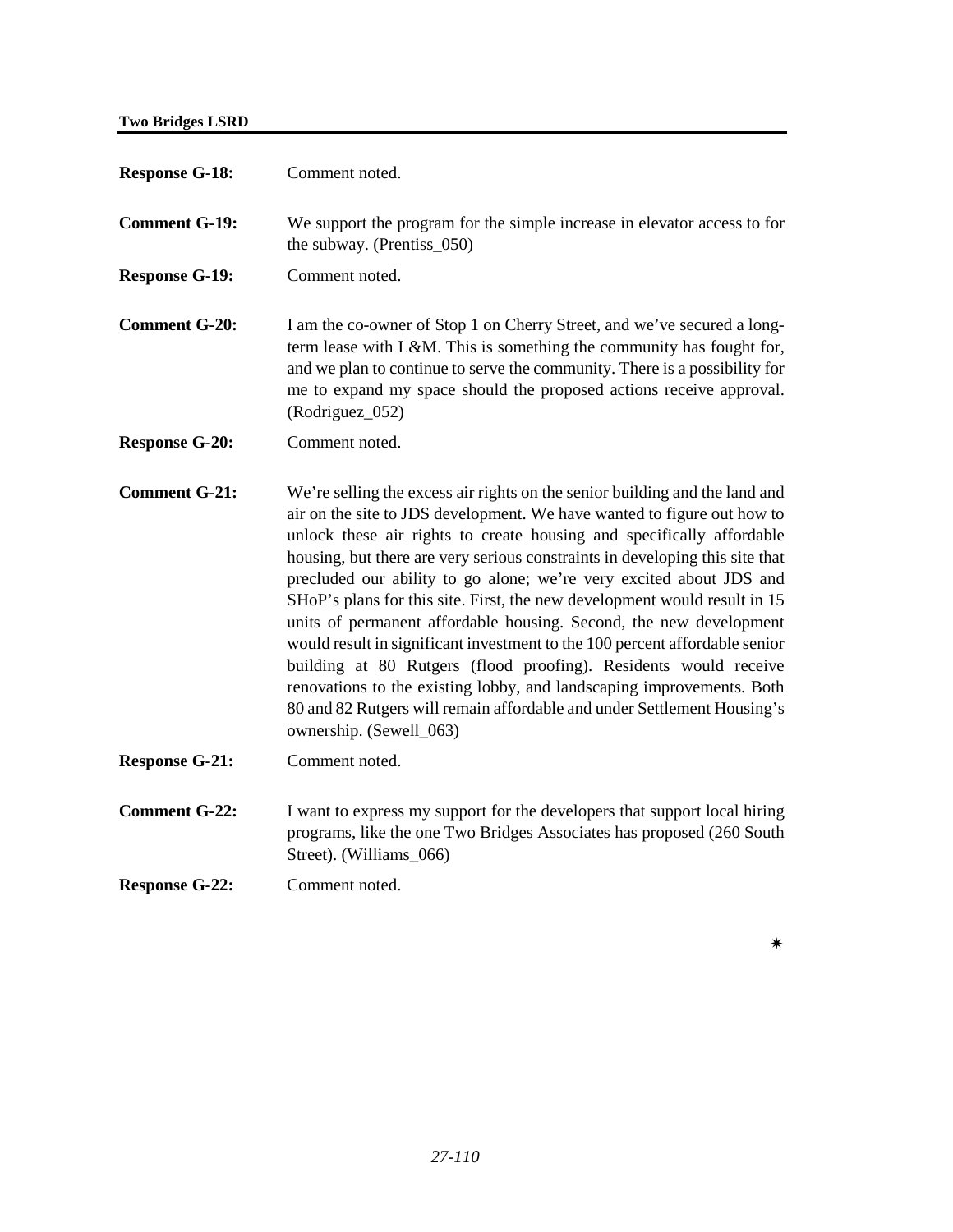**Response G-18:** Comment noted.

**Comment G-19:** We support the program for the simple increase in elevator access to for the subway. (Prentiss_050)

**Response G-19:** Comment noted.

**Comment G-20:** I am the co-owner of Stop 1 on Cherry Street, and we've secured a long-term lease with L&M. This is something the community has fought for, and we plan to continue to serve the community. There is a possibility for me to expand my space should the proposed actions receive approval. (Rodriguez_052)

**Response G-20:** Comment noted.

**Comment G-21:** We're selling the excess air rights on the senior building and the land and air on the site to JDS development. We have wanted to figure out how to unlock these air rights to create housing and specifically affordable housing, but there are very serious constraints in developing this site that precluded our ability to go alone; we're very excited about JDS and SHoP's plans for this site. First, the new development would result in 15 units of permanent affordable housing. Second, the new development would result in significant investment to the 100 percent affordable senior building at 80 Rutgers (flood proofing). Residents would receive renovations to the existing lobby, and landscaping improvements. Both 80 and 82 Rutgers will remain affordable and under Settlement Housing's ownership. (Sewell_063)

**Response G-21:** Comment noted.

**Comment G-22:** I want to express my support for the developers that support local hiring programs, like the one Two Bridges Associates has proposed (260 South Street). (Williams_066)

**Response G-22:** Comment noted.

*